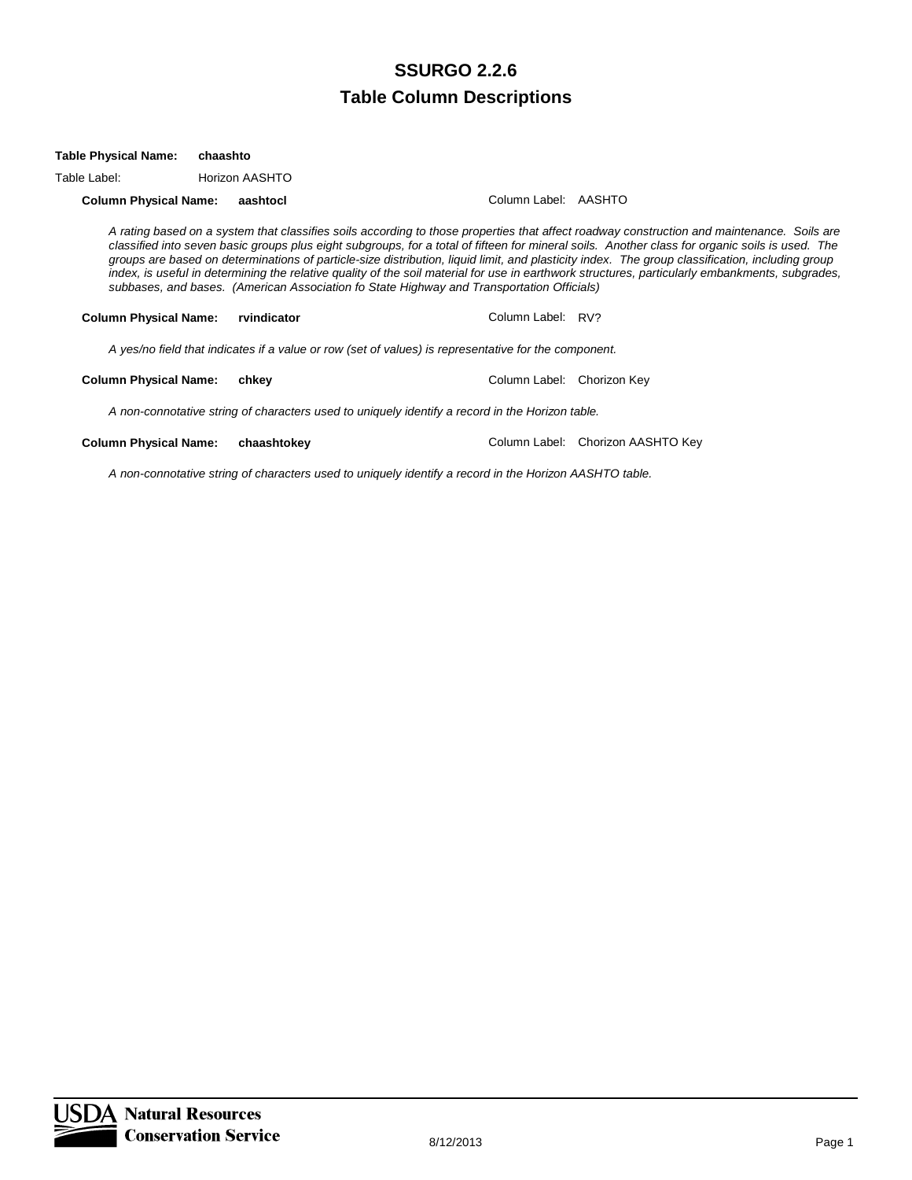# SSURGO 2.2.6

## Table Column Descriptions

**Table Physical Name:** **chaashto**

Table Label: Horizon AASHTO

**Column Physical Name:** **aashtocl** Column Label: AASHTO

*A rating based on a system that classifies soils according to those properties that affect roadway construction and maintenance. Soils are classified into seven basic groups plus eight subgroups, for a total of fifteen for mineral soils. Another class for organic soils is used. The groups are based on determinations of particle-size distribution, liquid limit, and plasticity index. The group classification, including group index, is useful in determining the relative quality of the soil material for use in earthwork structures, particularly embankments, subgrades, subbases, and bases. (American Association fo State Highway and Transportation Officials)*

**Column Physical Name:** **rvindicator** Column Label: RV?

*A yes/no field that indicates if a value or row (set of values) is representative for the component.*

**Column Physical Name:** **chkey** Column Label: Chorizon Key

*A non-connotative string of characters used to uniquely identify a record in the Horizon table.*

**Column Physical Name:** **chaashtokey** Column Label: Chorizon AASHTO Key

*A non-connotative string of characters used to uniquely identify a record in the Horizon AASHTO table.*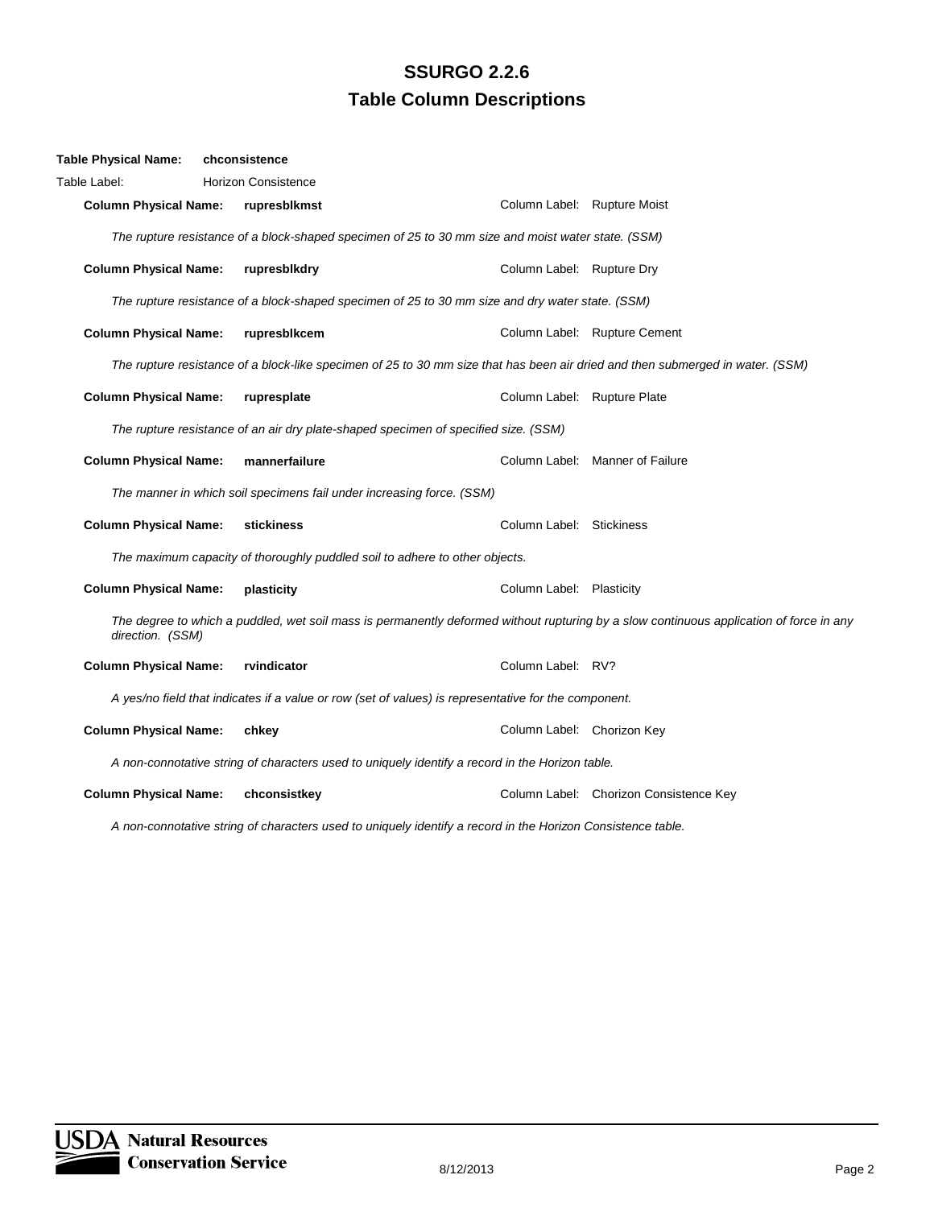# SSURGO 2.2.6
## Table Column Descriptions

**Table Physical Name:** **chconsistence**

Table Label: Horizon Consistence

**Column Physical Name:** **rupresblkmst** Column Label: Rupture Moist

*The rupture resistance of a block-shaped specimen of 25 to 30 mm size and moist water state. (SSM)*

**Column Physical Name:** **rupresblkdry** Column Label: Rupture Dry

*The rupture resistance of a block-shaped specimen of 25 to 30 mm size and dry water state. (SSM)*

**Column Physical Name:** **rupresblkcem** Column Label: Rupture Cement

*The rupture resistance of a block-like specimen of 25 to 30 mm size that has been air dried and then submerged in water. (SSM)*

**Column Physical Name:** **rupresplate** Column Label: Rupture Plate

*The rupture resistance of an air dry plate-shaped specimen of specified size. (SSM)*

**Column Physical Name:** **mannerfailure** Column Label: Manner of Failure

*The manner in which soil specimens fail under increasing force. (SSM)*

**Column Physical Name:** **stickiness** Column Label: Stickiness

*The maximum capacity of thoroughly puddled soil to adhere to other objects.*

**Column Physical Name:** **plasticity** Column Label: Plasticity

*The degree to which a puddled, wet soil mass is permanently deformed without rupturing by a slow continuous application of force in any direction. (SSM)*

**Column Physical Name:** **rvindicator** Column Label: RV?

*A yes/no field that indicates if a value or row (set of values) is representative for the component.*

**Column Physical Name:** **chkey** Column Label: Chorizon Key

*A non-connotative string of characters used to uniquely identify a record in the Horizon table.*

**Column Physical Name:** **chconsistkey** Column Label: Chorizon Consistence Key

*A non-connotative string of characters used to uniquely identify a record in the Horizon Consistence table.*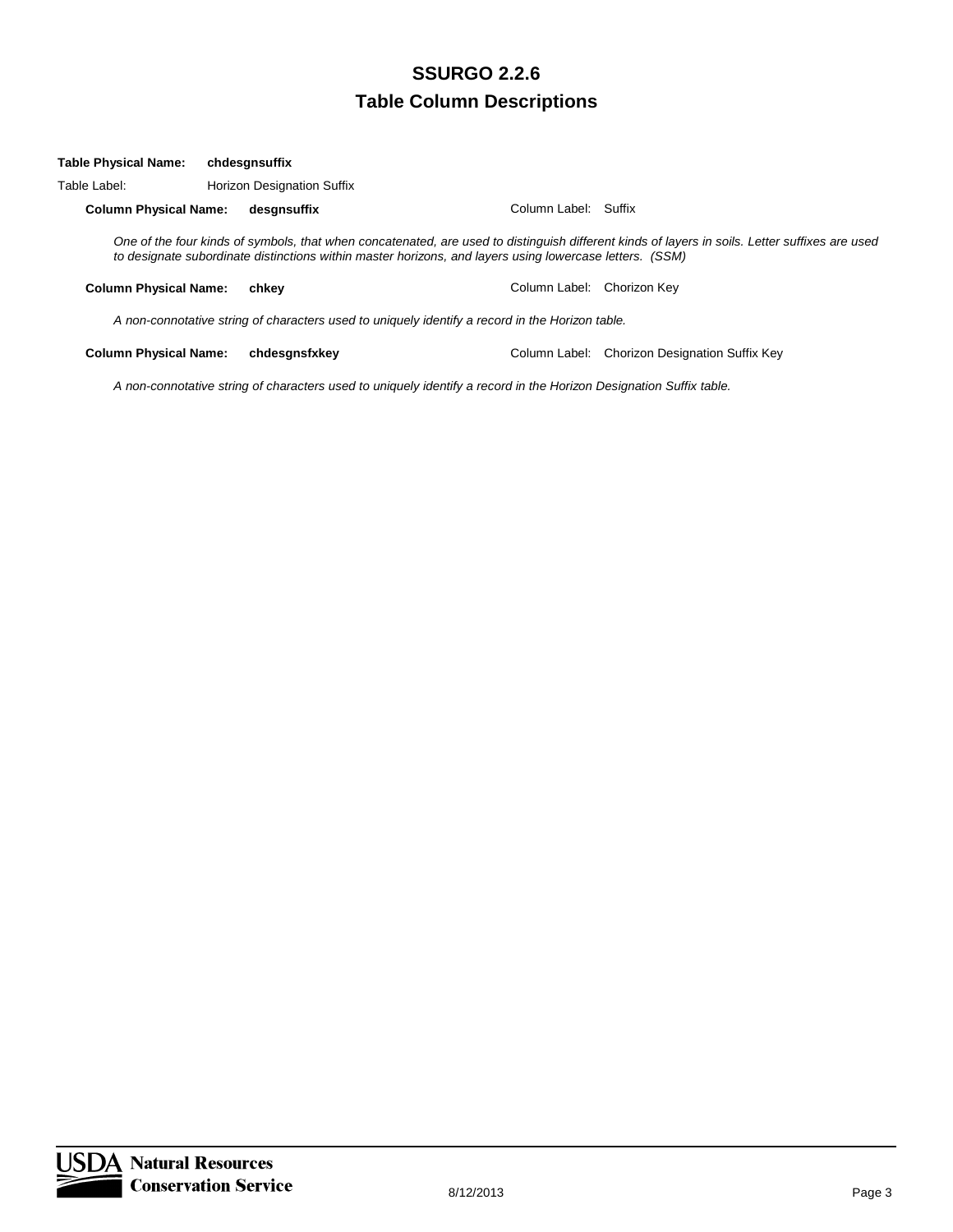**Table Physical Name:** **chdesgnsuffix**

Table Label: Horizon Designation Suffix

**Column Physical Name:** **desgnsuffix** Column Label: Suffix

*One of the four kinds of symbols, that when concatenated, are used to distinguish different kinds of layers in soils. Letter suffixes are used to designate subordinate distinctions within master horizons, and layers using lowercase letters. (SSM)*

**Column Physical Name:** **chkey** Column Label: Chorizon Key

*A non-connotative string of characters used to uniquely identify a record in the Horizon table.*

**Column Physical Name:** **chdesgnsfxkey** Column Label: Chorizon Designation Suffix Key

*A non-connotative string of characters used to uniquely identify a record in the Horizon Designation Suffix table.*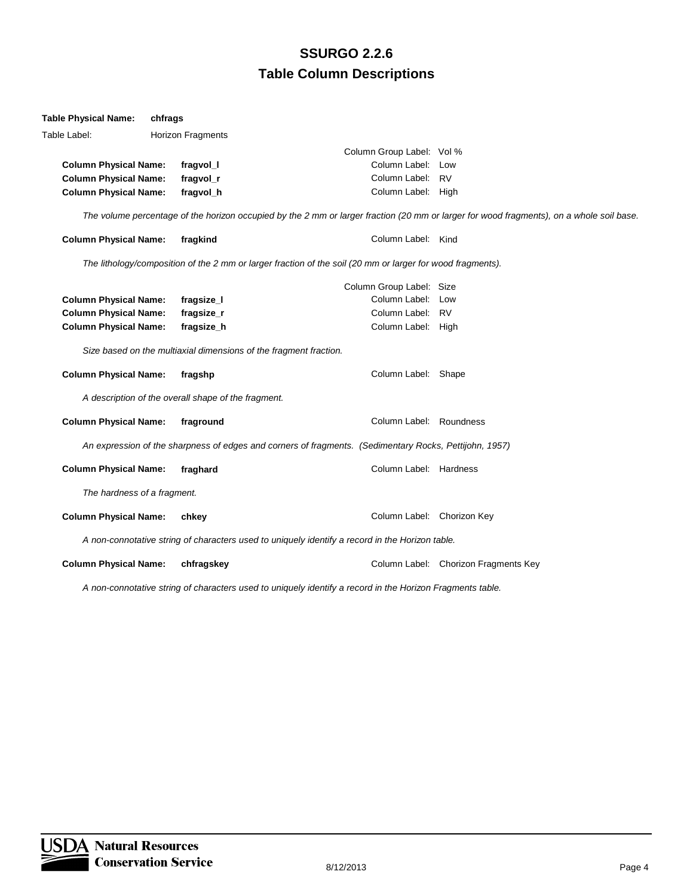**Table Physical Name:** **chfrags**

Table Label: Horizon Fragments

Column Group Label: Vol %

**Column Physical Name:** **fragvol_l** Column Label: Low
**Column Physical Name:** **fragvol_r** Column Label: RV
**Column Physical Name:** **fragvol_h** Column Label: High

*The volume percentage of the horizon occupied by the 2 mm or larger fraction (20 mm or larger for wood fragments), on a whole soil base.*

**Column Physical Name:** **fragkind** Column Label: Kind

*The lithology/composition of the 2 mm or larger fraction of the soil (20 mm or larger for wood fragments).*

Column Group Label: Size

**Column Physical Name:** **fragsize_l** Column Label: Low
**Column Physical Name:** **fragsize_r** Column Label: RV
**Column Physical Name:** **fragsize_h** Column Label: High

*Size based on the multiaxial dimensions of the fragment fraction.*

**Column Physical Name:** **fragshp** Column Label: Shape

*A description of the overall shape of the fragment.*

**Column Physical Name:** **fraground** Column Label: Roundness

*An expression of the sharpness of edges and corners of fragments. (Sedimentary Rocks, Pettijohn, 1957)*

**Column Physical Name:** **fraghard** Column Label: Hardness

*The hardness of a fragment.*

**Column Physical Name:** **chkey** Column Label: Chorizon Key

*A non-connotative string of characters used to uniquely identify a record in the Horizon table.*

**Column Physical Name:** **chfragskey** Column Label: Chorizon Fragments Key

*A non-connotative string of characters used to uniquely identify a record in the Horizon Fragments table.*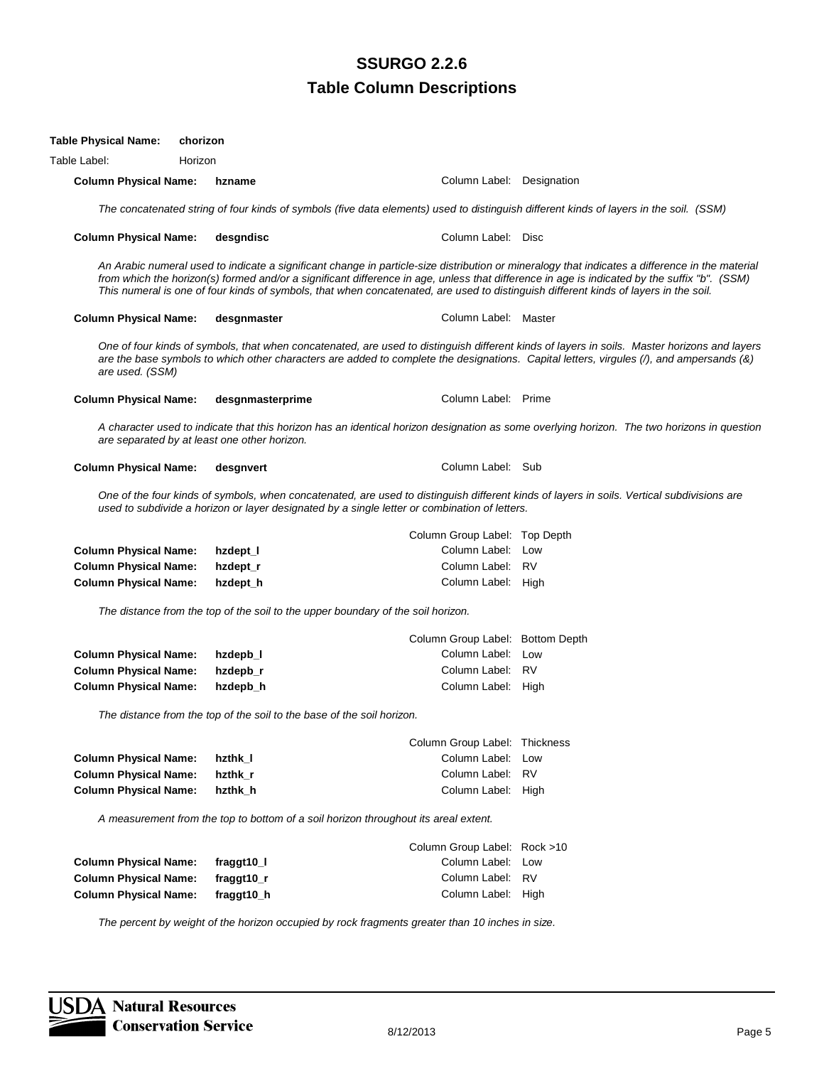# SSURGO 2.2.6
## Table Column Descriptions

**Table Physical Name:** **chorizon**

Table Label: Horizon

**Column Physical Name:** **hzname** — Column Label: Designation

*The concatenated string of four kinds of symbols (five data elements) used to distinguish different kinds of layers in the soil. (SSM)*

**Column Physical Name:** **desgndisc** — Column Label: Disc

*An Arabic numeral used to indicate a significant change in particle-size distribution or mineralogy that indicates a difference in the material from which the horizon(s) formed and/or a significant difference in age, unless that difference in age is indicated by the suffix "b". (SSM) This numeral is one of four kinds of symbols, that when concatenated, are used to distinguish different kinds of layers in the soil.*

**Column Physical Name:** **desgnmaster** — Column Label: Master

*One of four kinds of symbols, that when concatenated, are used to distinguish different kinds of layers in soils. Master horizons and layers are the base symbols to which other characters are added to complete the designations. Capital letters, virgules (/), and ampersands (&) are used. (SSM)*

**Column Physical Name:** **desgnmasterprime** — Column Label: Prime

*A character used to indicate that this horizon has an identical horizon designation as some overlying horizon. The two horizons in question are separated by at least one other horizon.*

**Column Physical Name:** **desgnvert** — Column Label: Sub

*One of the four kinds of symbols, when concatenated, are used to distinguish different kinds of layers in soils. Vertical subdivisions are used to subdivide a horizon or layer designated by a single letter or combination of letters.*

Column Group Label: Top Depth

| Column Physical Name | Column Label |
|---|---|
| **hzdept_l** | Low |
| **hzdept_r** | RV |
| **hzdept_h** | High |

*The distance from the top of the soil to the upper boundary of the soil horizon.*

Column Group Label: Bottom Depth

| Column Physical Name | Column Label |
|---|---|
| **hzdepb_l** | Low |
| **hzdepb_r** | RV |
| **hzdepb_h** | High |

*The distance from the top of the soil to the base of the soil horizon.*

Column Group Label: Thickness

| Column Physical Name | Column Label |
|---|---|
| **hzthk_l** | Low |
| **hzthk_r** | RV |
| **hzthk_h** | High |

*A measurement from the top to bottom of a soil horizon throughout its areal extent.*

Column Group Label: Rock >10

| Column Physical Name | Column Label |
|---|---|
| **fraggt10_l** | Low |
| **fraggt10_r** | RV |
| **fraggt10_h** | High |

*The percent by weight of the horizon occupied by rock fragments greater than 10 inches in size.*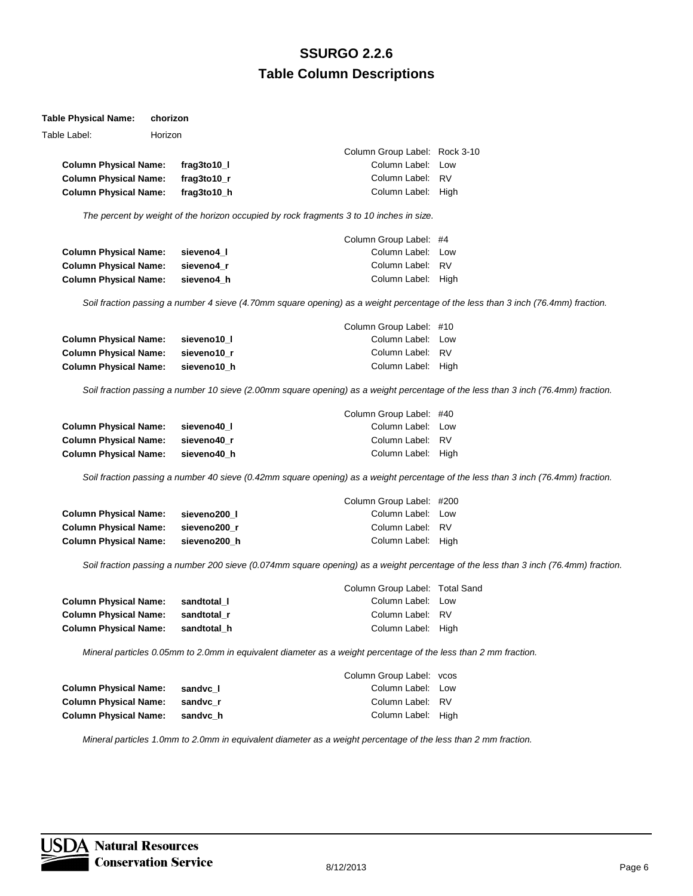# SSURGO 2.2.6
## Table Column Descriptions

**Table Physical Name:** **chorizon**

Table Label: Horizon

Column Group Label: Rock 3-10

| Column Physical Name | Column Label |
|---|---|
| **frag3to10_l** | Low |
| **frag3to10_r** | RV |
| **frag3to10_h** | High |

*The percent by weight of the horizon occupied by rock fragments 3 to 10 inches in size.*

Column Group Label: #4

| Column Physical Name | Column Label |
|---|---|
| **sieveno4_l** | Low |
| **sieveno4_r** | RV |
| **sieveno4_h** | High |

*Soil fraction passing a number 4 sieve (4.70mm square opening) as a weight percentage of the less than 3 inch (76.4mm) fraction.*

Column Group Label: #10

| Column Physical Name | Column Label |
|---|---|
| **sieveno10_l** | Low |
| **sieveno10_r** | RV |
| **sieveno10_h** | High |

*Soil fraction passing a number 10 sieve (2.00mm square opening) as a weight percentage of the less than 3 inch (76.4mm) fraction.*

Column Group Label: #40

| Column Physical Name | Column Label |
|---|---|
| **sieveno40_l** | Low |
| **sieveno40_r** | RV |
| **sieveno40_h** | High |

*Soil fraction passing a number 40 sieve (0.42mm square opening) as a weight percentage of the less than 3 inch (76.4mm) fraction.*

Column Group Label: #200

| Column Physical Name | Column Label |
|---|---|
| **sieveno200_l** | Low |
| **sieveno200_r** | RV |
| **sieveno200_h** | High |

*Soil fraction passing a number 200 sieve (0.074mm square opening) as a weight percentage of the less than 3 inch (76.4mm) fraction.*

Column Group Label: Total Sand

| Column Physical Name | Column Label |
|---|---|
| **sandtotal_l** | Low |
| **sandtotal_r** | RV |
| **sandtotal_h** | High |

*Mineral particles 0.05mm to 2.0mm in equivalent diameter as a weight percentage of the less than 2 mm fraction.*

Column Group Label: vcos

| Column Physical Name | Column Label |
|---|---|
| **sandvc_l** | Low |
| **sandvc_r** | RV |
| **sandvc_h** | High |

*Mineral particles 1.0mm to 2.0mm in equivalent diameter as a weight percentage of the less than 2 mm fraction.*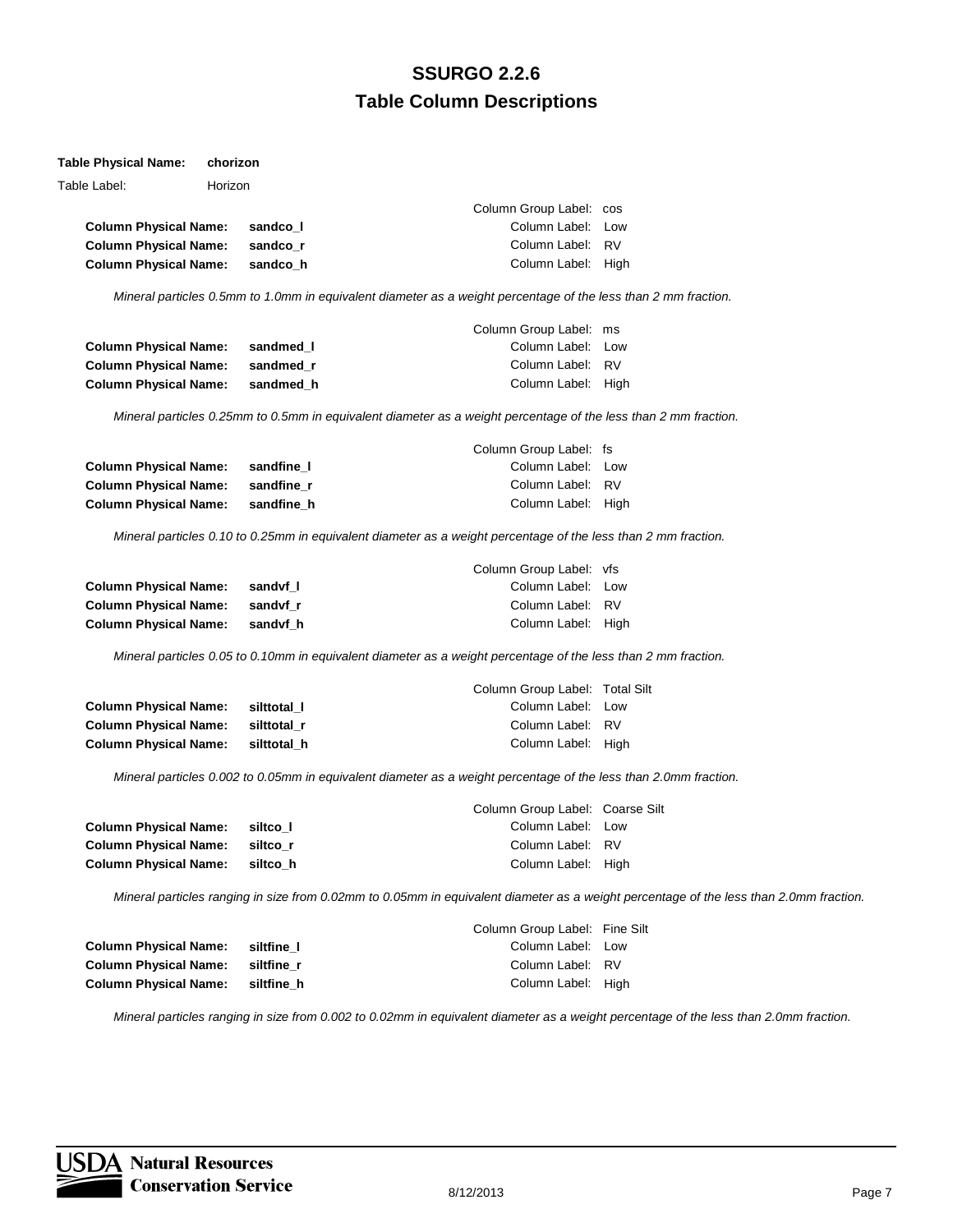# SSURGO 2.2.6

## Table Column Descriptions

**Table Physical Name:** **chorizon**

Table Label: Horizon

Column Group Label: cos

| | | |
|---|---|---|
| **Column Physical Name:** | **sandco_l** | Column Label: Low |
| **Column Physical Name:** | **sandco_r** | Column Label: RV |
| **Column Physical Name:** | **sandco_h** | Column Label: High |

*Mineral particles 0.5mm to 1.0mm in equivalent diameter as a weight percentage of the less than 2 mm fraction.*

Column Group Label: ms

| | | |
|---|---|---|
| **Column Physical Name:** | **sandmed_l** | Column Label: Low |
| **Column Physical Name:** | **sandmed_r** | Column Label: RV |
| **Column Physical Name:** | **sandmed_h** | Column Label: High |

*Mineral particles 0.25mm to 0.5mm in equivalent diameter as a weight percentage of the less than 2 mm fraction.*

Column Group Label: fs

| | | |
|---|---|---|
| **Column Physical Name:** | **sandfine_l** | Column Label: Low |
| **Column Physical Name:** | **sandfine_r** | Column Label: RV |
| **Column Physical Name:** | **sandfine_h** | Column Label: High |

*Mineral particles 0.10 to 0.25mm in equivalent diameter as a weight percentage of the less than 2 mm fraction.*

Column Group Label: vfs

| | | |
|---|---|---|
| **Column Physical Name:** | **sandvf_l** | Column Label: Low |
| **Column Physical Name:** | **sandvf_r** | Column Label: RV |
| **Column Physical Name:** | **sandvf_h** | Column Label: High |

*Mineral particles 0.05 to 0.10mm in equivalent diameter as a weight percentage of the less than 2 mm fraction.*

Column Group Label: Total Silt

| | | |
|---|---|---|
| **Column Physical Name:** | **silttotal_l** | Column Label: Low |
| **Column Physical Name:** | **silttotal_r** | Column Label: RV |
| **Column Physical Name:** | **silttotal_h** | Column Label: High |

*Mineral particles 0.002 to 0.05mm in equivalent diameter as a weight percentage of the less than 2.0mm fraction.*

Column Group Label: Coarse Silt

| | | |
|---|---|---|
| **Column Physical Name:** | **siltco_l** | Column Label: Low |
| **Column Physical Name:** | **siltco_r** | Column Label: RV |
| **Column Physical Name:** | **siltco_h** | Column Label: High |

*Mineral particles ranging in size from 0.02mm to 0.05mm in equivalent diameter as a weight percentage of the less than 2.0mm fraction.*

Column Group Label: Fine Silt

| | | |
|---|---|---|
| **Column Physical Name:** | **siltfine_l** | Column Label: Low |
| **Column Physical Name:** | **siltfine_r** | Column Label: RV |
| **Column Physical Name:** | **siltfine_h** | Column Label: High |

*Mineral particles ranging in size from 0.002 to 0.02mm in equivalent diameter as a weight percentage of the less than 2.0mm fraction.*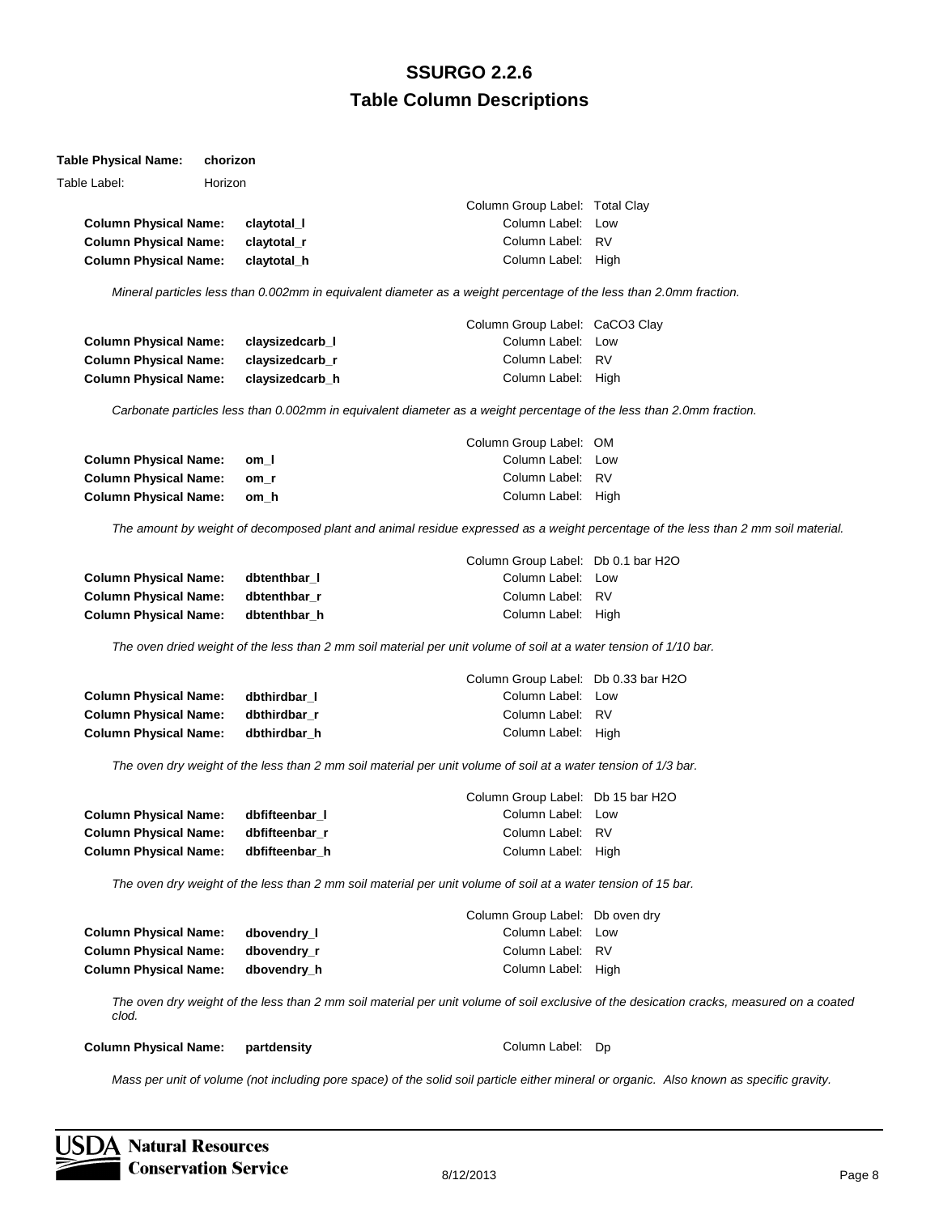# SSURGO 2.2.6
# Table Column Descriptions

**Table Physical Name:** **chorizon**

Table Label: Horizon

Column Group Label: Total Clay

| | | | |
|---|---|---|---|
| **Column Physical Name:** | **claytotal_l** | Column Label: | Low |
| **Column Physical Name:** | **claytotal_r** | Column Label: | RV |
| **Column Physical Name:** | **claytotal_h** | Column Label: | High |

*Mineral particles less than 0.002mm in equivalent diameter as a weight percentage of the less than 2.0mm fraction.*

Column Group Label: CaCO3 Clay

| | | | |
|---|---|---|---|
| **Column Physical Name:** | **claysizedcarb_l** | Column Label: | Low |
| **Column Physical Name:** | **claysizedcarb_r** | Column Label: | RV |
| **Column Physical Name:** | **claysizedcarb_h** | Column Label: | High |

*Carbonate particles less than 0.002mm in equivalent diameter as a weight percentage of the less than 2.0mm fraction.*

Column Group Label: OM

| | | | |
|---|---|---|---|
| **Column Physical Name:** | **om_l** | Column Label: | Low |
| **Column Physical Name:** | **om_r** | Column Label: | RV |
| **Column Physical Name:** | **om_h** | Column Label: | High |

*The amount by weight of decomposed plant and animal residue expressed as a weight percentage of the less than 2 mm soil material.*

Column Group Label: Db 0.1 bar H2O

| | | | |
|---|---|---|---|
| **Column Physical Name:** | **dbtenthbar_l** | Column Label: | Low |
| **Column Physical Name:** | **dbtenthbar_r** | Column Label: | RV |
| **Column Physical Name:** | **dbtenthbar_h** | Column Label: | High |

*The oven dried weight of the less than 2 mm soil material per unit volume of soil at a water tension of 1/10 bar.*

Column Group Label: Db 0.33 bar H2O

| | | | |
|---|---|---|---|
| **Column Physical Name:** | **dbthirdbar_l** | Column Label: | Low |
| **Column Physical Name:** | **dbthirdbar_r** | Column Label: | RV |
| **Column Physical Name:** | **dbthirdbar_h** | Column Label: | High |

*The oven dry weight of the less than 2 mm soil material per unit volume of soil at a water tension of 1/3 bar.*

Column Group Label: Db 15 bar H2O

| | | | |
|---|---|---|---|
| **Column Physical Name:** | **dbfifteenbar_l** | Column Label: | Low |
| **Column Physical Name:** | **dbfifteenbar_r** | Column Label: | RV |
| **Column Physical Name:** | **dbfifteenbar_h** | Column Label: | High |

*The oven dry weight of the less than 2 mm soil material per unit volume of soil at a water tension of 15 bar.*

Column Group Label: Db oven dry

| | | | |
|---|---|---|---|
| **Column Physical Name:** | **dbovendry_l** | Column Label: | Low |
| **Column Physical Name:** | **dbovendry_r** | Column Label: | RV |
| **Column Physical Name:** | **dbovendry_h** | Column Label: | High |

*The oven dry weight of the less than 2 mm soil material per unit volume of soil exclusive of the desication cracks, measured on a coated clod.*

| | | | |
|---|---|---|---|
| **Column Physical Name:** | **partdensity** | Column Label: | Dp |

*Mass per unit of volume (not including pore space) of the solid soil particle either mineral or organic. Also known as specific gravity.*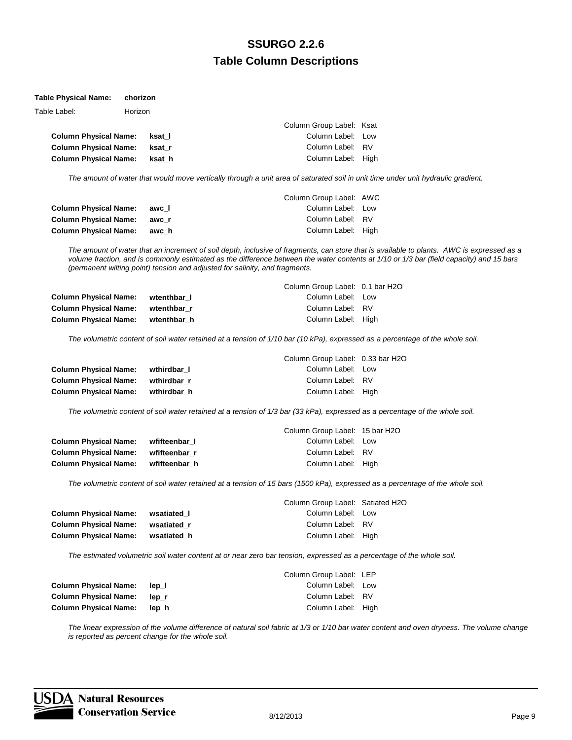# SSURGO 2.2.6

## Table Column Descriptions

**Table Physical Name:** **chorizon**

Table Label: Horizon

| | | Column Group Label: Ksat |
|---|---|---|
| **Column Physical Name:** | **ksat_l** | Column Label: Low |
| **Column Physical Name:** | **ksat_r** | Column Label: RV |
| **Column Physical Name:** | **ksat_h** | Column Label: High |

*The amount of water that would move vertically through a unit area of saturated soil in unit time under unit hydraulic gradient.*

| | | Column Group Label: AWC |
|---|---|---|
| **Column Physical Name:** | **awc_l** | Column Label: Low |
| **Column Physical Name:** | **awc_r** | Column Label: RV |
| **Column Physical Name:** | **awc_h** | Column Label: High |

*The amount of water that an increment of soil depth, inclusive of fragments, can store that is available to plants. AWC is expressed as a volume fraction, and is commonly estimated as the difference between the water contents at 1/10 or 1/3 bar (field capacity) and 15 bars (permanent wilting point) tension and adjusted for salinity, and fragments.*

| | | Column Group Label: 0.1 bar H2O |
|---|---|---|
| **Column Physical Name:** | **wtenthbar_l** | Column Label: Low |
| **Column Physical Name:** | **wtenthbar_r** | Column Label: RV |
| **Column Physical Name:** | **wtenthbar_h** | Column Label: High |

*The volumetric content of soil water retained at a tension of 1/10 bar (10 kPa), expressed as a percentage of the whole soil.*

| | | Column Group Label: 0.33 bar H2O |
|---|---|---|
| **Column Physical Name:** | **wthirdbar_l** | Column Label: Low |
| **Column Physical Name:** | **wthirdbar_r** | Column Label: RV |
| **Column Physical Name:** | **wthirdbar_h** | Column Label: High |

*The volumetric content of soil water retained at a tension of 1/3 bar (33 kPa), expressed as a percentage of the whole soil.*

| | | Column Group Label: 15 bar H2O |
|---|---|---|
| **Column Physical Name:** | **wfifteenbar_l** | Column Label: Low |
| **Column Physical Name:** | **wfifteenbar_r** | Column Label: RV |
| **Column Physical Name:** | **wfifteenbar_h** | Column Label: High |

*The volumetric content of soil water retained at a tension of 15 bars (1500 kPa), expressed as a percentage of the whole soil.*

| | | Column Group Label: Satiated H2O |
|---|---|---|
| **Column Physical Name:** | **wsatiated_l** | Column Label: Low |
| **Column Physical Name:** | **wsatiated_r** | Column Label: RV |
| **Column Physical Name:** | **wsatiated_h** | Column Label: High |

*The estimated volumetric soil water content at or near zero bar tension, expressed as a percentage of the whole soil.*

| | | Column Group Label: LEP |
|---|---|---|
| **Column Physical Name:** | **lep_l** | Column Label: Low |
| **Column Physical Name:** | **lep_r** | Column Label: RV |
| **Column Physical Name:** | **lep_h** | Column Label: High |

*The linear expression of the volume difference of natural soil fabric at 1/3 or 1/10 bar water content and oven dryness. The volume change is reported as percent change for the whole soil.*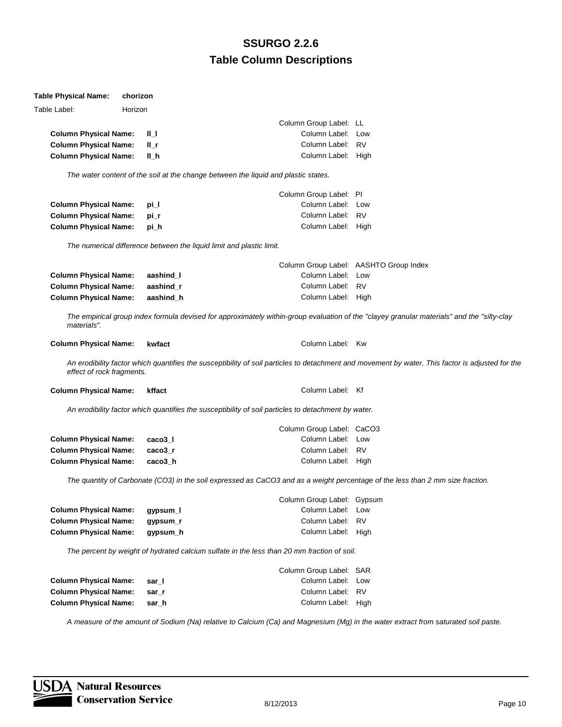# SSURGO 2.2.6
## Table Column Descriptions

**Table Physical Name:** **chorizon**
Table Label: Horizon

Column Group Label: LL

**Column Physical Name:** **ll_l** — Column Label: Low
**Column Physical Name:** **ll_r** — Column Label: RV
**Column Physical Name:** **ll_h** — Column Label: High

*The water content of the soil at the change between the liquid and plastic states.*

Column Group Label: PI

**Column Physical Name:** **pi_l** — Column Label: Low
**Column Physical Name:** **pi_r** — Column Label: RV
**Column Physical Name:** **pi_h** — Column Label: High

*The numerical difference between the liquid limit and plastic limit.*

Column Group Label: AASHTO Group Index

**Column Physical Name:** **aashind_l** — Column Label: Low
**Column Physical Name:** **aashind_r** — Column Label: RV
**Column Physical Name:** **aashind_h** — Column Label: High

*The empirical group index formula devised for approximately within-group evaluation of the "clayey granular materials" and the "silty-clay materials".*

**Column Physical Name:** **kwfact** — Column Label: Kw

*An erodibility factor which quantifies the susceptibility of soil particles to detachment and movement by water. This factor is adjusted for the effect of rock fragments.*

**Column Physical Name:** **kffact** — Column Label: Kf

*An erodibility factor which quantifies the susceptibility of soil particles to detachment by water.*

Column Group Label: $CaCO_3$

**Column Physical Name:** **caco3_l** — Column Label: Low
**Column Physical Name:** **caco3_r** — Column Label: RV
**Column Physical Name:** **caco3_h** — Column Label: High

*The quantity of Carbonate ($CO_3$) in the soil expressed as $CaCO_3$ and as a weight percentage of the less than 2 mm size fraction.*

Column Group Label: Gypsum

**Column Physical Name:** **gypsum_l** — Column Label: Low
**Column Physical Name:** **gypsum_r** — Column Label: RV
**Column Physical Name:** **gypsum_h** — Column Label: High

*The percent by weight of hydrated calcium sulfate in the less than 20 mm fraction of soil.*

Column Group Label: SAR

**Column Physical Name:** **sar_l** — Column Label: Low
**Column Physical Name:** **sar_r** — Column Label: RV
**Column Physical Name:** **sar_h** — Column Label: High

*A measure of the amount of Sodium (Na) relative to Calcium (Ca) and Magnesium (Mg) in the water extract from saturated soil paste.*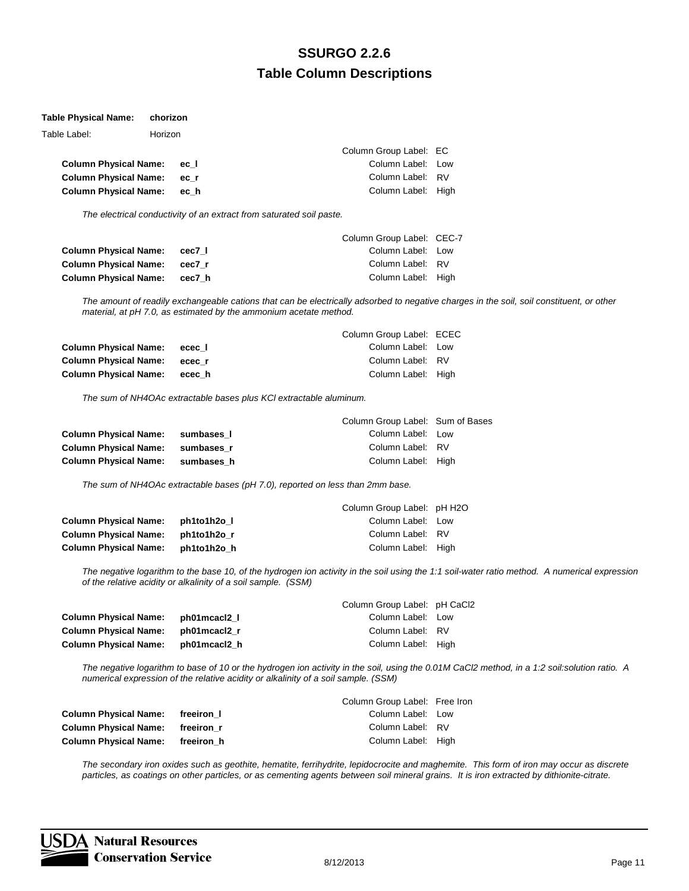# SSURGO 2.2.6

## Table Column Descriptions

**Table Physical Name:** **chorizon**

Table Label: Horizon

Column Group Label: EC

| | | |
|---|---|---|
| **Column Physical Name:** | **ec_l** | Column Label: Low |
| **Column Physical Name:** | **ec_r** | Column Label: RV |
| **Column Physical Name:** | **ec_h** | Column Label: High |

*The electrical conductivity of an extract from saturated soil paste.*

Column Group Label: CEC-7

| | | |
|---|---|---|
| **Column Physical Name:** | **cec7_l** | Column Label: Low |
| **Column Physical Name:** | **cec7_r** | Column Label: RV |
| **Column Physical Name:** | **cec7_h** | Column Label: High |

*The amount of readily exchangeable cations that can be electrically adsorbed to negative charges in the soil, soil constituent, or other material, at pH 7.0, as estimated by the ammonium acetate method.*

Column Group Label: ECEC

| | | |
|---|---|---|
| **Column Physical Name:** | **ecec_l** | Column Label: Low |
| **Column Physical Name:** | **ecec_r** | Column Label: RV |
| **Column Physical Name:** | **ecec_h** | Column Label: High |

*The sum of NH4OAc extractable bases plus KCl extractable aluminum.*

Column Group Label: Sum of Bases

| | | |
|---|---|---|
| **Column Physical Name:** | **sumbases_l** | Column Label: Low |
| **Column Physical Name:** | **sumbases_r** | Column Label: RV |
| **Column Physical Name:** | **sumbases_h** | Column Label: High |

*The sum of NH4OAc extractable bases (pH 7.0), reported on less than 2mm base.*

Column Group Label: pH H2O

| | | |
|---|---|---|
| **Column Physical Name:** | **ph1to1h2o_l** | Column Label: Low |
| **Column Physical Name:** | **ph1to1h2o_r** | Column Label: RV |
| **Column Physical Name:** | **ph1to1h2o_h** | Column Label: High |

*The negative logarithm to the base 10, of the hydrogen ion activity in the soil using the 1:1 soil-water ratio method. A numerical expression of the relative acidity or alkalinity of a soil sample. (SSM)*

Column Group Label: pH CaCl2

| | | |
|---|---|---|
| **Column Physical Name:** | **ph01mcacl2_l** | Column Label: Low |
| **Column Physical Name:** | **ph01mcacl2_r** | Column Label: RV |
| **Column Physical Name:** | **ph01mcacl2_h** | Column Label: High |

*The negative logarithm to base of 10 or the hydrogen ion activity in the soil, using the 0.01M CaCl2 method, in a 1:2 soil:solution ratio. A numerical expression of the relative acidity or alkalinity of a soil sample. (SSM)*

Column Group Label: Free Iron

| | | |
|---|---|---|
| **Column Physical Name:** | **freeiron_l** | Column Label: Low |
| **Column Physical Name:** | **freeiron_r** | Column Label: RV |
| **Column Physical Name:** | **freeiron_h** | Column Label: High |

*The secondary iron oxides such as geothite, hematite, ferrihydrite, lepidocrocite and maghemite. This form of iron may occur as discrete particles, as coatings on other particles, or as cementing agents between soil mineral grains. It is iron extracted by dithionite-citrate.*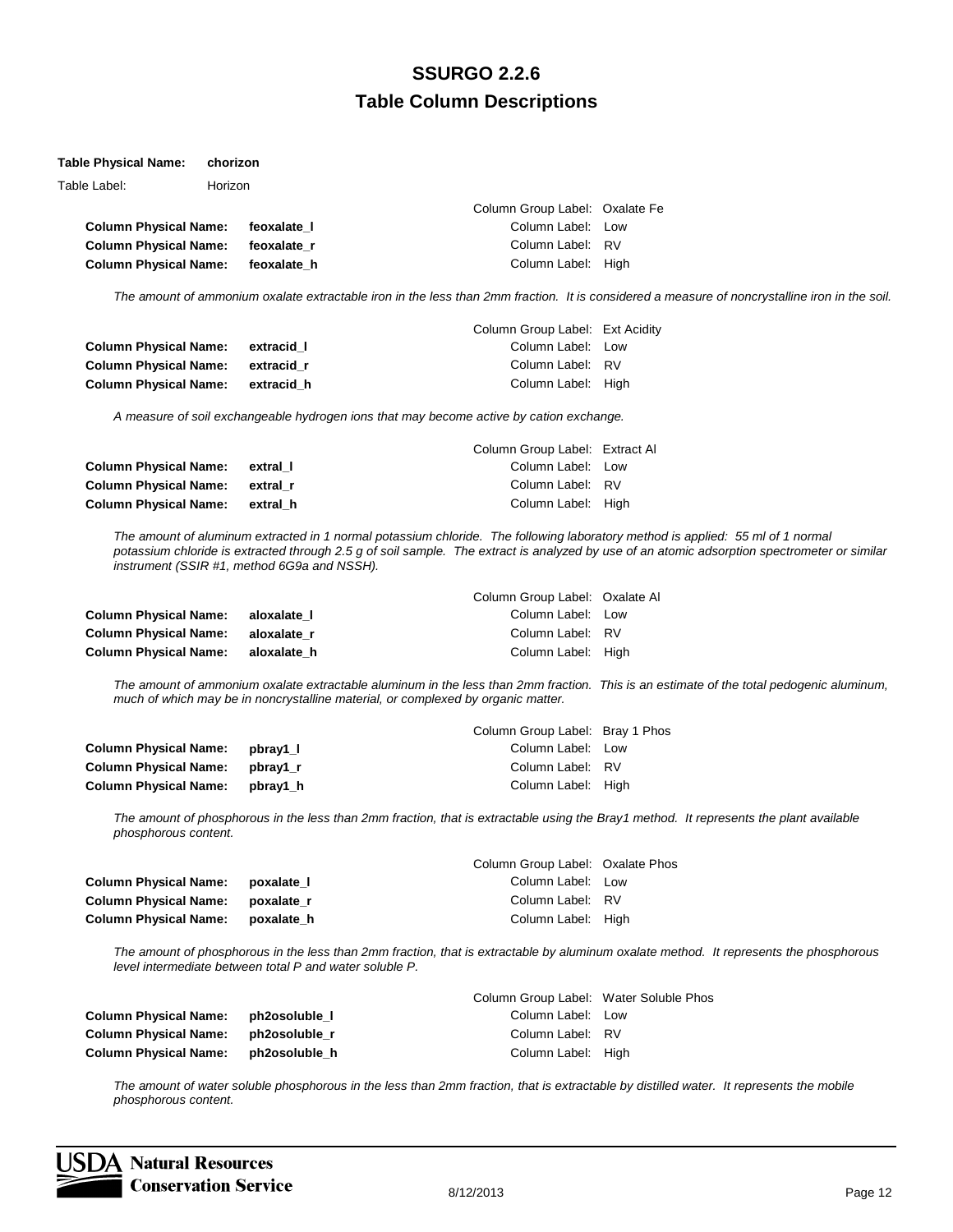# SSURGO 2.2.6

## Table Column Descriptions

**Table Physical Name:** **chorizon**

Table Label: Horizon

Column Group Label: Oxalate Fe

| | | |
|---|---|---|
| **Column Physical Name:** | **feoxalate_l** | Column Label: Low |
| **Column Physical Name:** | **feoxalate_r** | Column Label: RV |
| **Column Physical Name:** | **feoxalate_h** | Column Label: High |

*The amount of ammonium oxalate extractable iron in the less than 2mm fraction. It is considered a measure of noncrystalline iron in the soil.*

Column Group Label: Ext Acidity

| | | |
|---|---|---|
| **Column Physical Name:** | **extracid_l** | Column Label: Low |
| **Column Physical Name:** | **extracid_r** | Column Label: RV |
| **Column Physical Name:** | **extracid_h** | Column Label: High |

*A measure of soil exchangeable hydrogen ions that may become active by cation exchange.*

Column Group Label: Extract Al

| | | |
|---|---|---|
| **Column Physical Name:** | **extral_l** | Column Label: Low |
| **Column Physical Name:** | **extral_r** | Column Label: RV |
| **Column Physical Name:** | **extral_h** | Column Label: High |

*The amount of aluminum extracted in 1 normal potassium chloride. The following laboratory method is applied: 55 ml of 1 normal potassium chloride is extracted through 2.5 g of soil sample. The extract is analyzed by use of an atomic adsorption spectrometer or similar instrument (SSIR #1, method 6G9a and NSSH).*

Column Group Label: Oxalate Al

| | | |
|---|---|---|
| **Column Physical Name:** | **aloxalate_l** | Column Label: Low |
| **Column Physical Name:** | **aloxalate_r** | Column Label: RV |
| **Column Physical Name:** | **aloxalate_h** | Column Label: High |

*The amount of ammonium oxalate extractable aluminum in the less than 2mm fraction. This is an estimate of the total pedogenic aluminum, much of which may be in noncrystalline material, or complexed by organic matter.*

Column Group Label: Bray 1 Phos

| | | |
|---|---|---|
| **Column Physical Name:** | **pbray1_l** | Column Label: Low |
| **Column Physical Name:** | **pbray1_r** | Column Label: RV |
| **Column Physical Name:** | **pbray1_h** | Column Label: High |

*The amount of phosphorous in the less than 2mm fraction, that is extractable using the Bray1 method. It represents the plant available phosphorous content.*

Column Group Label: Oxalate Phos

| | | |
|---|---|---|
| **Column Physical Name:** | **poxalate_l** | Column Label: Low |
| **Column Physical Name:** | **poxalate_r** | Column Label: RV |
| **Column Physical Name:** | **poxalate_h** | Column Label: High |

*The amount of phosphorous in the less than 2mm fraction, that is extractable by aluminum oxalate method. It represents the phosphorous level intermediate between total P and water soluble P.*

Column Group Label: Water Soluble Phos

| | | |
|---|---|---|
| **Column Physical Name:** | **ph2osoluble_l** | Column Label: Low |
| **Column Physical Name:** | **ph2osoluble_r** | Column Label: RV |
| **Column Physical Name:** | **ph2osoluble_h** | Column Label: High |

*The amount of water soluble phosphorous in the less than 2mm fraction, that is extractable by distilled water. It represents the mobile phosphorous content.*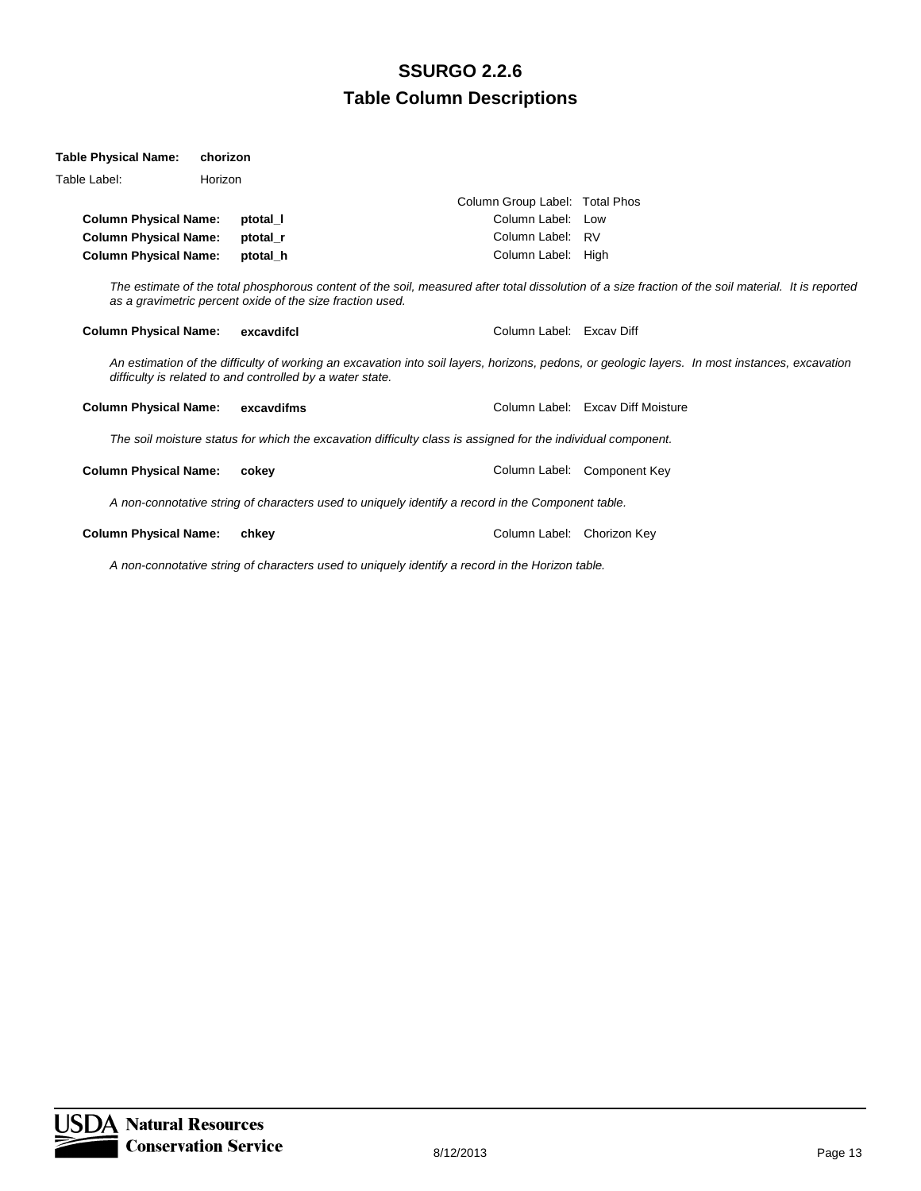# SSURGO 2.2.6

## Table Column Descriptions

**Table Physical Name:** **chorizon**

Table Label: Horizon

Column Group Label: Total Phos

**Column Physical Name:** **ptotal_l** Column Label: Low

**Column Physical Name:** **ptotal_r** Column Label: RV

**Column Physical Name:** **ptotal_h** Column Label: High

*The estimate of the total phosphorous content of the soil, measured after total dissolution of a size fraction of the soil material. It is reported as a gravimetric percent oxide of the size fraction used.*

**Column Physical Name:** **excavdifcl** Column Label: Excav Diff

*An estimation of the difficulty of working an excavation into soil layers, horizons, pedons, or geologic layers. In most instances, excavation difficulty is related to and controlled by a water state.*

**Column Physical Name:** **excavdifms** Column Label: Excav Diff Moisture

*The soil moisture status for which the excavation difficulty class is assigned for the individual component.*

**Column Physical Name:** **cokey** Column Label: Component Key

*A non-connotative string of characters used to uniquely identify a record in the Component table.*

**Column Physical Name:** **chkey** Column Label: Chorizon Key

*A non-connotative string of characters used to uniquely identify a record in the Horizon table.*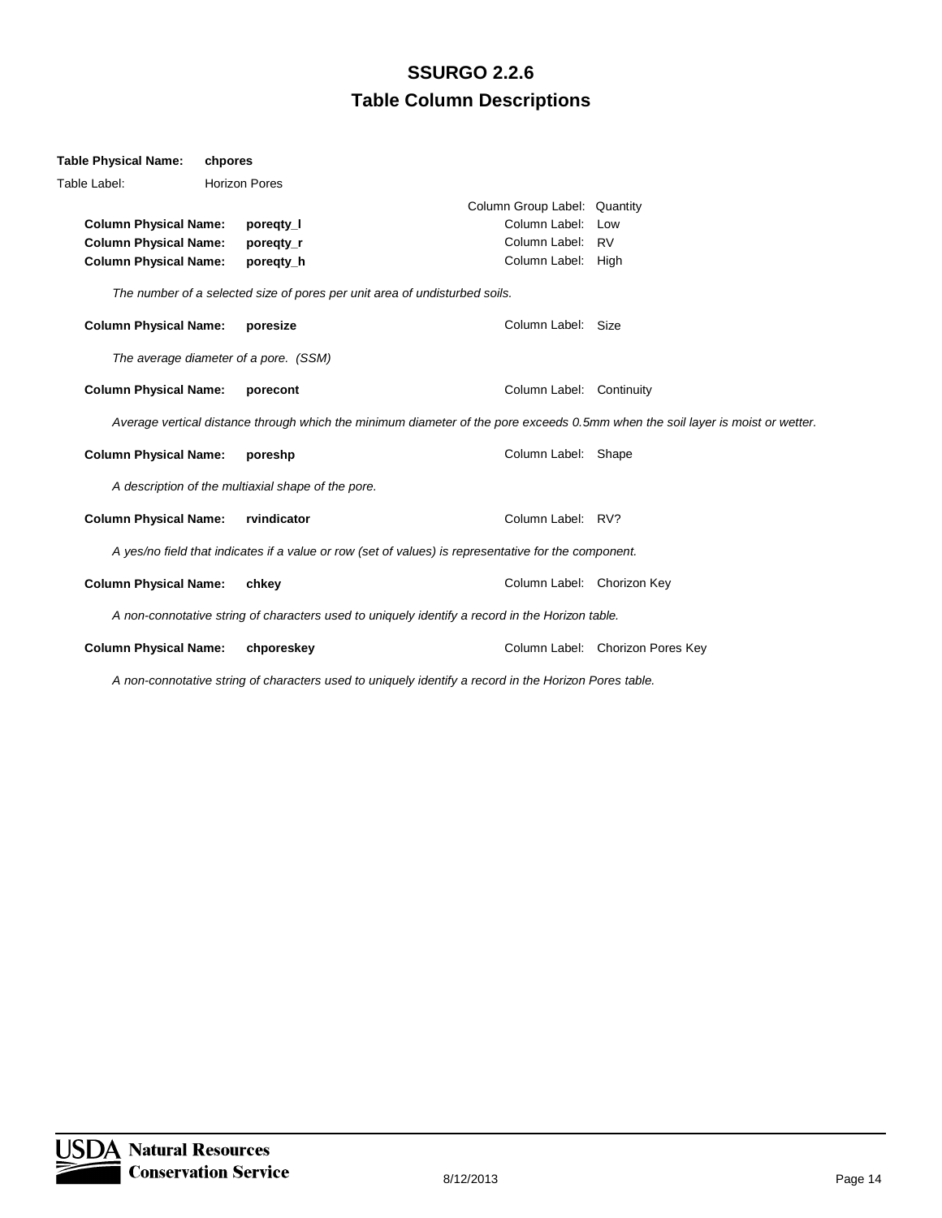# SSURGO 2.2.6
## Table Column Descriptions

**Table Physical Name:** **chpores**

Table Label: Horizon Pores

Column Group Label: Quantity

**Column Physical Name:** **poreqty_l** — Column Label: Low

**Column Physical Name:** **poreqty_r** — Column Label: RV

**Column Physical Name:** **poreqty_h** — Column Label: High

*The number of a selected size of pores per unit area of undisturbed soils.*

**Column Physical Name:** **poresize** — Column Label: Size

*The average diameter of a pore. (SSM)*

**Column Physical Name:** **porecont** — Column Label: Continuity

*Average vertical distance through which the minimum diameter of the pore exceeds 0.5mm when the soil layer is moist or wetter.*

**Column Physical Name:** **poreshp** — Column Label: Shape

*A description of the multiaxial shape of the pore.*

**Column Physical Name:** **rvindicator** — Column Label: RV?

*A yes/no field that indicates if a value or row (set of values) is representative for the component.*

**Column Physical Name:** **chkey** — Column Label: Chorizon Key

*A non-connotative string of characters used to uniquely identify a record in the Horizon table.*

**Column Physical Name:** **chporeskey** — Column Label: Chorizon Pores Key

*A non-connotative string of characters used to uniquely identify a record in the Horizon Pores table.*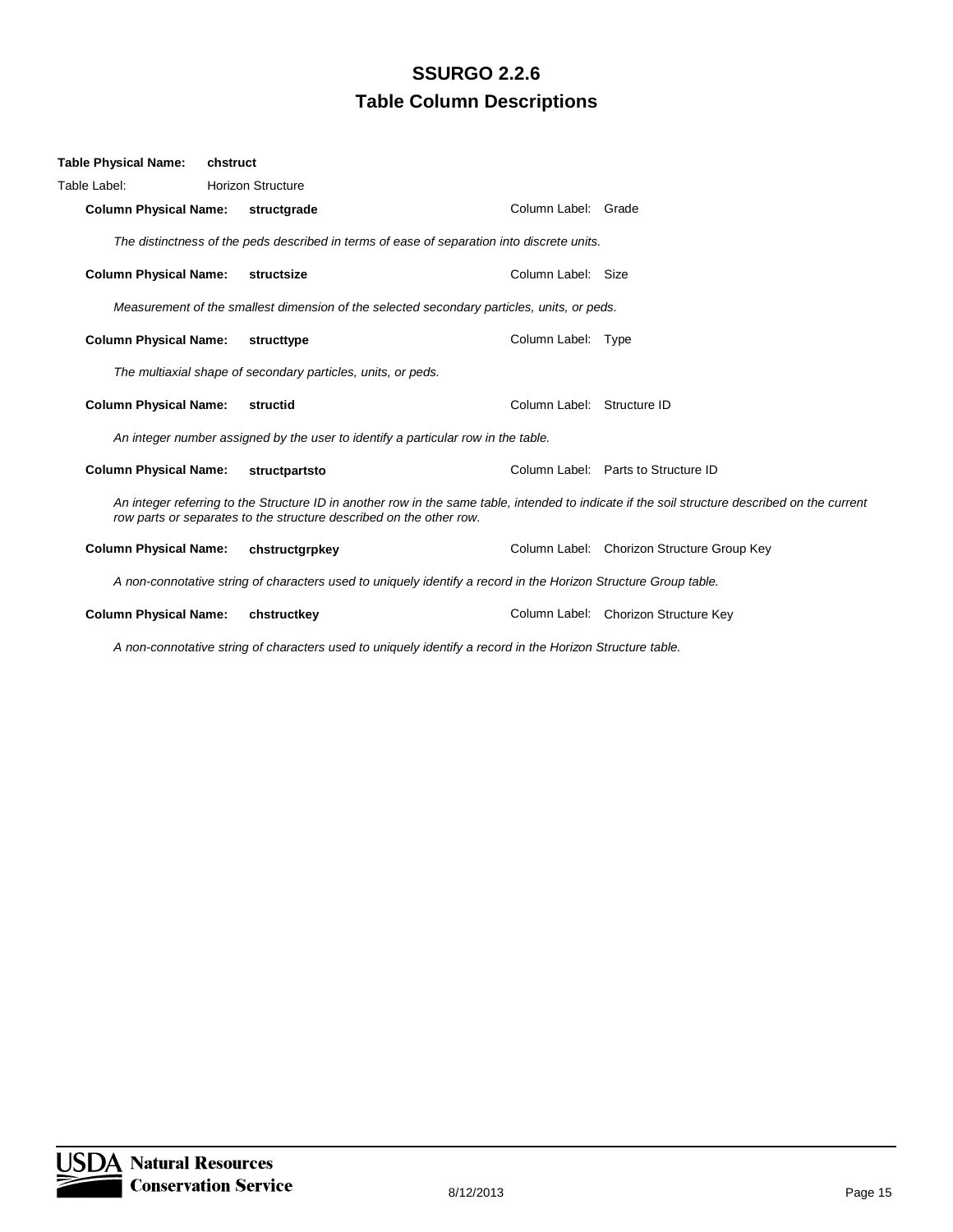# SSURGO 2.2.6

## Table Column Descriptions

**Table Physical Name:** **chstruct**

Table Label: Horizon Structure

**Column Physical Name:** **structgrade** Column Label: Grade

*The distinctness of the peds described in terms of ease of separation into discrete units.*

**Column Physical Name:** **structsize** Column Label: Size

*Measurement of the smallest dimension of the selected secondary particles, units, or peds.*

**Column Physical Name:** **structtype** Column Label: Type

*The multiaxial shape of secondary particles, units, or peds.*

**Column Physical Name:** **structid** Column Label: Structure ID

*An integer number assigned by the user to identify a particular row in the table.*

**Column Physical Name:** **structpartsto** Column Label: Parts to Structure ID

*An integer referring to the Structure ID in another row in the same table, intended to indicate if the soil structure described on the current row parts or separates to the structure described on the other row.*

**Column Physical Name:** **chstructgrpkey** Column Label: Chorizon Structure Group Key

*A non-connotative string of characters used to uniquely identify a record in the Horizon Structure Group table.*

**Column Physical Name:** **chstructkey** Column Label: Chorizon Structure Key

*A non-connotative string of characters used to uniquely identify a record in the Horizon Structure table.*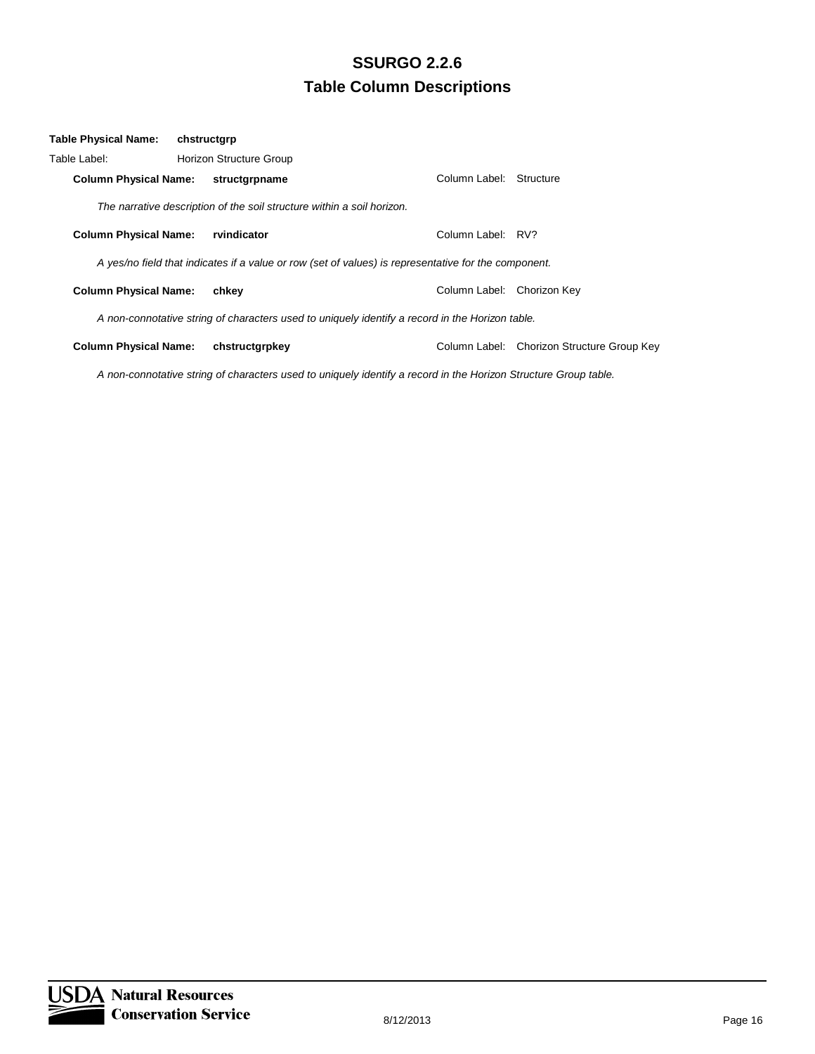**Table Physical Name:** **chstructgrp**

Table Label: Horizon Structure Group

**Column Physical Name:** **structgrpname** Column Label: Structure

*The narrative description of the soil structure within a soil horizon.*

**Column Physical Name:** **rvindicator** Column Label: RV?

*A yes/no field that indicates if a value or row (set of values) is representative for the component.*

**Column Physical Name:** **chkey** Column Label: Chorizon Key

*A non-connotative string of characters used to uniquely identify a record in the Horizon table.*

**Column Physical Name:** **chstructgrpkey** Column Label: Chorizon Structure Group Key

*A non-connotative string of characters used to uniquely identify a record in the Horizon Structure Group table.*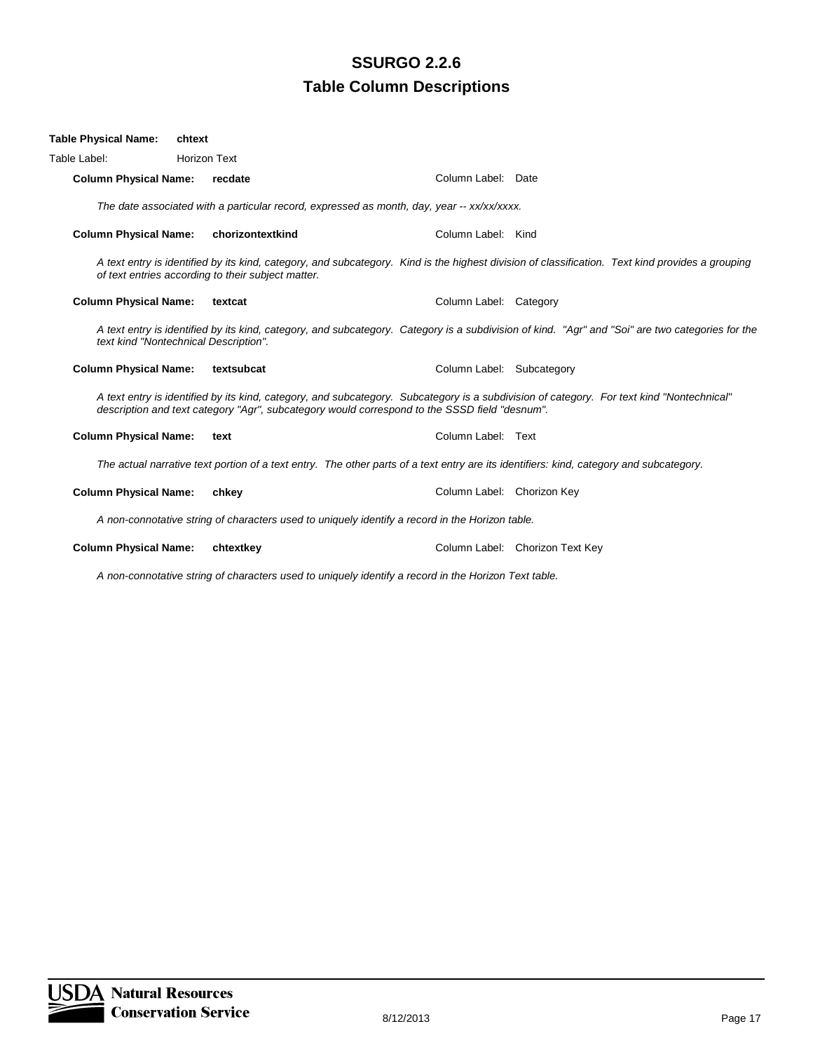**Table Physical Name:** **chtext**

Table Label: Horizon Text

**Column Physical Name:** **recdate** Column Label: Date

*The date associated with a particular record, expressed as month, day, year -- xx/xx/xxxx.*

**Column Physical Name:** **chorizontextkind** Column Label: Kind

*A text entry is identified by its kind, category, and subcategory. Kind is the highest division of classification. Text kind provides a grouping of text entries according to their subject matter.*

**Column Physical Name:** **textcat** Column Label: Category

*A text entry is identified by its kind, category, and subcategory. Category is a subdivision of kind. "Agr" and "Soi" are two categories for the text kind "Nontechnical Description".*

**Column Physical Name:** **textsubcat** Column Label: Subcategory

*A text entry is identified by its kind, category, and subcategory. Subcategory is a subdivision of category. For text kind "Nontechnical" description and text category "Agr", subcategory would correspond to the SSSD field "desnum".*

**Column Physical Name:** **text** Column Label: Text

*The actual narrative text portion of a text entry. The other parts of a text entry are its identifiers: kind, category and subcategory.*

**Column Physical Name:** **chkey** Column Label: Chorizon Key

*A non-connotative string of characters used to uniquely identify a record in the Horizon table.*

**Column Physical Name:** **chtextkey** Column Label: Chorizon Text Key

*A non-connotative string of characters used to uniquely identify a record in the Horizon Text table.*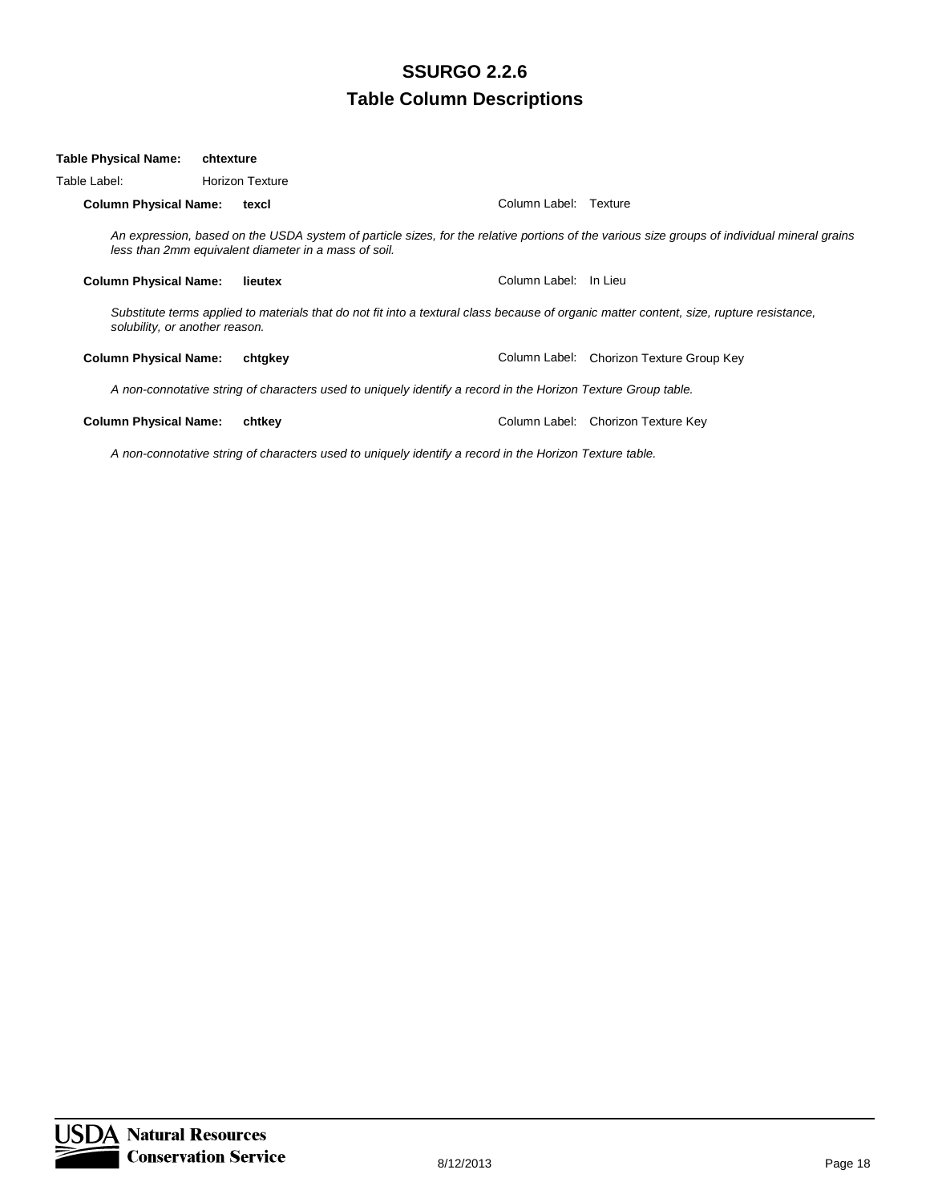**Table Physical Name:** **chtexture**

Table Label: Horizon Texture

**Column Physical Name:** **texcl** Column Label: Texture

*An expression, based on the USDA system of particle sizes, for the relative portions of the various size groups of individual mineral grains less than 2mm equivalent diameter in a mass of soil.*

**Column Physical Name:** **lieutex** Column Label: In Lieu

*Substitute terms applied to materials that do not fit into a textural class because of organic matter content, size, rupture resistance, solubility, or another reason.*

**Column Physical Name:** **chtgkey** Column Label: Chorizon Texture Group Key

*A non-connotative string of characters used to uniquely identify a record in the Horizon Texture Group table.*

**Column Physical Name:** **chtkey** Column Label: Chorizon Texture Key

*A non-connotative string of characters used to uniquely identify a record in the Horizon Texture table.*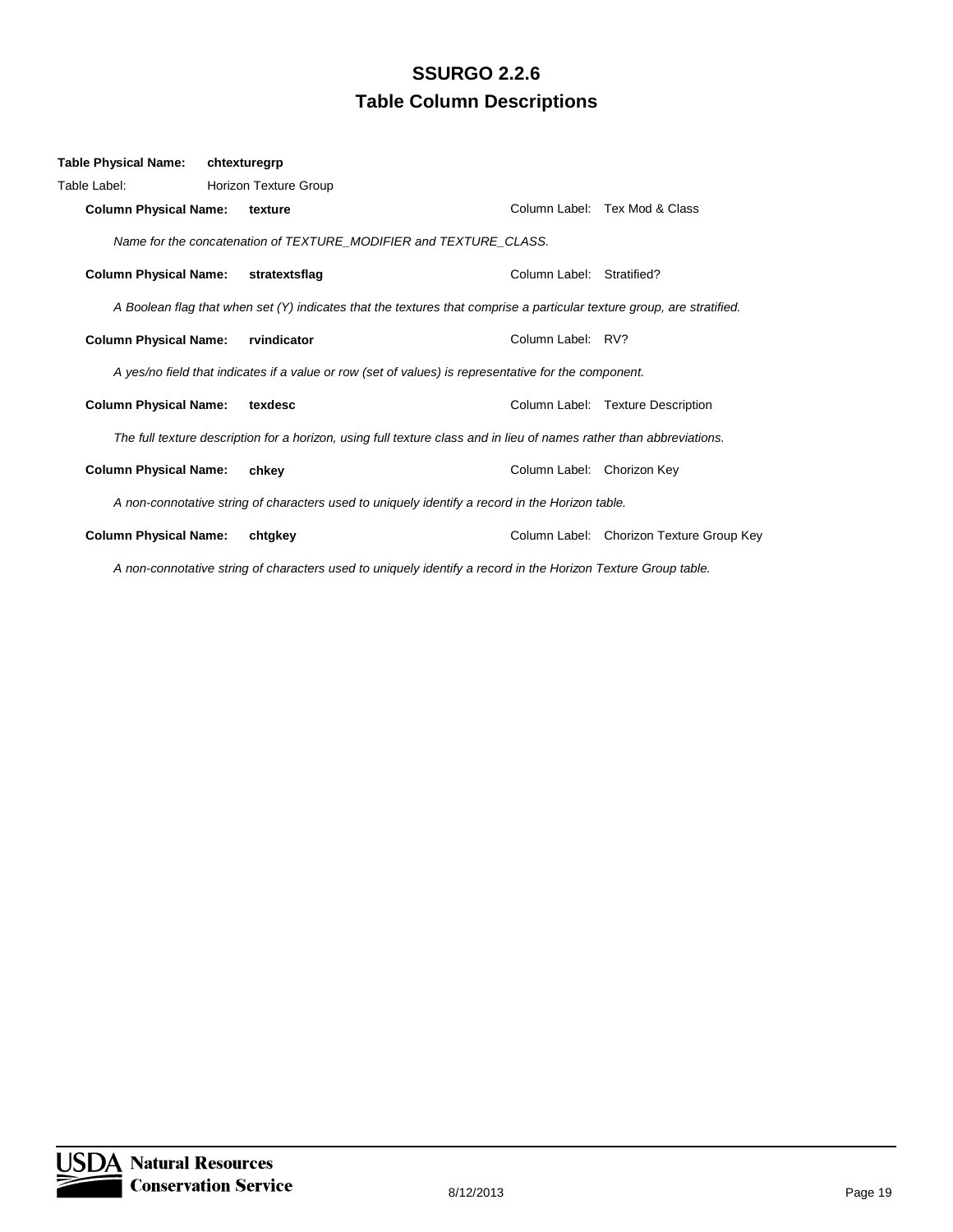# SSURGO 2.2.6

## Table Column Descriptions

**Table Physical Name:** **chtexturegrp**

Table Label: Horizon Texture Group

**Column Physical Name:** **texture** Column Label: Tex Mod & Class

*Name for the concatenation of TEXTURE_MODIFIER and TEXTURE_CLASS.*

**Column Physical Name:** **stratextsflag** Column Label: Stratified?

*A Boolean flag that when set (Y) indicates that the textures that comprise a particular texture group, are stratified.*

**Column Physical Name:** **rvindicator** Column Label: RV?

*A yes/no field that indicates if a value or row (set of values) is representative for the component.*

**Column Physical Name:** **texdesc** Column Label: Texture Description

*The full texture description for a horizon, using full texture class and in lieu of names rather than abbreviations.*

**Column Physical Name:** **chkey** Column Label: Chorizon Key

*A non-connotative string of characters used to uniquely identify a record in the Horizon table.*

**Column Physical Name:** **chtgkey** Column Label: Chorizon Texture Group Key

*A non-connotative string of characters used to uniquely identify a record in the Horizon Texture Group table.*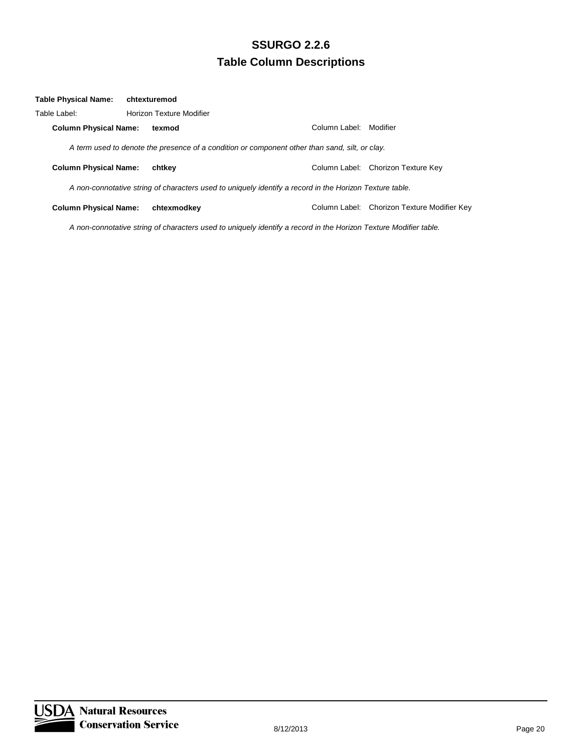**Table Physical Name:** **chtexturemod**

Table Label: Horizon Texture Modifier

**Column Physical Name:** **texmod** Column Label: Modifier

*A term used to denote the presence of a condition or component other than sand, silt, or clay.*

**Column Physical Name:** **chtkey** Column Label: Chorizon Texture Key

*A non-connotative string of characters used to uniquely identify a record in the Horizon Texture table.*

**Column Physical Name:** **chtexmodkey** Column Label: Chorizon Texture Modifier Key

*A non-connotative string of characters used to uniquely identify a record in the Horizon Texture Modifier table.*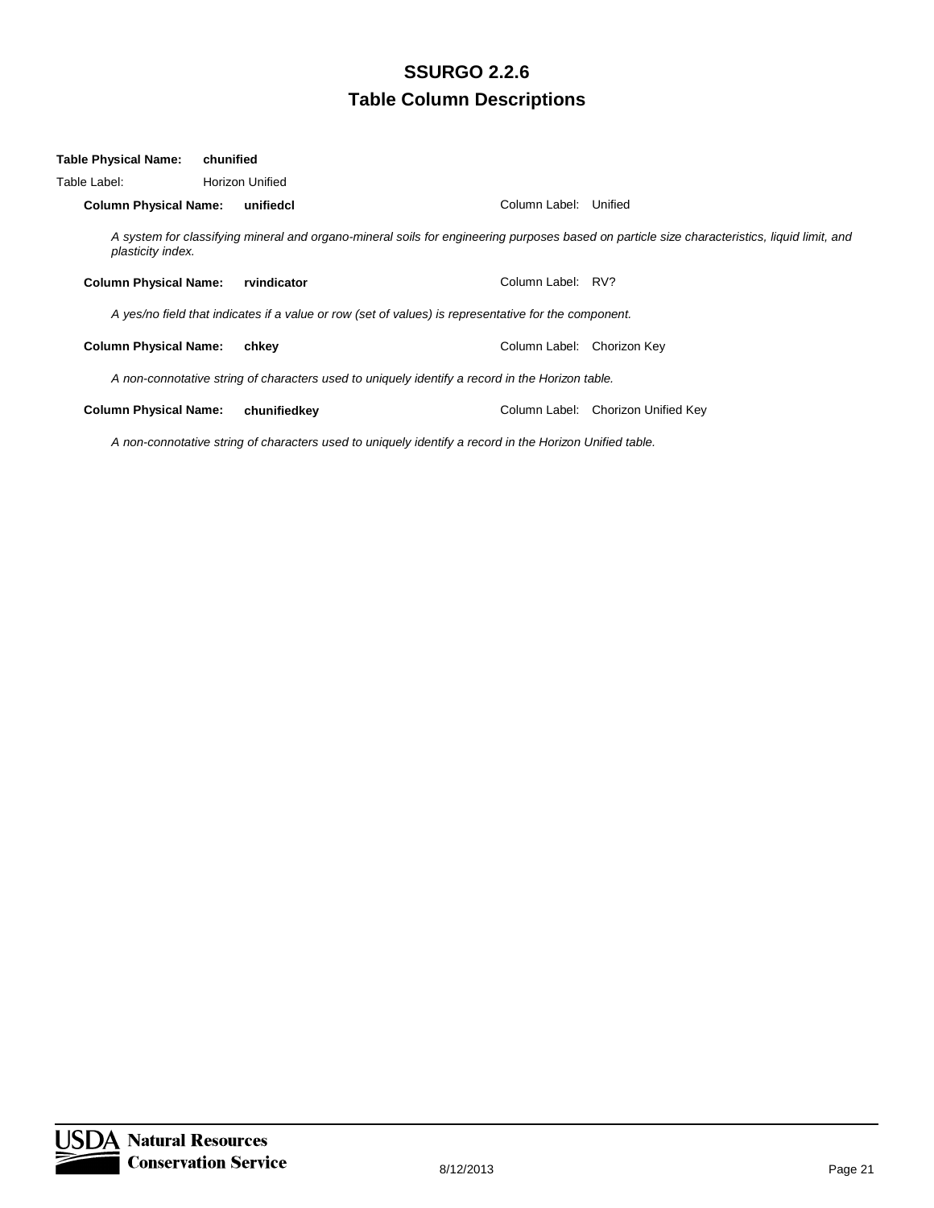# SSURGO 2.2.6

## Table Column Descriptions

**Table Physical Name:** **chunified**

Table Label: Horizon Unified

**Column Physical Name:** **unifiedcl** Column Label: Unified

*A system for classifying mineral and organo-mineral soils for engineering purposes based on particle size characteristics, liquid limit, and plasticity index.*

**Column Physical Name:** **rvindicator** Column Label: RV?

*A yes/no field that indicates if a value or row (set of values) is representative for the component.*

**Column Physical Name:** **chkey** Column Label: Chorizon Key

*A non-connotative string of characters used to uniquely identify a record in the Horizon table.*

**Column Physical Name:** **chunifiedkey** Column Label: Chorizon Unified Key

*A non-connotative string of characters used to uniquely identify a record in the Horizon Unified table.*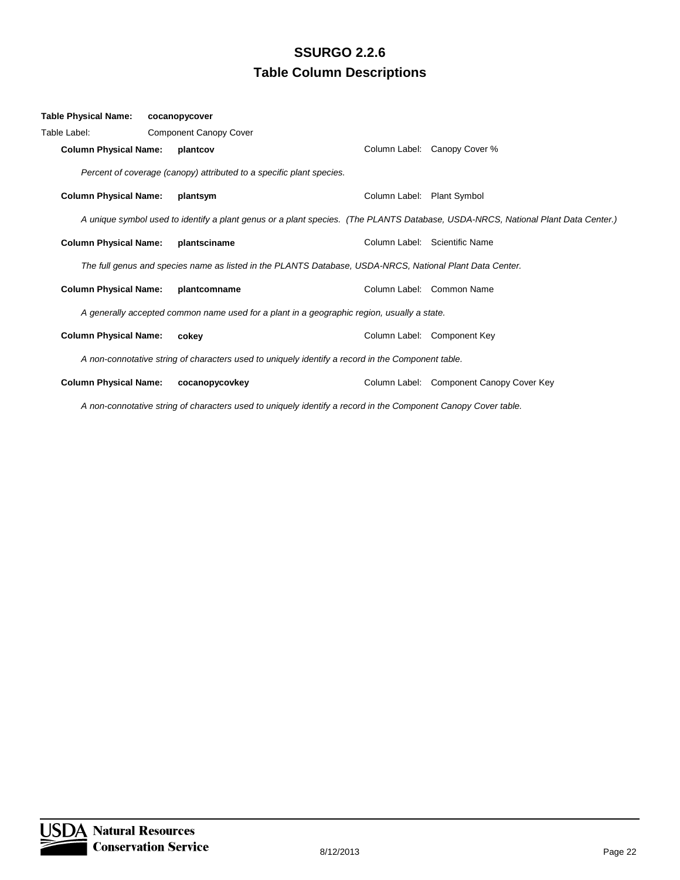# SSURGO 2.2.6
## Table Column Descriptions

**Table Physical Name:** **cocanopycover**

Table Label: Component Canopy Cover

**Column Physical Name:** **plantcov** — Column Label: Canopy Cover %

*Percent of coverage (canopy) attributed to a specific plant species.*

**Column Physical Name:** **plantsym** — Column Label: Plant Symbol

*A unique symbol used to identify a plant genus or a plant species. (The PLANTS Database, USDA-NRCS, National Plant Data Center.)*

**Column Physical Name:** **plantsciname** — Column Label: Scientific Name

*The full genus and species name as listed in the PLANTS Database, USDA-NRCS, National Plant Data Center.*

**Column Physical Name:** **plantcomname** — Column Label: Common Name

*A generally accepted common name used for a plant in a geographic region, usually a state.*

**Column Physical Name:** **cokey** — Column Label: Component Key

*A non-connotative string of characters used to uniquely identify a record in the Component table.*

**Column Physical Name:** **cocanopycovkey** — Column Label: Component Canopy Cover Key

*A non-connotative string of characters used to uniquely identify a record in the Component Canopy Cover table.*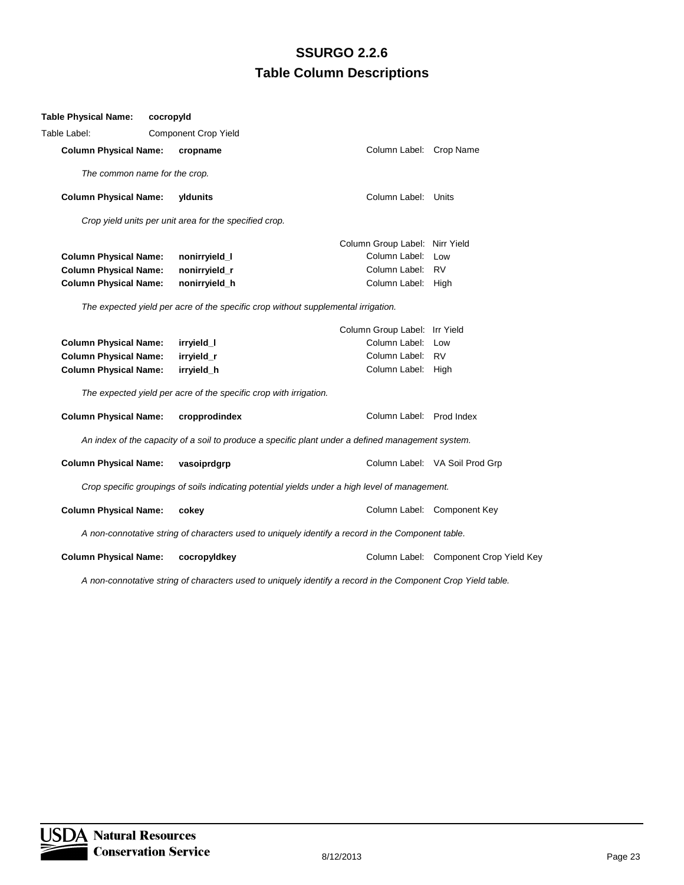**Table Physical Name:** **cocropyld**

Table Label: Component Crop Yield

**Column Physical Name:** **cropname** Column Label: Crop Name

*The common name for the crop.*

**Column Physical Name:** **yldunits** Column Label: Units

*Crop yield units per unit area for the specified crop.*

Column Group Label: Nirr Yield

| | | | |
|---|---|---|---|
| **Column Physical Name:** | **nonirryield_l** | Column Label: | Low |
| **Column Physical Name:** | **nonirryield_r** | Column Label: | RV |
| **Column Physical Name:** | **nonirryield_h** | Column Label: | High |

*The expected yield per acre of the specific crop without supplemental irrigation.*

Column Group Label: Irr Yield

| | | | |
|---|---|---|---|
| **Column Physical Name:** | **irryield_l** | Column Label: | Low |
| **Column Physical Name:** | **irryield_r** | Column Label: | RV |
| **Column Physical Name:** | **irryield_h** | Column Label: | High |

*The expected yield per acre of the specific crop with irrigation.*

**Column Physical Name:** **cropprodindex** Column Label: Prod Index

*An index of the capacity of a soil to produce a specific plant under a defined management system.*

**Column Physical Name:** **vasoiprdgrp** Column Label: VA Soil Prod Grp

*Crop specific groupings of soils indicating potential yields under a high level of management.*

**Column Physical Name:** **cokey** Column Label: Component Key

*A non-connotative string of characters used to uniquely identify a record in the Component table.*

**Column Physical Name:** **cocropyldkey** Column Label: Component Crop Yield Key

*A non-connotative string of characters used to uniquely identify a record in the Component Crop Yield table.*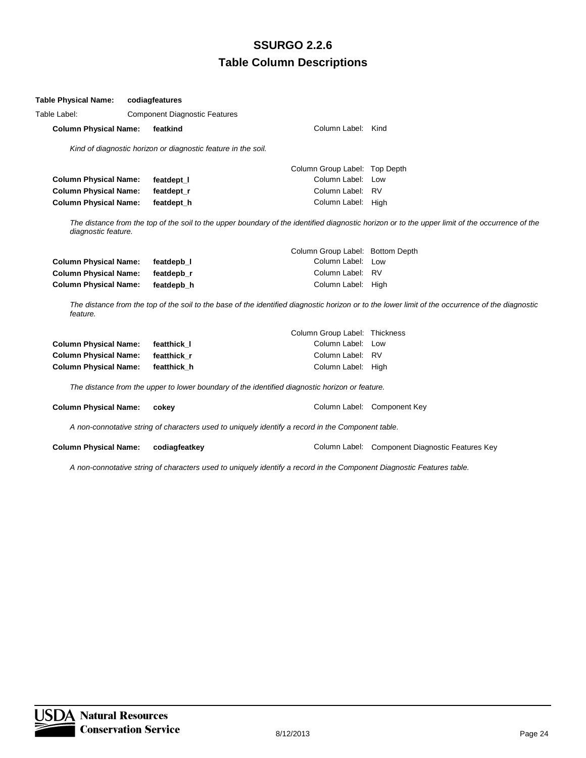# SSURGO 2.2.6

## Table Column Descriptions

**Table Physical Name:** **codiagfeatures**

Table Label: Component Diagnostic Features

**Column Physical Name:** **featkind** Column Label: Kind

*Kind of diagnostic horizon or diagnostic feature in the soil.*

Column Group Label: Top Depth

| Column Physical Name | | Column Label |
|---|---|---|
| **Column Physical Name:** | **featdept_l** | Column Label: Low |
| **Column Physical Name:** | **featdept_r** | Column Label: RV |
| **Column Physical Name:** | **featdept_h** | Column Label: High |

*The distance from the top of the soil to the upper boundary of the identified diagnostic horizon or to the upper limit of the occurrence of the diagnostic feature.*

Column Group Label: Bottom Depth

| Column Physical Name | | Column Label |
|---|---|---|
| **Column Physical Name:** | **featdepb_l** | Column Label: Low |
| **Column Physical Name:** | **featdepb_r** | Column Label: RV |
| **Column Physical Name:** | **featdepb_h** | Column Label: High |

*The distance from the top of the soil to the base of the identified diagnostic horizon or to the lower limit of the occurrence of the diagnostic feature.*

Column Group Label: Thickness

| Column Physical Name | | Column Label |
|---|---|---|
| **Column Physical Name:** | **featthick_l** | Column Label: Low |
| **Column Physical Name:** | **featthick_r** | Column Label: RV |
| **Column Physical Name:** | **featthick_h** | Column Label: High |

*The distance from the upper to lower boundary of the identified diagnostic horizon or feature.*

**Column Physical Name:** **cokey** Column Label: Component Key

*A non-connotative string of characters used to uniquely identify a record in the Component table.*

**Column Physical Name:** **codiagfeatkey** Column Label: Component Diagnostic Features Key

*A non-connotative string of characters used to uniquely identify a record in the Component Diagnostic Features table.*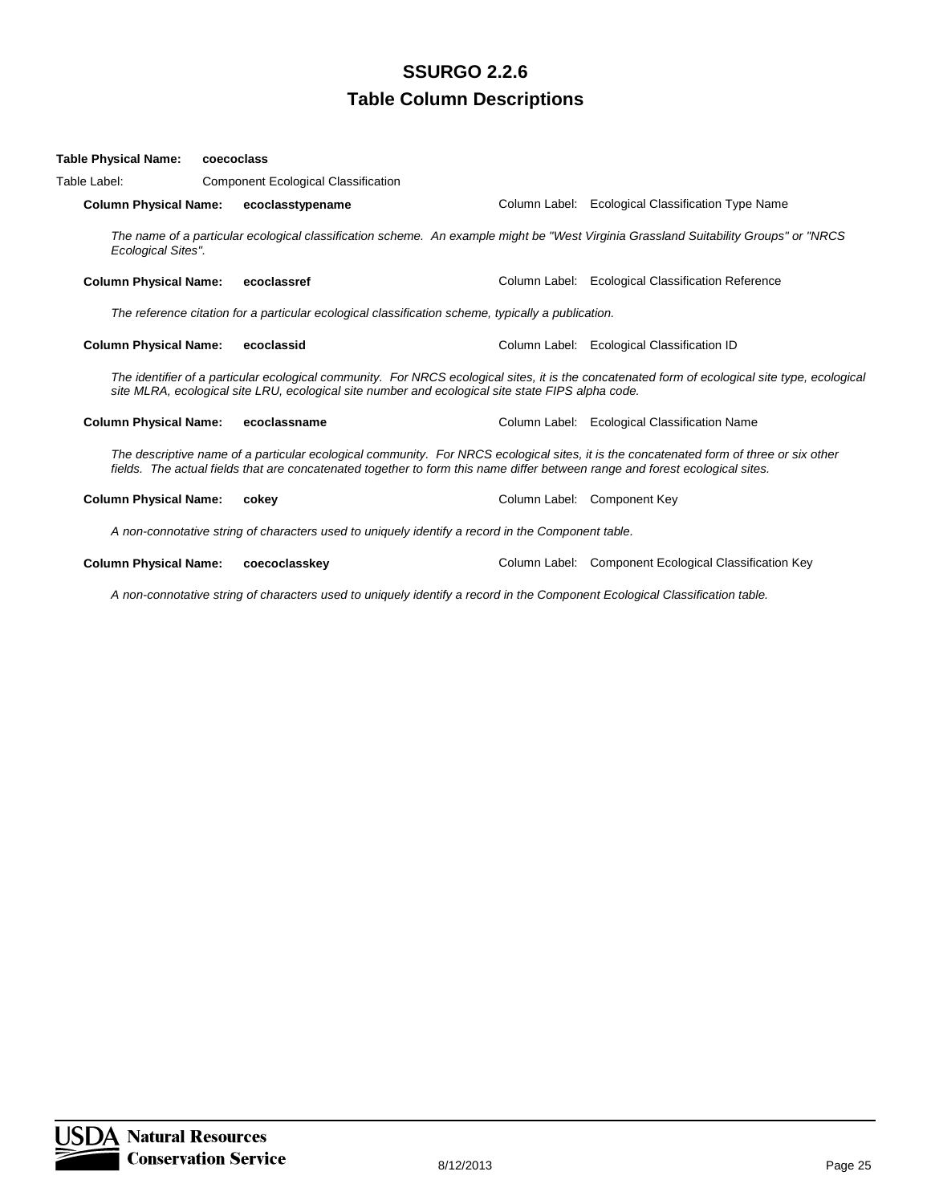# SSURGO 2.2.6
## Table Column Descriptions

**Table Physical Name:** **coecoclass**

Table Label: Component Ecological Classification

**Column Physical Name:** **ecoclasstypename** Column Label: Ecological Classification Type Name

*The name of a particular ecological classification scheme. An example might be "West Virginia Grassland Suitability Groups" or "NRCS Ecological Sites".*

**Column Physical Name:** **ecoclassref** Column Label: Ecological Classification Reference

*The reference citation for a particular ecological classification scheme, typically a publication.*

**Column Physical Name:** **ecoclassid** Column Label: Ecological Classification ID

*The identifier of a particular ecological community. For NRCS ecological sites, it is the concatenated form of ecological site type, ecological site MLRA, ecological site LRU, ecological site number and ecological site state FIPS alpha code.*

**Column Physical Name:** **ecoclassname** Column Label: Ecological Classification Name

*The descriptive name of a particular ecological community. For NRCS ecological sites, it is the concatenated form of three or six other fields. The actual fields that are concatenated together to form this name differ between range and forest ecological sites.*

**Column Physical Name:** **cokey** Column Label: Component Key

*A non-connotative string of characters used to uniquely identify a record in the Component table.*

**Column Physical Name:** **coecoclasskey** Column Label: Component Ecological Classification Key

*A non-connotative string of characters used to uniquely identify a record in the Component Ecological Classification table.*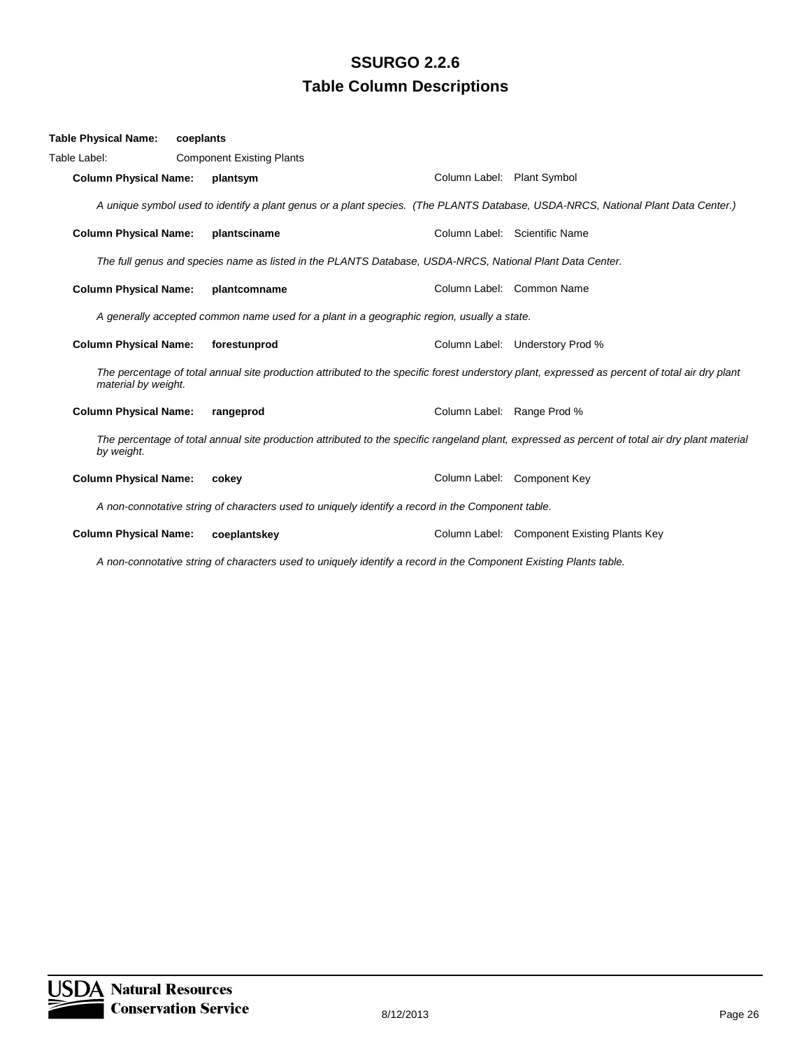**Table Physical Name:** **coeplants**

Table Label: Component Existing Plants

**Column Physical Name:** **plantsym** — Column Label: Plant Symbol

*A unique symbol used to identify a plant genus or a plant species. (The PLANTS Database, USDA-NRCS, National Plant Data Center.)*

**Column Physical Name:** **plantsciname** — Column Label: Scientific Name

*The full genus and species name as listed in the PLANTS Database, USDA-NRCS, National Plant Data Center.*

**Column Physical Name:** **plantcomname** — Column Label: Common Name

*A generally accepted common name used for a plant in a geographic region, usually a state.*

**Column Physical Name:** **forestunprod** — Column Label: Understory Prod %

*The percentage of total annual site production attributed to the specific forest understory plant, expressed as percent of total air dry plant material by weight.*

**Column Physical Name:** **rangeprod** — Column Label: Range Prod %

*The percentage of total annual site production attributed to the specific rangeland plant, expressed as percent of total air dry plant material by weight.*

**Column Physical Name:** **cokey** — Column Label: Component Key

*A non-connotative string of characters used to uniquely identify a record in the Component table.*

**Column Physical Name:** **coeplantskey** — Column Label: Component Existing Plants Key

*A non-connotative string of characters used to uniquely identify a record in the Component Existing Plants table.*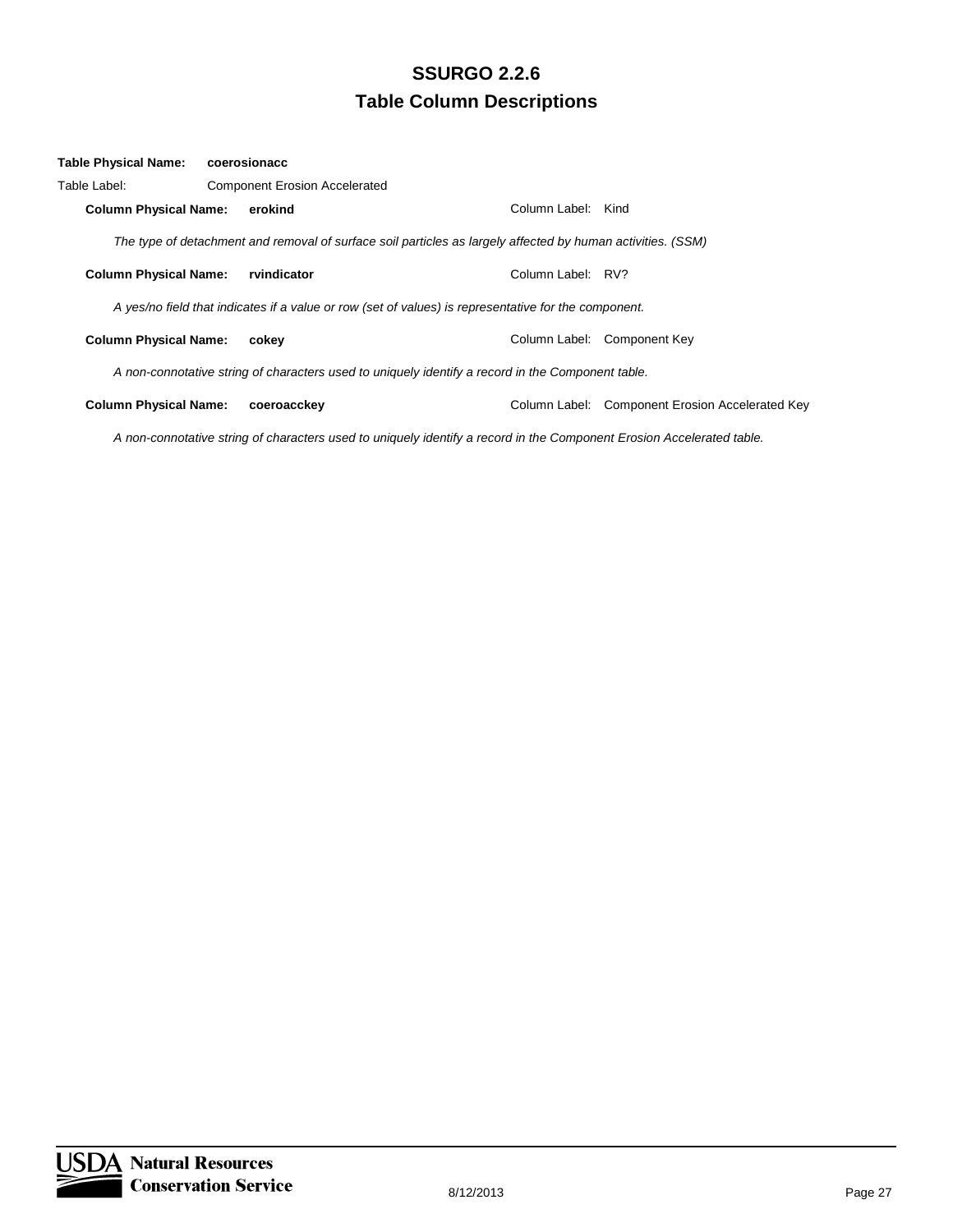**Table Physical Name:** **coerosionacc**

Table Label: Component Erosion Accelerated

**Column Physical Name:** **erokind** Column Label: Kind

*The type of detachment and removal of surface soil particles as largely affected by human activities. (SSM)*

**Column Physical Name:** **rvindicator** Column Label: RV?

*A yes/no field that indicates if a value or row (set of values) is representative for the component.*

**Column Physical Name:** **cokey** Column Label: Component Key

*A non-connotative string of characters used to uniquely identify a record in the Component table.*

**Column Physical Name:** **coeroacckey** Column Label: Component Erosion Accelerated Key

*A non-connotative string of characters used to uniquely identify a record in the Component Erosion Accelerated table.*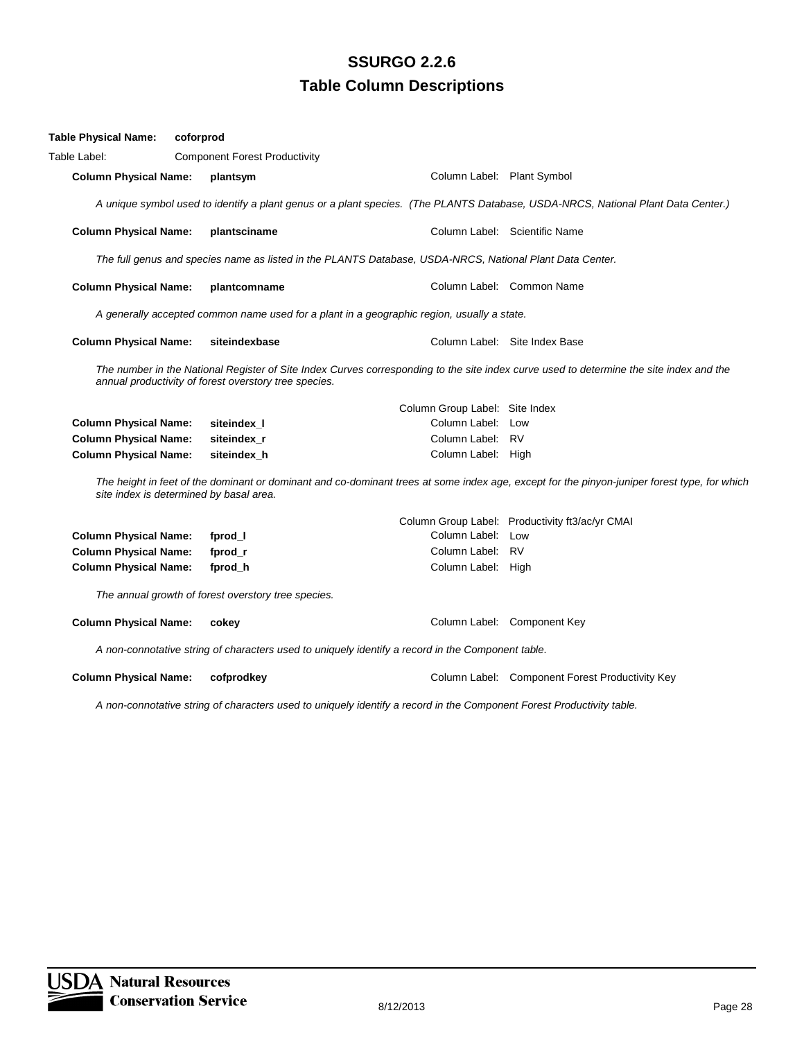# SSURGO 2.2.6
## Table Column Descriptions

**Table Physical Name:** **coforprod**

Table Label: Component Forest Productivity

**Column Physical Name:** **plantsym** Column Label: Plant Symbol

*A unique symbol used to identify a plant genus or a plant species. (The PLANTS Database, USDA-NRCS, National Plant Data Center.)*

**Column Physical Name:** **plantsciname** Column Label: Scientific Name

*The full genus and species name as listed in the PLANTS Database, USDA-NRCS, National Plant Data Center.*

**Column Physical Name:** **plantcomname** Column Label: Common Name

*A generally accepted common name used for a plant in a geographic region, usually a state.*

**Column Physical Name:** **siteindexbase** Column Label: Site Index Base

*The number in the National Register of Site Index Curves corresponding to the site index curve used to determine the site index and the annual productivity of forest overstory tree species.*

Column Group Label: Site Index

**Column Physical Name:** **siteindex_l** Column Label: Low
**Column Physical Name:** **siteindex_r** Column Label: RV
**Column Physical Name:** **siteindex_h** Column Label: High

*The height in feet of the dominant or dominant and co-dominant trees at some index age, except for the pinyon-juniper forest type, for which site index is determined by basal area.*

Column Group Label: Productivity ft3/ac/yr CMAI

**Column Physical Name:** **fprod_l** Column Label: Low
**Column Physical Name:** **fprod_r** Column Label: RV
**Column Physical Name:** **fprod_h** Column Label: High

*The annual growth of forest overstory tree species.*

**Column Physical Name:** **cokey** Column Label: Component Key

*A non-connotative string of characters used to uniquely identify a record in the Component table.*

**Column Physical Name:** **cofprodkey** Column Label: Component Forest Productivity Key

*A non-connotative string of characters used to uniquely identify a record in the Component Forest Productivity table.*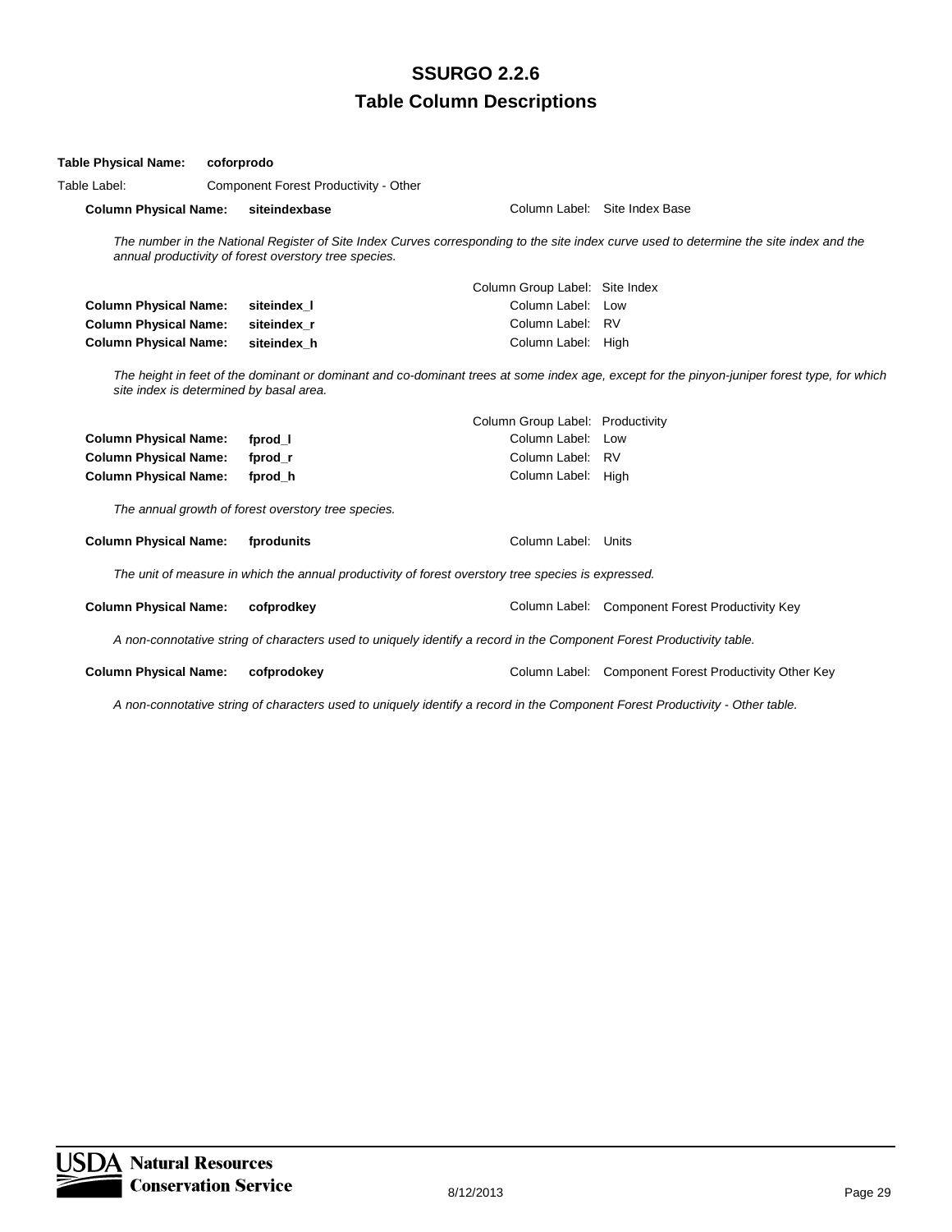# SSURGO 2.2.6

## Table Column Descriptions

**Table Physical Name:** **coforprodo**

Table Label: Component Forest Productivity - Other

**Column Physical Name:** **siteindexbase** — Column Label: Site Index Base

*The number in the National Register of Site Index Curves corresponding to the site index curve used to determine the site index and the annual productivity of forest overstory tree species.*

Column Group Label: Site Index

**Column Physical Name:** **siteindex_l** — Column Label: Low
**Column Physical Name:** **siteindex_r** — Column Label: RV
**Column Physical Name:** **siteindex_h** — Column Label: High

*The height in feet of the dominant or dominant and co-dominant trees at some index age, except for the pinyon-juniper forest type, for which site index is determined by basal area.*

Column Group Label: Productivity

**Column Physical Name:** **fprod_l** — Column Label: Low
**Column Physical Name:** **fprod_r** — Column Label: RV
**Column Physical Name:** **fprod_h** — Column Label: High

*The annual growth of forest overstory tree species.*

**Column Physical Name:** **fprodunits** — Column Label: Units

*The unit of measure in which the annual productivity of forest overstory tree species is expressed.*

**Column Physical Name:** **cofprodkey** — Column Label: Component Forest Productivity Key

*A non-connotative string of characters used to uniquely identify a record in the Component Forest Productivity table.*

**Column Physical Name:** **cofprodokey** — Column Label: Component Forest Productivity Other Key

*A non-connotative string of characters used to uniquely identify a record in the Component Forest Productivity - Other table.*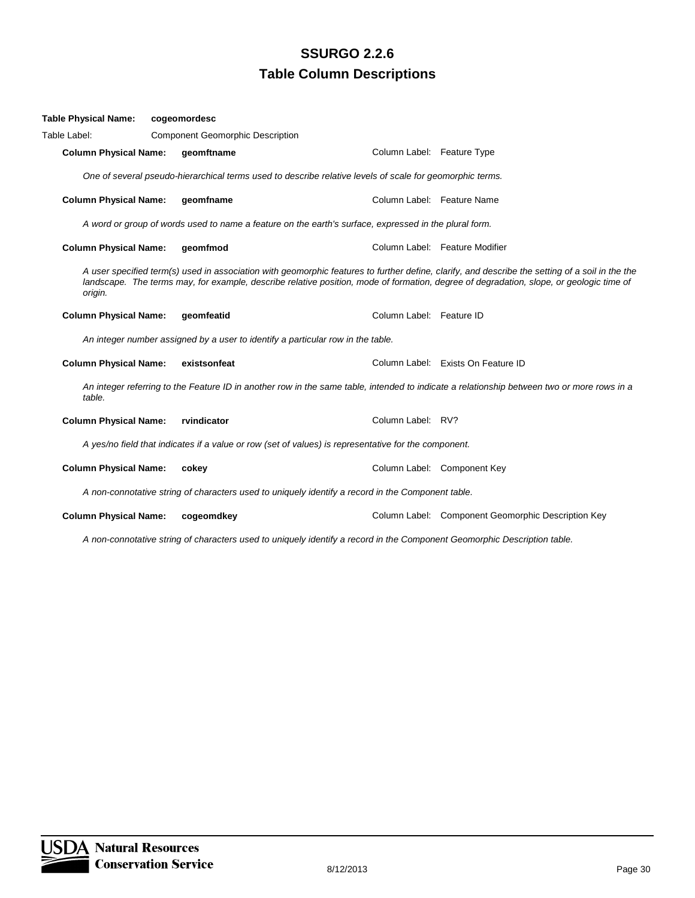# SSURGO 2.2.6

## Table Column Descriptions

**Table Physical Name:** **cogeomordesc**

Table Label: Component Geomorphic Description

**Column Physical Name:** **geomftname** Column Label: Feature Type

*One of several pseudo-hierarchical terms used to describe relative levels of scale for geomorphic terms.*

**Column Physical Name:** **geomfname** Column Label: Feature Name

*A word or group of words used to name a feature on the earth's surface, expressed in the plural form.*

**Column Physical Name:** **geomfmod** Column Label: Feature Modifier

*A user specified term(s) used in association with geomorphic features to further define, clarify, and describe the setting of a soil in the the landscape. The terms may, for example, describe relative position, mode of formation, degree of degradation, slope, or geologic time of origin.*

**Column Physical Name:** **geomfeatid** Column Label: Feature ID

*An integer number assigned by a user to identify a particular row in the table.*

**Column Physical Name:** **existsonfeat** Column Label: Exists On Feature ID

*An integer referring to the Feature ID in another row in the same table, intended to indicate a relationship between two or more rows in a table.*

**Column Physical Name:** **rvindicator** Column Label: RV?

*A yes/no field that indicates if a value or row (set of values) is representative for the component.*

**Column Physical Name:** **cokey** Column Label: Component Key

*A non-connotative string of characters used to uniquely identify a record in the Component table.*

**Column Physical Name:** **cogeomdkey** Column Label: Component Geomorphic Description Key

*A non-connotative string of characters used to uniquely identify a record in the Component Geomorphic Description table.*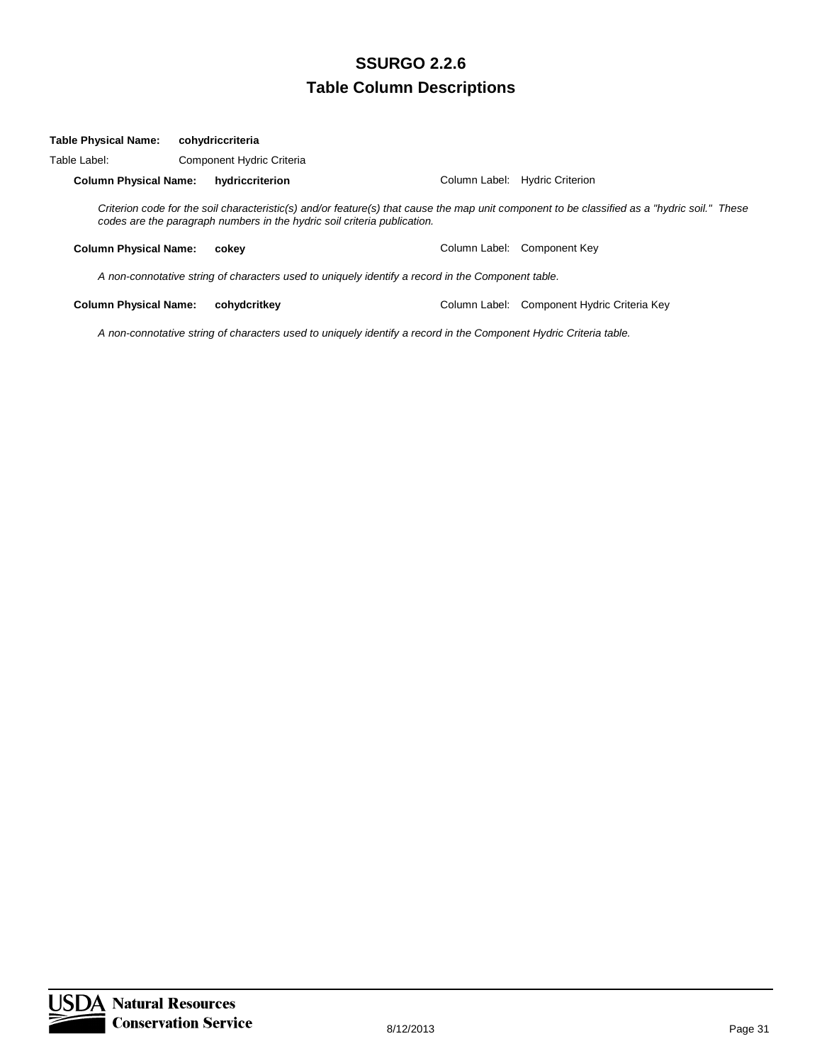**Table Physical Name:** **cohydriccriteria**

Table Label: Component Hydric Criteria

**Column Physical Name:** **hydriccriterion** Column Label: Hydric Criterion

*Criterion code for the soil characteristic(s) and/or feature(s) that cause the map unit component to be classified as a "hydric soil." These codes are the paragraph numbers in the hydric soil criteria publication.*

**Column Physical Name:** **cokey** Column Label: Component Key

*A non-connotative string of characters used to uniquely identify a record in the Component table.*

**Column Physical Name:** **cohydcritkey** Column Label: Component Hydric Criteria Key

*A non-connotative string of characters used to uniquely identify a record in the Component Hydric Criteria table.*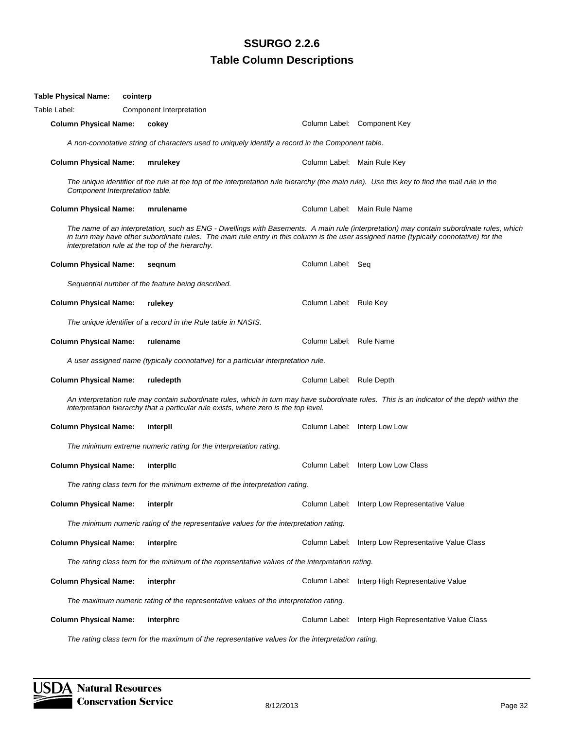# SSURGO 2.2.6
## Table Column Descriptions

**Table Physical Name:** **cointerp**

Table Label: Component Interpretation

**Column Physical Name:** **cokey** — Column Label: Component Key

*A non-connotative string of characters used to uniquely identify a record in the Component table.*

**Column Physical Name:** **mrulekey** — Column Label: Main Rule Key

*The unique identifier of the rule at the top of the interpretation rule hierarchy (the main rule). Use this key to find the mail rule in the Component Interpretation table.*

**Column Physical Name:** **mrulename** — Column Label: Main Rule Name

*The name of an interpretation, such as ENG - Dwellings with Basements. A main rule (interpretation) may contain subordinate rules, which in turn may have other subordinate rules. The main rule entry in this column is the user assigned name (typically connotative) for the interpretation rule at the top of the hierarchy.*

**Column Physical Name:** **seqnum** — Column Label: Seq

*Sequential number of the feature being described.*

**Column Physical Name:** **rulekey** — Column Label: Rule Key

*The unique identifier of a record in the Rule table in NASIS.*

**Column Physical Name:** **rulename** — Column Label: Rule Name

*A user assigned name (typically connotative) for a particular interpretation rule.*

**Column Physical Name:** **ruledepth** — Column Label: Rule Depth

*An interpretation rule may contain subordinate rules, which in turn may have subordinate rules. This is an indicator of the depth within the interpretation hierarchy that a particular rule exists, where zero is the top level.*

**Column Physical Name:** **interpll** — Column Label: Interp Low Low

*The minimum extreme numeric rating for the interpretation rating.*

**Column Physical Name:** **interpllc** — Column Label: Interp Low Low Class

*The rating class term for the minimum extreme of the interpretation rating.*

**Column Physical Name:** **interplr** — Column Label: Interp Low Representative Value

*The minimum numeric rating of the representative values for the interpretation rating.*

**Column Physical Name:** **interplrc** — Column Label: Interp Low Representative Value Class

*The rating class term for the minimum of the representative values of the interpretation rating.*

**Column Physical Name:** **interphr** — Column Label: Interp High Representative Value

*The maximum numeric rating of the representative values for the interpretation rating.*

**Column Physical Name:** **interphrc** — Column Label: Interp High Representative Value Class

*The rating class term for the maximum of the representative values for the interpretation rating.*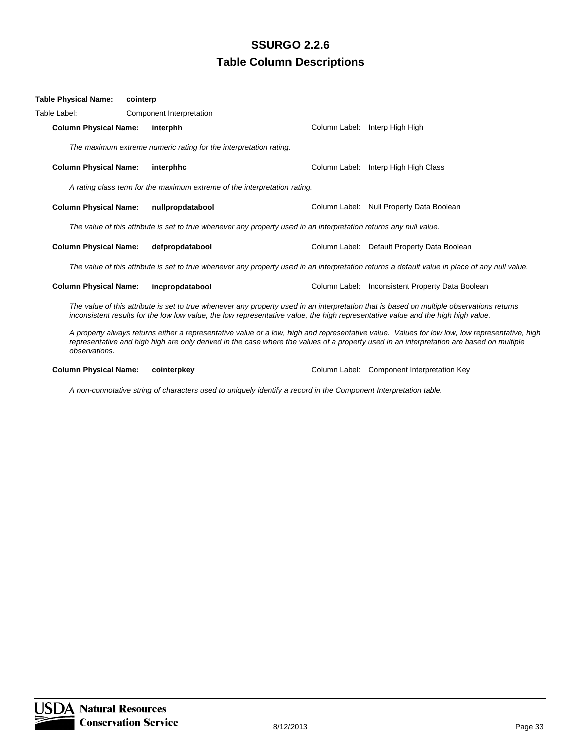**Table Physical Name:** **cointerp**

Table Label: Component Interpretation

**Column Physical Name:** **interphh** — Column Label: Interp High High

*The maximum extreme numeric rating for the interpretation rating.*

**Column Physical Name:** **interphhc** — Column Label: Interp High High Class

*A rating class term for the maximum extreme of the interpretation rating.*

**Column Physical Name:** **nullpropdatabool** — Column Label: Null Property Data Boolean

*The value of this attribute is set to true whenever any property used in an interpretation returns any null value.*

**Column Physical Name:** **defpropdatabool** — Column Label: Default Property Data Boolean

*The value of this attribute is set to true whenever any property used in an interpretation returns a default value in place of any null value.*

**Column Physical Name:** **incpropdatabool** — Column Label: Inconsistent Property Data Boolean

*The value of this attribute is set to true whenever any property used in an interpretation that is based on multiple observations returns inconsistent results for the low low value, the low representative value, the high representative value and the high high value.*

*A property always returns either a representative value or a low, high and representative value. Values for low low, low representative, high representative and high high are only derived in the case where the values of a property used in an interpretation are based on multiple observations.*

**Column Physical Name:** **cointerpkey** — Column Label: Component Interpretation Key

*A non-connotative string of characters used to uniquely identify a record in the Component Interpretation table.*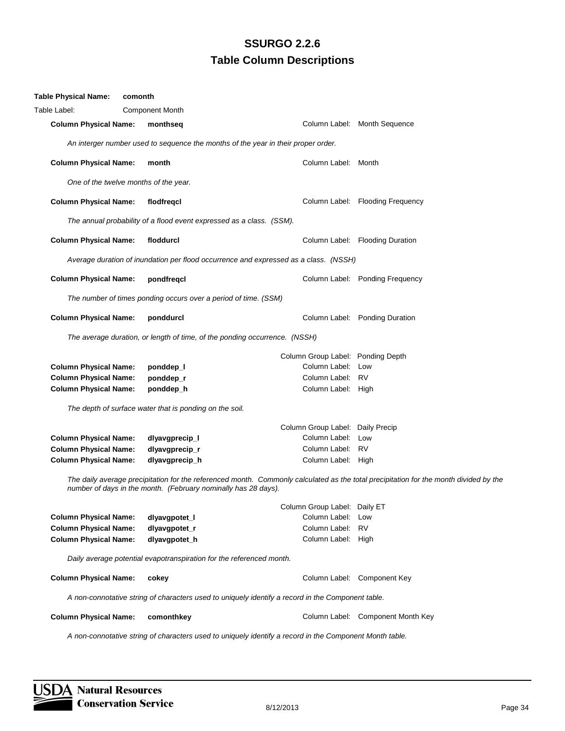# SSURGO 2.2.6
# Table Column Descriptions

**Table Physical Name:** **comonth**

Table Label: Component Month

**Column Physical Name:** **monthseq** — Column Label: Month Sequence

*An interger number used to sequence the months of the year in their proper order.*

**Column Physical Name:** **month** — Column Label: Month

*One of the twelve months of the year.*

**Column Physical Name:** **flodfreqcl** — Column Label: Flooding Frequency

*The annual probability of a flood event expressed as a class. (SSM).*

**Column Physical Name:** **floddurcl** — Column Label: Flooding Duration

*Average duration of inundation per flood occurrence and expressed as a class. (NSSH)*

**Column Physical Name:** **pondfreqcl** — Column Label: Ponding Frequency

*The number of times ponding occurs over a period of time. (SSM)*

**Column Physical Name:** **ponddurcl** — Column Label: Ponding Duration

*The average duration, or length of time, of the ponding occurrence. (NSSH)*

Column Group Label: Ponding Depth

**Column Physical Name:** **ponddep_l** — Column Label: Low
**Column Physical Name:** **ponddep_r** — Column Label: RV
**Column Physical Name:** **ponddep_h** — Column Label: High

*The depth of surface water that is ponding on the soil.*

Column Group Label: Daily Precip

**Column Physical Name:** **dlyavgprecip_l** — Column Label: Low
**Column Physical Name:** **dlyavgprecip_r** — Column Label: RV
**Column Physical Name:** **dlyavgprecip_h** — Column Label: High

*The daily average precipitation for the referenced month. Commonly calculated as the total precipitation for the month divided by the number of days in the month. (February nominally has 28 days).*

Column Group Label: Daily ET

**Column Physical Name:** **dlyavgpotet_l** — Column Label: Low
**Column Physical Name:** **dlyavgpotet_r** — Column Label: RV
**Column Physical Name:** **dlyavgpotet_h** — Column Label: High

*Daily average potential evapotranspiration for the referenced month.*

**Column Physical Name:** **cokey** — Column Label: Component Key

*A non-connotative string of characters used to uniquely identify a record in the Component table.*

**Column Physical Name:** **comonthkey** — Column Label: Component Month Key

*A non-connotative string of characters used to uniquely identify a record in the Component Month table.*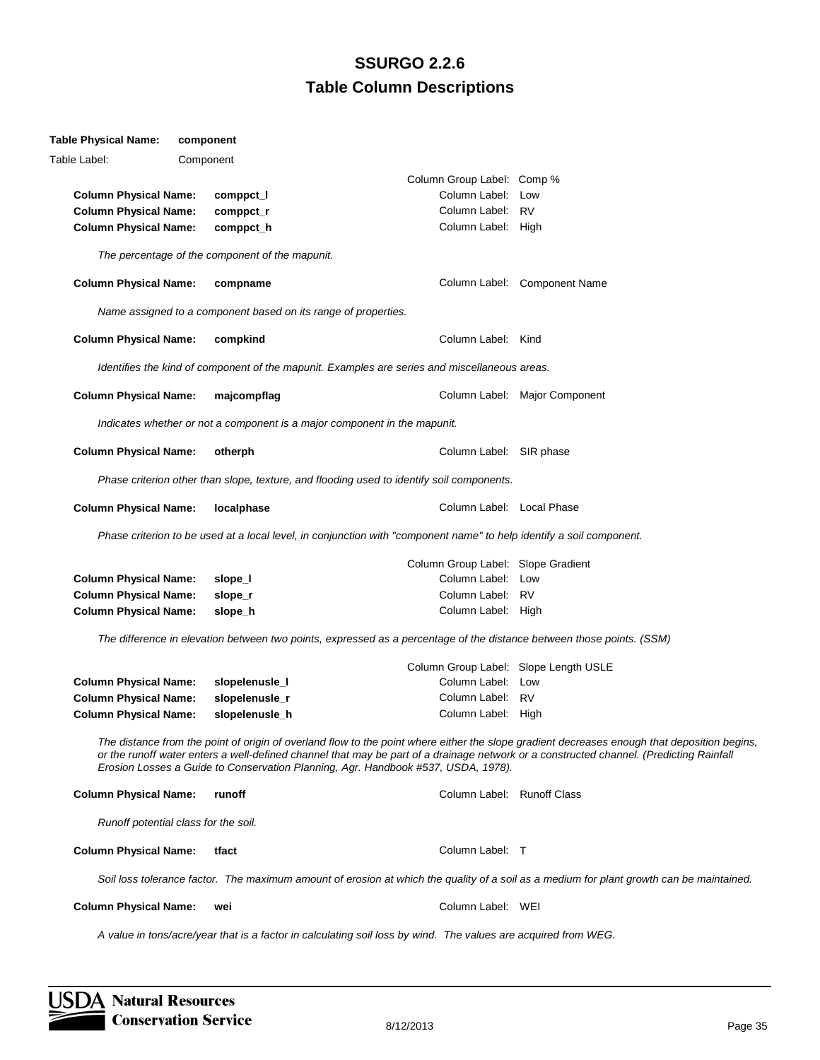# SSURGO 2.2.6
## Table Column Descriptions

**Table Physical Name:** **component**
Table Label: Component

Column Group Label: Comp %

**Column Physical Name:** **comppct_l** — Column Label: Low
**Column Physical Name:** **comppct_r** — Column Label: RV
**Column Physical Name:** **comppct_h** — Column Label: High

*The percentage of the component of the mapunit.*

**Column Physical Name:** **compname** — Column Label: Component Name

*Name assigned to a component based on its range of properties.*

**Column Physical Name:** **compkind** — Column Label: Kind

*Identifies the kind of component of the mapunit. Examples are series and miscellaneous areas.*

**Column Physical Name:** **majcompflag** — Column Label: Major Component

*Indicates whether or not a component is a major component in the mapunit.*

**Column Physical Name:** **otherph** — Column Label: SIR phase

*Phase criterion other than slope, texture, and flooding used to identify soil components.*

**Column Physical Name:** **localphase** — Column Label: Local Phase

*Phase criterion to be used at a local level, in conjunction with "component name" to help identify a soil component.*

Column Group Label: Slope Gradient

**Column Physical Name:** **slope_l** — Column Label: Low
**Column Physical Name:** **slope_r** — Column Label: RV
**Column Physical Name:** **slope_h** — Column Label: High

*The difference in elevation between two points, expressed as a percentage of the distance between those points. (SSM)*

Column Group Label: Slope Length USLE

**Column Physical Name:** **slopelenusle_l** — Column Label: Low
**Column Physical Name:** **slopelenusle_r** — Column Label: RV
**Column Physical Name:** **slopelenusle_h** — Column Label: High

*The distance from the point of origin of overland flow to the point where either the slope gradient decreases enough that deposition begins, or the runoff water enters a well-defined channel that may be part of a drainage network or a constructed channel. (Predicting Rainfall Erosion Losses a Guide to Conservation Planning, Agr. Handbook #537, USDA, 1978).*

**Column Physical Name:** **runoff** — Column Label: Runoff Class

*Runoff potential class for the soil.*

**Column Physical Name:** **tfact** — Column Label: T

*Soil loss tolerance factor. The maximum amount of erosion at which the quality of a soil as a medium for plant growth can be maintained.*

**Column Physical Name:** **wei** — Column Label: WEI

*A value in tons/acre/year that is a factor in calculating soil loss by wind. The values are acquired from WEG.*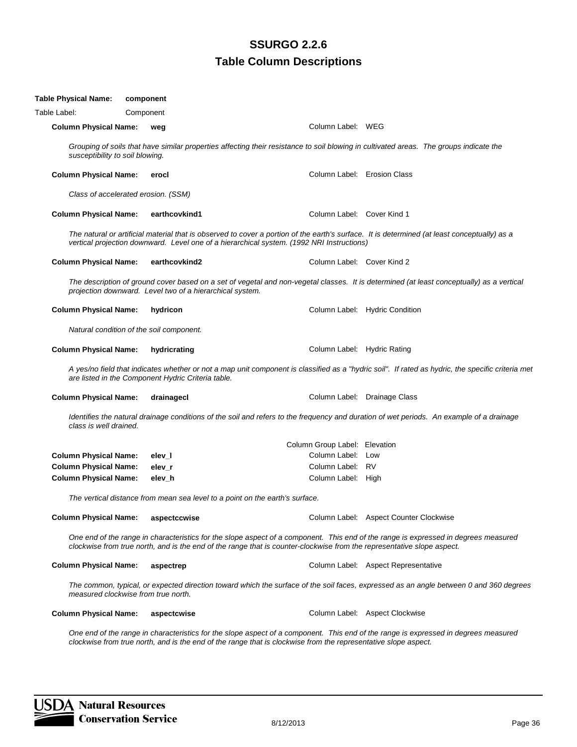# SSURGO 2.2.6

## Table Column Descriptions

**Table Physical Name:** **component**

Table Label: Component

**Column Physical Name:** **weg** — Column Label: WEG

*Grouping of soils that have similar properties affecting their resistance to soil blowing in cultivated areas. The groups indicate the susceptibility to soil blowing.*

**Column Physical Name:** **erocl** — Column Label: Erosion Class

*Class of accelerated erosion. (SSM)*

**Column Physical Name:** **earthcovkind1** — Column Label: Cover Kind 1

*The natural or artificial material that is observed to cover a portion of the earth's surface. It is determined (at least conceptually) as a vertical projection downward. Level one of a hierarchical system. (1992 NRI Instructions)*

**Column Physical Name:** **earthcovkind2** — Column Label: Cover Kind 2

*The description of ground cover based on a set of vegetal and non-vegetal classes. It is determined (at least conceptually) as a vertical projection downward. Level two of a hierarchical system.*

**Column Physical Name:** **hydricon** — Column Label: Hydric Condition

*Natural condition of the soil component.*

**Column Physical Name:** **hydricrating** — Column Label: Hydric Rating

*A yes/no field that indicates whether or not a map unit component is classified as a "hydric soil". If rated as hydric, the specific criteria met are listed in the Component Hydric Criteria table.*

**Column Physical Name:** **drainagecl** — Column Label: Drainage Class

*Identifies the natural drainage conditions of the soil and refers to the frequency and duration of wet periods. An example of a drainage class is well drained.*

Column Group Label: Elevation

**Column Physical Name:** **elev_l** — Column Label: Low

**Column Physical Name:** **elev_r** — Column Label: RV

**Column Physical Name:** **elev_h** — Column Label: High

*The vertical distance from mean sea level to a point on the earth's surface.*

**Column Physical Name:** **aspectccwise** — Column Label: Aspect Counter Clockwise

*One end of the range in characteristics for the slope aspect of a component. This end of the range is expressed in degrees measured clockwise from true north, and is the end of the range that is counter-clockwise from the representative slope aspect.*

**Column Physical Name:** **aspectrep** — Column Label: Aspect Representative

*The common, typical, or expected direction toward which the surface of the soil faces, expressed as an angle between 0 and 360 degrees measured clockwise from true north.*

**Column Physical Name:** **aspectcwise** — Column Label: Aspect Clockwise

*One end of the range in characteristics for the slope aspect of a component. This end of the range is expressed in degrees measured clockwise from true north, and is the end of the range that is clockwise from the representative slope aspect.*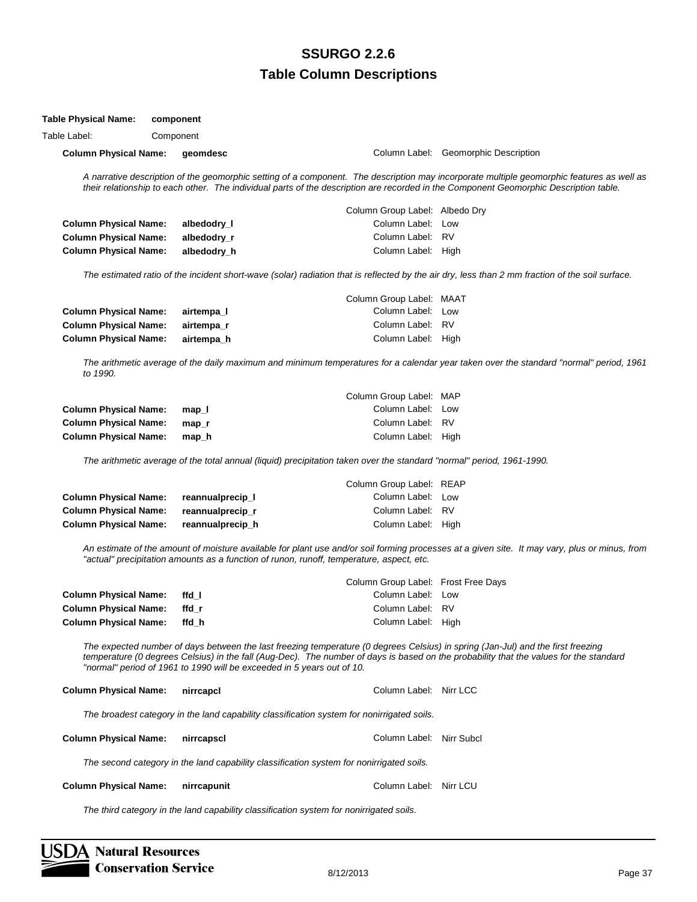# SSURGO 2.2.6

## Table Column Descriptions

**Table Physical Name:** **component**

Table Label: Component

**Column Physical Name:** **geomdesc** Column Label: Geomorphic Description

*A narrative description of the geomorphic setting of a component. The description may incorporate multiple geomorphic features as well as their relationship to each other. The individual parts of the description are recorded in the Component Geomorphic Description table.*

Column Group Label: Albedo Dry

**Column Physical Name:** **albedodry_l** Column Label: Low
**Column Physical Name:** **albedodry_r** Column Label: RV
**Column Physical Name:** **albedodry_h** Column Label: High

*The estimated ratio of the incident short-wave (solar) radiation that is reflected by the air dry, less than 2 mm fraction of the soil surface.*

Column Group Label: MAAT

**Column Physical Name:** **airtempa_l** Column Label: Low
**Column Physical Name:** **airtempa_r** Column Label: RV
**Column Physical Name:** **airtempa_h** Column Label: High

*The arithmetic average of the daily maximum and minimum temperatures for a calendar year taken over the standard "normal" period, 1961 to 1990.*

Column Group Label: MAP

**Column Physical Name:** **map_l** Column Label: Low
**Column Physical Name:** **map_r** Column Label: RV
**Column Physical Name:** **map_h** Column Label: High

*The arithmetic average of the total annual (liquid) precipitation taken over the standard "normal" period, 1961-1990.*

Column Group Label: REAP

**Column Physical Name:** **reannualprecip_l** Column Label: Low
**Column Physical Name:** **reannualprecip_r** Column Label: RV
**Column Physical Name:** **reannualprecip_h** Column Label: High

*An estimate of the amount of moisture available for plant use and/or soil forming processes at a given site. It may vary, plus or minus, from "actual" precipitation amounts as a function of runon, runoff, temperature, aspect, etc.*

Column Group Label: Frost Free Days

**Column Physical Name:** **ffd_l** Column Label: Low
**Column Physical Name:** **ffd_r** Column Label: RV
**Column Physical Name:** **ffd_h** Column Label: High

*The expected number of days between the last freezing temperature (0 degrees Celsius) in spring (Jan-Jul) and the first freezing temperature (0 degrees Celsius) in the fall (Aug-Dec). The number of days is based on the probability that the values for the standard "normal" period of 1961 to 1990 will be exceeded in 5 years out of 10.*

**Column Physical Name:** **nirrcapcl** Column Label: Nirr LCC

*The broadest category in the land capability classification system for nonirrigated soils.*

**Column Physical Name:** **nirrcapscl** Column Label: Nirr Subcl

*The second category in the land capability classification system for nonirrigated soils.*

**Column Physical Name:** **nirrcapunit** Column Label: Nirr LCU

*The third category in the land capability classification system for nonirrigated soils.*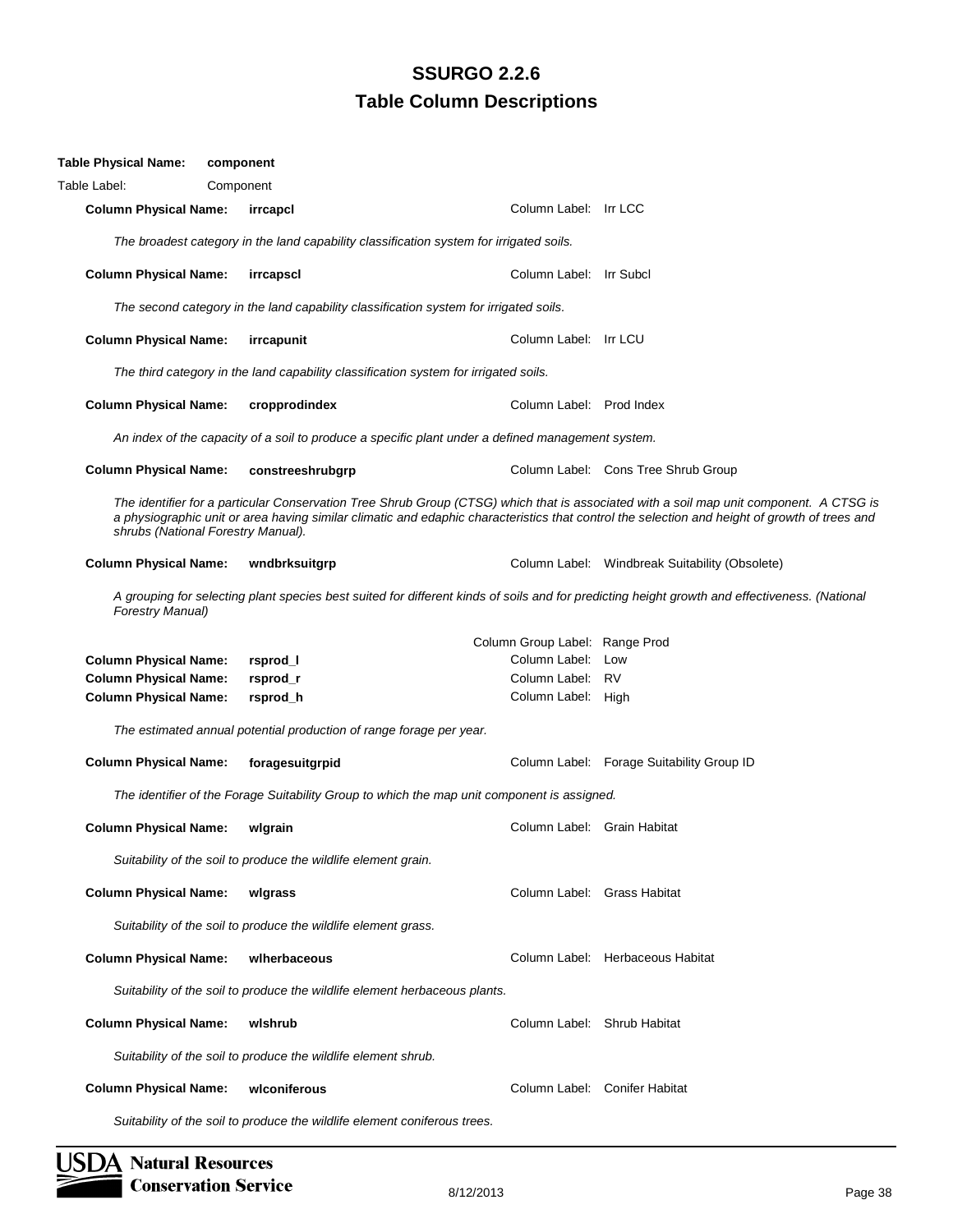# SSURGO 2.2.6
## Table Column Descriptions

**Table Physical Name:** **component**

Table Label: Component

**Column Physical Name:** **irrcapcl** Column Label: Irr LCC

*The broadest category in the land capability classification system for irrigated soils.*

**Column Physical Name:** **irrcapscl** Column Label: Irr Subcl

*The second category in the land capability classification system for irrigated soils.*

**Column Physical Name:** **irrcapunit** Column Label: Irr LCU

*The third category in the land capability classification system for irrigated soils.*

**Column Physical Name:** **cropprodindex** Column Label: Prod Index

*An index of the capacity of a soil to produce a specific plant under a defined management system.*

**Column Physical Name:** **constreeshrubgrp** Column Label: Cons Tree Shrub Group

*The identifier for a particular Conservation Tree Shrub Group (CTSG) which that is associated with a soil map unit component. A CTSG is a physiographic unit or area having similar climatic and edaphic characteristics that control the selection and height of growth of trees and shrubs (National Forestry Manual).*

**Column Physical Name:** **wndbrksuitgrp** Column Label: Windbreak Suitability (Obsolete)

*A grouping for selecting plant species best suited for different kinds of soils and for predicting height growth and effectiveness. (National Forestry Manual)*

Column Group Label: Range Prod

**Column Physical Name:** **rsprod_l** Column Label: Low

**Column Physical Name:** **rsprod_r** Column Label: RV

**Column Physical Name:** **rsprod_h** Column Label: High

*The estimated annual potential production of range forage per year.*

**Column Physical Name:** **foragesuitgrpid** Column Label: Forage Suitability Group ID

*The identifier of the Forage Suitability Group to which the map unit component is assigned.*

**Column Physical Name:** **wlgrain** Column Label: Grain Habitat

*Suitability of the soil to produce the wildlife element grain.*

**Column Physical Name:** **wlgrass** Column Label: Grass Habitat

*Suitability of the soil to produce the wildlife element grass.*

**Column Physical Name:** **wlherbaceous** Column Label: Herbaceous Habitat

*Suitability of the soil to produce the wildlife element herbaceous plants.*

**Column Physical Name:** **wlshrub** Column Label: Shrub Habitat

*Suitability of the soil to produce the wildlife element shrub.*

**Column Physical Name:** **wlconiferous** Column Label: Conifer Habitat

*Suitability of the soil to produce the wildlife element coniferous trees.*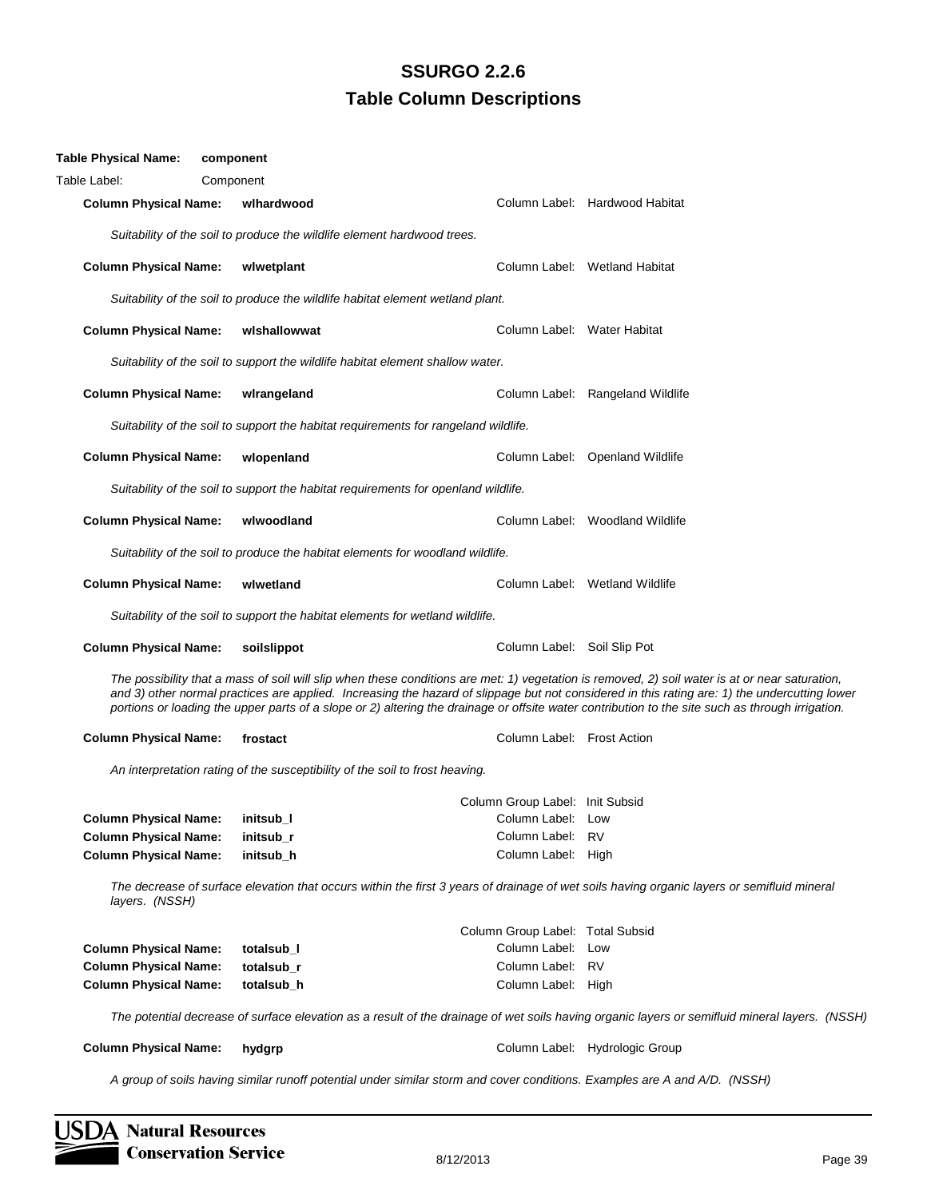# SSURGO 2.2.6
# Table Column Descriptions

**Table Physical Name:** **component**

Table Label: Component

**Column Physical Name:** **wlhardwood** — Column Label: Hardwood Habitat

*Suitability of the soil to produce the wildlife element hardwood trees.*

**Column Physical Name:** **wlwetplant** — Column Label: Wetland Habitat

*Suitability of the soil to produce the wildlife habitat element wetland plant.*

**Column Physical Name:** **wlshallowwat** — Column Label: Water Habitat

*Suitability of the soil to support the wildlife habitat element shallow water.*

**Column Physical Name:** **wlrangeland** — Column Label: Rangeland Wildlife

*Suitability of the soil to support the habitat requirements for rangeland wildlife.*

**Column Physical Name:** **wlopenland** — Column Label: Openland Wildlife

*Suitability of the soil to support the habitat requirements for openland wildlife.*

**Column Physical Name:** **wlwoodland** — Column Label: Woodland Wildlife

*Suitability of the soil to produce the habitat elements for woodland wildlife.*

**Column Physical Name:** **wlwetland** — Column Label: Wetland Wildlife

*Suitability of the soil to support the habitat elements for wetland wildlife.*

**Column Physical Name:** **soilslippot** — Column Label: Soil Slip Pot

*The possibility that a mass of soil will slip when these conditions are met: 1) vegetation is removed, 2) soil water is at or near saturation, and 3) other normal practices are applied. Increasing the hazard of slippage but not considered in this rating are: 1) the undercutting lower portions or loading the upper parts of a slope or 2) altering the drainage or offsite water contribution to the site such as through irrigation.*

**Column Physical Name:** **frostact** — Column Label: Frost Action

*An interpretation rating of the susceptibility of the soil to frost heaving.*

Column Group Label: Init Subsid

**Column Physical Name:** **initsub_l** — Column Label: Low
**Column Physical Name:** **initsub_r** — Column Label: RV
**Column Physical Name:** **initsub_h** — Column Label: High

*The decrease of surface elevation that occurs within the first 3 years of drainage of wet soils having organic layers or semifluid mineral layers. (NSSH)*

Column Group Label: Total Subsid

**Column Physical Name:** **totalsub_l** — Column Label: Low
**Column Physical Name:** **totalsub_r** — Column Label: RV
**Column Physical Name:** **totalsub_h** — Column Label: High

*The potential decrease of surface elevation as a result of the drainage of wet soils having organic layers or semifluid mineral layers. (NSSH)*

**Column Physical Name:** **hydgrp** — Column Label: Hydrologic Group

*A group of soils having similar runoff potential under similar storm and cover conditions. Examples are A and A/D. (NSSH)*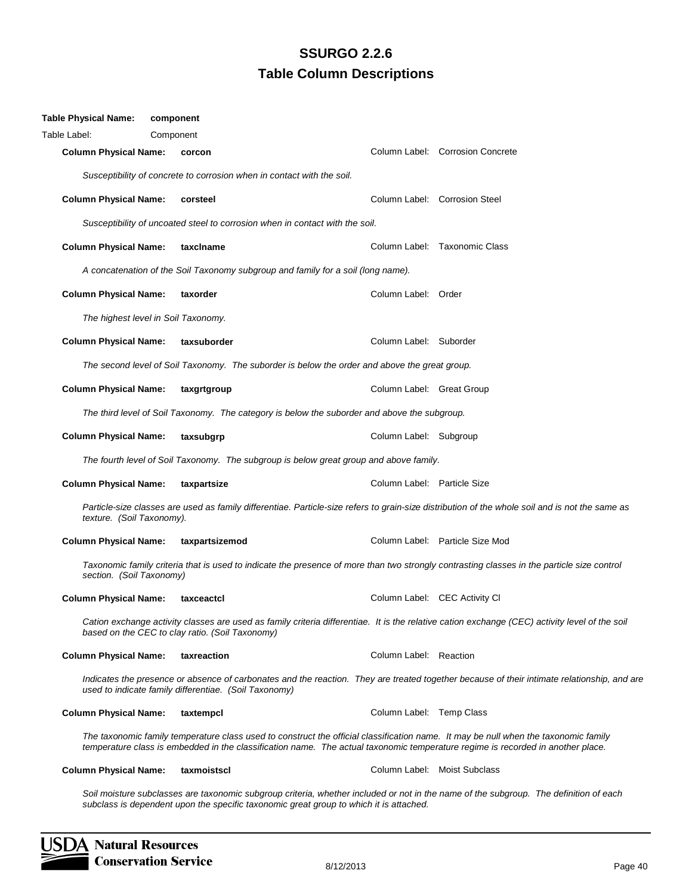# SSURGO 2.2.6
# Table Column Descriptions

**Table Physical Name:** **component**

Table Label: Component

**Column Physical Name:** **corcon** Column Label: Corrosion Concrete

*Susceptibility of concrete to corrosion when in contact with the soil.*

**Column Physical Name:** **corsteel** Column Label: Corrosion Steel

*Susceptibility of uncoated steel to corrosion when in contact with the soil.*

**Column Physical Name:** **taxclname** Column Label: Taxonomic Class

*A concatenation of the Soil Taxonomy subgroup and family for a soil (long name).*

**Column Physical Name:** **taxorder** Column Label: Order

*The highest level in Soil Taxonomy.*

**Column Physical Name:** **taxsuborder** Column Label: Suborder

*The second level of Soil Taxonomy. The suborder is below the order and above the great group.*

**Column Physical Name:** **taxgrtgroup** Column Label: Great Group

*The third level of Soil Taxonomy. The category is below the suborder and above the subgroup.*

**Column Physical Name:** **taxsubgrp** Column Label: Subgroup

*The fourth level of Soil Taxonomy. The subgroup is below great group and above family.*

**Column Physical Name:** **taxpartsize** Column Label: Particle Size

*Particle-size classes are used as family differentiae. Particle-size refers to grain-size distribution of the whole soil and is not the same as texture. (Soil Taxonomy).*

**Column Physical Name:** **taxpartsizemod** Column Label: Particle Size Mod

*Taxonomic family criteria that is used to indicate the presence of more than two strongly contrasting classes in the particle size control section. (Soil Taxonomy)*

**Column Physical Name:** **taxceactcl** Column Label: CEC Activity Cl

*Cation exchange activity classes are used as family criteria differentiae. It is the relative cation exchange (CEC) activity level of the soil based on the CEC to clay ratio. (Soil Taxonomy)*

**Column Physical Name:** **taxreaction** Column Label: Reaction

*Indicates the presence or absence of carbonates and the reaction. They are treated together because of their intimate relationship, and are used to indicate family differentiae. (Soil Taxonomy)*

**Column Physical Name:** **taxtempcl** Column Label: Temp Class

*The taxonomic family temperature class used to construct the official classification name. It may be null when the taxonomic family temperature class is embedded in the classification name. The actual taxonomic temperature regime is recorded in another place.*

**Column Physical Name:** **taxmoistscl** Column Label: Moist Subclass

*Soil moisture subclasses are taxonomic subgroup criteria, whether included or not in the name of the subgroup. The definition of each subclass is dependent upon the specific taxonomic great group to which it is attached.*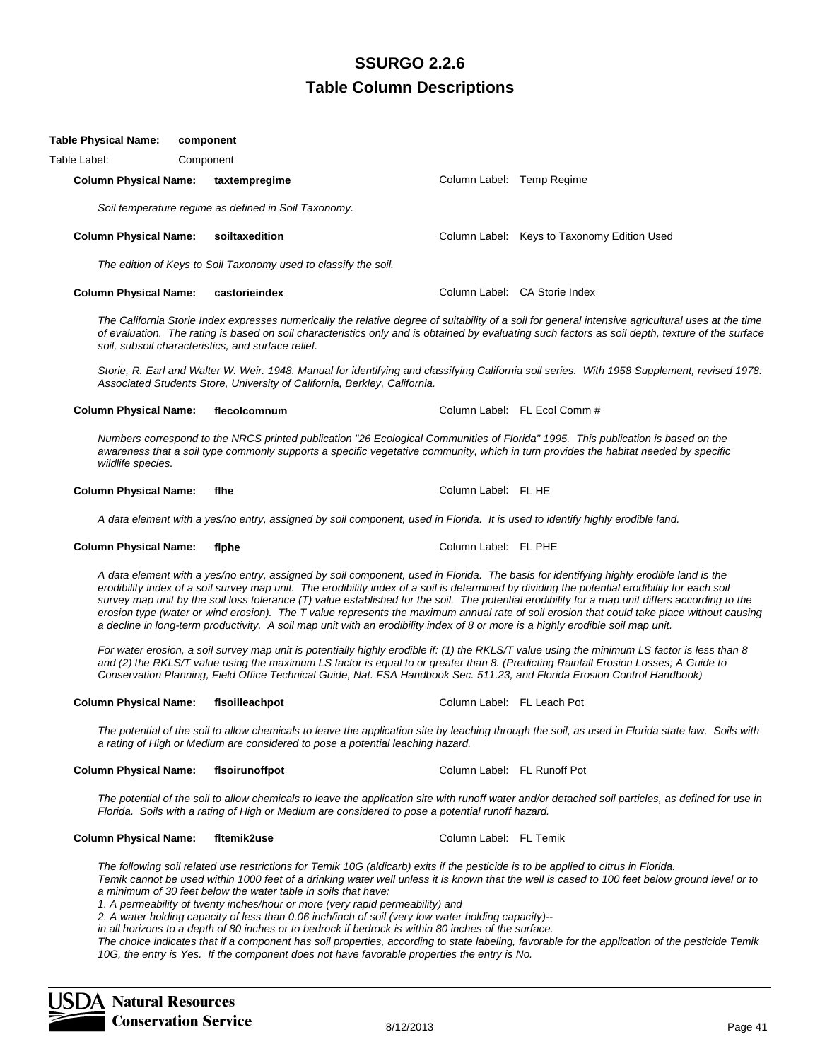# SSURGO 2.2.6

## Table Column Descriptions

**Table Physical Name:** **component**

Table Label: Component

**Column Physical Name:** **taxtempregime** Column Label: Temp Regime

*Soil temperature regime as defined in Soil Taxonomy.*

**Column Physical Name:** **soiltaxedition** Column Label: Keys to Taxonomy Edition Used

*The edition of Keys to Soil Taxonomy used to classify the soil.*

**Column Physical Name:** **castorieindex** Column Label: CA Storie Index

*The California Storie Index expresses numerically the relative degree of suitability of a soil for general intensive agricultural uses at the time of evaluation. The rating is based on soil characteristics only and is obtained by evaluating such factors as soil depth, texture of the surface soil, subsoil characteristics, and surface relief.*

*Storie, R. Earl and Walter W. Weir. 1948. Manual for identifying and classifying California soil series. With 1958 Supplement, revised 1978. Associated Students Store, University of California, Berkley, California.*

**Column Physical Name:** **flecolcomnum** Column Label: FL Ecol Comm #

*Numbers correspond to the NRCS printed publication "26 Ecological Communities of Florida" 1995. This publication is based on the awareness that a soil type commonly supports a specific vegetative community, which in turn provides the habitat needed by specific wildlife species.*

**Column Physical Name:** **flhe** Column Label: FL HE

*A data element with a yes/no entry, assigned by soil component, used in Florida. It is used to identify highly erodible land.*

**Column Physical Name:** **flphe** Column Label: FL PHE

*A data element with a yes/no entry, assigned by soil component, used in Florida. The basis for identifying highly erodible land is the erodibility index of a soil survey map unit. The erodibility index of a soil is determined by dividing the potential erodibility for each soil survey map unit by the soil loss tolerance (T) value established for the soil. The potential erodibility for a map unit differs according to the erosion type (water or wind erosion). The T value represents the maximum annual rate of soil erosion that could take place without causing a decline in long-term productivity. A soil map unit with an erodibility index of 8 or more is a highly erodible soil map unit.*

*For water erosion, a soil survey map unit is potentially highly erodible if: (1) the RKLS/T value using the minimum LS factor is less than 8 and (2) the RKLS/T value using the maximum LS factor is equal to or greater than 8. (Predicting Rainfall Erosion Losses; A Guide to Conservation Planning, Field Office Technical Guide, Nat. FSA Handbook Sec. 511.23, and Florida Erosion Control Handbook)*

**Column Physical Name:** **flsoilleachpot** Column Label: FL Leach Pot

*The potential of the soil to allow chemicals to leave the application site by leaching through the soil, as used in Florida state law. Soils with a rating of High or Medium are considered to pose a potential leaching hazard.*

**Column Physical Name:** **flsoirunoffpot** Column Label: FL Runoff Pot

*The potential of the soil to allow chemicals to leave the application site with runoff water and/or detached soil particles, as defined for use in Florida. Soils with a rating of High or Medium are considered to pose a potential runoff hazard.*

**Column Physical Name:** **fltemik2use** Column Label: FL Temik

*The following soil related use restrictions for Temik 10G (aldicarb) exits if the pesticide is to be applied to citrus in Florida.*
*Temik cannot be used within 1000 feet of a drinking water well unless it is known that the well is cased to 100 feet below ground level or to a minimum of 30 feet below the water table in soils that have:*
*1. A permeability of twenty inches/hour or more (very rapid permeability) and*
*2. A water holding capacity of less than 0.06 inch/inch of soil (very low water holding capacity)--*
*in all horizons to a depth of 80 inches or to bedrock if bedrock is within 80 inches of the surface.*
*The choice indicates that if a component has soil properties, according to state labeling, favorable for the application of the pesticide Temik 10G, the entry is Yes. If the component does not have favorable properties the entry is No.*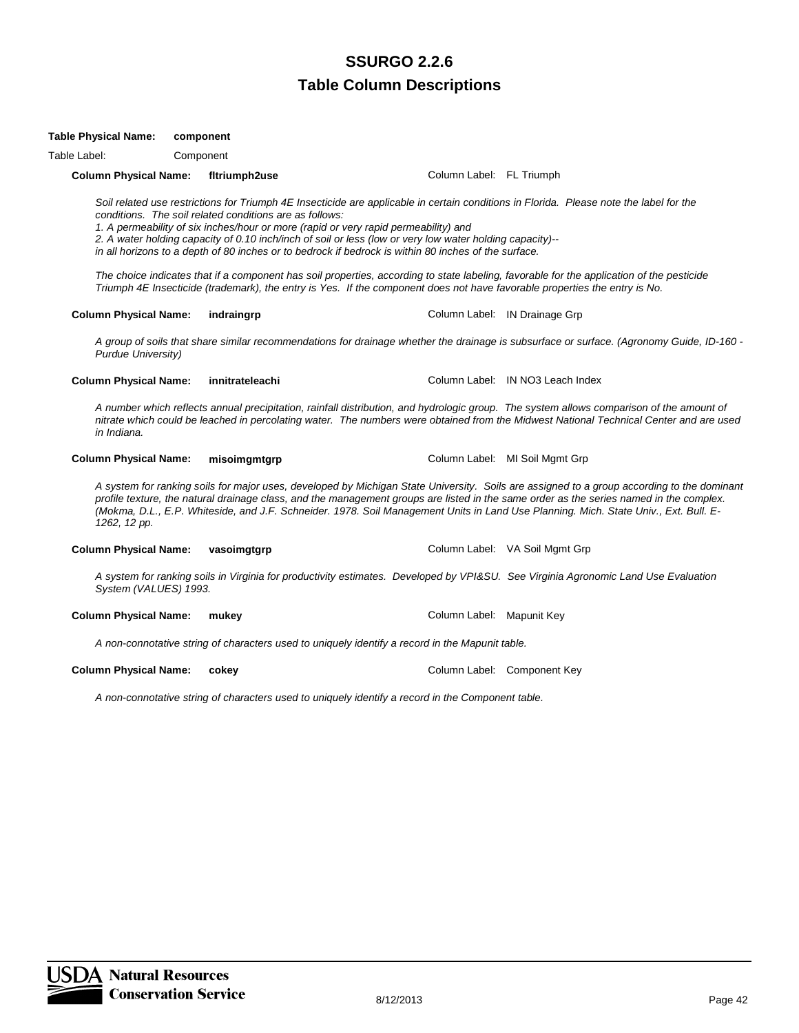# SSURGO 2.2.6

## Table Column Descriptions

**Table Physical Name:** **component**

Table Label: Component

**Column Physical Name:** **fltriumph2use** Column Label: FL Triumph

*Soil related use restrictions for Triumph 4E Insecticide are applicable in certain conditions in Florida. Please note the label for the conditions. The soil related conditions are as follows:*
*1. A permeability of six inches/hour or more (rapid or very rapid permeability) and*
*2. A water holding capacity of 0.10 inch/inch of soil or less (low or very low water holding capacity)--*
*in all horizons to a depth of 80 inches or to bedrock if bedrock is within 80 inches of the surface.*

*The choice indicates that if a component has soil properties, according to state labeling, favorable for the application of the pesticide Triumph 4E Insecticide (trademark), the entry is Yes. If the component does not have favorable properties the entry is No.*

**Column Physical Name:** **indraingrp** Column Label: IN Drainage Grp

*A group of soils that share similar recommendations for drainage whether the drainage is subsurface or surface. (Agronomy Guide, ID-160 - Purdue University)*

**Column Physical Name:** **innitrateleachi** Column Label: IN NO3 Leach Index

*A number which reflects annual precipitation, rainfall distribution, and hydrologic group. The system allows comparison of the amount of nitrate which could be leached in percolating water. The numbers were obtained from the Midwest National Technical Center and are used in Indiana.*

**Column Physical Name:** **misoimgmtgrp** Column Label: MI Soil Mgmt Grp

*A system for ranking soils for major uses, developed by Michigan State University. Soils are assigned to a group according to the dominant profile texture, the natural drainage class, and the management groups are listed in the same order as the series named in the complex. (Mokma, D.L., E.P. Whiteside, and J.F. Schneider. 1978. Soil Management Units in Land Use Planning. Mich. State Univ., Ext. Bull. E-1262, 12 pp.*

**Column Physical Name:** **vasoimgtgrp** Column Label: VA Soil Mgmt Grp

*A system for ranking soils in Virginia for productivity estimates. Developed by VPI&SU. See Virginia Agronomic Land Use Evaluation System (VALUES) 1993.*

**Column Physical Name:** **mukey** Column Label: Mapunit Key

*A non-connotative string of characters used to uniquely identify a record in the Mapunit table.*

**Column Physical Name:** **cokey** Column Label: Component Key

*A non-connotative string of characters used to uniquely identify a record in the Component table.*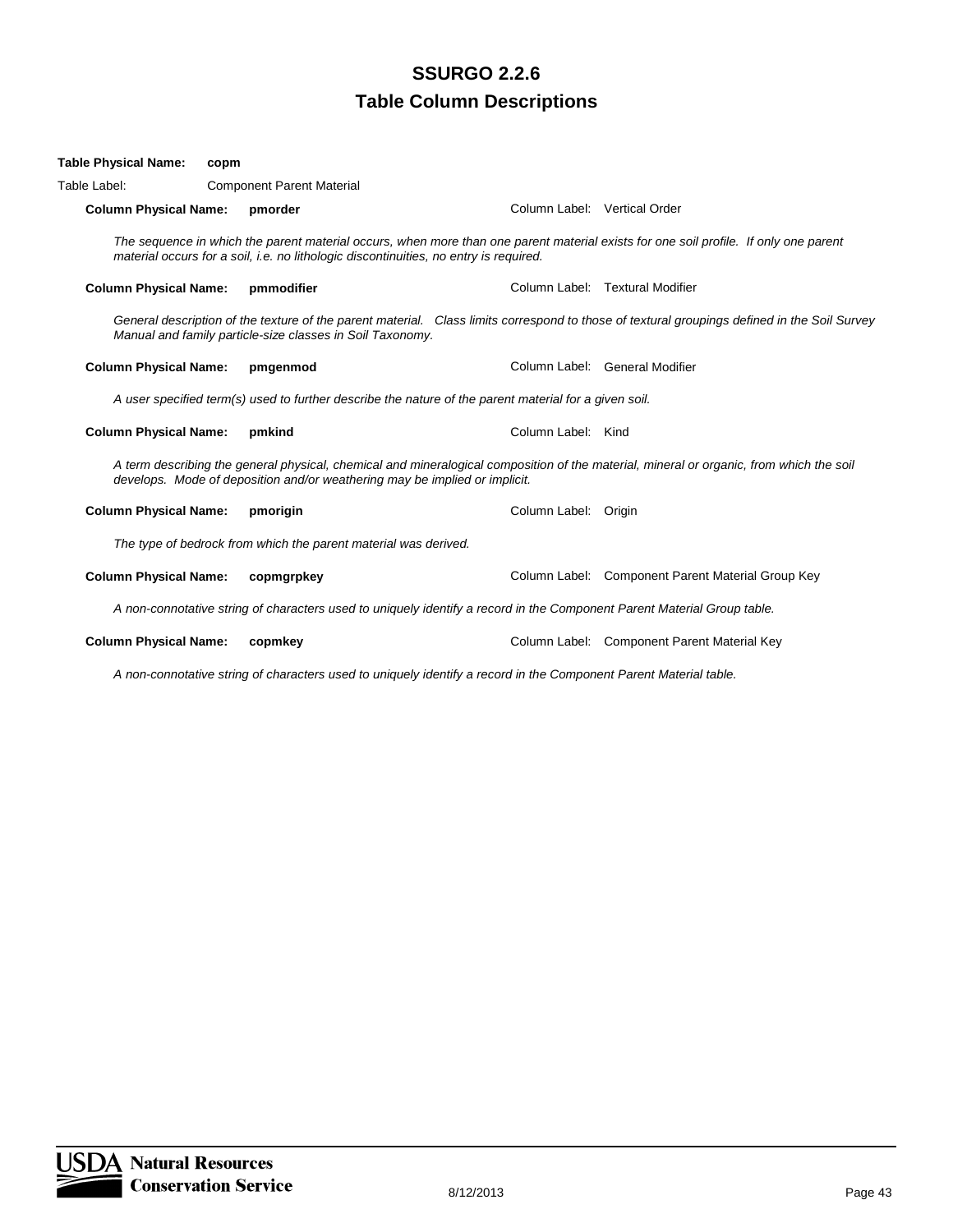# SSURGO 2.2.6

## Table Column Descriptions

**Table Physical Name:** **copm**

Table Label: Component Parent Material

**Column Physical Name:** **pmorder** Column Label: Vertical Order

*The sequence in which the parent material occurs, when more than one parent material exists for one soil profile. If only one parent material occurs for a soil, i.e. no lithologic discontinuities, no entry is required.*

**Column Physical Name:** **pmmodifier** Column Label: Textural Modifier

*General description of the texture of the parent material. Class limits correspond to those of textural groupings defined in the Soil Survey Manual and family particle-size classes in Soil Taxonomy.*

**Column Physical Name:** **pmgenmod** Column Label: General Modifier

*A user specified term(s) used to further describe the nature of the parent material for a given soil.*

**Column Physical Name:** **pmkind** Column Label: Kind

*A term describing the general physical, chemical and mineralogical composition of the material, mineral or organic, from which the soil develops. Mode of deposition and/or weathering may be implied or implicit.*

**Column Physical Name:** **pmorigin** Column Label: Origin

*The type of bedrock from which the parent material was derived.*

**Column Physical Name:** **copmgrpkey** Column Label: Component Parent Material Group Key

*A non-connotative string of characters used to uniquely identify a record in the Component Parent Material Group table.*

**Column Physical Name:** **copmkey** Column Label: Component Parent Material Key

*A non-connotative string of characters used to uniquely identify a record in the Component Parent Material table.*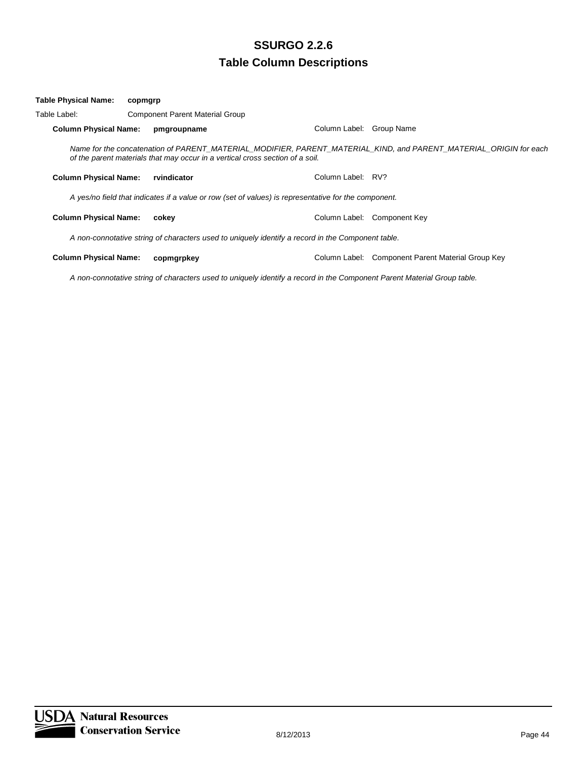**Table Physical Name:** **copmgrp**

Table Label: Component Parent Material Group

**Column Physical Name:** **pmgroupname** Column Label: Group Name

*Name for the concatenation of PARENT_MATERIAL_MODIFIER, PARENT_MATERIAL_KIND, and PARENT_MATERIAL_ORIGIN for each of the parent materials that may occur in a vertical cross section of a soil.*

**Column Physical Name:** **rvindicator** Column Label: RV?

*A yes/no field that indicates if a value or row (set of values) is representative for the component.*

**Column Physical Name:** **cokey** Column Label: Component Key

*A non-connotative string of characters used to uniquely identify a record in the Component table.*

**Column Physical Name:** **copmgrpkey** Column Label: Component Parent Material Group Key

*A non-connotative string of characters used to uniquely identify a record in the Component Parent Material Group table.*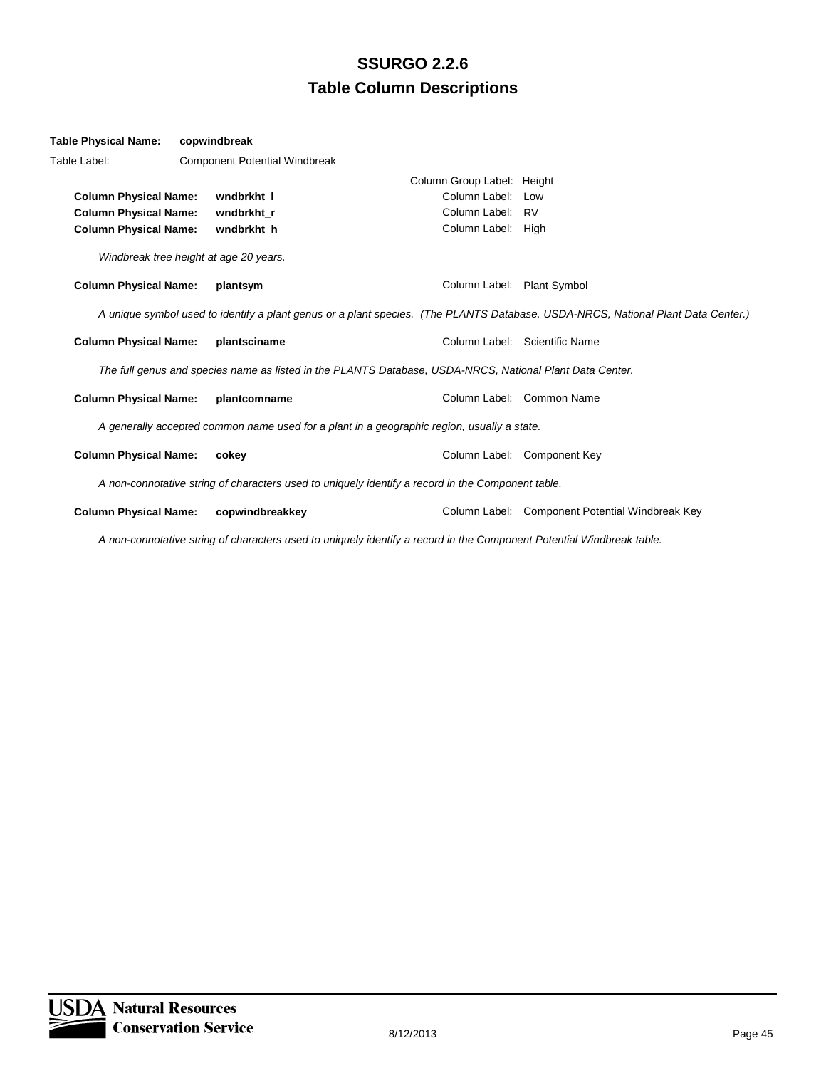# SSURGO 2.2.6
## Table Column Descriptions

**Table Physical Name:** **copwindbreak**

Table Label: Component Potential Windbreak

Column Group Label: Height

**Column Physical Name:** **wndbrkht_l** — Column Label: Low

**Column Physical Name:** **wndbrkht_r** — Column Label: RV

**Column Physical Name:** **wndbrkht_h** — Column Label: High

*Windbreak tree height at age 20 years.*

**Column Physical Name:** **plantsym** — Column Label: Plant Symbol

*A unique symbol used to identify a plant genus or a plant species. (The PLANTS Database, USDA-NRCS, National Plant Data Center.)*

**Column Physical Name:** **plantsciname** — Column Label: Scientific Name

*The full genus and species name as listed in the PLANTS Database, USDA-NRCS, National Plant Data Center.*

**Column Physical Name:** **plantcomname** — Column Label: Common Name

*A generally accepted common name used for a plant in a geographic region, usually a state.*

**Column Physical Name:** **cokey** — Column Label: Component Key

*A non-connotative string of characters used to uniquely identify a record in the Component table.*

**Column Physical Name:** **copwindbreakkey** — Column Label: Component Potential Windbreak Key

*A non-connotative string of characters used to uniquely identify a record in the Component Potential Windbreak table.*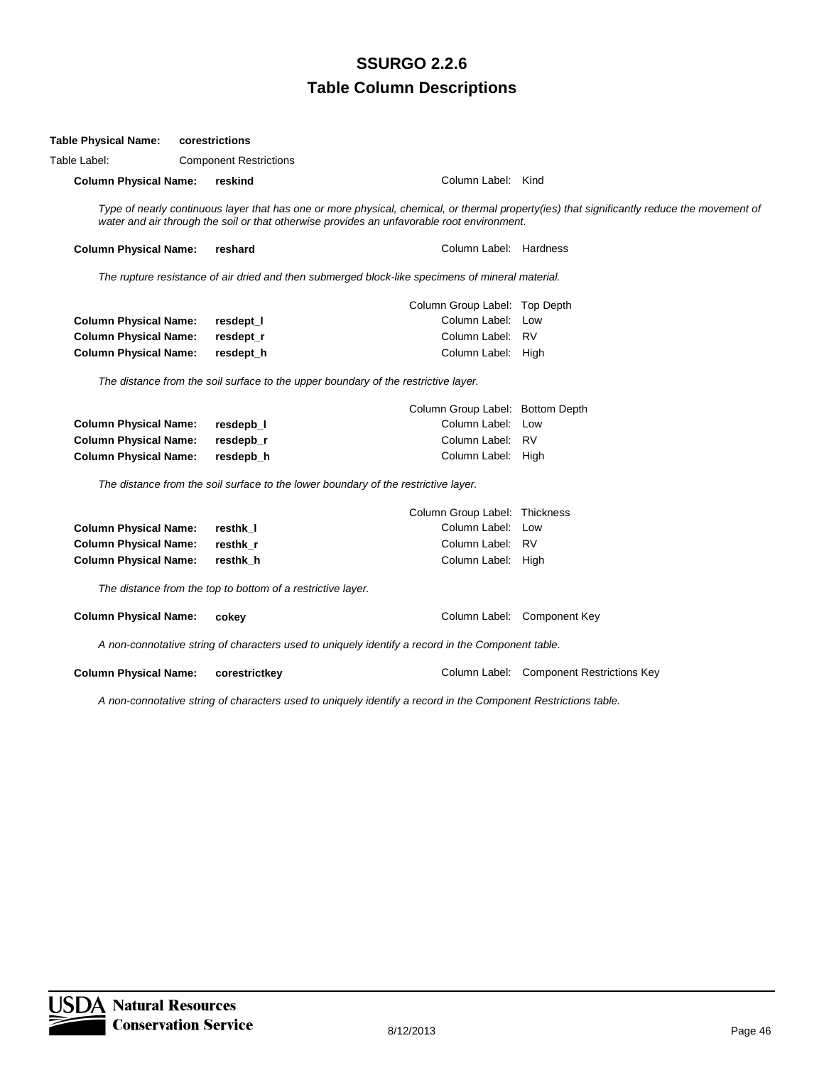# SSURGO 2.2.6
## Table Column Descriptions

**Table Physical Name:** **corestrictions**

Table Label: Component Restrictions

**Column Physical Name:** **reskind** Column Label: Kind

*Type of nearly continuous layer that has one or more physical, chemical, or thermal property(ies) that significantly reduce the movement of water and air through the soil or that otherwise provides an unfavorable root environment.*

**Column Physical Name:** **reshard** Column Label: Hardness

*The rupture resistance of air dried and then submerged block-like specimens of mineral material.*

Column Group Label: Top Depth

**Column Physical Name:** **resdept_l** Column Label: Low

**Column Physical Name:** **resdept_r** Column Label: RV

**Column Physical Name:** **resdept_h** Column Label: High

*The distance from the soil surface to the upper boundary of the restrictive layer.*

Column Group Label: Bottom Depth

**Column Physical Name:** **resdepb_l** Column Label: Low

**Column Physical Name:** **resdepb_r** Column Label: RV

**Column Physical Name:** **resdepb_h** Column Label: High

*The distance from the soil surface to the lower boundary of the restrictive layer.*

Column Group Label: Thickness

**Column Physical Name:** **resthk_l** Column Label: Low

**Column Physical Name:** **resthk_r** Column Label: RV

**Column Physical Name:** **resthk_h** Column Label: High

*The distance from the top to bottom of a restrictive layer.*

**Column Physical Name:** **cokey** Column Label: Component Key

*A non-connotative string of characters used to uniquely identify a record in the Component table.*

**Column Physical Name:** **corestrictkey** Column Label: Component Restrictions Key

*A non-connotative string of characters used to uniquely identify a record in the Component Restrictions table.*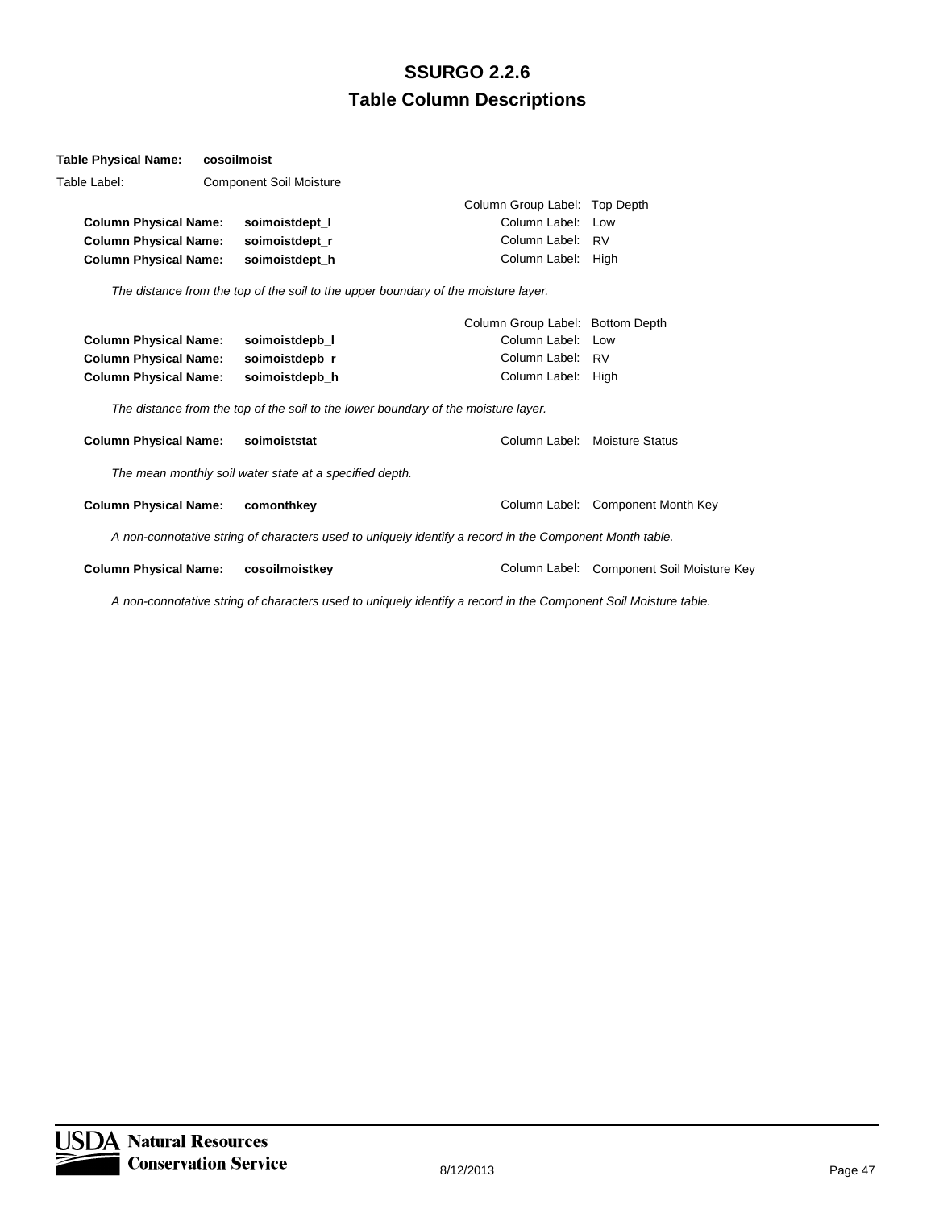# SSURGO 2.2.6

## Table Column Descriptions

**Table Physical Name:** **cosoilmoist**

Table Label: Component Soil Moisture

Column Group Label: Top Depth

**Column Physical Name:** **soimoistdept_l** — Column Label: Low

**Column Physical Name:** **soimoistdept_r** — Column Label: RV

**Column Physical Name:** **soimoistdept_h** — Column Label: High

*The distance from the top of the soil to the upper boundary of the moisture layer.*

Column Group Label: Bottom Depth

**Column Physical Name:** **soimoistdepb_l** — Column Label: Low

**Column Physical Name:** **soimoistdepb_r** — Column Label: RV

**Column Physical Name:** **soimoistdepb_h** — Column Label: High

*The distance from the top of the soil to the lower boundary of the moisture layer.*

**Column Physical Name:** **soimoiststat** — Column Label: Moisture Status

*The mean monthly soil water state at a specified depth.*

**Column Physical Name:** **comonthkey** — Column Label: Component Month Key

*A non-connotative string of characters used to uniquely identify a record in the Component Month table.*

**Column Physical Name:** **cosoilmoistkey** — Column Label: Component Soil Moisture Key

*A non-connotative string of characters used to uniquely identify a record in the Component Soil Moisture table.*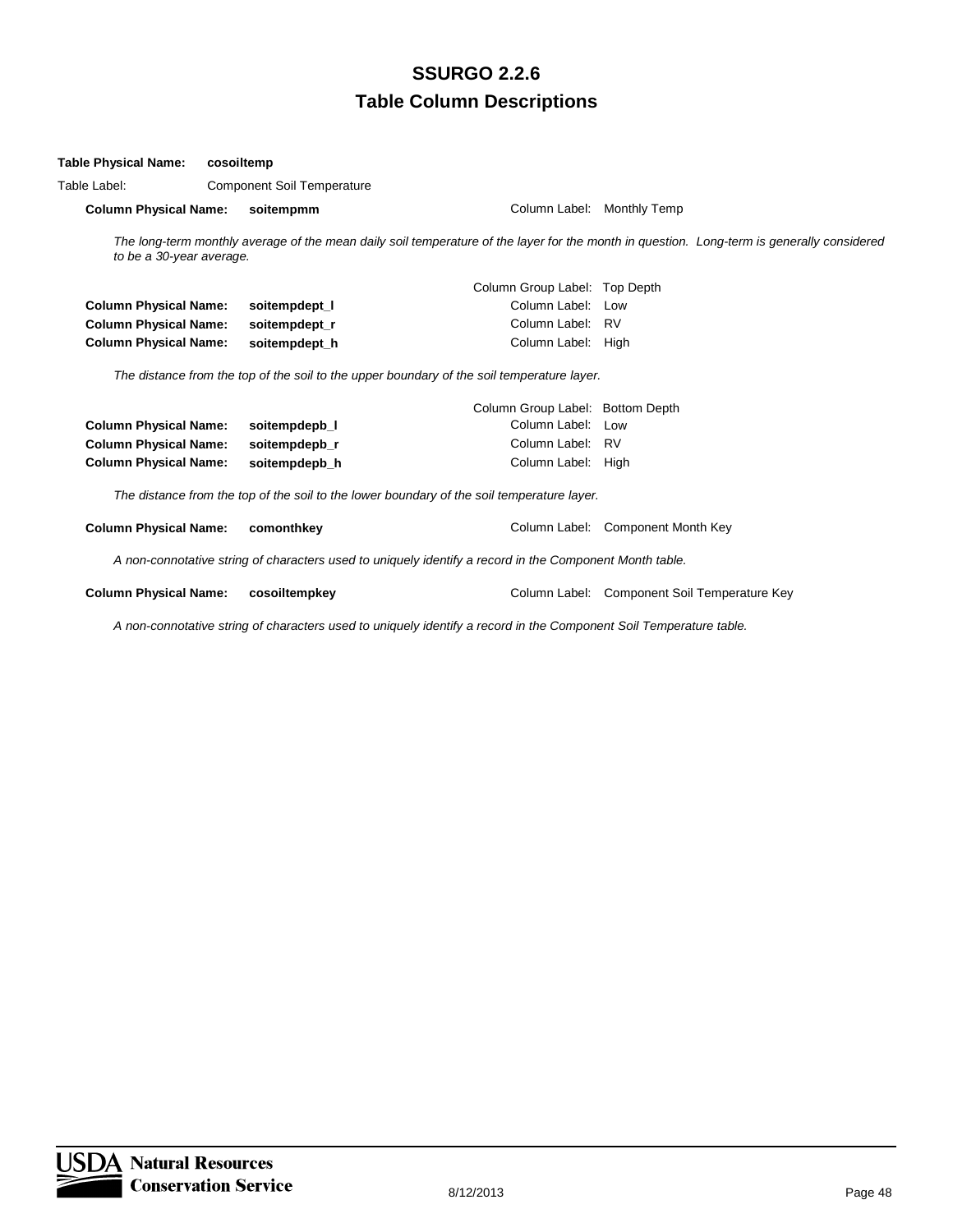**Table Physical Name:** **cosoiltemp**

Table Label: Component Soil Temperature

**Column Physical Name:** **soitempmm** — Column Label: Monthly Temp

*The long-term monthly average of the mean daily soil temperature of the layer for the month in question. Long-term is generally considered to be a 30-year average.*

Column Group Label: Top Depth

**Column Physical Name:** **soitempdept_l** — Column Label: Low
**Column Physical Name:** **soitempdept_r** — Column Label: RV
**Column Physical Name:** **soitempdept_h** — Column Label: High

*The distance from the top of the soil to the upper boundary of the soil temperature layer.*

Column Group Label: Bottom Depth

**Column Physical Name:** **soitempdepb_l** — Column Label: Low
**Column Physical Name:** **soitempdepb_r** — Column Label: RV
**Column Physical Name:** **soitempdepb_h** — Column Label: High

*The distance from the top of the soil to the lower boundary of the soil temperature layer.*

**Column Physical Name:** **comonthkey** — Column Label: Component Month Key

*A non-connotative string of characters used to uniquely identify a record in the Component Month table.*

**Column Physical Name:** **cosoiltempkey** — Column Label: Component Soil Temperature Key

*A non-connotative string of characters used to uniquely identify a record in the Component Soil Temperature table.*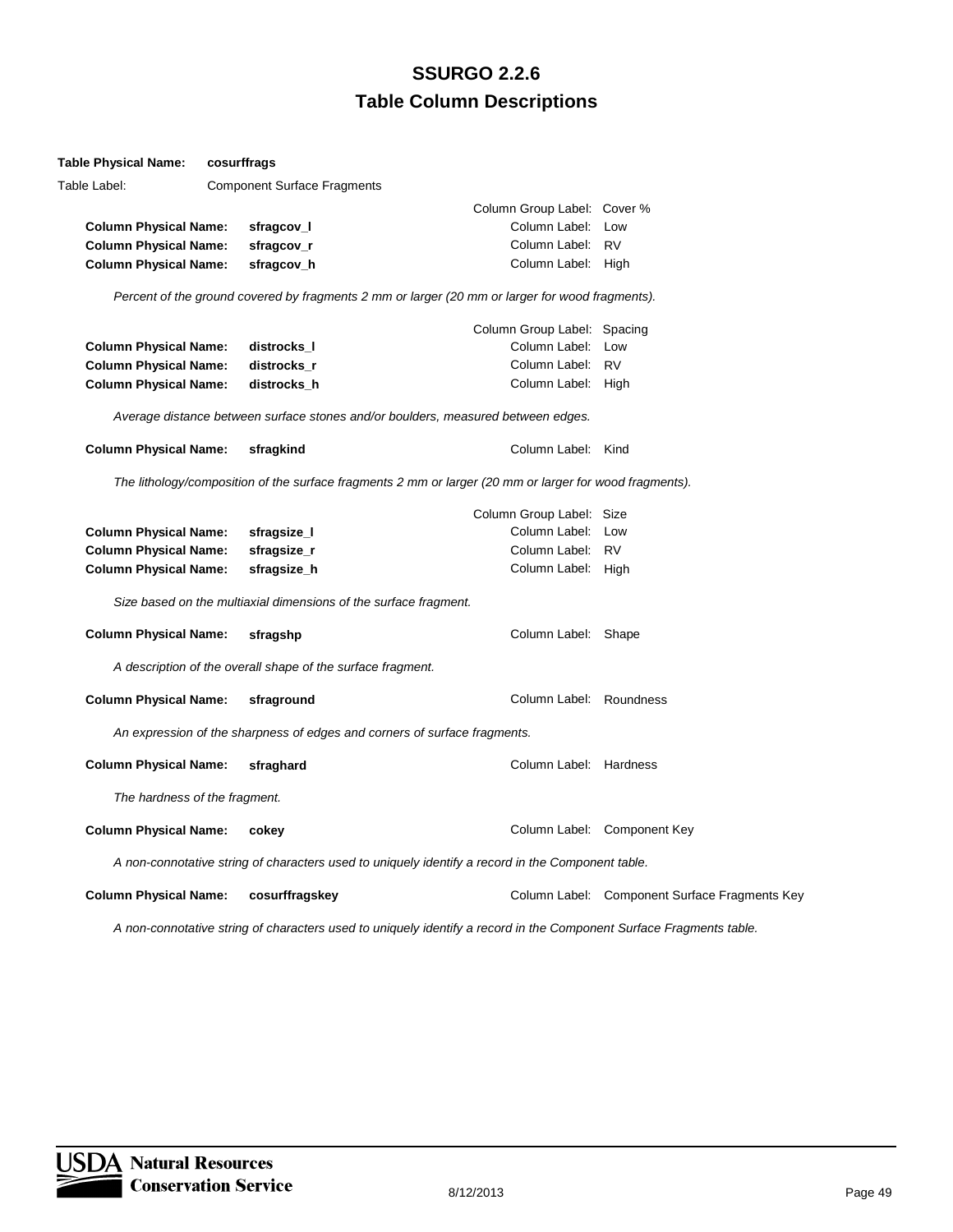# SSURGO 2.2.6
## Table Column Descriptions

**Table Physical Name:** **cosurffrags**

Table Label: Component Surface Fragments

Column Group Label: Cover %

| | | | |
|---|---|---|---|
| **Column Physical Name:** | **sfragcov_l** | Column Label: | Low |
| **Column Physical Name:** | **sfragcov_r** | Column Label: | RV |
| **Column Physical Name:** | **sfragcov_h** | Column Label: | High |

*Percent of the ground covered by fragments 2 mm or larger (20 mm or larger for wood fragments).*

Column Group Label: Spacing

| | | | |
|---|---|---|---|
| **Column Physical Name:** | **distrocks_l** | Column Label: | Low |
| **Column Physical Name:** | **distrocks_r** | Column Label: | RV |
| **Column Physical Name:** | **distrocks_h** | Column Label: | High |

*Average distance between surface stones and/or boulders, measured between edges.*

**Column Physical Name:** **sfragkind** — Column Label: Kind

*The lithology/composition of the surface fragments 2 mm or larger (20 mm or larger for wood fragments).*

Column Group Label: Size

| | | | |
|---|---|---|---|
| **Column Physical Name:** | **sfragsize_l** | Column Label: | Low |
| **Column Physical Name:** | **sfragsize_r** | Column Label: | RV |
| **Column Physical Name:** | **sfragsize_h** | Column Label: | High |

*Size based on the multiaxial dimensions of the surface fragment.*

**Column Physical Name:** **sfragshp** — Column Label: Shape

*A description of the overall shape of the surface fragment.*

**Column Physical Name:** **sfraground** — Column Label: Roundness

*An expression of the sharpness of edges and corners of surface fragments.*

**Column Physical Name:** **sfraghard** — Column Label: Hardness

*The hardness of the fragment.*

**Column Physical Name:** **cokey** — Column Label: Component Key

*A non-connotative string of characters used to uniquely identify a record in the Component table.*

**Column Physical Name:** **cosurffragskey** — Column Label: Component Surface Fragments Key

*A non-connotative string of characters used to uniquely identify a record in the Component Surface Fragments table.*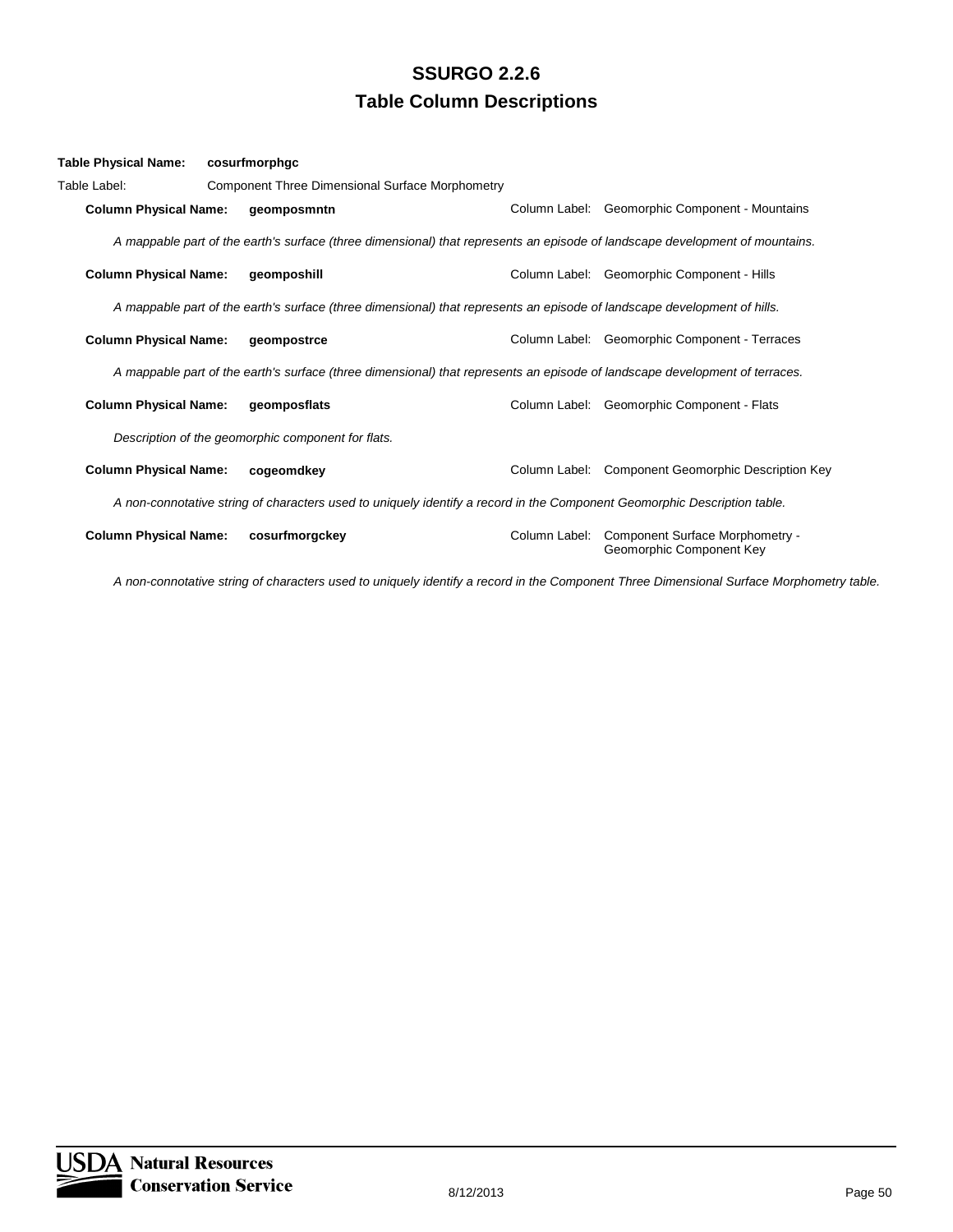## SSURGO 2.2.6
## Table Column Descriptions

**Table Physical Name:** **cosurfmorphgc**

Table Label: Component Three Dimensional Surface Morphometry

**Column Physical Name:** **geomposmntn** Column Label: Geomorphic Component - Mountains

*A mappable part of the earth's surface (three dimensional) that represents an episode of landscape development of mountains.*

**Column Physical Name:** **geomposhill** Column Label: Geomorphic Component - Hills

*A mappable part of the earth's surface (three dimensional) that represents an episode of landscape development of hills.*

**Column Physical Name:** **geompostrce** Column Label: Geomorphic Component - Terraces

*A mappable part of the earth's surface (three dimensional) that represents an episode of landscape development of terraces.*

**Column Physical Name:** **geomposflats** Column Label: Geomorphic Component - Flats

*Description of the geomorphic component for flats.*

**Column Physical Name:** **cogeomdkey** Column Label: Component Geomorphic Description Key

*A non-connotative string of characters used to uniquely identify a record in the Component Geomorphic Description table.*

**Column Physical Name:** **cosurfmorgckey** Column Label: Component Surface Morphometry - Geomorphic Component Key

*A non-connotative string of characters used to uniquely identify a record in the Component Three Dimensional Surface Morphometry table.*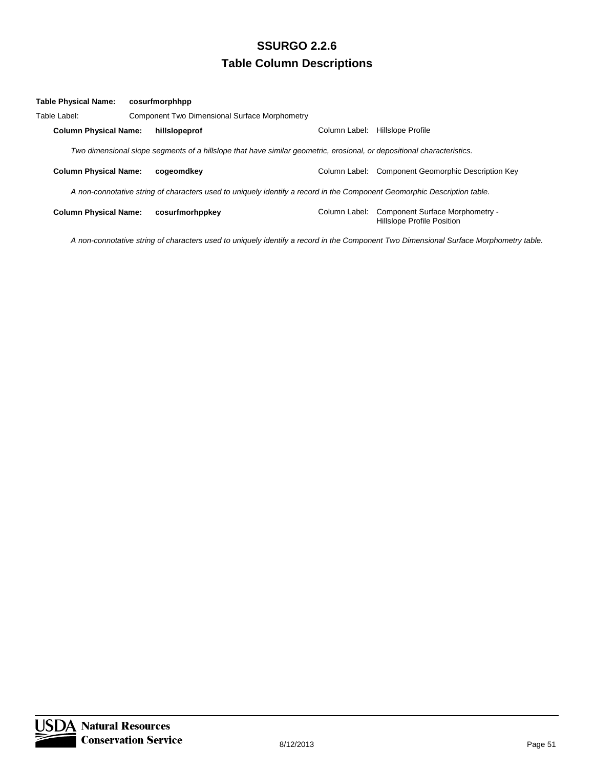**Table Physical Name:** **cosurfmorphhpp**

Table Label: Component Two Dimensional Surface Morphometry

**Column Physical Name:** **hillslopeprof** Column Label: Hillslope Profile

*Two dimensional slope segments of a hillslope that have similar geometric, erosional, or depositional characteristics.*

**Column Physical Name:** **cogeomdkey** Column Label: Component Geomorphic Description Key

*A non-connotative string of characters used to uniquely identify a record in the Component Geomorphic Description table.*

**Column Physical Name:** **cosurfmorhppkey** Column Label: Component Surface Morphometry - Hillslope Profile Position

*A non-connotative string of characters used to uniquely identify a record in the Component Two Dimensional Surface Morphometry table.*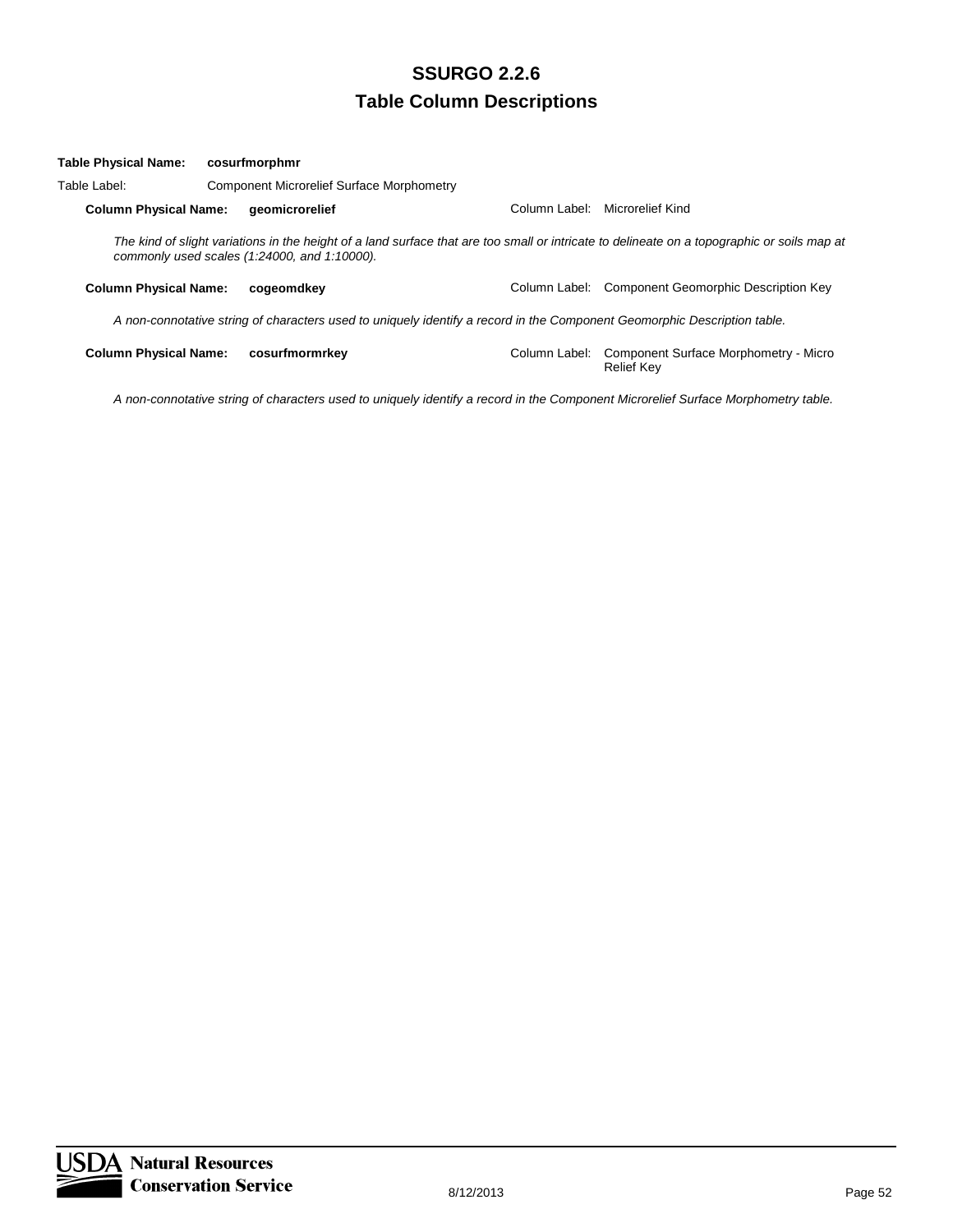**Table Physical Name:** **cosurfmorphmr**

Table Label: Component Microrelief Surface Morphometry

**Column Physical Name:** **geomicrorelief** Column Label: Microrelief Kind

*The kind of slight variations in the height of a land surface that are too small or intricate to delineate on a topographic or soils map at commonly used scales (1:24000, and 1:10000).*

**Column Physical Name:** **cogeomdkey** Column Label: Component Geomorphic Description Key

*A non-connotative string of characters used to uniquely identify a record in the Component Geomorphic Description table.*

**Column Physical Name:** **cosurfmormrkey** Column Label: Component Surface Morphometry - Micro Relief Key

*A non-connotative string of characters used to uniquely identify a record in the Component Microrelief Surface Morphometry table.*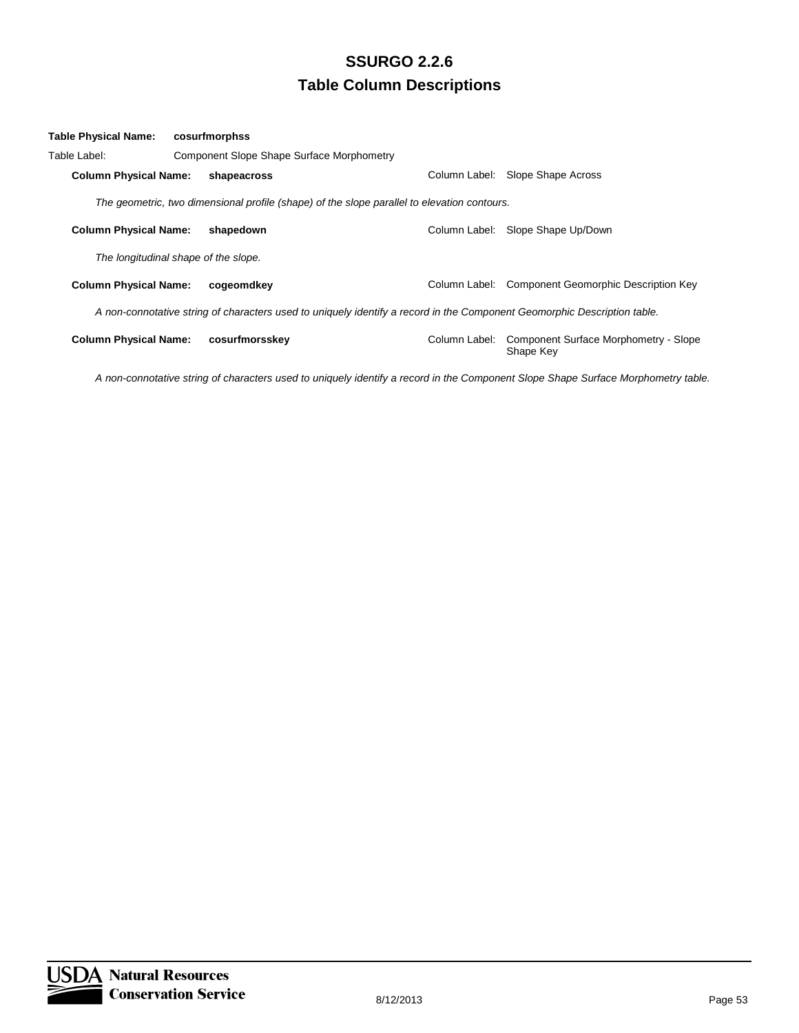# SSURGO 2.2.6
## Table Column Descriptions

**Table Physical Name:** **cosurfmorphss**

Table Label: Component Slope Shape Surface Morphometry

**Column Physical Name:** **shapeacross** Column Label: Slope Shape Across

*The geometric, two dimensional profile (shape) of the slope parallel to elevation contours.*

**Column Physical Name:** **shapedown** Column Label: Slope Shape Up/Down

*The longitudinal shape of the slope.*

**Column Physical Name:** **cogeomdkey** Column Label: Component Geomorphic Description Key

*A non-connotative string of characters used to uniquely identify a record in the Component Geomorphic Description table.*

**Column Physical Name:** **cosurfmorsskey** Column Label: Component Surface Morphometry - Slope Shape Key

*A non-connotative string of characters used to uniquely identify a record in the Component Slope Shape Surface Morphometry table.*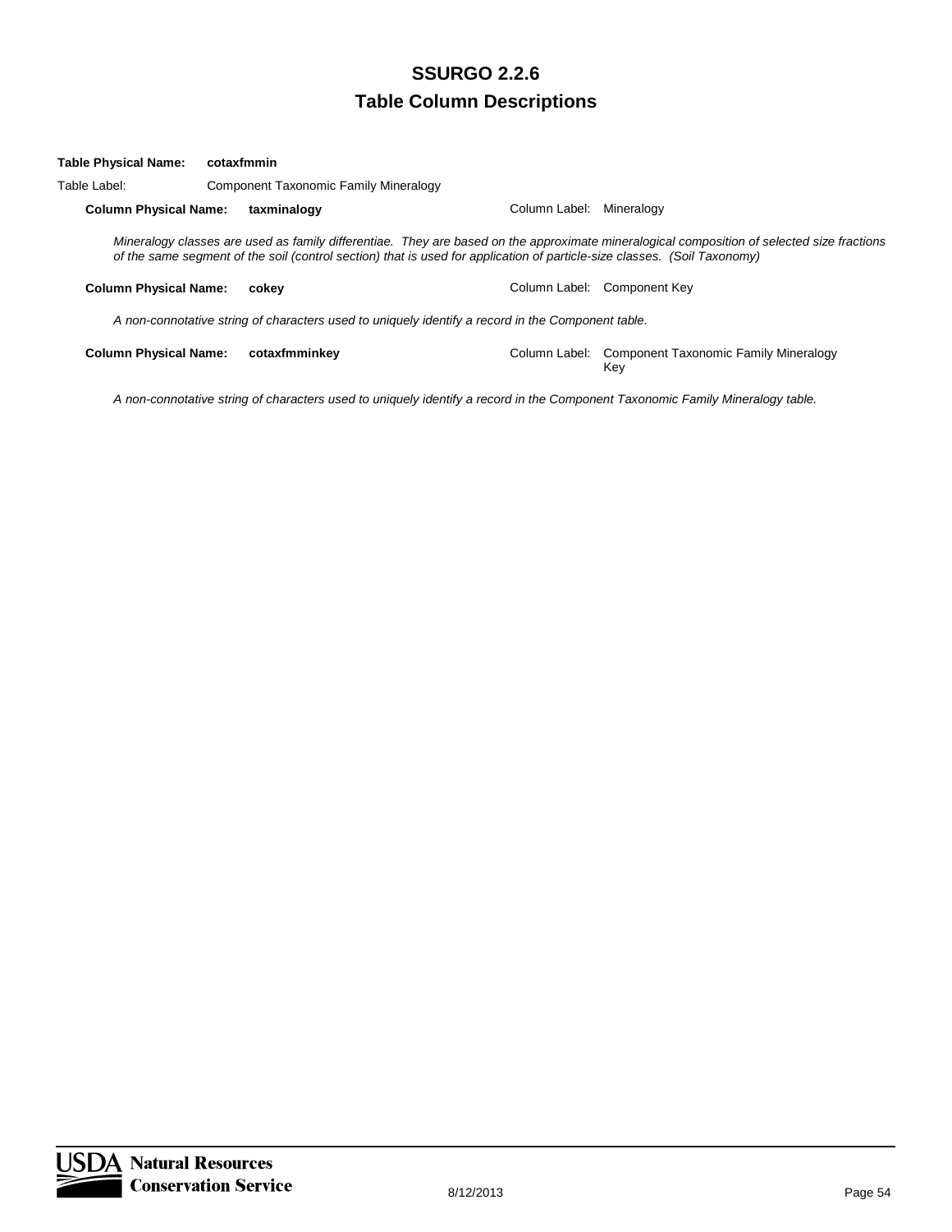**Table Physical Name:** **cotaxfmmin**

Table Label: Component Taxonomic Family Mineralogy

**Column Physical Name:** **taxminalogy** Column Label: Mineralogy

*Mineralogy classes are used as family differentiae. They are based on the approximate mineralogical composition of selected size fractions of the same segment of the soil (control section) that is used for application of particle-size classes. (Soil Taxonomy)*

**Column Physical Name:** **cokey** Column Label: Component Key

*A non-connotative string of characters used to uniquely identify a record in the Component table.*

**Column Physical Name:** **cotaxfmminkey** Column Label: Component Taxonomic Family Mineralogy Key

*A non-connotative string of characters used to uniquely identify a record in the Component Taxonomic Family Mineralogy table.*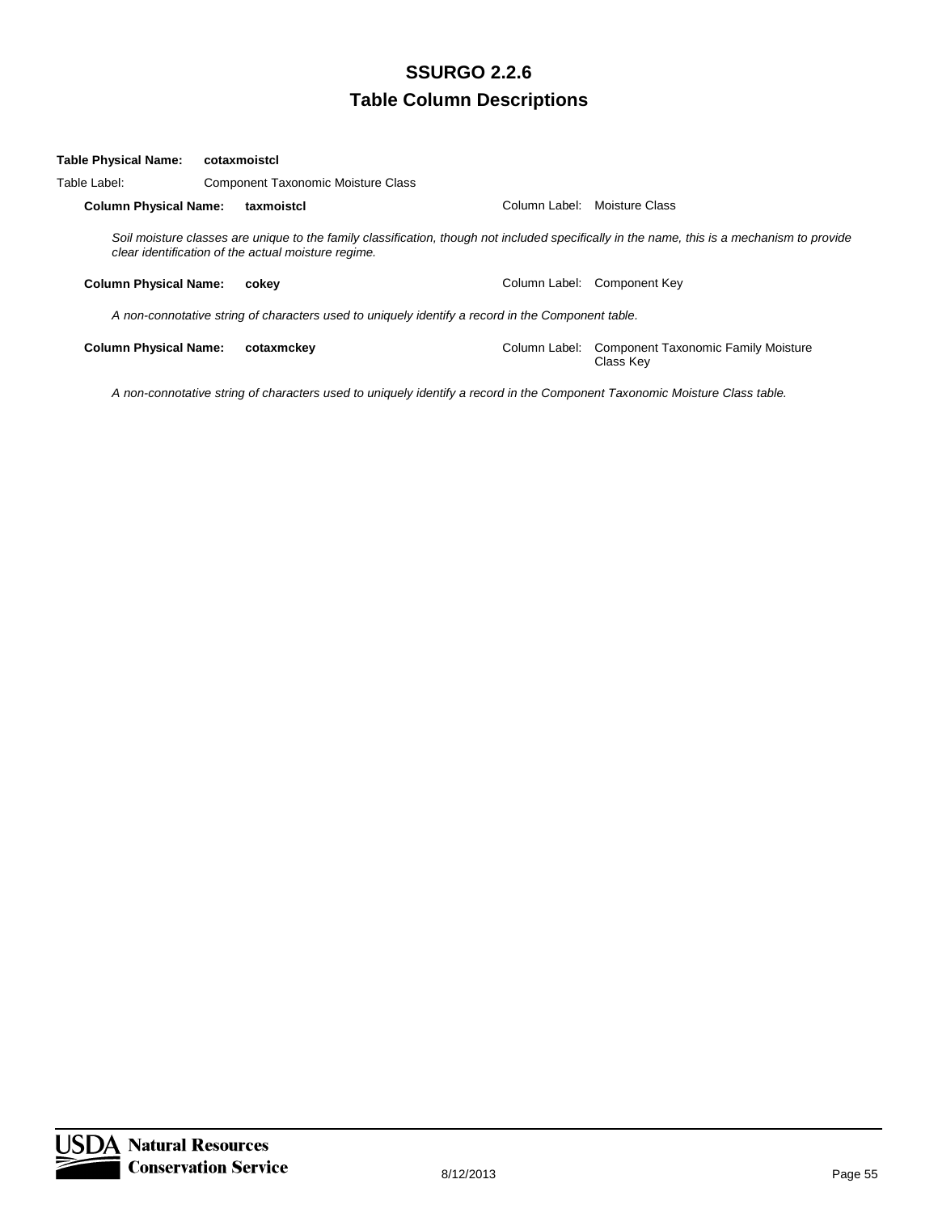**Table Physical Name:** **cotaxmoistcl**

Table Label: Component Taxonomic Moisture Class

**Column Physical Name:** **taxmoistcl** — Column Label: Moisture Class

*Soil moisture classes are unique to the family classification, though not included specifically in the name, this is a mechanism to provide clear identification of the actual moisture regime.*

**Column Physical Name:** **cokey** — Column Label: Component Key

*A non-connotative string of characters used to uniquely identify a record in the Component table.*

**Column Physical Name:** **cotaxmckey** — Column Label: Component Taxonomic Family Moisture Class Key

*A non-connotative string of characters used to uniquely identify a record in the Component Taxonomic Moisture Class table.*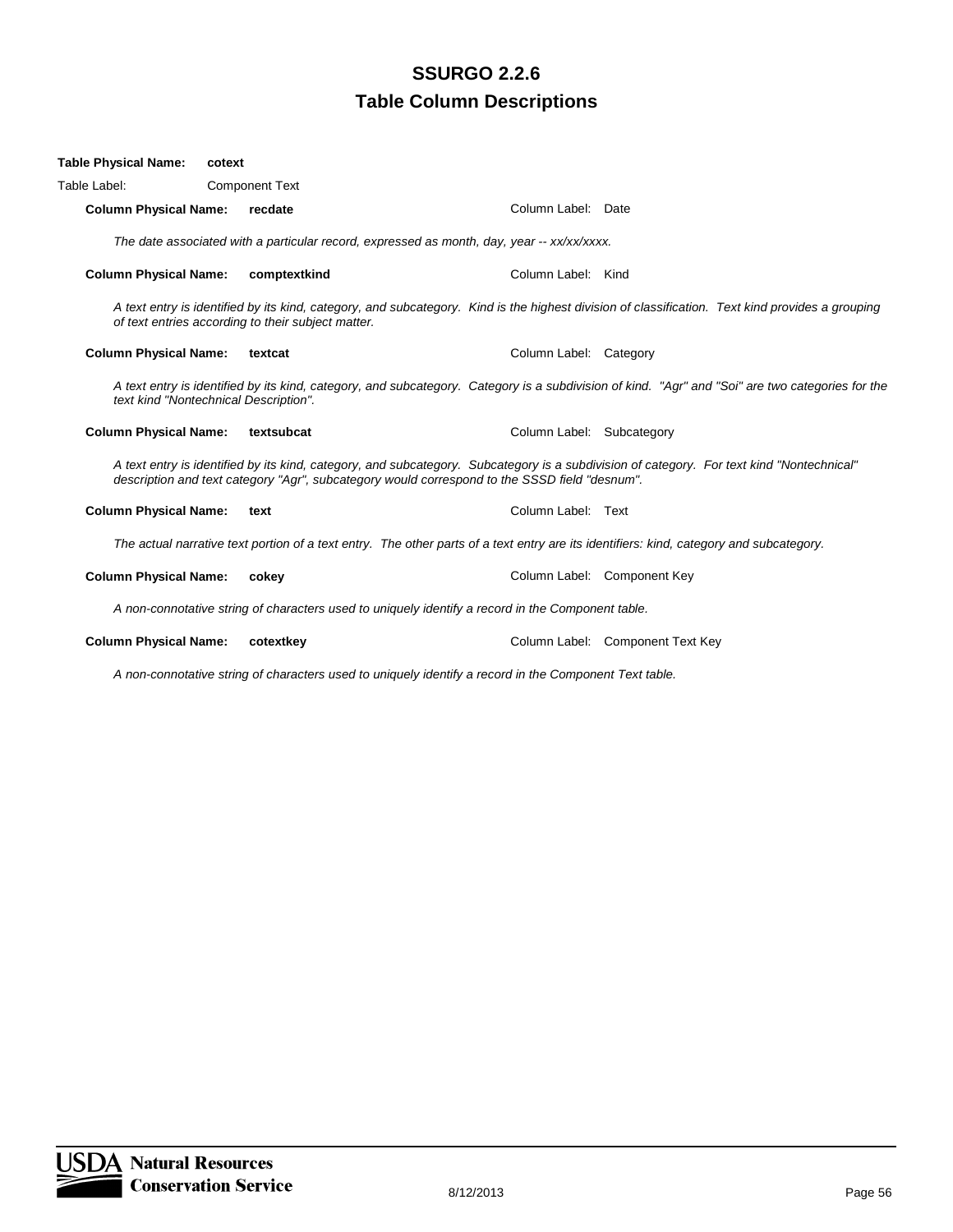# SSURGO 2.2.6
## Table Column Descriptions

**Table Physical Name:** **cotext**

Table Label: Component Text

**Column Physical Name:** **recdate** — Column Label: Date

*The date associated with a particular record, expressed as month, day, year -- xx/xx/xxxx.*

**Column Physical Name:** **comptextkind** — Column Label: Kind

*A text entry is identified by its kind, category, and subcategory. Kind is the highest division of classification. Text kind provides a grouping of text entries according to their subject matter.*

**Column Physical Name:** **textcat** — Column Label: Category

*A text entry is identified by its kind, category, and subcategory. Category is a subdivision of kind. "Agr" and "Soi" are two categories for the text kind "Nontechnical Description".*

**Column Physical Name:** **textsubcat** — Column Label: Subcategory

*A text entry is identified by its kind, category, and subcategory. Subcategory is a subdivision of category. For text kind "Nontechnical" description and text category "Agr", subcategory would correspond to the SSSD field "desnum".*

**Column Physical Name:** **text** — Column Label: Text

*The actual narrative text portion of a text entry. The other parts of a text entry are its identifiers: kind, category and subcategory.*

**Column Physical Name:** **cokey** — Column Label: Component Key

*A non-connotative string of characters used to uniquely identify a record in the Component table.*

**Column Physical Name:** **cotextkey** — Column Label: Component Text Key

*A non-connotative string of characters used to uniquely identify a record in the Component Text table.*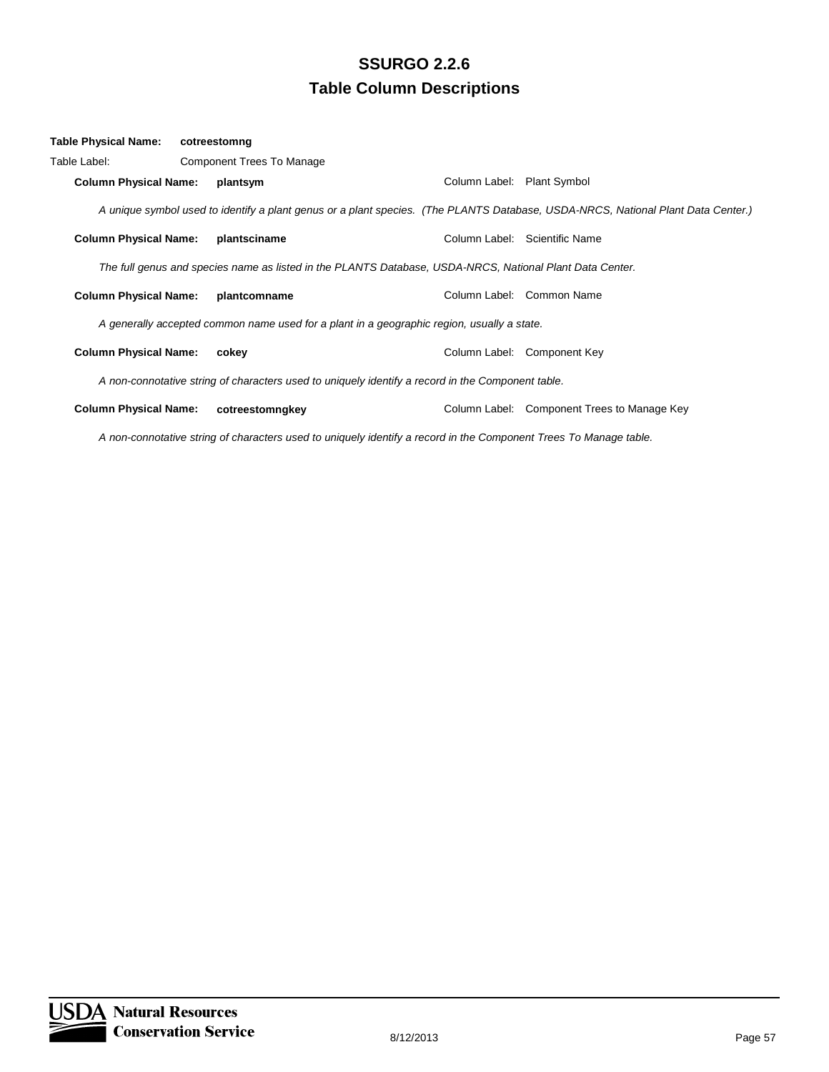**Table Physical Name:** **cotreestomng**

Table Label: Component Trees To Manage

**Column Physical Name:** **plantsym** Column Label: Plant Symbol

*A unique symbol used to identify a plant genus or a plant species. (The PLANTS Database, USDA-NRCS, National Plant Data Center.)*

**Column Physical Name:** **plantsciname** Column Label: Scientific Name

*The full genus and species name as listed in the PLANTS Database, USDA-NRCS, National Plant Data Center.*

**Column Physical Name:** **plantcomname** Column Label: Common Name

*A generally accepted common name used for a plant in a geographic region, usually a state.*

**Column Physical Name:** **cokey** Column Label: Component Key

*A non-connotative string of characters used to uniquely identify a record in the Component table.*

**Column Physical Name:** **cotreestomngkey** Column Label: Component Trees to Manage Key

*A non-connotative string of characters used to uniquely identify a record in the Component Trees To Manage table.*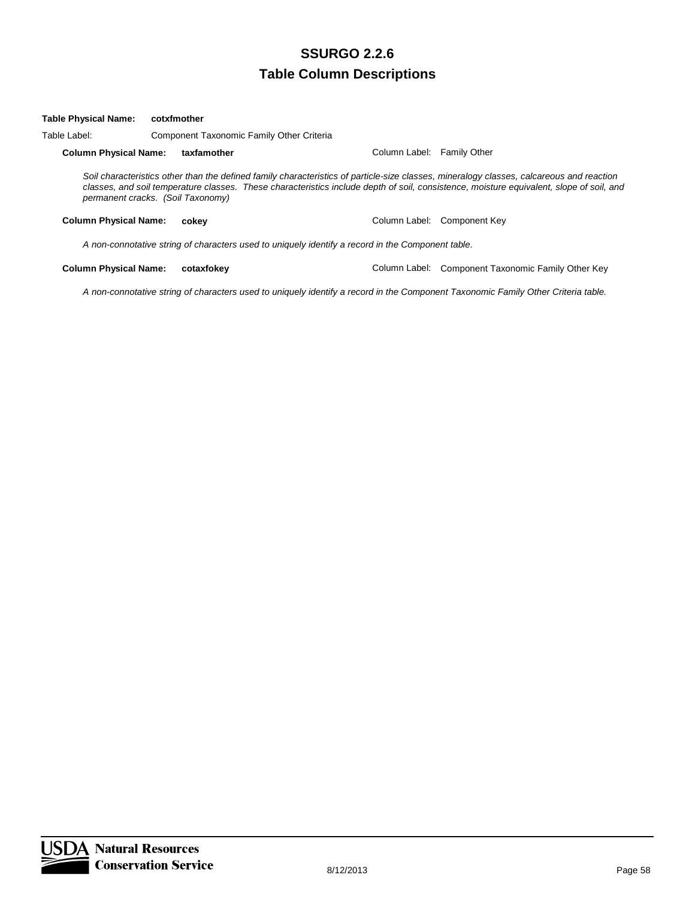**Table Physical Name:** **cotxfmother**

Table Label: Component Taxonomic Family Other Criteria

**Column Physical Name:** **taxfamother** Column Label: Family Other

*Soil characteristics other than the defined family characteristics of particle-size classes, mineralogy classes, calcareous and reaction classes, and soil temperature classes. These characteristics include depth of soil, consistence, moisture equivalent, slope of soil, and permanent cracks. (Soil Taxonomy)*

**Column Physical Name:** **cokey** Column Label: Component Key

*A non-connotative string of characters used to uniquely identify a record in the Component table.*

**Column Physical Name:** **cotaxfokey** Column Label: Component Taxonomic Family Other Key

*A non-connotative string of characters used to uniquely identify a record in the Component Taxonomic Family Other Criteria table.*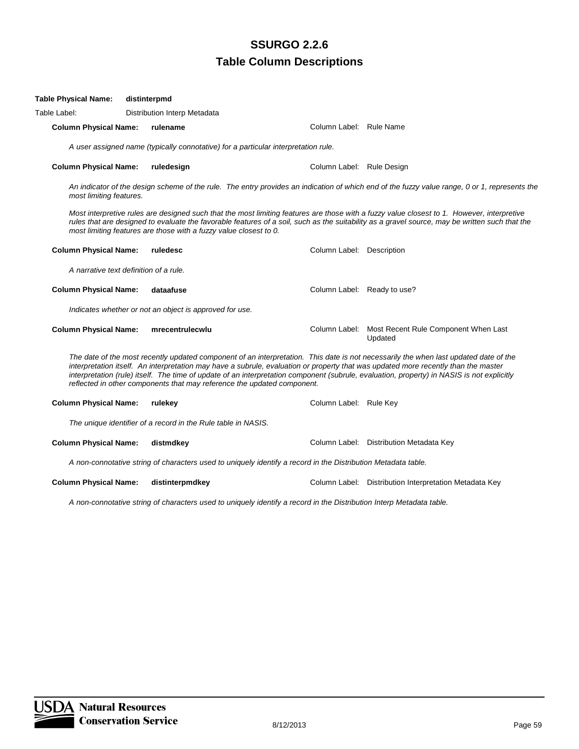# SSURGO 2.2.6
## Table Column Descriptions

**Table Physical Name:** **distinterpmd**

Table Label: Distribution Interp Metadata

**Column Physical Name:** **rulename** Column Label: Rule Name

*A user assigned name (typically connotative) for a particular interpretation rule.*

**Column Physical Name:** **ruledesign** Column Label: Rule Design

*An indicator of the design scheme of the rule. The entry provides an indication of which end of the fuzzy value range, 0 or 1, represents the most limiting features.*

*Most interpretive rules are designed such that the most limiting features are those with a fuzzy value closest to 1. However, interpretive rules that are designed to evaluate the favorable features of a soil, such as the suitability as a gravel source, may be written such that the most limiting features are those with a fuzzy value closest to 0.*

**Column Physical Name:** **ruledesc** Column Label: Description

*A narrative text definition of a rule.*

**Column Physical Name:** **dataafuse** Column Label: Ready to use?

*Indicates whether or not an object is approved for use.*

**Column Physical Name:** **mrecentrulecwlu** Column Label: Most Recent Rule Component When Last Updated

*The date of the most recently updated component of an interpretation. This date is not necessarily the when last updated date of the interpretation itself. An interpretation may have a subrule, evaluation or property that was updated more recently than the master interpretation (rule) itself. The time of update of an interpretation component (subrule, evaluation, property) in NASIS is not explicitly reflected in other components that may reference the updated component.*

**Column Physical Name:** **rulekey** Column Label: Rule Key

*The unique identifier of a record in the Rule table in NASIS.*

**Column Physical Name:** **distmdkey** Column Label: Distribution Metadata Key

*A non-connotative string of characters used to uniquely identify a record in the Distribution Metadata table.*

**Column Physical Name:** **distinterpmdkey** Column Label: Distribution Interpretation Metadata Key

*A non-connotative string of characters used to uniquely identify a record in the Distribution Interp Metadata table.*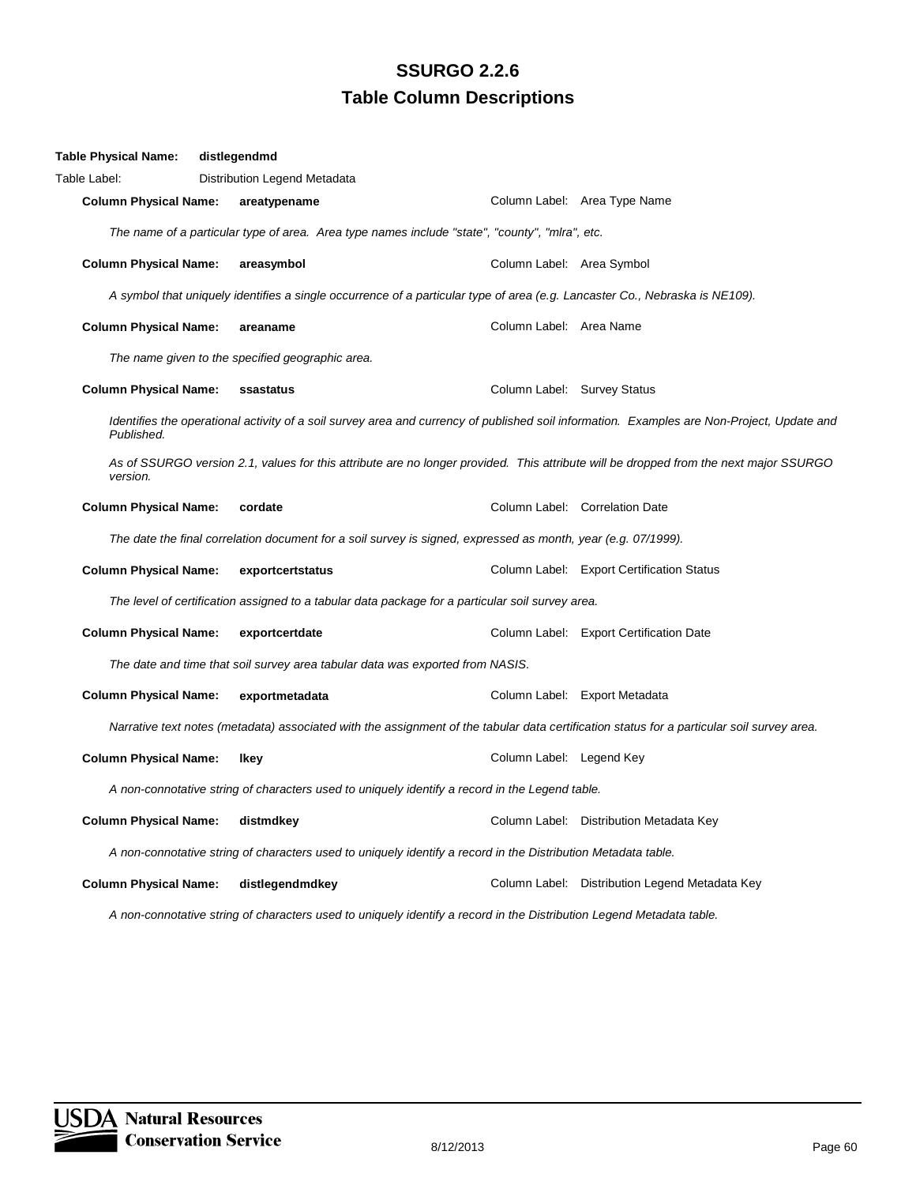# SSURGO 2.2.6
# Table Column Descriptions

**Table Physical Name:** **distlegendmd**

Table Label: Distribution Legend Metadata

**Column Physical Name:** **areatypename** — Column Label: Area Type Name

*The name of a particular type of area. Area type names include "state", "county", "mlra", etc.*

**Column Physical Name:** **areasymbol** — Column Label: Area Symbol

*A symbol that uniquely identifies a single occurrence of a particular type of area (e.g. Lancaster Co., Nebraska is NE109).*

**Column Physical Name:** **areaname** — Column Label: Area Name

*The name given to the specified geographic area.*

**Column Physical Name:** **ssastatus** — Column Label: Survey Status

*Identifies the operational activity of a soil survey area and currency of published soil information. Examples are Non-Project, Update and Published.*

*As of SSURGO version 2.1, values for this attribute are no longer provided. This attribute will be dropped from the next major SSURGO version.*

**Column Physical Name:** **cordate** — Column Label: Correlation Date

*The date the final correlation document for a soil survey is signed, expressed as month, year (e.g. 07/1999).*

**Column Physical Name:** **exportcertstatus** — Column Label: Export Certification Status

*The level of certification assigned to a tabular data package for a particular soil survey area.*

**Column Physical Name:** **exportcertdate** — Column Label: Export Certification Date

*The date and time that soil survey area tabular data was exported from NASIS.*

**Column Physical Name:** **exportmetadata** — Column Label: Export Metadata

*Narrative text notes (metadata) associated with the assignment of the tabular data certification status for a particular soil survey area.*

**Column Physical Name:** **lkey** — Column Label: Legend Key

*A non-connotative string of characters used to uniquely identify a record in the Legend table.*

**Column Physical Name:** **distmdkey** — Column Label: Distribution Metadata Key

*A non-connotative string of characters used to uniquely identify a record in the Distribution Metadata table.*

**Column Physical Name:** **distlegendmdkey** — Column Label: Distribution Legend Metadata Key

*A non-connotative string of characters used to uniquely identify a record in the Distribution Legend Metadata table.*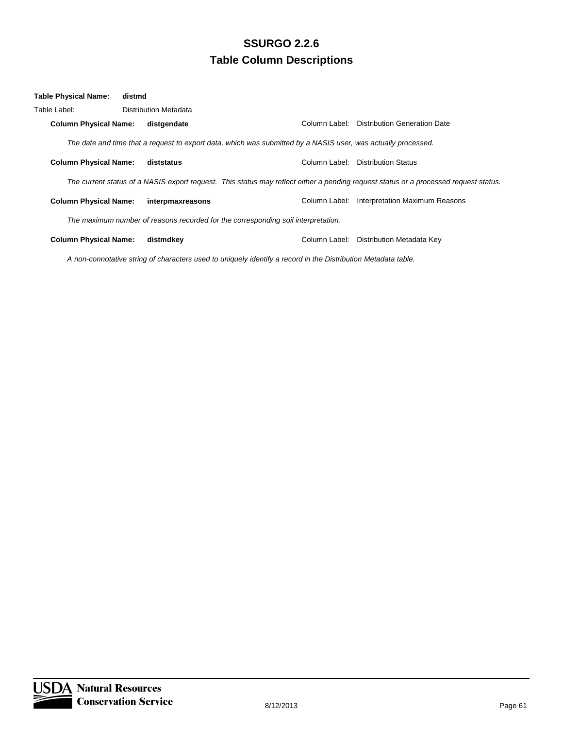**Table Physical Name:** **distmd**

Table Label: Distribution Metadata

**Column Physical Name:** **distgendate** Column Label: Distribution Generation Date

*The date and time that a request to export data, which was submitted by a NASIS user, was actually processed.*

**Column Physical Name:** **diststatus** Column Label: Distribution Status

*The current status of a NASIS export request. This status may reflect either a pending request status or a processed request status.*

**Column Physical Name:** **interpmaxreasons** Column Label: Interpretation Maximum Reasons

*The maximum number of reasons recorded for the corresponding soil interpretation.*

**Column Physical Name:** **distmdkey** Column Label: Distribution Metadata Key

*A non-connotative string of characters used to uniquely identify a record in the Distribution Metadata table.*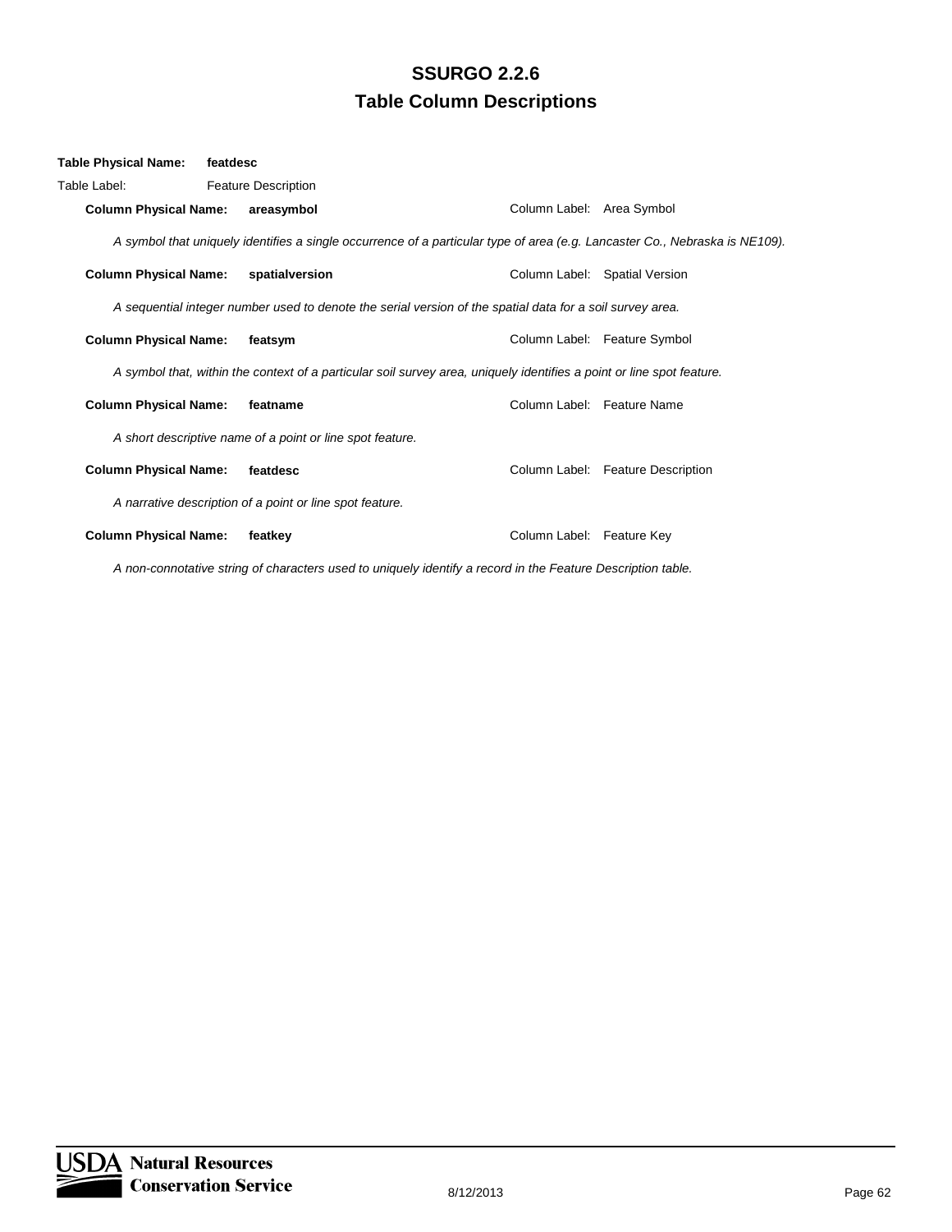# SSURGO 2.2.6
## Table Column Descriptions

**Table Physical Name:** **featdesc**

Table Label: Feature Description

**Column Physical Name:** **areasymbol** Column Label: Area Symbol

*A symbol that uniquely identifies a single occurrence of a particular type of area (e.g. Lancaster Co., Nebraska is NE109).*

**Column Physical Name:** **spatialversion** Column Label: Spatial Version

*A sequential integer number used to denote the serial version of the spatial data for a soil survey area.*

**Column Physical Name:** **featsym** Column Label: Feature Symbol

*A symbol that, within the context of a particular soil survey area, uniquely identifies a point or line spot feature.*

**Column Physical Name:** **featname** Column Label: Feature Name

*A short descriptive name of a point or line spot feature.*

**Column Physical Name:** **featdesc** Column Label: Feature Description

*A narrative description of a point or line spot feature.*

**Column Physical Name:** **featkey** Column Label: Feature Key

*A non-connotative string of characters used to uniquely identify a record in the Feature Description table.*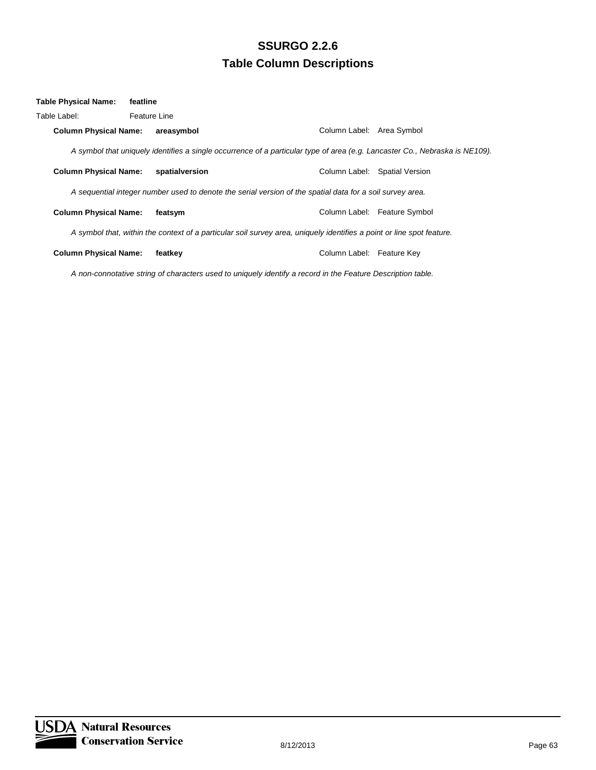**Table Physical Name:** **featline**

Table Label: Feature Line

**Column Physical Name:** **areasymbol** Column Label: Area Symbol

*A symbol that uniquely identifies a single occurrence of a particular type of area (e.g. Lancaster Co., Nebraska is NE109).*

**Column Physical Name:** **spatialversion** Column Label: Spatial Version

*A sequential integer number used to denote the serial version of the spatial data for a soil survey area.*

**Column Physical Name:** **featsym** Column Label: Feature Symbol

*A symbol that, within the context of a particular soil survey area, uniquely identifies a point or line spot feature.*

**Column Physical Name:** **featkey** Column Label: Feature Key

*A non-connotative string of characters used to uniquely identify a record in the Feature Description table.*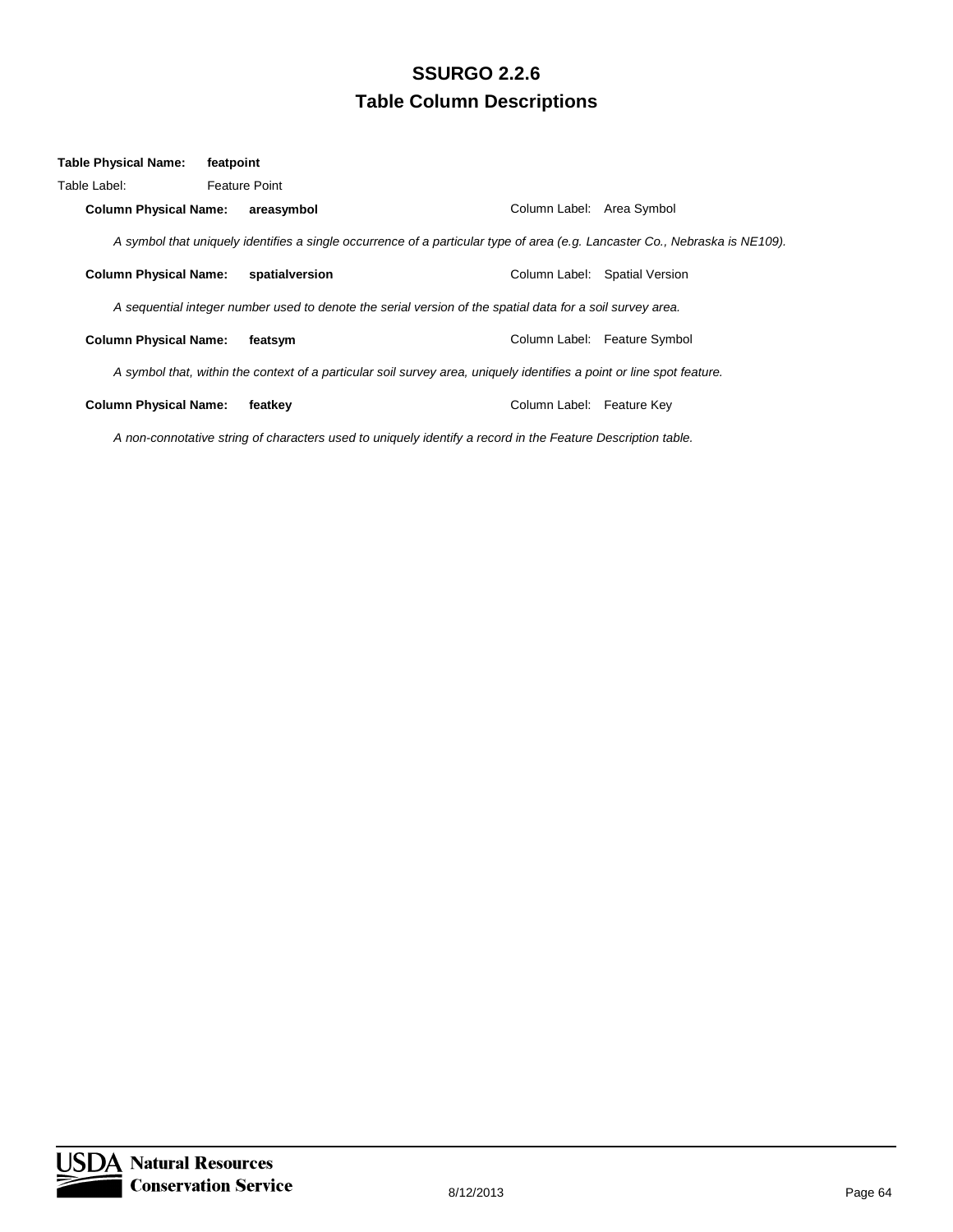# SSURGO 2.2.6
## Table Column Descriptions

**Table Physical Name:** **featpoint**

Table Label: Feature Point

**Column Physical Name:** **areasymbol** Column Label: Area Symbol

*A symbol that uniquely identifies a single occurrence of a particular type of area (e.g. Lancaster Co., Nebraska is NE109).*

**Column Physical Name:** **spatialversion** Column Label: Spatial Version

*A sequential integer number used to denote the serial version of the spatial data for a soil survey area.*

**Column Physical Name:** **featsym** Column Label: Feature Symbol

*A symbol that, within the context of a particular soil survey area, uniquely identifies a point or line spot feature.*

**Column Physical Name:** **featkey** Column Label: Feature Key

*A non-connotative string of characters used to uniquely identify a record in the Feature Description table.*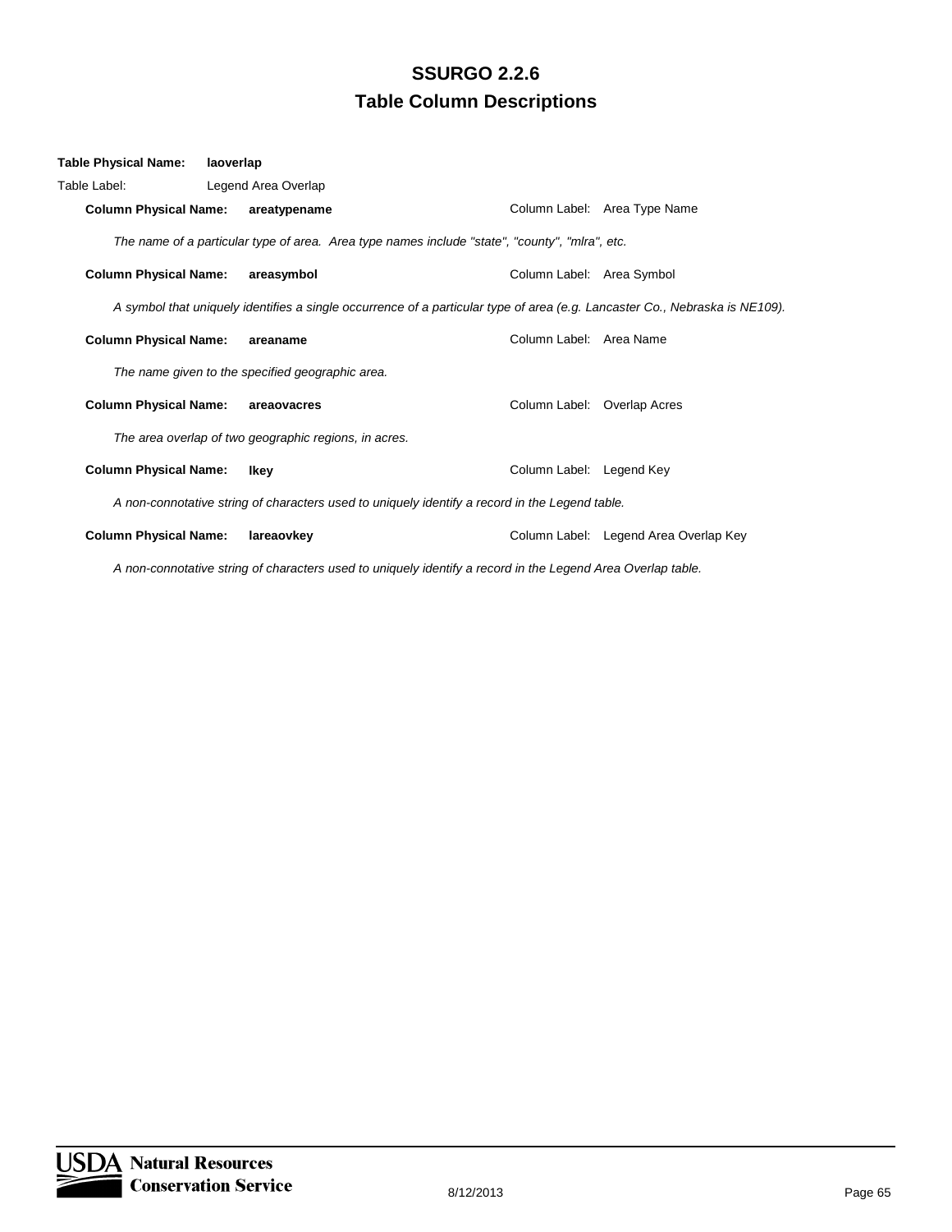# SSURGO 2.2.6
## Table Column Descriptions

**Table Physical Name:** **laoverlap**

Table Label: Legend Area Overlap

**Column Physical Name:** **areatypename** Column Label: Area Type Name

*The name of a particular type of area. Area type names include "state", "county", "mlra", etc.*

**Column Physical Name:** **areasymbol** Column Label: Area Symbol

*A symbol that uniquely identifies a single occurrence of a particular type of area (e.g. Lancaster Co., Nebraska is NE109).*

**Column Physical Name:** **areaname** Column Label: Area Name

*The name given to the specified geographic area.*

**Column Physical Name:** **areaovacres** Column Label: Overlap Acres

*The area overlap of two geographic regions, in acres.*

**Column Physical Name:** **lkey** Column Label: Legend Key

*A non-connotative string of characters used to uniquely identify a record in the Legend table.*

**Column Physical Name:** **lareaovkey** Column Label: Legend Area Overlap Key

*A non-connotative string of characters used to uniquely identify a record in the Legend Area Overlap table.*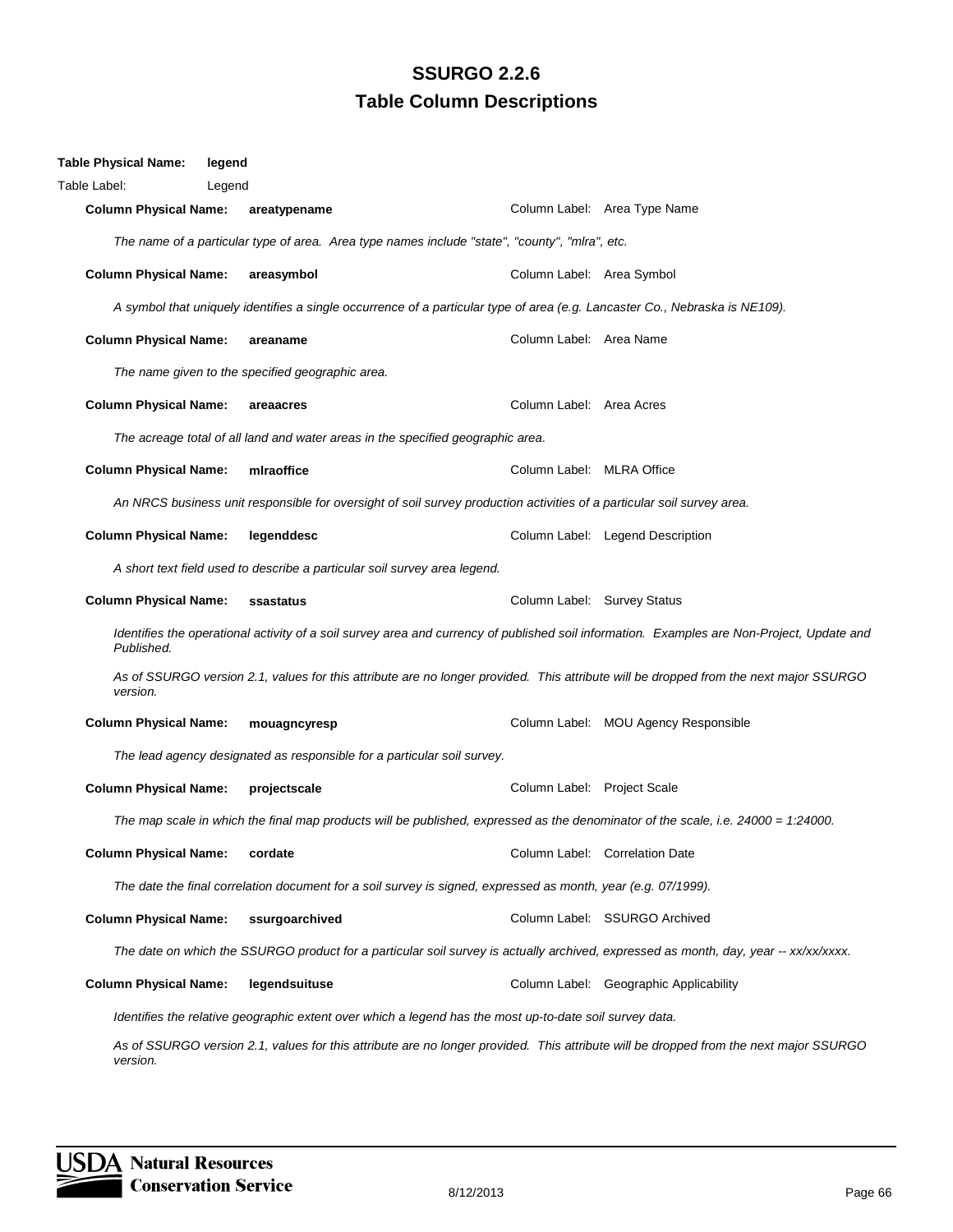# SSURGO 2.2.6
## Table Column Descriptions

**Table Physical Name:** **legend**

Table Label: Legend

**Column Physical Name:** **areatypename** — Column Label: Area Type Name

*The name of a particular type of area. Area type names include "state", "county", "mlra", etc.*

**Column Physical Name:** **areasymbol** — Column Label: Area Symbol

*A symbol that uniquely identifies a single occurrence of a particular type of area (e.g. Lancaster Co., Nebraska is NE109).*

**Column Physical Name:** **areaname** — Column Label: Area Name

*The name given to the specified geographic area.*

**Column Physical Name:** **areaacres** — Column Label: Area Acres

*The acreage total of all land and water areas in the specified geographic area.*

**Column Physical Name:** **mlraoffice** — Column Label: MLRA Office

*An NRCS business unit responsible for oversight of soil survey production activities of a particular soil survey area.*

**Column Physical Name:** **legenddesc** — Column Label: Legend Description

*A short text field used to describe a particular soil survey area legend.*

**Column Physical Name:** **ssastatus** — Column Label: Survey Status

*Identifies the operational activity of a soil survey area and currency of published soil information. Examples are Non-Project, Update and Published.*

*As of SSURGO version 2.1, values for this attribute are no longer provided. This attribute will be dropped from the next major SSURGO version.*

**Column Physical Name:** **mouagncyresp** — Column Label: MOU Agency Responsible

*The lead agency designated as responsible for a particular soil survey.*

**Column Physical Name:** **projectscale** — Column Label: Project Scale

*The map scale in which the final map products will be published, expressed as the denominator of the scale, i.e. 24000 = 1:24000.*

**Column Physical Name:** **cordate** — Column Label: Correlation Date

*The date the final correlation document for a soil survey is signed, expressed as month, year (e.g. 07/1999).*

**Column Physical Name:** **ssurgoarchived** — Column Label: SSURGO Archived

*The date on which the SSURGO product for a particular soil survey is actually archived, expressed as month, day, year -- xx/xx/xxxx.*

**Column Physical Name:** **legendsuituse** — Column Label: Geographic Applicability

*Identifies the relative geographic extent over which a legend has the most up-to-date soil survey data.*

*As of SSURGO version 2.1, values for this attribute are no longer provided. This attribute will be dropped from the next major SSURGO version.*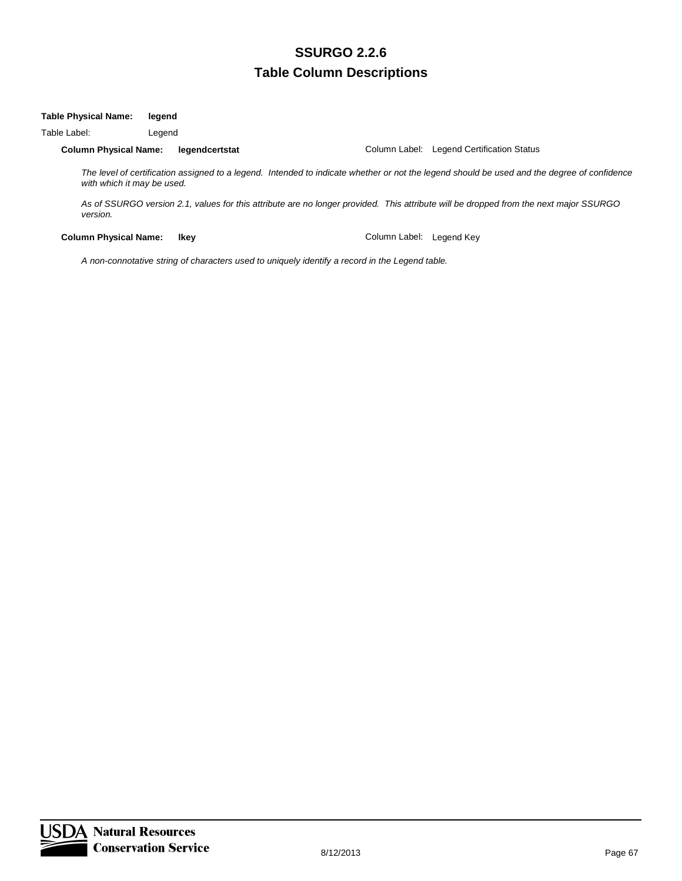# SSURGO 2.2.6

## Table Column Descriptions

**Table Physical Name:** **legend**

Table Label: Legend

**Column Physical Name:** **legendcertstat** Column Label: Legend Certification Status

*The level of certification assigned to a legend. Intended to indicate whether or not the legend should be used and the degree of confidence with which it may be used.*

*As of SSURGO version 2.1, values for this attribute are no longer provided. This attribute will be dropped from the next major SSURGO version.*

**Column Physical Name:** **lkey** Column Label: Legend Key

*A non-connotative string of characters used to uniquely identify a record in the Legend table.*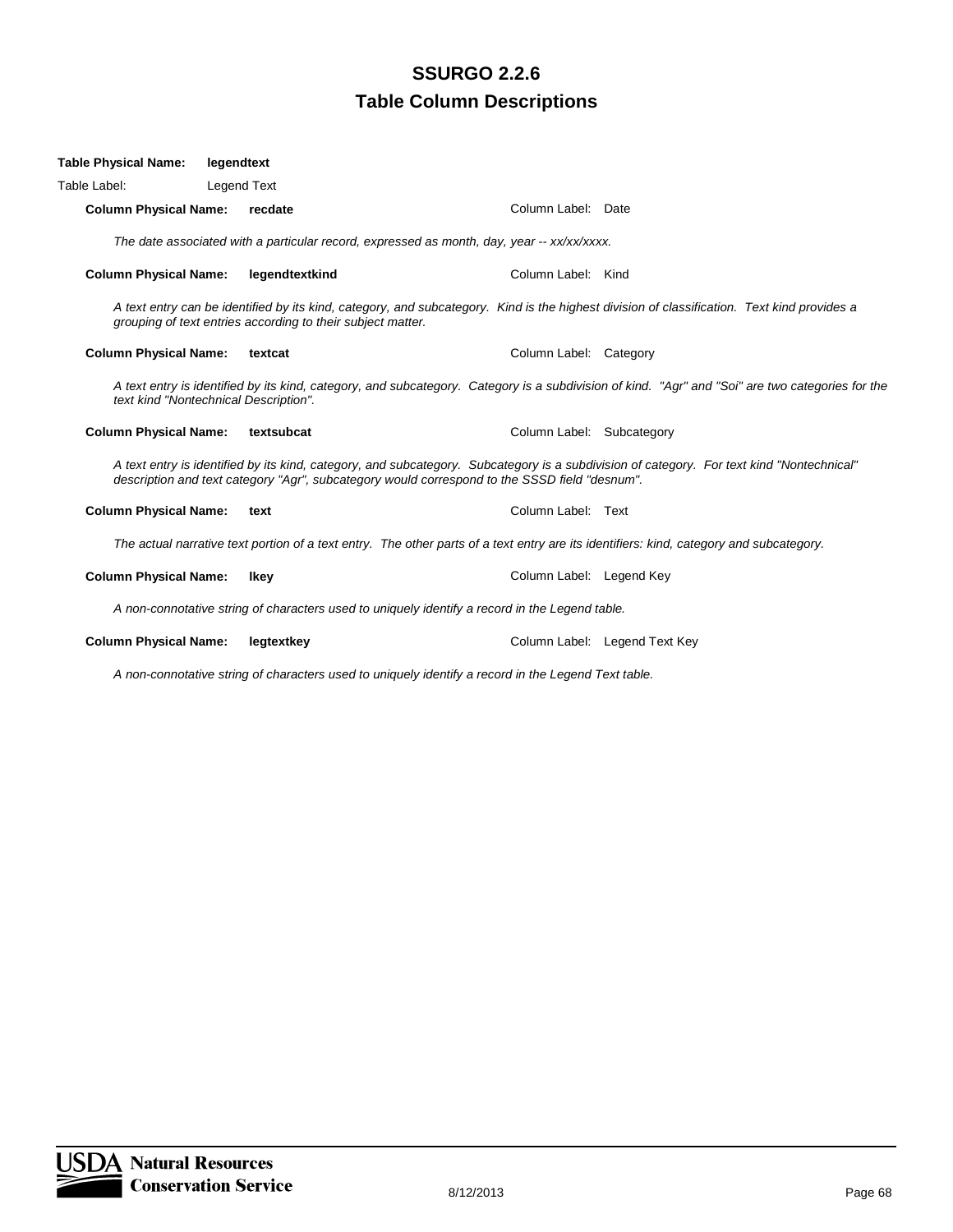# SSURGO 2.2.6
## Table Column Descriptions

**Table Physical Name:** **legendtext**

Table Label: Legend Text

**Column Physical Name:** **recdate** Column Label: Date

*The date associated with a particular record, expressed as month, day, year -- xx/xx/xxxx.*

**Column Physical Name:** **legendtextkind** Column Label: Kind

*A text entry can be identified by its kind, category, and subcategory. Kind is the highest division of classification. Text kind provides a grouping of text entries according to their subject matter.*

**Column Physical Name:** **textcat** Column Label: Category

*A text entry is identified by its kind, category, and subcategory. Category is a subdivision of kind. "Agr" and "Soi" are two categories for the text kind "Nontechnical Description".*

**Column Physical Name:** **textsubcat** Column Label: Subcategory

*A text entry is identified by its kind, category, and subcategory. Subcategory is a subdivision of category. For text kind "Nontechnical" description and text category "Agr", subcategory would correspond to the SSSD field "desnum".*

**Column Physical Name:** **text** Column Label: Text

*The actual narrative text portion of a text entry. The other parts of a text entry are its identifiers: kind, category and subcategory.*

**Column Physical Name:** **lkey** Column Label: Legend Key

*A non-connotative string of characters used to uniquely identify a record in the Legend table.*

**Column Physical Name:** **legtextkey** Column Label: Legend Text Key

*A non-connotative string of characters used to uniquely identify a record in the Legend Text table.*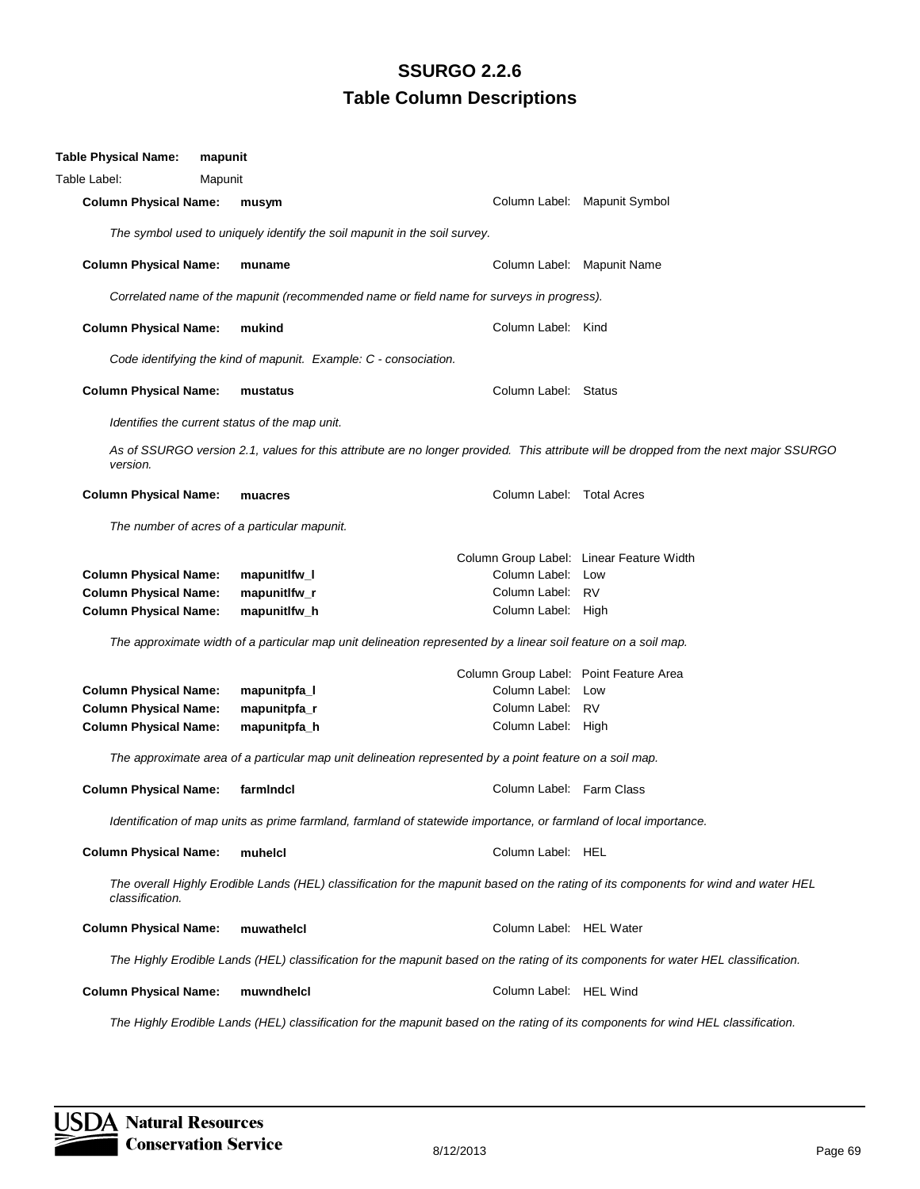# SSURGO 2.2.6
## Table Column Descriptions

**Table Physical Name:** **mapunit**

Table Label: Mapunit

**Column Physical Name:** **musym** — Column Label: Mapunit Symbol

*The symbol used to uniquely identify the soil mapunit in the soil survey.*

**Column Physical Name:** **muname** — Column Label: Mapunit Name

*Correlated name of the mapunit (recommended name or field name for surveys in progress).*

**Column Physical Name:** **mukind** — Column Label: Kind

*Code identifying the kind of mapunit. Example: C - consociation.*

**Column Physical Name:** **mustatus** — Column Label: Status

*Identifies the current status of the map unit.*

*As of SSURGO version 2.1, values for this attribute are no longer provided. This attribute will be dropped from the next major SSURGO version.*

**Column Physical Name:** **muacres** — Column Label: Total Acres

*The number of acres of a particular mapunit.*

Column Group Label: Linear Feature Width

**Column Physical Name:** **mapunitlfw_l** — Column Label: Low

**Column Physical Name:** **mapunitlfw_r** — Column Label: RV

**Column Physical Name:** **mapunitlfw_h** — Column Label: High

*The approximate width of a particular map unit delineation represented by a linear soil feature on a soil map.*

Column Group Label: Point Feature Area

**Column Physical Name:** **mapunitpfa_l** — Column Label: Low

**Column Physical Name:** **mapunitpfa_r** — Column Label: RV

**Column Physical Name:** **mapunitpfa_h** — Column Label: High

*The approximate area of a particular map unit delineation represented by a point feature on a soil map.*

**Column Physical Name:** **farmlndcl** — Column Label: Farm Class

*Identification of map units as prime farmland, farmland of statewide importance, or farmland of local importance.*

**Column Physical Name:** **muhelcl** — Column Label: HEL

*The overall Highly Erodible Lands (HEL) classification for the mapunit based on the rating of its components for wind and water HEL classification.*

**Column Physical Name:** **muwathelcl** — Column Label: HEL Water

*The Highly Erodible Lands (HEL) classification for the mapunit based on the rating of its components for water HEL classification.*

**Column Physical Name:** **muwndhelcl** — Column Label: HEL Wind

*The Highly Erodible Lands (HEL) classification for the mapunit based on the rating of its components for wind HEL classification.*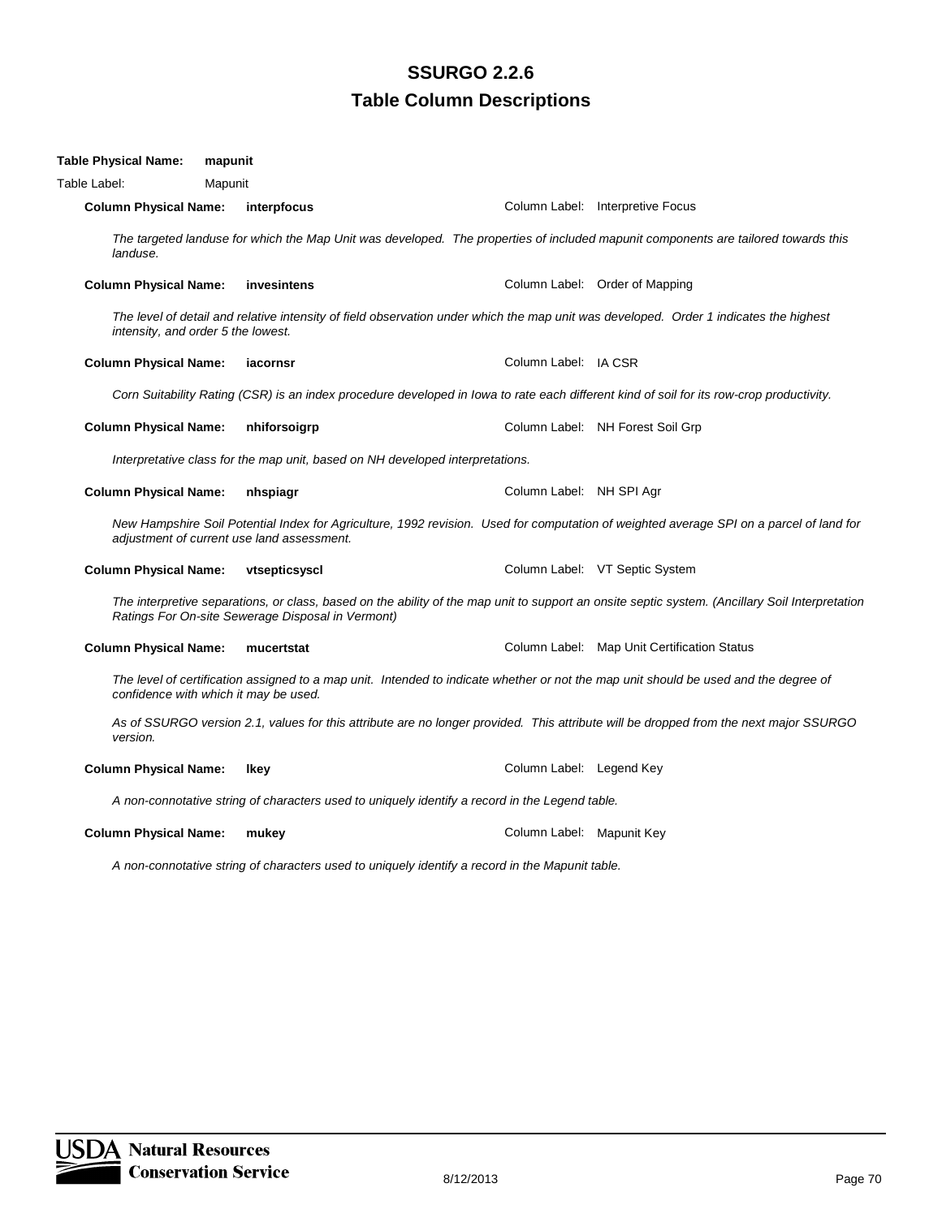# SSURGO 2.2.6

## Table Column Descriptions

**Table Physical Name:** **mapunit**

Table Label: Mapunit

**Column Physical Name:** **interpfocus** Column Label: Interpretive Focus

*The targeted landuse for which the Map Unit was developed. The properties of included mapunit components are tailored towards this landuse.*

**Column Physical Name:** **invesintens** Column Label: Order of Mapping

*The level of detail and relative intensity of field observation under which the map unit was developed. Order 1 indicates the highest intensity, and order 5 the lowest.*

**Column Physical Name:** **iacornsr** Column Label: IA CSR

*Corn Suitability Rating (CSR) is an index procedure developed in Iowa to rate each different kind of soil for its row-crop productivity.*

**Column Physical Name:** **nhiforsoigrp** Column Label: NH Forest Soil Grp

*Interpretative class for the map unit, based on NH developed interpretations.*

**Column Physical Name:** **nhspiagr** Column Label: NH SPI Agr

*New Hampshire Soil Potential Index for Agriculture, 1992 revision. Used for computation of weighted average SPI on a parcel of land for adjustment of current use land assessment.*

**Column Physical Name:** **vtsepticsyscl** Column Label: VT Septic System

*The interpretive separations, or class, based on the ability of the map unit to support an onsite septic system. (Ancillary Soil Interpretation Ratings For On-site Sewerage Disposal in Vermont)*

**Column Physical Name:** **mucertstat** Column Label: Map Unit Certification Status

*The level of certification assigned to a map unit. Intended to indicate whether or not the map unit should be used and the degree of confidence with which it may be used.*

*As of SSURGO version 2.1, values for this attribute are no longer provided. This attribute will be dropped from the next major SSURGO version.*

**Column Physical Name:** **lkey** Column Label: Legend Key

*A non-connotative string of characters used to uniquely identify a record in the Legend table.*

**Column Physical Name:** **mukey** Column Label: Mapunit Key

*A non-connotative string of characters used to uniquely identify a record in the Mapunit table.*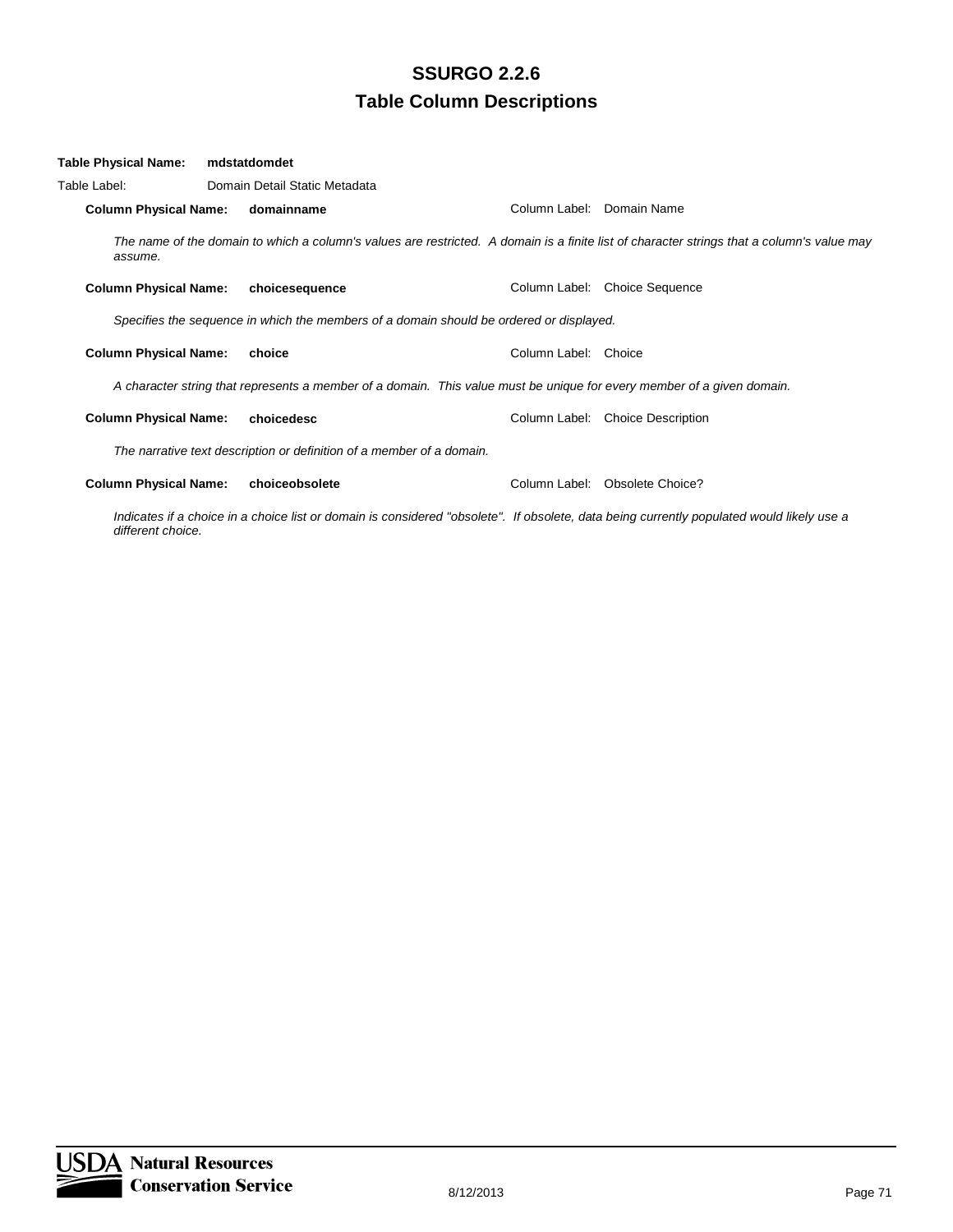**Table Physical Name:** **mdstatdomdet**

Table Label: Domain Detail Static Metadata

**Column Physical Name:** **domainname** Column Label: Domain Name

*The name of the domain to which a column's values are restricted. A domain is a finite list of character strings that a column's value may assume.*

**Column Physical Name:** **choicesequence** Column Label: Choice Sequence

*Specifies the sequence in which the members of a domain should be ordered or displayed.*

**Column Physical Name:** **choice** Column Label: Choice

*A character string that represents a member of a domain. This value must be unique for every member of a given domain.*

**Column Physical Name:** **choicedesc** Column Label: Choice Description

*The narrative text description or definition of a member of a domain.*

**Column Physical Name:** **choiceobsolete** Column Label: Obsolete Choice?

*Indicates if a choice in a choice list or domain is considered "obsolete". If obsolete, data being currently populated would likely use a different choice.*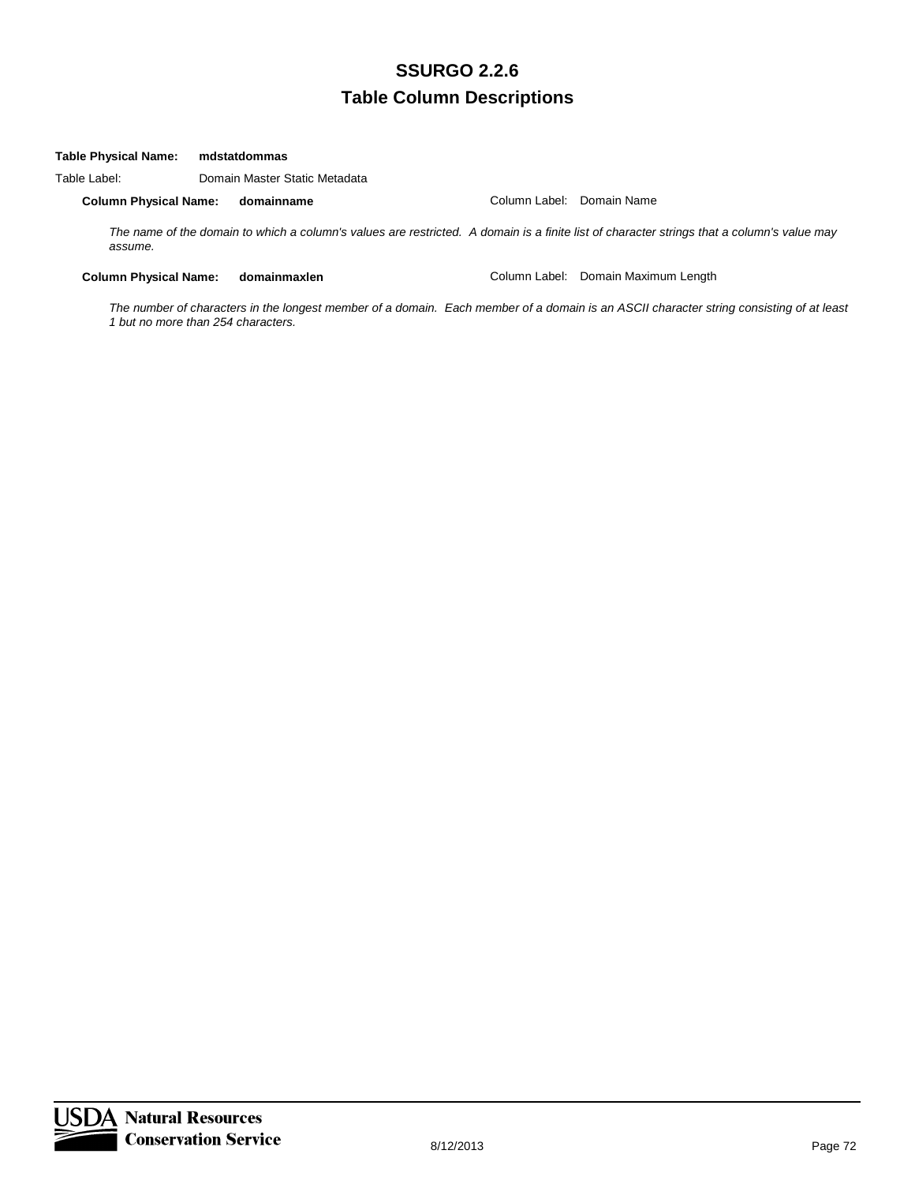**Table Physical Name:** **mdstatdommas**

Table Label: Domain Master Static Metadata

**Column Physical Name:** **domainname** Column Label: Domain Name

*The name of the domain to which a column's values are restricted. A domain is a finite list of character strings that a column's value may assume.*

**Column Physical Name:** **domainmaxlen** Column Label: Domain Maximum Length

*The number of characters in the longest member of a domain. Each member of a domain is an ASCII character string consisting of at least 1 but no more than 254 characters.*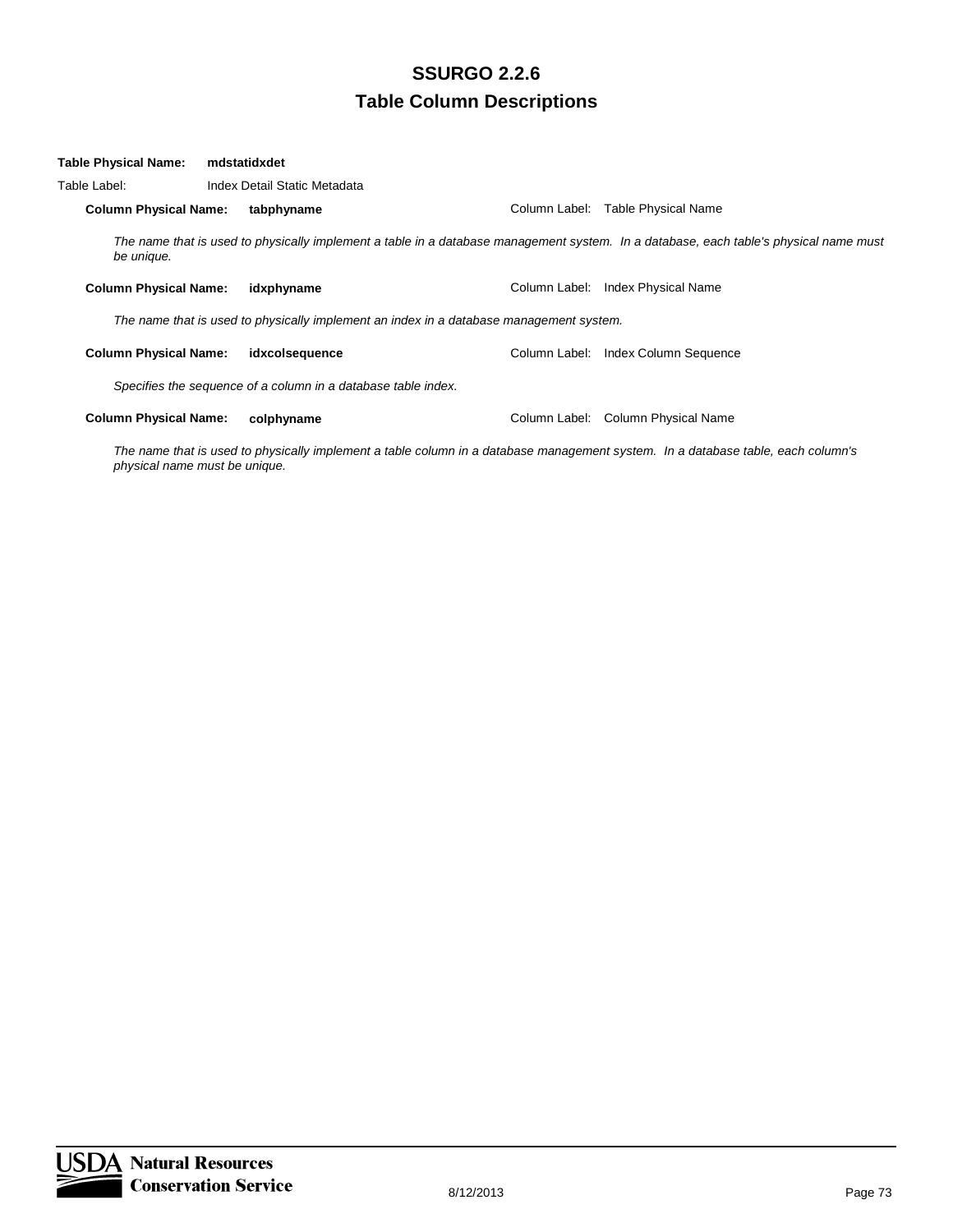**Table Physical Name:** **mdstatidxdet**

Table Label: Index Detail Static Metadata

**Column Physical Name:** **tabphyname** Column Label: Table Physical Name

*The name that is used to physically implement a table in a database management system. In a database, each table's physical name must be unique.*

**Column Physical Name:** **idxphyname** Column Label: Index Physical Name

*The name that is used to physically implement an index in a database management system.*

**Column Physical Name:** **idxcolsequence** Column Label: Index Column Sequence

*Specifies the sequence of a column in a database table index.*

**Column Physical Name:** **colphyname** Column Label: Column Physical Name

*The name that is used to physically implement a table column in a database management system. In a database table, each column's physical name must be unique.*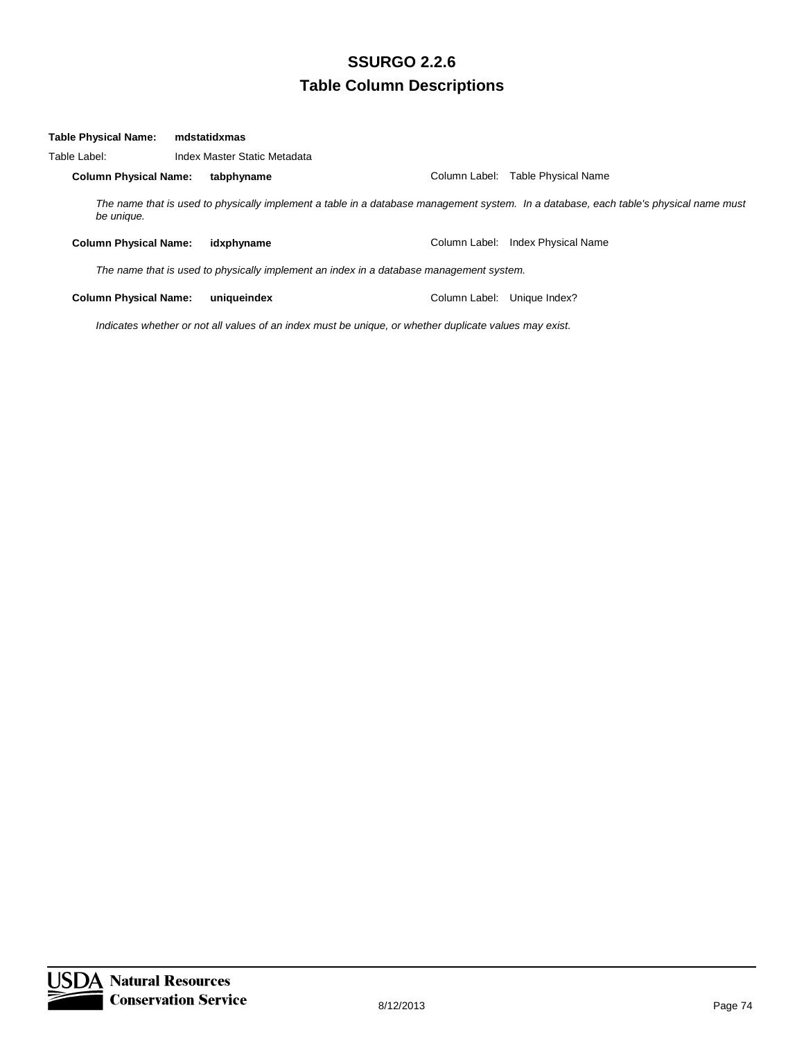**Table Physical Name:** **mdstatidxmas**

Table Label: Index Master Static Metadata

**Column Physical Name:** **tabphyname** Column Label: Table Physical Name

*The name that is used to physically implement a table in a database management system. In a database, each table's physical name must be unique.*

**Column Physical Name:** **idxphyname** Column Label: Index Physical Name

*The name that is used to physically implement an index in a database management system.*

**Column Physical Name:** **uniqueindex** Column Label: Unique Index?

*Indicates whether or not all values of an index must be unique, or whether duplicate values may exist.*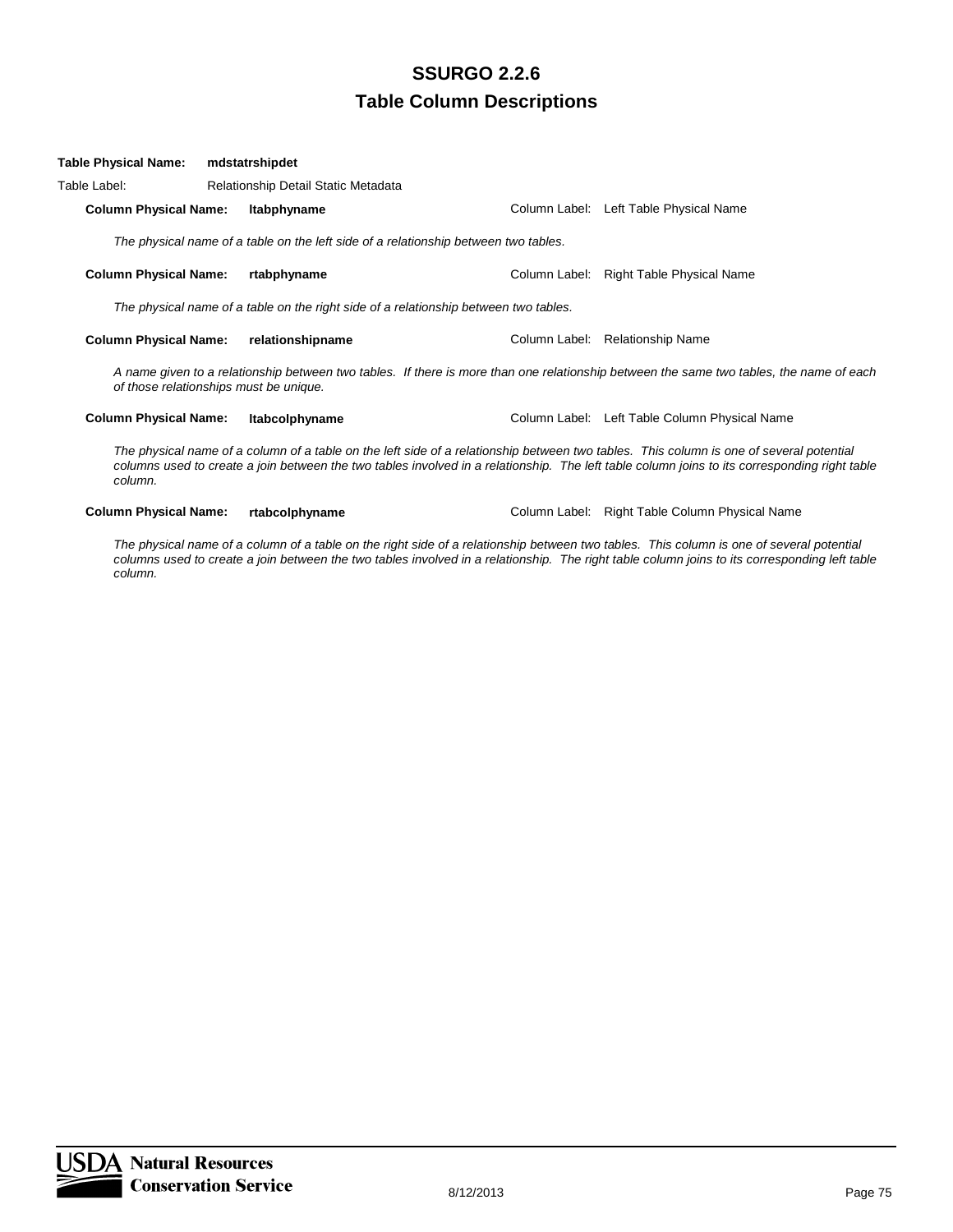# SSURGO 2.2.6
## Table Column Descriptions

**Table Physical Name:** **mdstatrshipdet**

Table Label: Relationship Detail Static Metadata

**Column Physical Name:** **ltabphyname** Column Label: Left Table Physical Name

*The physical name of a table on the left side of a relationship between two tables.*

**Column Physical Name:** **rtabphyname** Column Label: Right Table Physical Name

*The physical name of a table on the right side of a relationship between two tables.*

**Column Physical Name:** **relationshipname** Column Label: Relationship Name

*A name given to a relationship between two tables. If there is more than one relationship between the same two tables, the name of each of those relationships must be unique.*

**Column Physical Name:** **ltabcolphyname** Column Label: Left Table Column Physical Name

*The physical name of a column of a table on the left side of a relationship between two tables. This column is one of several potential columns used to create a join between the two tables involved in a relationship. The left table column joins to its corresponding right table column.*

**Column Physical Name:** **rtabcolphyname** Column Label: Right Table Column Physical Name

*The physical name of a column of a table on the right side of a relationship between two tables. This column is one of several potential columns used to create a join between the two tables involved in a relationship. The right table column joins to its corresponding left table column.*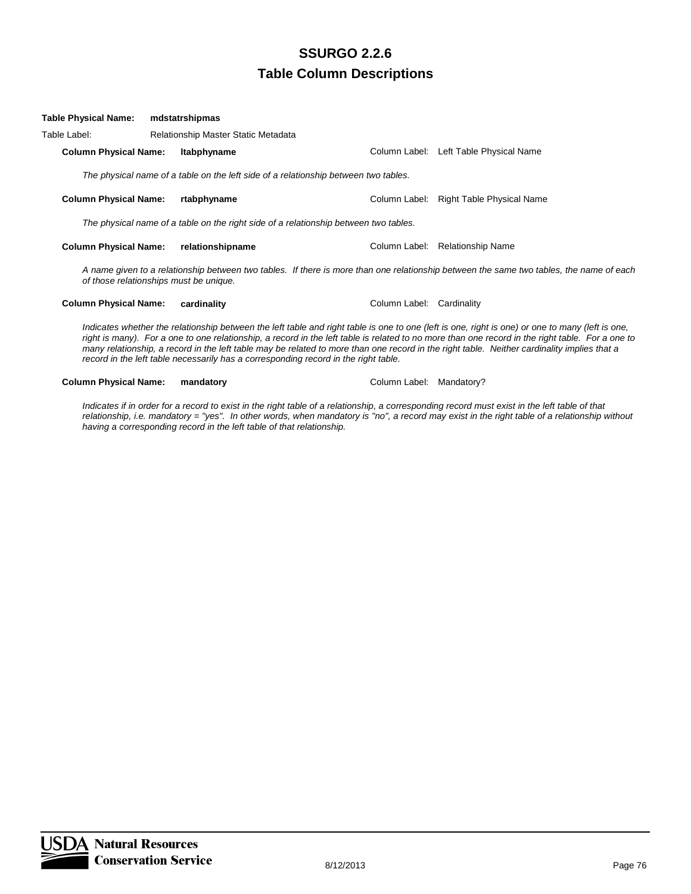**Table Physical Name:** **mdstatrshipmas**

Table Label: Relationship Master Static Metadata

**Column Physical Name:** **ltabphyname** Column Label: Left Table Physical Name

*The physical name of a table on the left side of a relationship between two tables.*

**Column Physical Name:** **rtabphyname** Column Label: Right Table Physical Name

*The physical name of a table on the right side of a relationship between two tables.*

**Column Physical Name:** **relationshipname** Column Label: Relationship Name

*A name given to a relationship between two tables. If there is more than one relationship between the same two tables, the name of each of those relationships must be unique.*

**Column Physical Name:** **cardinality** Column Label: Cardinality

*Indicates whether the relationship between the left table and right table is one to one (left is one, right is one) or one to many (left is one, right is many). For a one to one relationship, a record in the left table is related to no more than one record in the right table. For a one to many relationship, a record in the left table may be related to more than one record in the right table. Neither cardinality implies that a record in the left table necessarily has a corresponding record in the right table.*

**Column Physical Name:** **mandatory** Column Label: Mandatory?

*Indicates if in order for a record to exist in the right table of a relationship, a corresponding record must exist in the left table of that relationship, i.e. mandatory = "yes". In other words, when mandatory is "no", a record may exist in the right table of a relationship without having a corresponding record in the left table of that relationship.*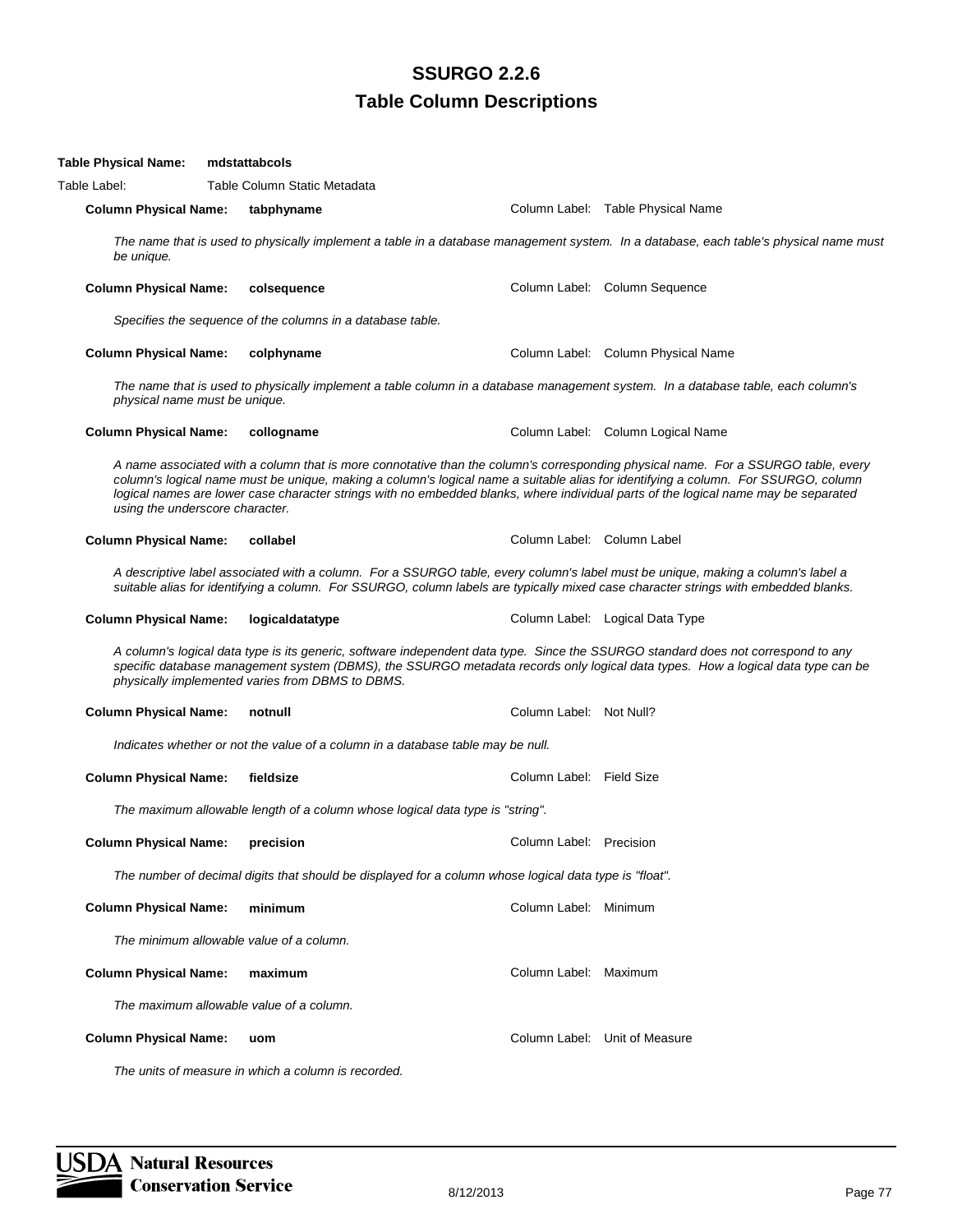# SSURGO 2.2.6

## Table Column Descriptions

**Table Physical Name:** **mdstattabcols**

Table Label: Table Column Static Metadata

**Column Physical Name:** **tabphyname** Column Label: Table Physical Name

*The name that is used to physically implement a table in a database management system. In a database, each table's physical name must be unique.*

**Column Physical Name:** **colsequence** Column Label: Column Sequence

*Specifies the sequence of the columns in a database table.*

**Column Physical Name:** **colphyname** Column Label: Column Physical Name

*The name that is used to physically implement a table column in a database management system. In a database table, each column's physical name must be unique.*

**Column Physical Name:** **collogname** Column Label: Column Logical Name

*A name associated with a column that is more connotative than the column's corresponding physical name. For a SSURGO table, every column's logical name must be unique, making a column's logical name a suitable alias for identifying a column. For SSURGO, column logical names are lower case character strings with no embedded blanks, where individual parts of the logical name may be separated using the underscore character.*

**Column Physical Name:** **collabel** Column Label: Column Label

*A descriptive label associated with a column. For a SSURGO table, every column's label must be unique, making a column's label a suitable alias for identifying a column. For SSURGO, column labels are typically mixed case character strings with embedded blanks.*

**Column Physical Name:** **logicaldatatype** Column Label: Logical Data Type

*A column's logical data type is its generic, software independent data type. Since the SSURGO standard does not correspond to any specific database management system (DBMS), the SSURGO metadata records only logical data types. How a logical data type can be physically implemented varies from DBMS to DBMS.*

**Column Physical Name:** **notnull** Column Label: Not Null?

*Indicates whether or not the value of a column in a database table may be null.*

**Column Physical Name:** **fieldsize** Column Label: Field Size

*The maximum allowable length of a column whose logical data type is "string".*

**Column Physical Name:** **precision** Column Label: Precision

*The number of decimal digits that should be displayed for a column whose logical data type is "float".*

**Column Physical Name:** **minimum** Column Label: Minimum

*The minimum allowable value of a column.*

**Column Physical Name:** **maximum** Column Label: Maximum

*The maximum allowable value of a column.*

**Column Physical Name:** **uom** Column Label: Unit of Measure

*The units of measure in which a column is recorded.*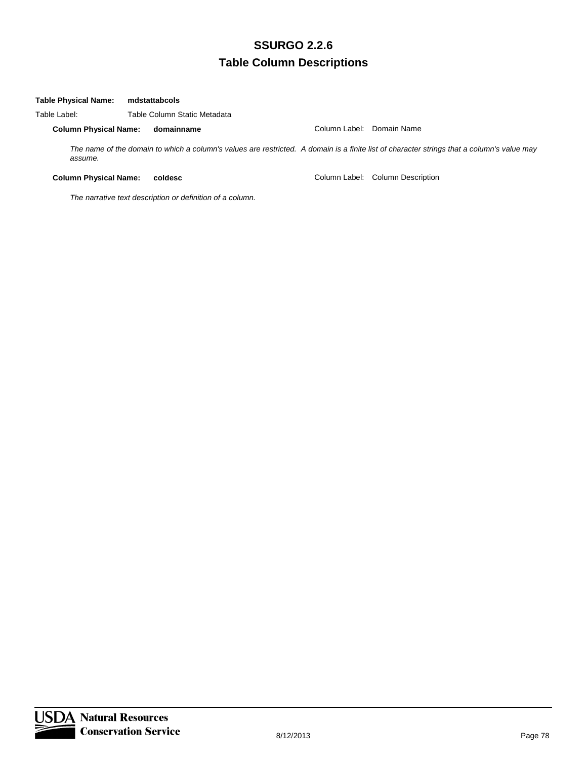**Table Physical Name:** **mdstattabcols**

Table Label: Table Column Static Metadata

**Column Physical Name:** **domainname** — Column Label: Domain Name

*The name of the domain to which a column's values are restricted. A domain is a finite list of character strings that a column's value may assume.*

**Column Physical Name:** **coldesc** — Column Label: Column Description

*The narrative text description or definition of a column.*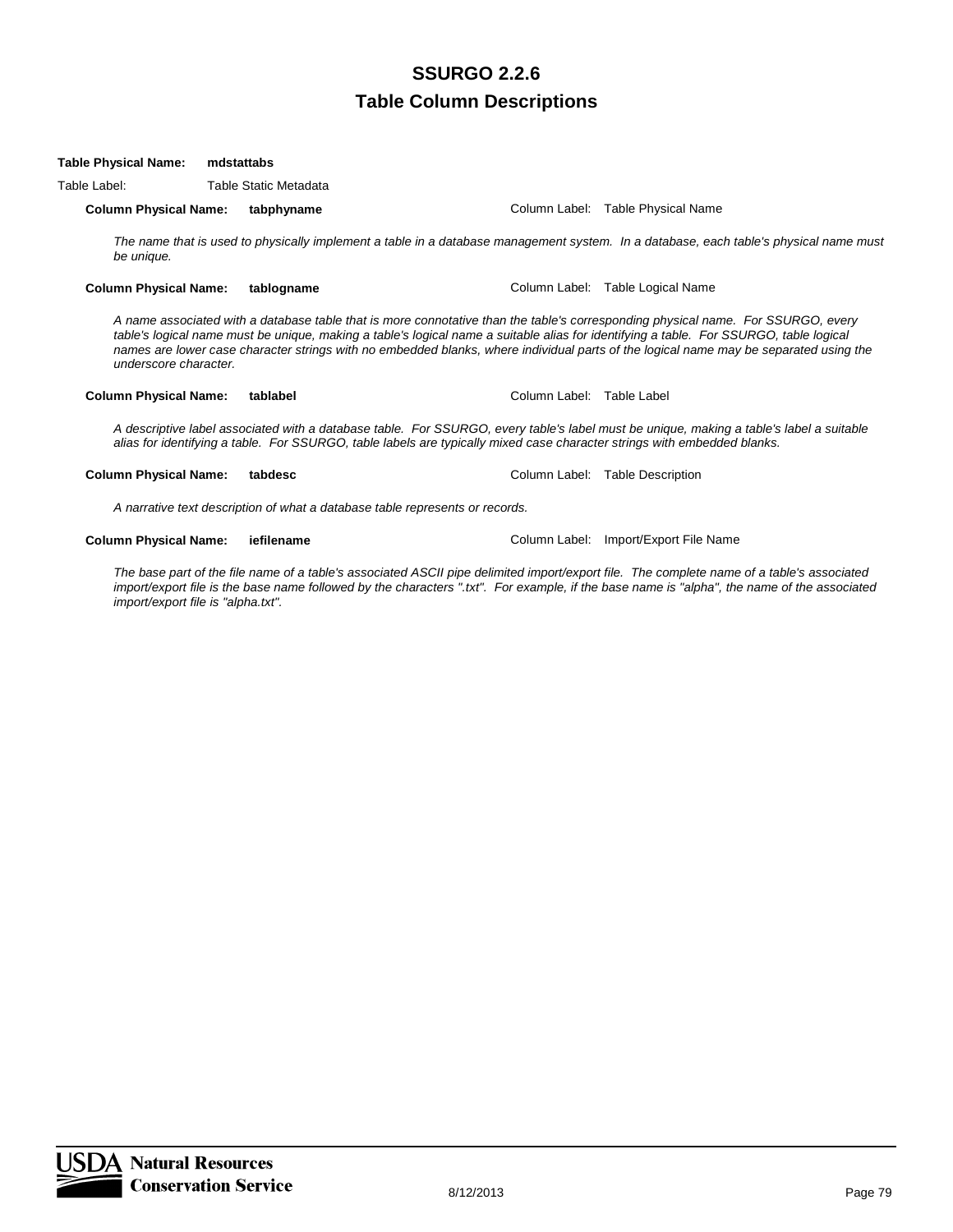# SSURGO 2.2.6
## Table Column Descriptions

**Table Physical Name: mdstattabs**

Table Label: Table Static Metadata

**Column Physical Name: tabphyname** — Column Label: Table Physical Name

*The name that is used to physically implement a table in a database management system. In a database, each table's physical name must be unique.*

**Column Physical Name: tablogname** — Column Label: Table Logical Name

*A name associated with a database table that is more connotative than the table's corresponding physical name. For SSURGO, every table's logical name must be unique, making a table's logical name a suitable alias for identifying a table. For SSURGO, table logical names are lower case character strings with no embedded blanks, where individual parts of the logical name may be separated using the underscore character.*

**Column Physical Name: tablabel** — Column Label: Table Label

*A descriptive label associated with a database table. For SSURGO, every table's label must be unique, making a table's label a suitable alias for identifying a table. For SSURGO, table labels are typically mixed case character strings with embedded blanks.*

**Column Physical Name: tabdesc** — Column Label: Table Description

*A narrative text description of what a database table represents or records.*

**Column Physical Name: iefilename** — Column Label: Import/Export File Name

*The base part of the file name of a table's associated ASCII pipe delimited import/export file. The complete name of a table's associated import/export file is the base name followed by the characters ".txt". For example, if the base name is "alpha", the name of the associated import/export file is "alpha.txt".*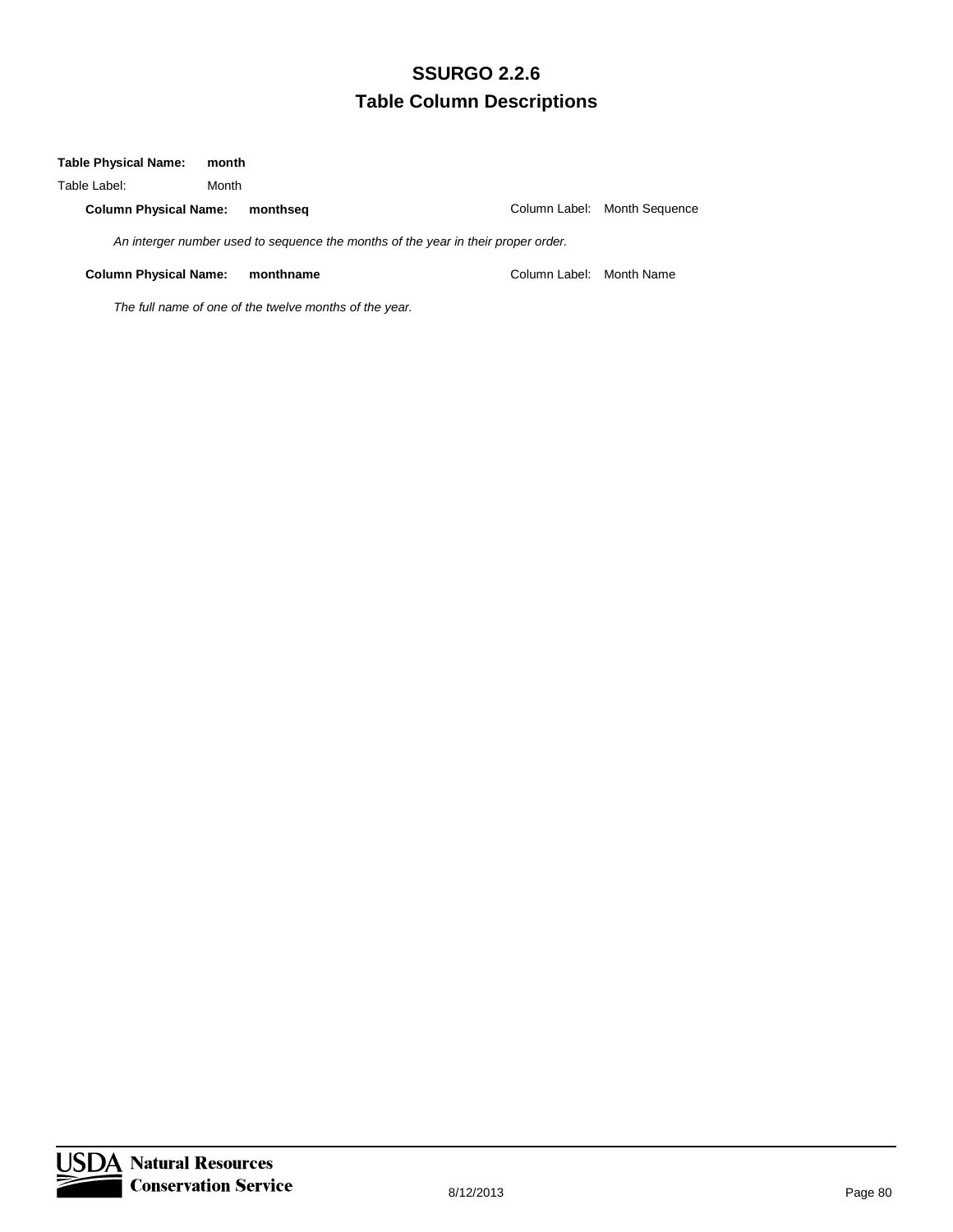**Table Physical Name:** **month**

Table Label: Month

**Column Physical Name:** **monthseq** Column Label: Month Sequence

*An interger number used to sequence the months of the year in their proper order.*

**Column Physical Name:** **monthname** Column Label: Month Name

*The full name of one of the twelve months of the year.*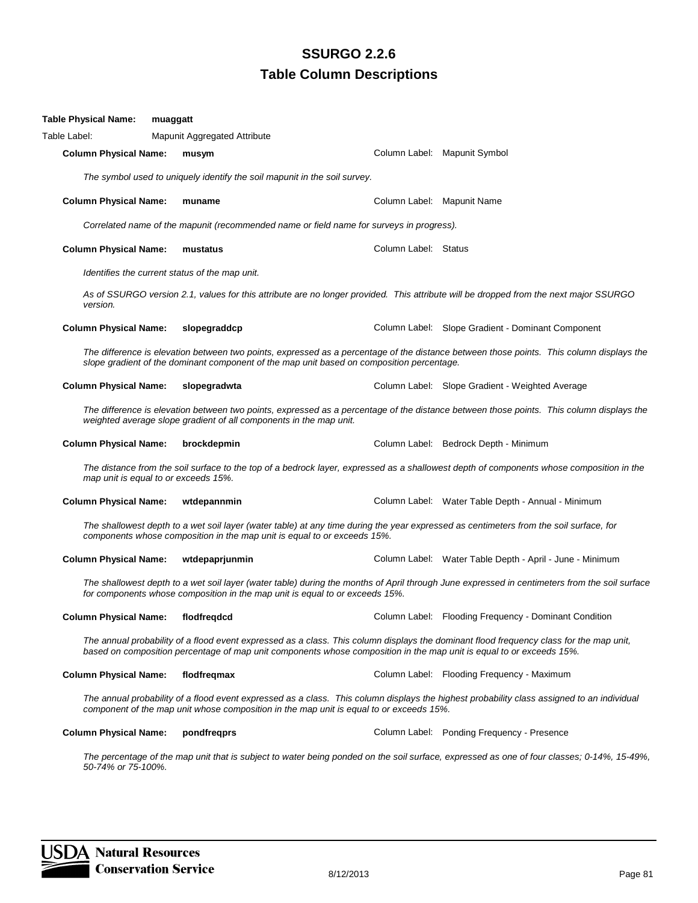# SSURGO 2.2.6

## Table Column Descriptions

**Table Physical Name:** **muaggatt**

Table Label: Mapunit Aggregated Attribute

**Column Physical Name:** **musym** — Column Label: Mapunit Symbol

*The symbol used to uniquely identify the soil mapunit in the soil survey.*

**Column Physical Name:** **muname** — Column Label: Mapunit Name

*Correlated name of the mapunit (recommended name or field name for surveys in progress).*

**Column Physical Name:** **mustatus** — Column Label: Status

*Identifies the current status of the map unit.*

*As of SSURGO version 2.1, values for this attribute are no longer provided. This attribute will be dropped from the next major SSURGO version.*

**Column Physical Name:** **slopegraddcp** — Column Label: Slope Gradient - Dominant Component

*The difference is elevation between two points, expressed as a percentage of the distance between those points. This column displays the slope gradient of the dominant component of the map unit based on composition percentage.*

**Column Physical Name:** **slopegradwta** — Column Label: Slope Gradient - Weighted Average

*The difference is elevation between two points, expressed as a percentage of the distance between those points. This column displays the weighted average slope gradient of all components in the map unit.*

**Column Physical Name:** **brockdepmin** — Column Label: Bedrock Depth - Minimum

*The distance from the soil surface to the top of a bedrock layer, expressed as a shallowest depth of components whose composition in the map unit is equal to or exceeds 15%.*

**Column Physical Name:** **wtdepannmin** — Column Label: Water Table Depth - Annual - Minimum

*The shallowest depth to a wet soil layer (water table) at any time during the year expressed as centimeters from the soil surface, for components whose composition in the map unit is equal to or exceeds 15%.*

**Column Physical Name:** **wtdepaprjunmin** — Column Label: Water Table Depth - April - June - Minimum

*The shallowest depth to a wet soil layer (water table) during the months of April through June expressed in centimeters from the soil surface for components whose composition in the map unit is equal to or exceeds 15%.*

**Column Physical Name:** **flodfreqdcd** — Column Label: Flooding Frequency - Dominant Condition

*The annual probability of a flood event expressed as a class. This column displays the dominant flood frequency class for the map unit, based on composition percentage of map unit components whose composition in the map unit is equal to or exceeds 15%.*

**Column Physical Name:** **flodfreqmax** — Column Label: Flooding Frequency - Maximum

*The annual probability of a flood event expressed as a class. This column displays the highest probability class assigned to an individual component of the map unit whose composition in the map unit is equal to or exceeds 15%.*

**Column Physical Name:** **pondfreqprs** — Column Label: Ponding Frequency - Presence

*The percentage of the map unit that is subject to water being ponded on the soil surface, expressed as one of four classes; 0-14%, 15-49%, 50-74% or 75-100%.*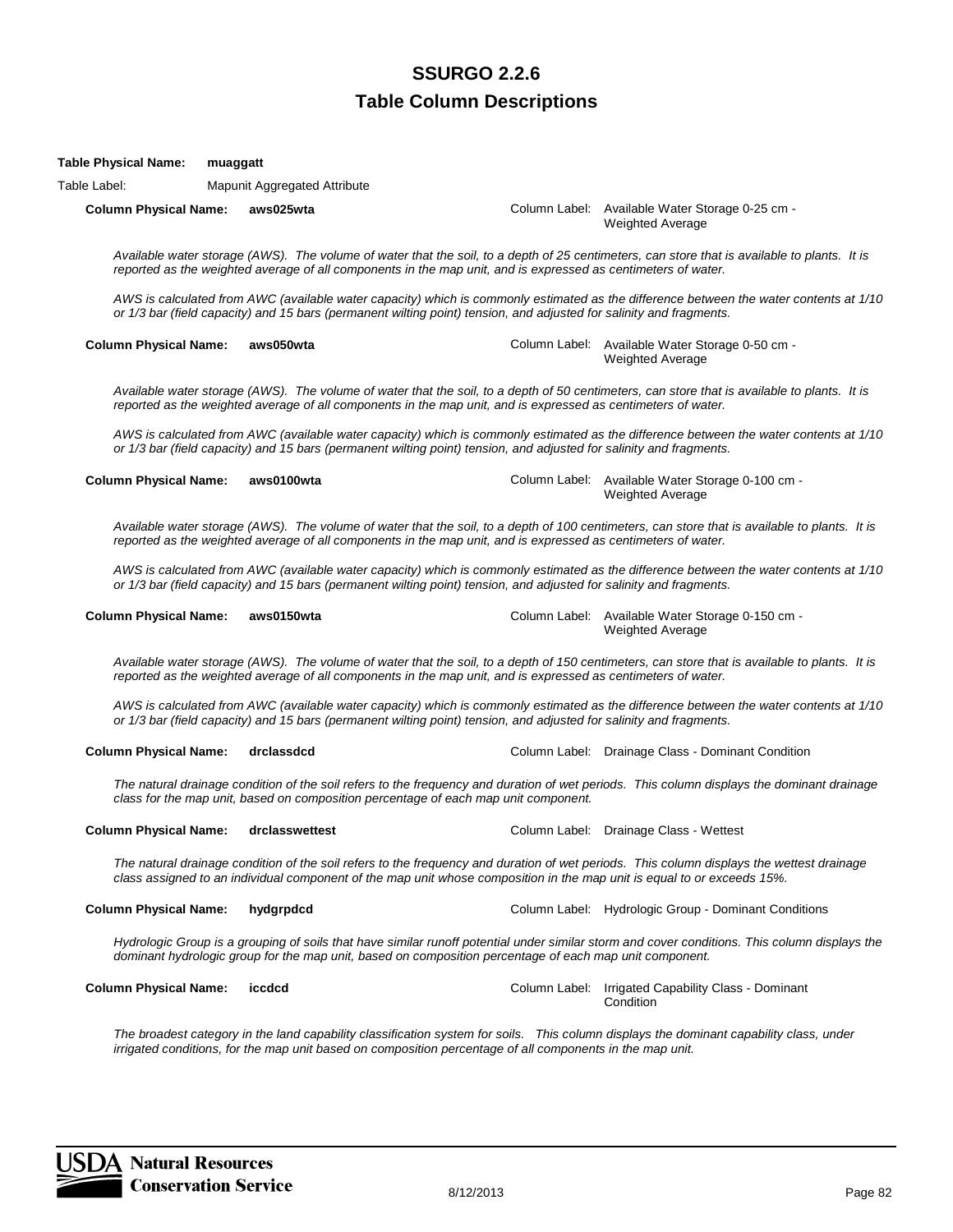# SSURGO 2.2.6

## Table Column Descriptions

**Table Physical Name:** **muaggatt**

Table Label: Mapunit Aggregated Attribute

**Column Physical Name:** **aws025wta** — Column Label: Available Water Storage 0-25 cm - Weighted Average

*Available water storage (AWS). The volume of water that the soil, to a depth of 25 centimeters, can store that is available to plants. It is reported as the weighted average of all components in the map unit, and is expressed as centimeters of water.*

*AWS is calculated from AWC (available water capacity) which is commonly estimated as the difference between the water contents at 1/10 or 1/3 bar (field capacity) and 15 bars (permanent wilting point) tension, and adjusted for salinity and fragments.*

**Column Physical Name:** **aws050wta** — Column Label: Available Water Storage 0-50 cm - Weighted Average

*Available water storage (AWS). The volume of water that the soil, to a depth of 50 centimeters, can store that is available to plants. It is reported as the weighted average of all components in the map unit, and is expressed as centimeters of water.*

*AWS is calculated from AWC (available water capacity) which is commonly estimated as the difference between the water contents at 1/10 or 1/3 bar (field capacity) and 15 bars (permanent wilting point) tension, and adjusted for salinity and fragments.*

**Column Physical Name:** **aws0100wta** — Column Label: Available Water Storage 0-100 cm - Weighted Average

*Available water storage (AWS). The volume of water that the soil, to a depth of 100 centimeters, can store that is available to plants. It is reported as the weighted average of all components in the map unit, and is expressed as centimeters of water.*

*AWS is calculated from AWC (available water capacity) which is commonly estimated as the difference between the water contents at 1/10 or 1/3 bar (field capacity) and 15 bars (permanent wilting point) tension, and adjusted for salinity and fragments.*

**Column Physical Name:** **aws0150wta** — Column Label: Available Water Storage 0-150 cm - Weighted Average

*Available water storage (AWS). The volume of water that the soil, to a depth of 150 centimeters, can store that is available to plants. It is reported as the weighted average of all components in the map unit, and is expressed as centimeters of water.*

*AWS is calculated from AWC (available water capacity) which is commonly estimated as the difference between the water contents at 1/10 or 1/3 bar (field capacity) and 15 bars (permanent wilting point) tension, and adjusted for salinity and fragments.*

**Column Physical Name:** **drclassdcd** — Column Label: Drainage Class - Dominant Condition

*The natural drainage condition of the soil refers to the frequency and duration of wet periods. This column displays the dominant drainage class for the map unit, based on composition percentage of each map unit component.*

**Column Physical Name:** **drclasswettest** — Column Label: Drainage Class - Wettest

*The natural drainage condition of the soil refers to the frequency and duration of wet periods. This column displays the wettest drainage class assigned to an individual component of the map unit whose composition in the map unit is equal to or exceeds 15%.*

**Column Physical Name:** **hydgrpdcd** — Column Label: Hydrologic Group - Dominant Conditions

*Hydrologic Group is a grouping of soils that have similar runoff potential under similar storm and cover conditions. This column displays the dominant hydrologic group for the map unit, based on composition percentage of each map unit component.*

**Column Physical Name:** **iccdcd** — Column Label: Irrigated Capability Class - Dominant Condition

*The broadest category in the land capability classification system for soils. This column displays the dominant capability class, under irrigated conditions, for the map unit based on composition percentage of all components in the map unit.*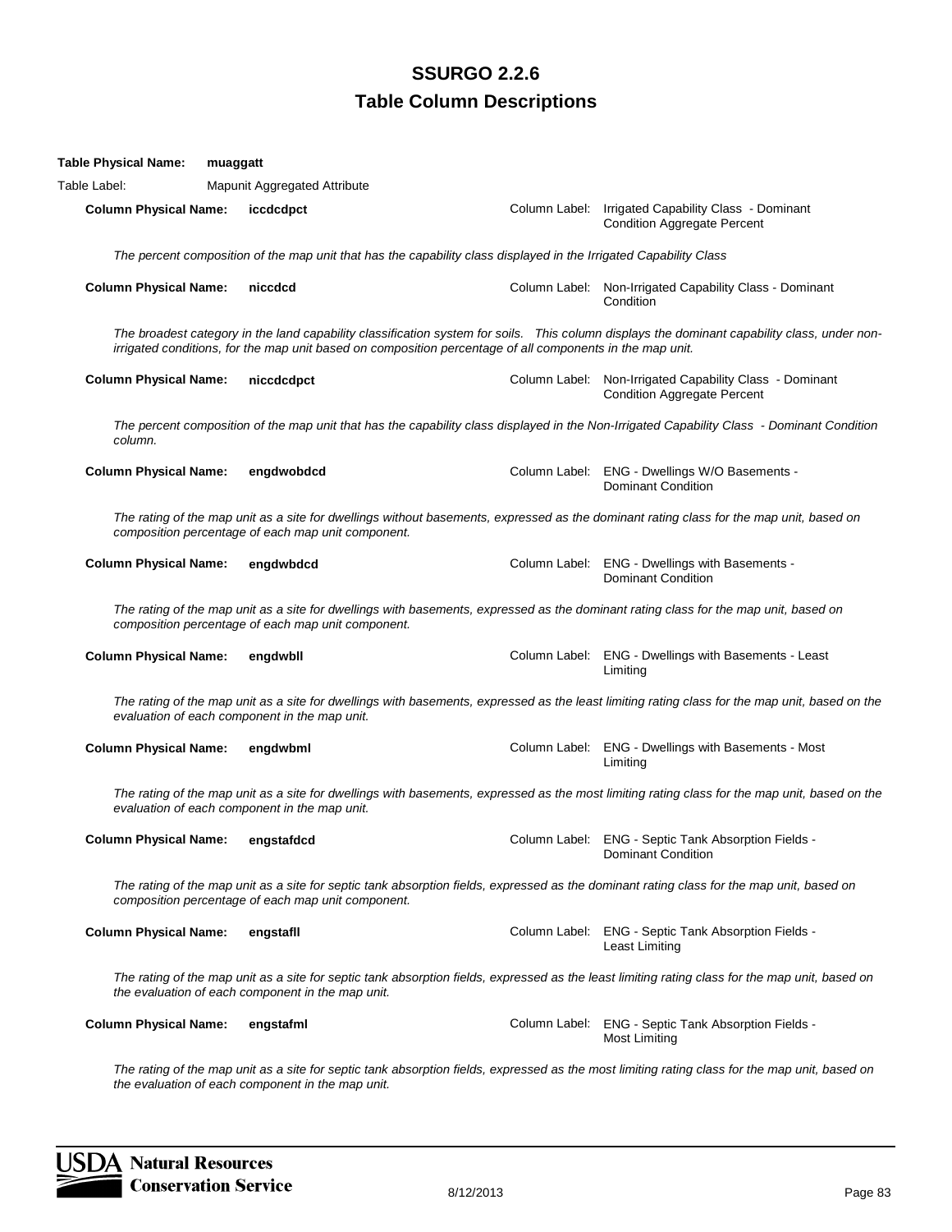# SSURGO 2.2.6
## Table Column Descriptions

**Table Physical Name:** **muaggatt**

Table Label: Mapunit Aggregated Attribute

**Column Physical Name:** **iccdcdpct** Column Label: Irrigated Capability Class - Dominant Condition Aggregate Percent

*The percent composition of the map unit that has the capability class displayed in the Irrigated Capability Class*

**Column Physical Name:** **niccdcd** Column Label: Non-Irrigated Capability Class - Dominant Condition

*The broadest category in the land capability classification system for soils. This column displays the dominant capability class, under non-irrigated conditions, for the map unit based on composition percentage of all components in the map unit.*

**Column Physical Name:** **niccdcdpct** Column Label: Non-Irrigated Capability Class - Dominant Condition Aggregate Percent

*The percent composition of the map unit that has the capability class displayed in the Non-Irrigated Capability Class - Dominant Condition column.*

**Column Physical Name:** **engdwobdcd** Column Label: ENG - Dwellings W/O Basements - Dominant Condition

*The rating of the map unit as a site for dwellings without basements, expressed as the dominant rating class for the map unit, based on composition percentage of each map unit component.*

**Column Physical Name:** **engdwbdcd** Column Label: ENG - Dwellings with Basements - Dominant Condition

*The rating of the map unit as a site for dwellings with basements, expressed as the dominant rating class for the map unit, based on composition percentage of each map unit component.*

**Column Physical Name:** **engdwbll** Column Label: ENG - Dwellings with Basements - Least Limiting

*The rating of the map unit as a site for dwellings with basements, expressed as the least limiting rating class for the map unit, based on the evaluation of each component in the map unit.*

**Column Physical Name:** **engdwbml** Column Label: ENG - Dwellings with Basements - Most Limiting

*The rating of the map unit as a site for dwellings with basements, expressed as the most limiting rating class for the map unit, based on the evaluation of each component in the map unit.*

**Column Physical Name:** **engstafdcd** Column Label: ENG - Septic Tank Absorption Fields - Dominant Condition

*The rating of the map unit as a site for septic tank absorption fields, expressed as the dominant rating class for the map unit, based on composition percentage of each map unit component.*

**Column Physical Name:** **engstafll** Column Label: ENG - Septic Tank Absorption Fields - Least Limiting

*The rating of the map unit as a site for septic tank absorption fields, expressed as the least limiting rating class for the map unit, based on the evaluation of each component in the map unit.*

**Column Physical Name:** **engstafml** Column Label: ENG - Septic Tank Absorption Fields - Most Limiting

*The rating of the map unit as a site for septic tank absorption fields, expressed as the most limiting rating class for the map unit, based on the evaluation of each component in the map unit.*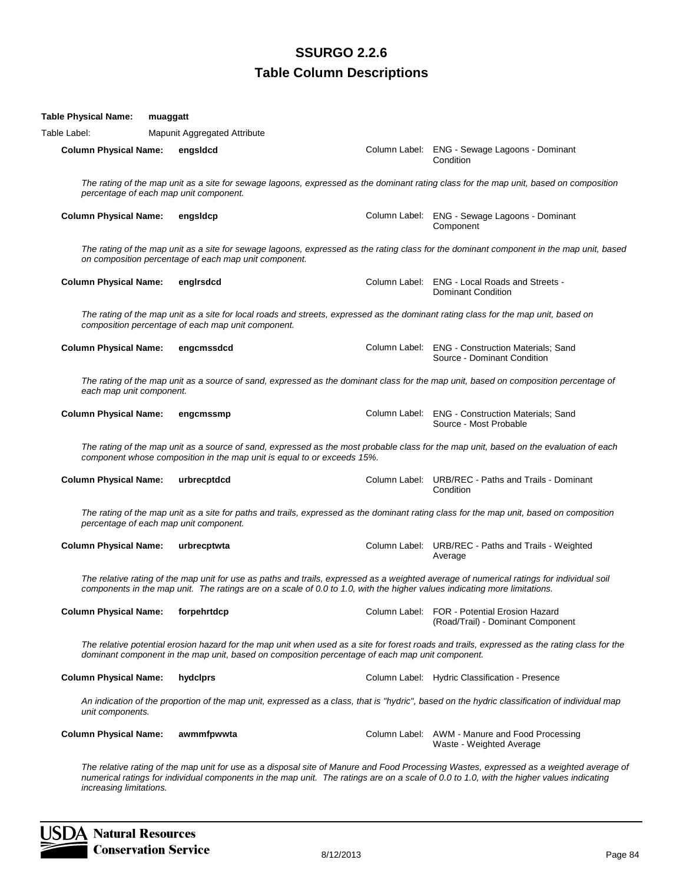# SSURGO 2.2.6
## Table Column Descriptions

**Table Physical Name:** **muaggatt**

Table Label: Mapunit Aggregated Attribute

**Column Physical Name:** **engsldcd** — Column Label: ENG - Sewage Lagoons - Dominant Condition

*The rating of the map unit as a site for sewage lagoons, expressed as the dominant rating class for the map unit, based on composition percentage of each map unit component.*

**Column Physical Name:** **engsldcp** — Column Label: ENG - Sewage Lagoons - Dominant Component

*The rating of the map unit as a site for sewage lagoons, expressed as the rating class for the dominant component in the map unit, based on composition percentage of each map unit component.*

**Column Physical Name:** **englrsdcd** — Column Label: ENG - Local Roads and Streets - Dominant Condition

*The rating of the map unit as a site for local roads and streets, expressed as the dominant rating class for the map unit, based on composition percentage of each map unit component.*

**Column Physical Name:** **engcmssdcd** — Column Label: ENG - Construction Materials; Sand Source - Dominant Condition

*The rating of the map unit as a source of sand, expressed as the dominant class for the map unit, based on composition percentage of each map unit component.*

**Column Physical Name:** **engcmssmp** — Column Label: ENG - Construction Materials; Sand Source - Most Probable

*The rating of the map unit as a source of sand, expressed as the most probable class for the map unit, based on the evaluation of each component whose composition in the map unit is equal to or exceeds 15%.*

**Column Physical Name:** **urbrecptdcd** — Column Label: URB/REC - Paths and Trails - Dominant Condition

*The rating of the map unit as a site for paths and trails, expressed as the dominant rating class for the map unit, based on composition percentage of each map unit component.*

**Column Physical Name:** **urbrecptwta** — Column Label: URB/REC - Paths and Trails - Weighted Average

*The relative rating of the map unit for use as paths and trails, expressed as a weighted average of numerical ratings for individual soil components in the map unit. The ratings are on a scale of 0.0 to 1.0, with the higher values indicating more limitations.*

**Column Physical Name:** **forpehrtdcp** — Column Label: FOR - Potential Erosion Hazard (Road/Trail) - Dominant Component

*The relative potential erosion hazard for the map unit when used as a site for forest roads and trails, expressed as the rating class for the dominant component in the map unit, based on composition percentage of each map unit component.*

**Column Physical Name:** **hydclprs** — Column Label: Hydric Classification - Presence

*An indication of the proportion of the map unit, expressed as a class, that is "hydric", based on the hydric classification of individual map unit components.*

**Column Physical Name:** **awmmfpwwta** — Column Label: AWM - Manure and Food Processing Waste - Weighted Average

*The relative rating of the map unit for use as a disposal site of Manure and Food Processing Wastes, expressed as a weighted average of numerical ratings for individual components in the map unit. The ratings are on a scale of 0.0 to 1.0, with the higher values indicating increasing limitations.*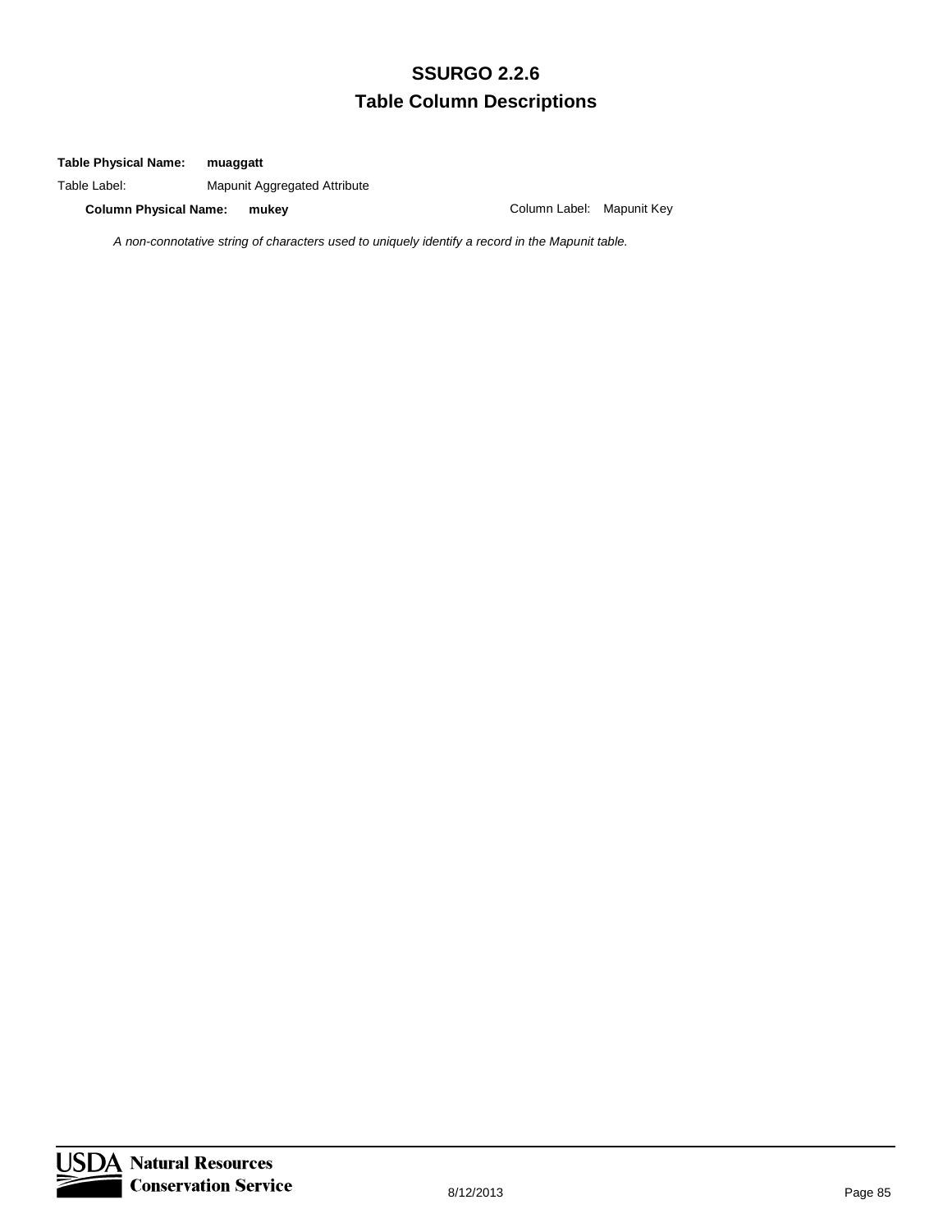# SSURGO 2.2.6

## Table Column Descriptions

**Table Physical Name:** **muaggatt**

Table Label: Mapunit Aggregated Attribute

**Column Physical Name:** **mukey** Column Label: Mapunit Key

*A non-connotative string of characters used to uniquely identify a record in the Mapunit table.*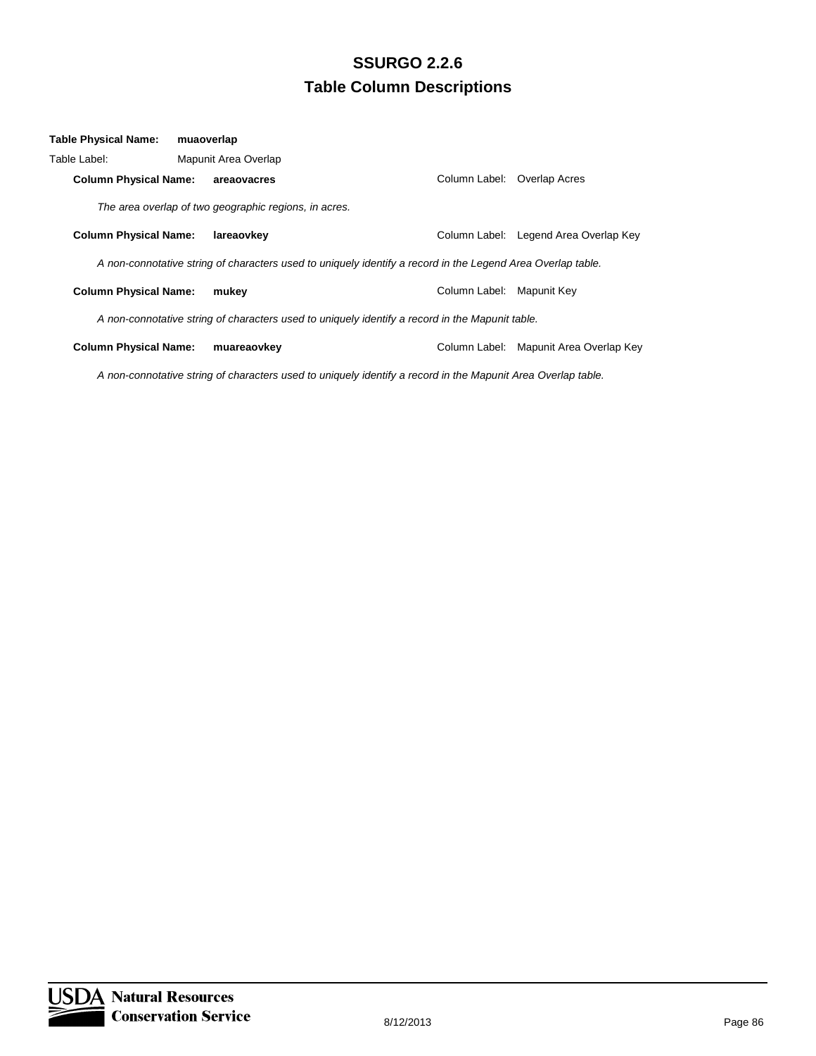**Table Physical Name:** **muaoverlap**

Table Label: Mapunit Area Overlap

**Column Physical Name:** **areaovacres** — Column Label: Overlap Acres

*The area overlap of two geographic regions, in acres.*

**Column Physical Name:** **lareaovkey** — Column Label: Legend Area Overlap Key

*A non-connotative string of characters used to uniquely identify a record in the Legend Area Overlap table.*

**Column Physical Name:** **mukey** — Column Label: Mapunit Key

*A non-connotative string of characters used to uniquely identify a record in the Mapunit table.*

**Column Physical Name:** **muareaovkey** — Column Label: Mapunit Area Overlap Key

*A non-connotative string of characters used to uniquely identify a record in the Mapunit Area Overlap table.*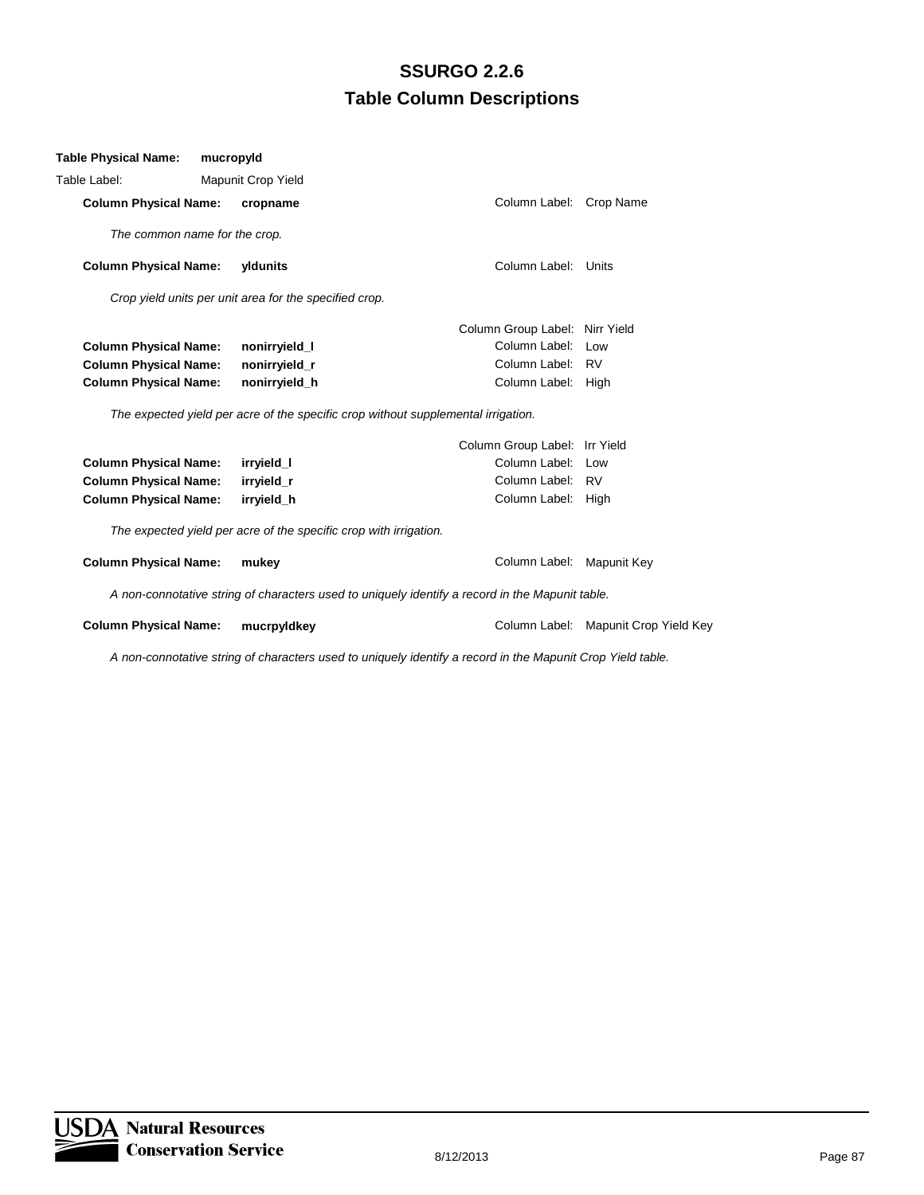# SSURGO 2.2.6

## Table Column Descriptions

**Table Physical Name:** **mucropyld**

Table Label: Mapunit Crop Yield

**Column Physical Name:** **cropname** — Column Label: Crop Name

*The common name for the crop.*

**Column Physical Name:** **yldunits** — Column Label: Units

*Crop yield units per unit area for the specified crop.*

Column Group Label: Nirr Yield

| Column Physical Name | | Column Label |
|---|---|---|
| **Column Physical Name:** | **nonirryield_l** | Low |
| **Column Physical Name:** | **nonirryield_r** | RV |
| **Column Physical Name:** | **nonirryield_h** | High |

*The expected yield per acre of the specific crop without supplemental irrigation.*

Column Group Label: Irr Yield

| Column Physical Name | | Column Label |
|---|---|---|
| **Column Physical Name:** | **irryield_l** | Low |
| **Column Physical Name:** | **irryield_r** | RV |
| **Column Physical Name:** | **irryield_h** | High |

*The expected yield per acre of the specific crop with irrigation.*

**Column Physical Name:** **mukey** — Column Label: Mapunit Key

*A non-connotative string of characters used to uniquely identify a record in the Mapunit table.*

**Column Physical Name:** **mucrpyldkey** — Column Label: Mapunit Crop Yield Key

*A non-connotative string of characters used to uniquely identify a record in the Mapunit Crop Yield table.*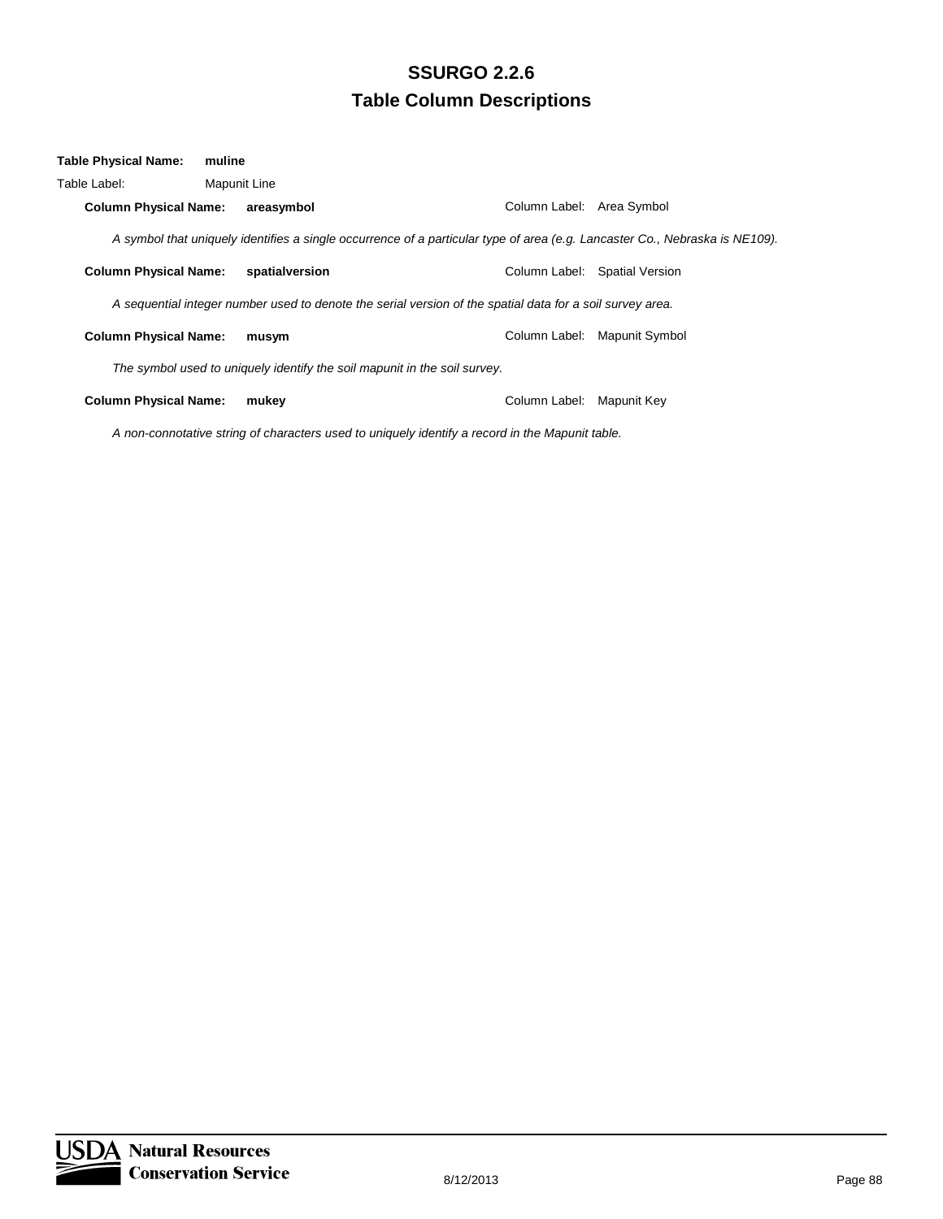# SSURGO 2.2.6
## Table Column Descriptions

**Table Physical Name:** **muline**

Table Label: Mapunit Line

**Column Physical Name:** **areasymbol** Column Label: Area Symbol

*A symbol that uniquely identifies a single occurrence of a particular type of area (e.g. Lancaster Co., Nebraska is NE109).*

**Column Physical Name:** **spatialversion** Column Label: Spatial Version

*A sequential integer number used to denote the serial version of the spatial data for a soil survey area.*

**Column Physical Name:** **musym** Column Label: Mapunit Symbol

*The symbol used to uniquely identify the soil mapunit in the soil survey.*

**Column Physical Name:** **mukey** Column Label: Mapunit Key

*A non-connotative string of characters used to uniquely identify a record in the Mapunit table.*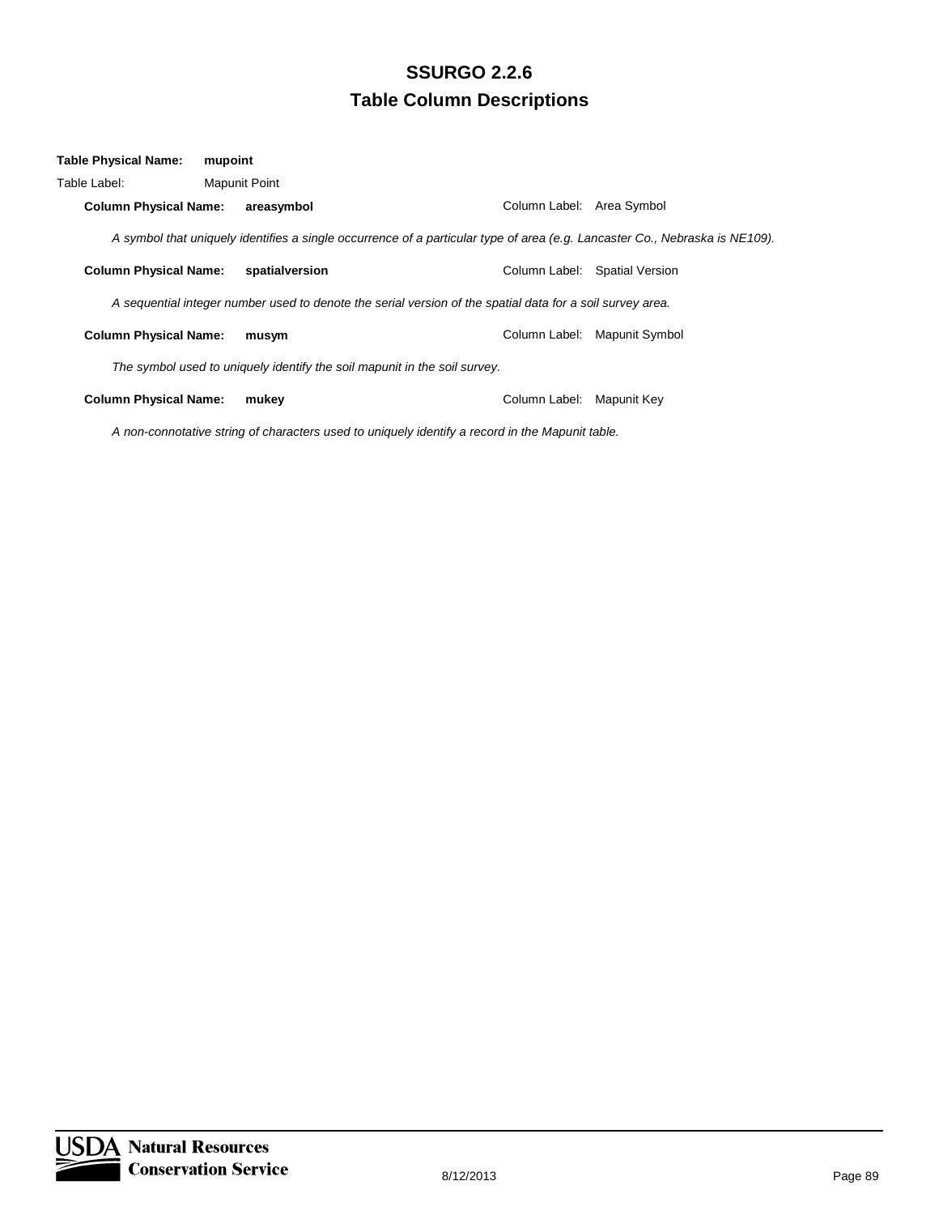# SSURGO 2.2.6
## Table Column Descriptions

**Table Physical Name:** **mupoint**

Table Label: Mapunit Point

**Column Physical Name:** **areasymbol** Column Label: Area Symbol

*A symbol that uniquely identifies a single occurrence of a particular type of area (e.g. Lancaster Co., Nebraska is NE109).*

**Column Physical Name:** **spatialversion** Column Label: Spatial Version

*A sequential integer number used to denote the serial version of the spatial data for a soil survey area.*

**Column Physical Name:** **musym** Column Label: Mapunit Symbol

*The symbol used to uniquely identify the soil mapunit in the soil survey.*

**Column Physical Name:** **mukey** Column Label: Mapunit Key

*A non-connotative string of characters used to uniquely identify a record in the Mapunit table.*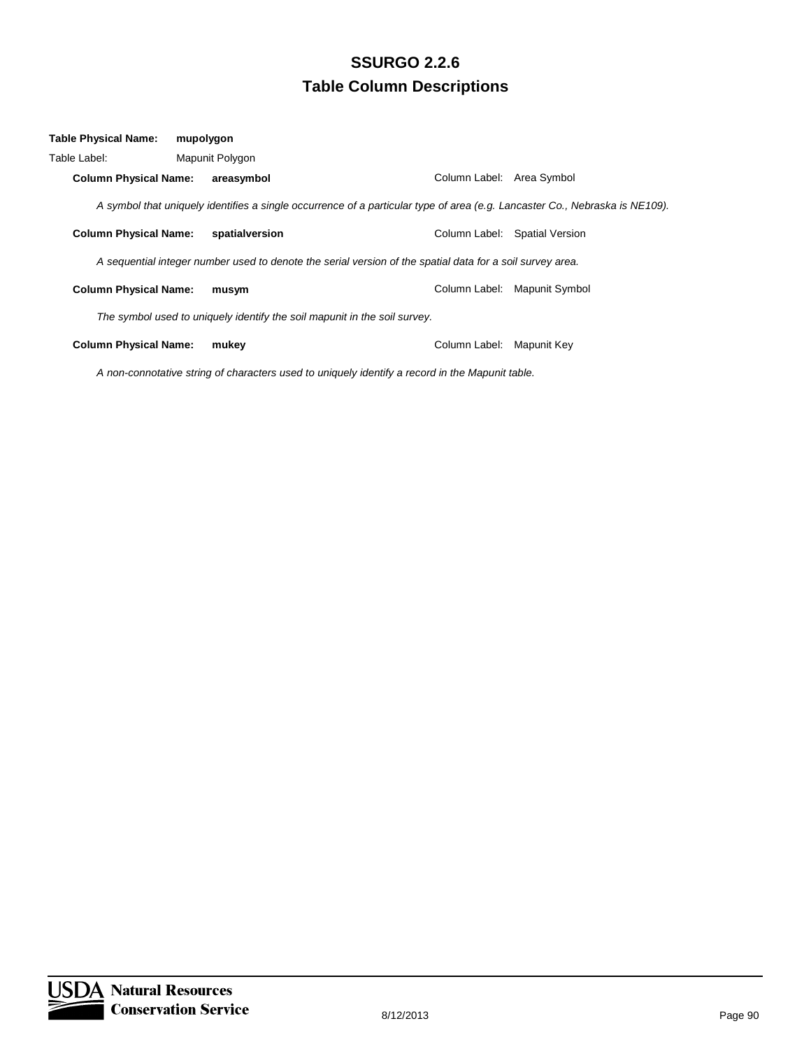# SSURGO 2.2.6
## Table Column Descriptions

**Table Physical Name:** **mupolygon**

Table Label: Mapunit Polygon

**Column Physical Name:** **areasymbol** Column Label: Area Symbol

*A symbol that uniquely identifies a single occurrence of a particular type of area (e.g. Lancaster Co., Nebraska is NE109).*

**Column Physical Name:** **spatialversion** Column Label: Spatial Version

*A sequential integer number used to denote the serial version of the spatial data for a soil survey area.*

**Column Physical Name:** **musym** Column Label: Mapunit Symbol

*The symbol used to uniquely identify the soil mapunit in the soil survey.*

**Column Physical Name:** **mukey** Column Label: Mapunit Key

*A non-connotative string of characters used to uniquely identify a record in the Mapunit table.*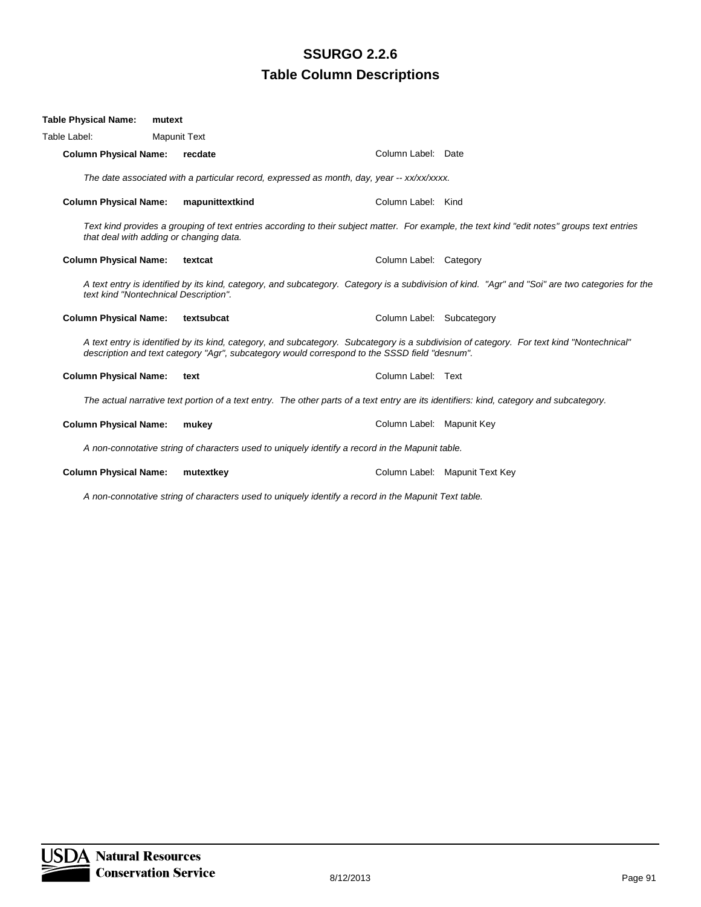# SSURGO 2.2.6

## Table Column Descriptions

**Table Physical Name:** **mutext**

Table Label: Mapunit Text

**Column Physical Name:** **recdate** Column Label: Date

*The date associated with a particular record, expressed as month, day, year -- xx/xx/xxxx.*

**Column Physical Name:** **mapunittextkind** Column Label: Kind

*Text kind provides a grouping of text entries according to their subject matter. For example, the text kind "edit notes" groups text entries that deal with adding or changing data.*

**Column Physical Name:** **textcat** Column Label: Category

*A text entry is identified by its kind, category, and subcategory. Category is a subdivision of kind. "Agr" and "Soi" are two categories for the text kind "Nontechnical Description".*

**Column Physical Name:** **textsubcat** Column Label: Subcategory

*A text entry is identified by its kind, category, and subcategory. Subcategory is a subdivision of category. For text kind "Nontechnical" description and text category "Agr", subcategory would correspond to the SSSD field "desnum".*

**Column Physical Name:** **text** Column Label: Text

*The actual narrative text portion of a text entry. The other parts of a text entry are its identifiers: kind, category and subcategory.*

**Column Physical Name:** **mukey** Column Label: Mapunit Key

*A non-connotative string of characters used to uniquely identify a record in the Mapunit table.*

**Column Physical Name:** **mutextkey** Column Label: Mapunit Text Key

*A non-connotative string of characters used to uniquely identify a record in the Mapunit Text table.*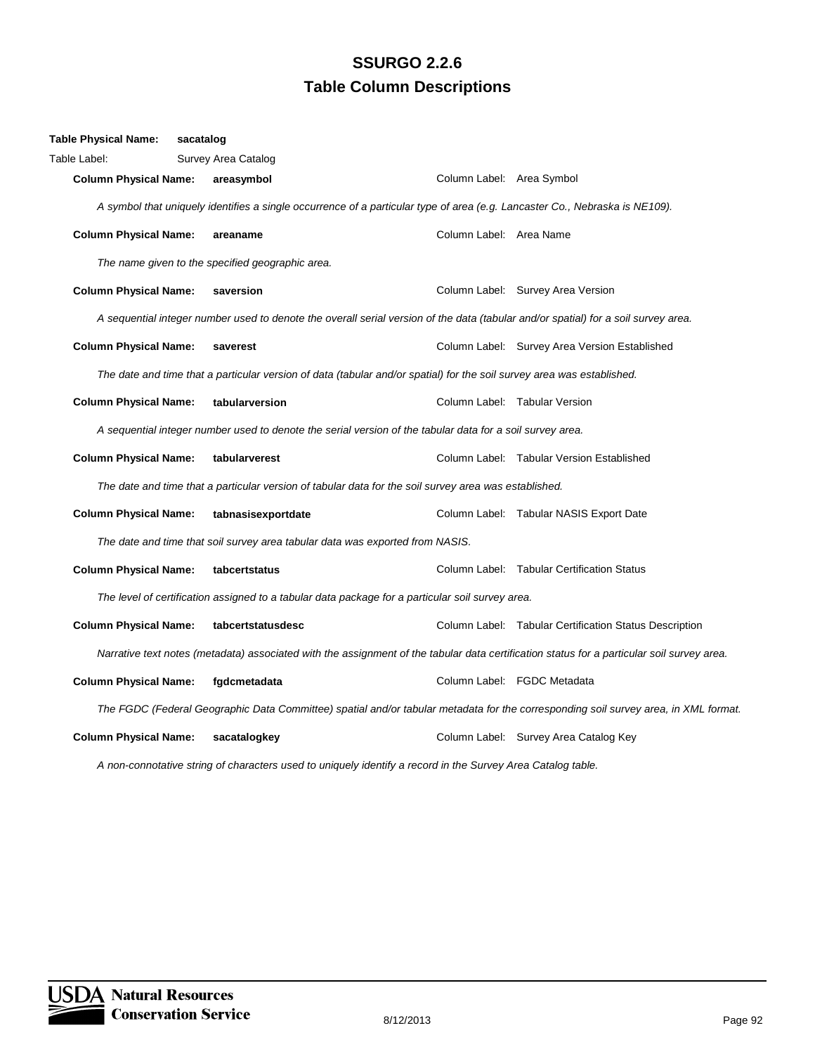# SSURGO 2.2.6
## Table Column Descriptions

**Table Physical Name:** **sacatalog**

Table Label: Survey Area Catalog

**Column Physical Name:** **areasymbol** Column Label: Area Symbol

*A symbol that uniquely identifies a single occurrence of a particular type of area (e.g. Lancaster Co., Nebraska is NE109).*

**Column Physical Name:** **areaname** Column Label: Area Name

*The name given to the specified geographic area.*

**Column Physical Name:** **saversion** Column Label: Survey Area Version

*A sequential integer number used to denote the overall serial version of the data (tabular and/or spatial) for a soil survey area.*

**Column Physical Name:** **saverest** Column Label: Survey Area Version Established

*The date and time that a particular version of data (tabular and/or spatial) for the soil survey area was established.*

**Column Physical Name:** **tabularversion** Column Label: Tabular Version

*A sequential integer number used to denote the serial version of the tabular data for a soil survey area.*

**Column Physical Name:** **tabularverest** Column Label: Tabular Version Established

*The date and time that a particular version of tabular data for the soil survey area was established.*

**Column Physical Name:** **tabnasisexportdate** Column Label: Tabular NASIS Export Date

*The date and time that soil survey area tabular data was exported from NASIS.*

**Column Physical Name:** **tabcertstatus** Column Label: Tabular Certification Status

*The level of certification assigned to a tabular data package for a particular soil survey area.*

**Column Physical Name:** **tabcertstatusdesc** Column Label: Tabular Certification Status Description

*Narrative text notes (metadata) associated with the assignment of the tabular data certification status for a particular soil survey area.*

**Column Physical Name:** **fgdcmetadata** Column Label: FGDC Metadata

*The FGDC (Federal Geographic Data Committee) spatial and/or tabular metadata for the corresponding soil survey area, in XML format.*

**Column Physical Name:** **sacatalogkey** Column Label: Survey Area Catalog Key

*A non-connotative string of characters used to uniquely identify a record in the Survey Area Catalog table.*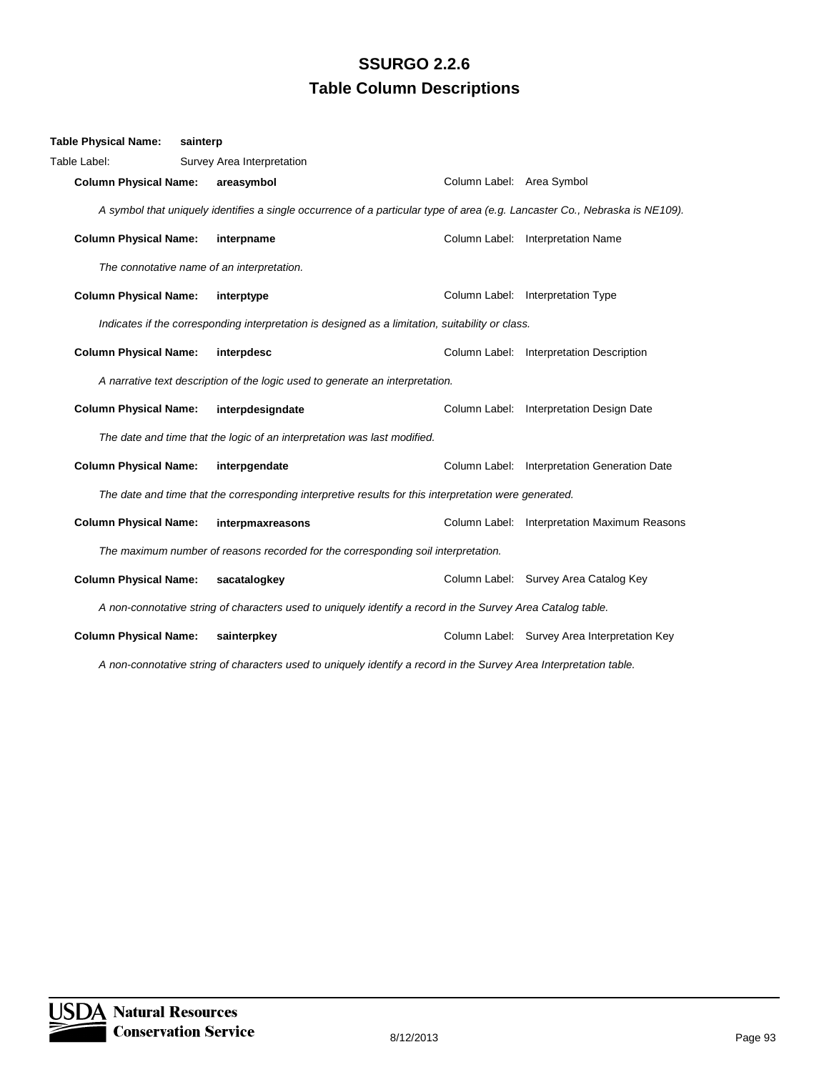# SSURGO 2.2.6
## Table Column Descriptions

**Table Physical Name:** **sainterp**

Table Label: Survey Area Interpretation

**Column Physical Name:** **areasymbol** — Column Label: Area Symbol

*A symbol that uniquely identifies a single occurrence of a particular type of area (e.g. Lancaster Co., Nebraska is NE109).*

**Column Physical Name:** **interpname** — Column Label: Interpretation Name

*The connotative name of an interpretation.*

**Column Physical Name:** **interptype** — Column Label: Interpretation Type

*Indicates if the corresponding interpretation is designed as a limitation, suitability or class.*

**Column Physical Name:** **interpdesc** — Column Label: Interpretation Description

*A narrative text description of the logic used to generate an interpretation.*

**Column Physical Name:** **interpdesigndate** — Column Label: Interpretation Design Date

*The date and time that the logic of an interpretation was last modified.*

**Column Physical Name:** **interpgendate** — Column Label: Interpretation Generation Date

*The date and time that the corresponding interpretive results for this interpretation were generated.*

**Column Physical Name:** **interpmaxreasons** — Column Label: Interpretation Maximum Reasons

*The maximum number of reasons recorded for the corresponding soil interpretation.*

**Column Physical Name:** **sacatalogkey** — Column Label: Survey Area Catalog Key

*A non-connotative string of characters used to uniquely identify a record in the Survey Area Catalog table.*

**Column Physical Name:** **sainterpkey** — Column Label: Survey Area Interpretation Key

*A non-connotative string of characters used to uniquely identify a record in the Survey Area Interpretation table.*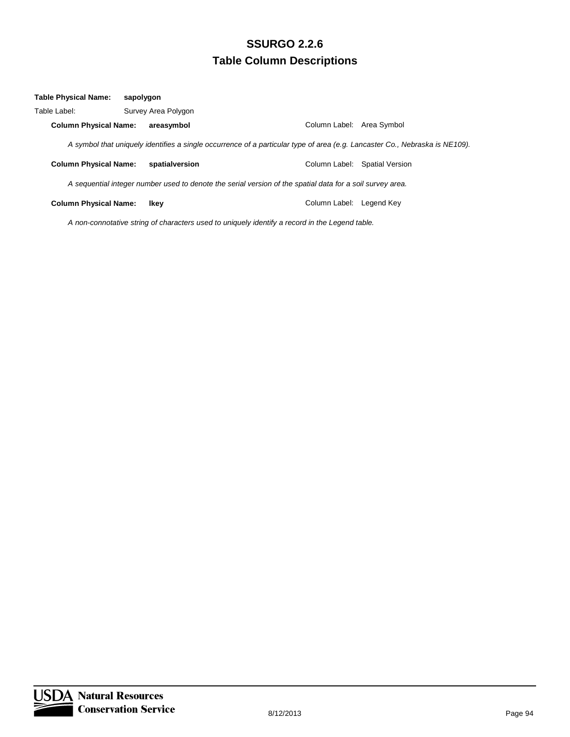# SSURGO 2.2.6

## Table Column Descriptions

**Table Physical Name:** **sapolygon**

Table Label: Survey Area Polygon

**Column Physical Name:** **areasymbol** Column Label: Area Symbol

*A symbol that uniquely identifies a single occurrence of a particular type of area (e.g. Lancaster Co., Nebraska is NE109).*

**Column Physical Name:** **spatialversion** Column Label: Spatial Version

*A sequential integer number used to denote the serial version of the spatial data for a soil survey area.*

**Column Physical Name:** **lkey** Column Label: Legend Key

*A non-connotative string of characters used to uniquely identify a record in the Legend table.*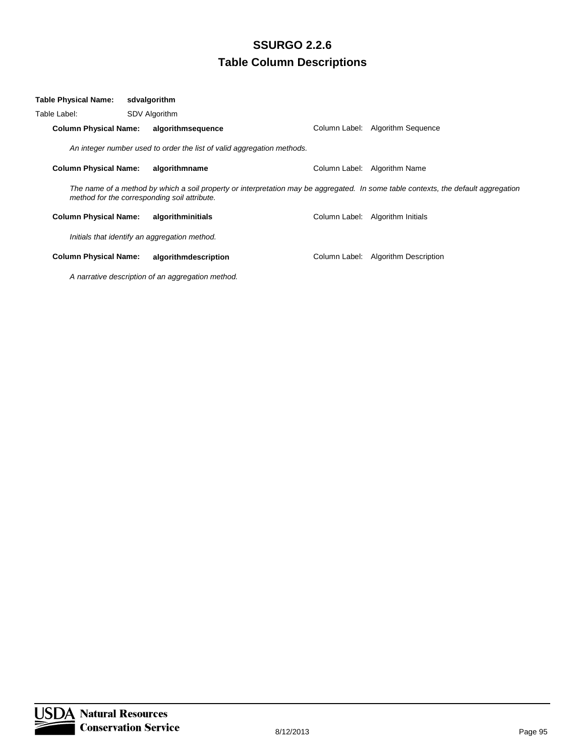# SSURGO 2.2.6

## Table Column Descriptions

**Table Physical Name:** **sdvalgorithm**

Table Label: SDV Algorithm

**Column Physical Name:** **algorithmsequence** Column Label: Algorithm Sequence

*An integer number used to order the list of valid aggregation methods.*

**Column Physical Name:** **algorithmname** Column Label: Algorithm Name

*The name of a method by which a soil property or interpretation may be aggregated. In some table contexts, the default aggregation method for the corresponding soil attribute.*

**Column Physical Name:** **algorithminitials** Column Label: Algorithm Initials

*Initials that identify an aggregation method.*

**Column Physical Name:** **algorithmdescription** Column Label: Algorithm Description

*A narrative description of an aggregation method.*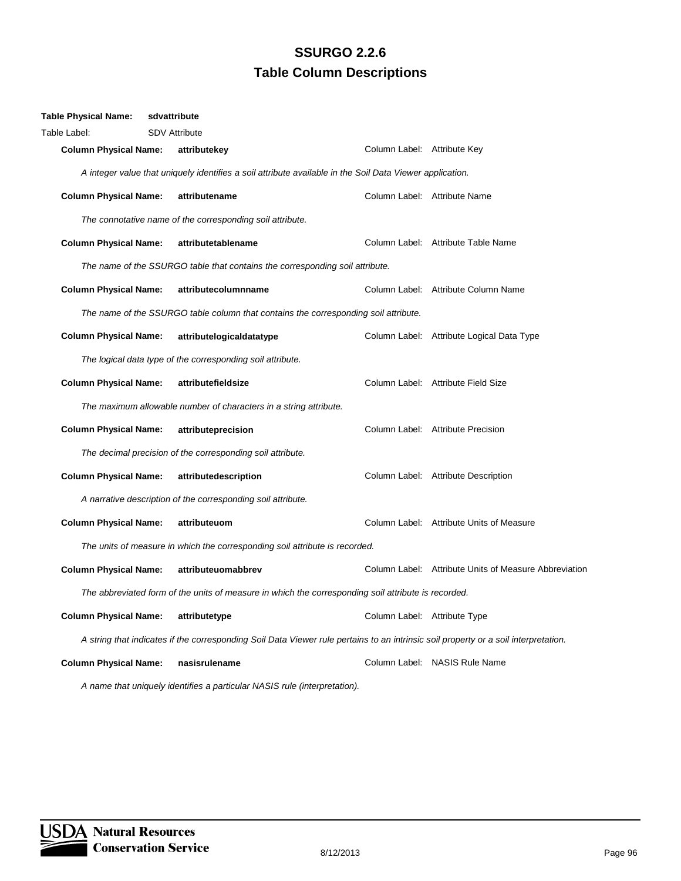# SSURGO 2.2.6
## Table Column Descriptions

**Table Physical Name:** **sdvattribute**

Table Label: SDV Attribute

**Column Physical Name:** **attributekey** — Column Label: Attribute Key

*A integer value that uniquely identifies a soil attribute available in the Soil Data Viewer application.*

**Column Physical Name:** **attributename** — Column Label: Attribute Name

*The connotative name of the corresponding soil attribute.*

**Column Physical Name:** **attributetablename** — Column Label: Attribute Table Name

*The name of the SSURGO table that contains the corresponding soil attribute.*

**Column Physical Name:** **attributecolumnname** — Column Label: Attribute Column Name

*The name of the SSURGO table column that contains the corresponding soil attribute.*

**Column Physical Name:** **attributelogicaldatatype** — Column Label: Attribute Logical Data Type

*The logical data type of the corresponding soil attribute.*

**Column Physical Name:** **attributefieldsize** — Column Label: Attribute Field Size

*The maximum allowable number of characters in a string attribute.*

**Column Physical Name:** **attributeprecision** — Column Label: Attribute Precision

*The decimal precision of the corresponding soil attribute.*

**Column Physical Name:** **attributedescription** — Column Label: Attribute Description

*A narrative description of the corresponding soil attribute.*

**Column Physical Name:** **attributeuom** — Column Label: Attribute Units of Measure

*The units of measure in which the corresponding soil attribute is recorded.*

**Column Physical Name:** **attributeuomabbrev** — Column Label: Attribute Units of Measure Abbreviation

*The abbreviated form of the units of measure in which the corresponding soil attribute is recorded.*

**Column Physical Name:** **attributetype** — Column Label: Attribute Type

*A string that indicates if the corresponding Soil Data Viewer rule pertains to an intrinsic soil property or a soil interpretation.*

**Column Physical Name:** **nasisrulename** — Column Label: NASIS Rule Name

*A name that uniquely identifies a particular NASIS rule (interpretation).*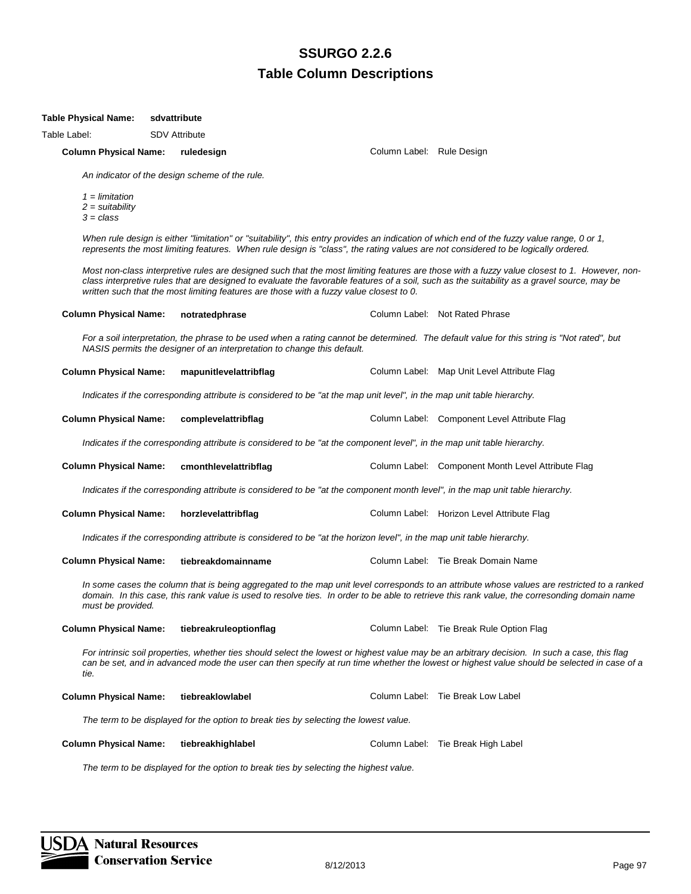**Table Physical Name:** **sdvattribute**

Table Label: SDV Attribute

**Column Physical Name:** **ruledesign** — Column Label: Rule Design

*An indicator of the design scheme of the rule.*

*1 = limitation*
*2 = suitability*
*3 = class*

*When rule design is either "limitation" or "suitability", this entry provides an indication of which end of the fuzzy value range, 0 or 1, represents the most limiting features. When rule design is "class", the rating values are not considered to be logically ordered.*

*Most non-class interpretive rules are designed such that the most limiting features are those with a fuzzy value closest to 1. However, non-class interpretive rules that are designed to evaluate the favorable features of a soil, such as the suitability as a gravel source, may be written such that the most limiting features are those with a fuzzy value closest to 0.*

**Column Physical Name:** **notratedphrase** — Column Label: Not Rated Phrase

*For a soil interpretation, the phrase to be used when a rating cannot be determined. The default value for this string is "Not rated", but NASIS permits the designer of an interpretation to change this default.*

**Column Physical Name:** **mapunitlevelattribflag** — Column Label: Map Unit Level Attribute Flag

*Indicates if the corresponding attribute is considered to be "at the map unit level", in the map unit table hierarchy.*

**Column Physical Name:** **complevelattribflag** — Column Label: Component Level Attribute Flag

*Indicates if the corresponding attribute is considered to be "at the component level", in the map unit table hierarchy.*

**Column Physical Name:** **cmonthlevelattribflag** — Column Label: Component Month Level Attribute Flag

*Indicates if the corresponding attribute is considered to be "at the component month level", in the map unit table hierarchy.*

**Column Physical Name:** **horzlevelattribflag** — Column Label: Horizon Level Attribute Flag

*Indicates if the corresponding attribute is considered to be "at the horizon level", in the map unit table hierarchy.*

**Column Physical Name:** **tiebreakdomainname** — Column Label: Tie Break Domain Name

*In some cases the column that is being aggregated to the map unit level corresponds to an attribute whose values are restricted to a ranked domain. In this case, this rank value is used to resolve ties. In order to be able to retrieve this rank value, the corresonding domain name must be provided.*

**Column Physical Name:** **tiebreakruleoptionflag** — Column Label: Tie Break Rule Option Flag

*For intrinsic soil properties, whether ties should select the lowest or highest value may be an arbitrary decision. In such a case, this flag can be set, and in advanced mode the user can then specify at run time whether the lowest or highest value should be selected in case of a tie.*

**Column Physical Name:** **tiebreaklowlabel** — Column Label: Tie Break Low Label

*The term to be displayed for the option to break ties by selecting the lowest value.*

**Column Physical Name:** **tiebreakhighlabel** — Column Label: Tie Break High Label

*The term to be displayed for the option to break ties by selecting the highest value.*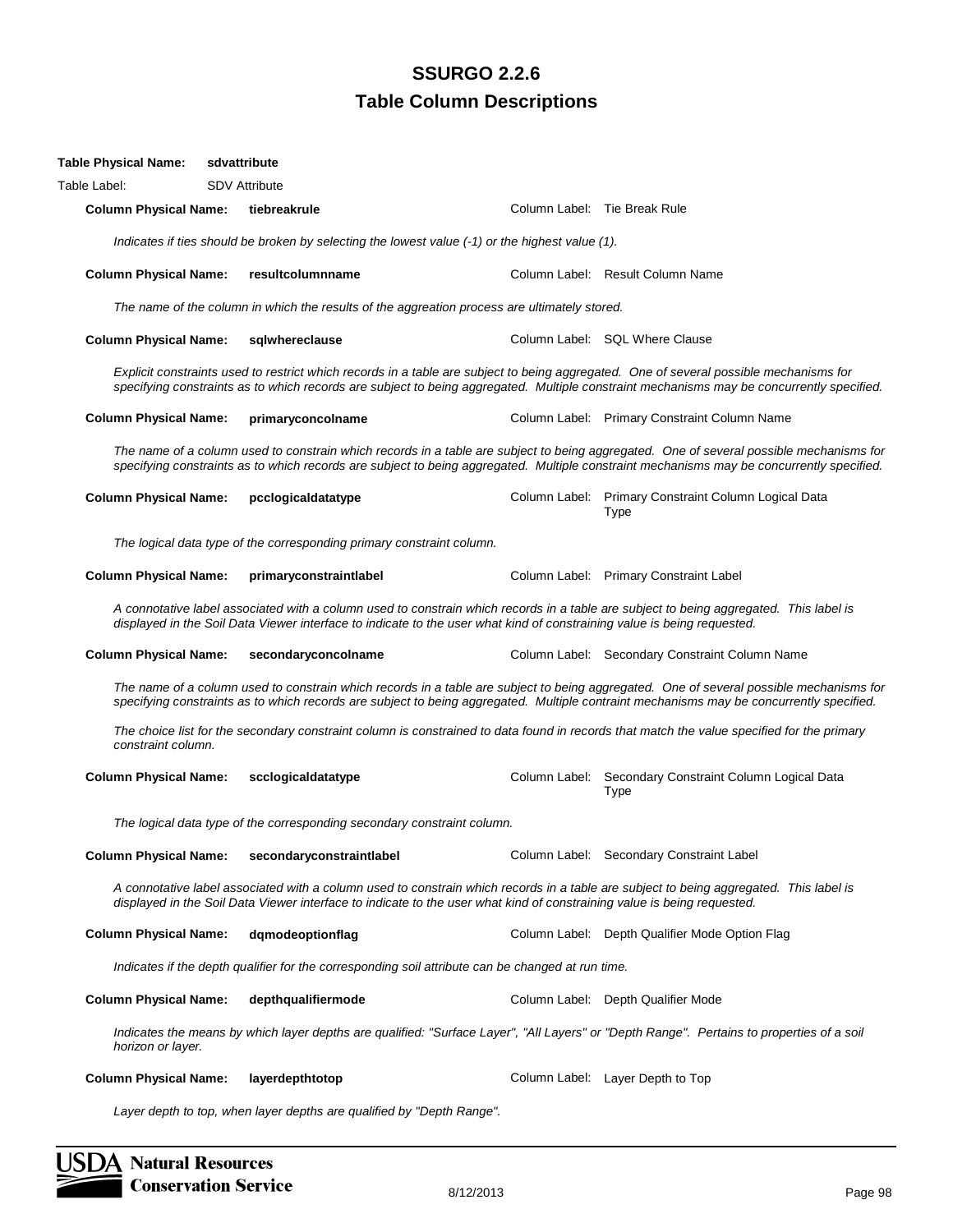# SSURGO 2.2.6
## Table Column Descriptions

**Table Physical Name:** **sdvattribute**

Table Label: SDV Attribute

**Column Physical Name:** **tiebreakrule** — Column Label: Tie Break Rule

*Indicates if ties should be broken by selecting the lowest value (-1) or the highest value (1).*

**Column Physical Name:** **resultcolumnname** — Column Label: Result Column Name

*The name of the column in which the results of the aggreation process are ultimately stored.*

**Column Physical Name:** **sqlwhereclause** — Column Label: SQL Where Clause

*Explicit constraints used to restrict which records in a table are subject to being aggregated. One of several possible mechanisms for specifying constraints as to which records are subject to being aggregated. Multiple constraint mechanisms may be concurrently specified.*

**Column Physical Name:** **primaryconcolname** — Column Label: Primary Constraint Column Name

*The name of a column used to constrain which records in a table are subject to being aggregated. One of several possible mechanisms for specifying constraints as to which records are subject to being aggregated. Multiple constraint mechanisms may be concurrently specified.*

**Column Physical Name:** **pcclogicaldatatype** — Column Label: Primary Constraint Column Logical Data Type

*The logical data type of the corresponding primary constraint column.*

**Column Physical Name:** **primaryconstraintlabel** — Column Label: Primary Constraint Label

*A connotative label associated with a column used to constrain which records in a table are subject to being aggregated. This label is displayed in the Soil Data Viewer interface to indicate to the user what kind of constraining value is being requested.*

**Column Physical Name:** **secondaryconcolname** — Column Label: Secondary Constraint Column Name

*The name of a column used to constrain which records in a table are subject to being aggregated. One of several possible mechanisms for specifying constraints as to which records are subject to being aggregated. Multiple contraint mechanisms may be concurrently specified.*

*The choice list for the secondary constraint column is constrained to data found in records that match the value specified for the primary constraint column.*

**Column Physical Name:** **scclogicaldatatype** — Column Label: Secondary Constraint Column Logical Data Type

*The logical data type of the corresponding secondary constraint column.*

**Column Physical Name:** **secondaryconstraintlabel** — Column Label: Secondary Constraint Label

*A connotative label associated with a column used to constrain which records in a table are subject to being aggregated. This label is displayed in the Soil Data Viewer interface to indicate to the user what kind of constraining value is being requested.*

**Column Physical Name:** **dqmodeoptionflag** — Column Label: Depth Qualifier Mode Option Flag

*Indicates if the depth qualifier for the corresponding soil attribute can be changed at run time.*

**Column Physical Name:** **depthqualifiermode** — Column Label: Depth Qualifier Mode

*Indicates the means by which layer depths are qualified: "Surface Layer", "All Layers" or "Depth Range". Pertains to properties of a soil horizon or layer.*

**Column Physical Name:** **layerdepthtotop** — Column Label: Layer Depth to Top

*Layer depth to top, when layer depths are qualified by "Depth Range".*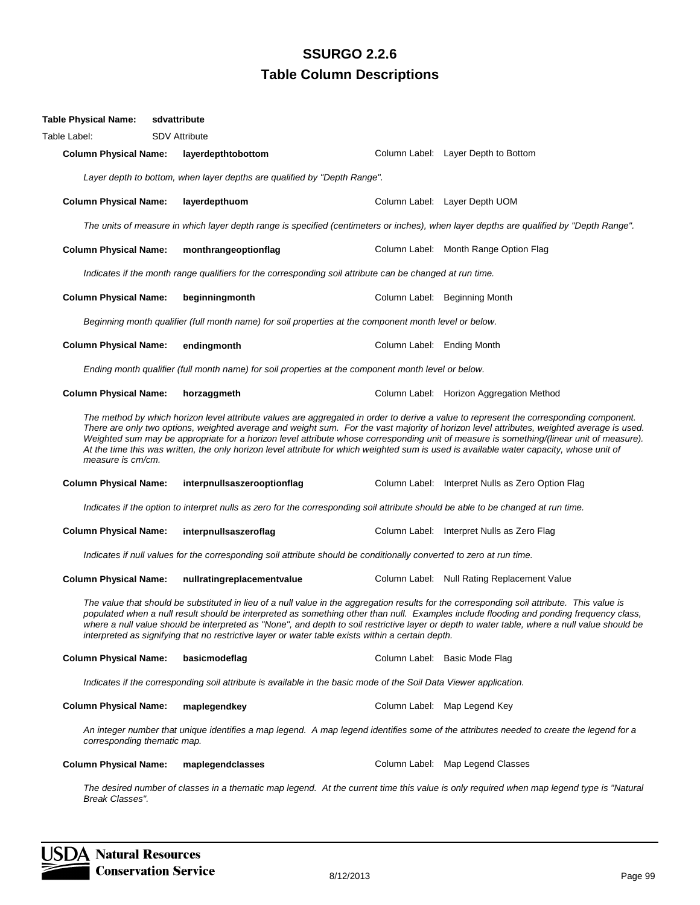# SSURGO 2.2.6
## Table Column Descriptions

**Table Physical Name:** **sdvattribute**

Table Label: SDV Attribute

**Column Physical Name:** **layerdepthtobottom** — Column Label: Layer Depth to Bottom

*Layer depth to bottom, when layer depths are qualified by "Depth Range".*

**Column Physical Name:** **layerdepthuom** — Column Label: Layer Depth UOM

*The units of measure in which layer depth range is specified (centimeters or inches), when layer depths are qualified by "Depth Range".*

**Column Physical Name:** **monthrangeoptionflag** — Column Label: Month Range Option Flag

*Indicates if the month range qualifiers for the corresponding soil attribute can be changed at run time.*

**Column Physical Name:** **beginningmonth** — Column Label: Beginning Month

*Beginning month qualifier (full month name) for soil properties at the component month level or below.*

**Column Physical Name:** **endingmonth** — Column Label: Ending Month

*Ending month qualifier (full month name) for soil properties at the component month level or below.*

**Column Physical Name:** **horzaggmeth** — Column Label: Horizon Aggregation Method

*The method by which horizon level attribute values are aggregated in order to derive a value to represent the corresponding component. There are only two options, weighted average and weight sum. For the vast majority of horizon level attributes, weighted average is used. Weighted sum may be appropriate for a horizon level attribute whose corresponding unit of measure is something/(linear unit of measure). At the time this was written, the only horizon level attribute for which weighted sum is used is available water capacity, whose unit of measure is cm/cm.*

**Column Physical Name:** **interpnullsaszerooptionflag** — Column Label: Interpret Nulls as Zero Option Flag

*Indicates if the option to interpret nulls as zero for the corresponding soil attribute should be able to be changed at run time.*

**Column Physical Name:** **interpnullsaszeroflag** — Column Label: Interpret Nulls as Zero Flag

*Indicates if null values for the corresponding soil attribute should be conditionally converted to zero at run time.*

**Column Physical Name:** **nullratingreplacementvalue** — Column Label: Null Rating Replacement Value

*The value that should be substituted in lieu of a null value in the aggregation results for the corresponding soil attribute. This value is populated when a null result should be interpreted as something other than null. Examples include flooding and ponding frequency class, where a null value should be interpreted as "None", and depth to soil restrictive layer or depth to water table, where a null value should be interpreted as signifying that no restrictive layer or water table exists within a certain depth.*

**Column Physical Name:** **basicmodeflag** — Column Label: Basic Mode Flag

*Indicates if the corresponding soil attribute is available in the basic mode of the Soil Data Viewer application.*

**Column Physical Name:** **maplegendkey** — Column Label: Map Legend Key

*An integer number that unique identifies a map legend. A map legend identifies some of the attributes needed to create the legend for a corresponding thematic map.*

**Column Physical Name:** **maplegendclasses** — Column Label: Map Legend Classes

*The desired number of classes in a thematic map legend. At the current time this value is only required when map legend type is "Natural Break Classes".*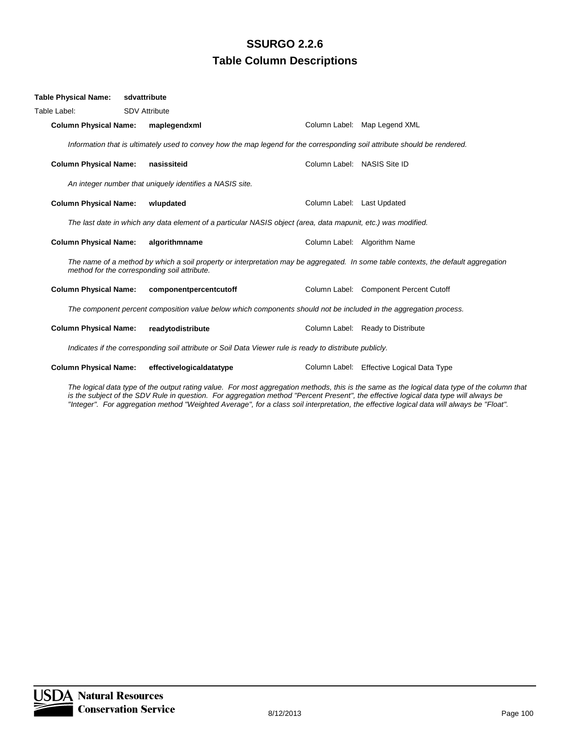# SSURGO 2.2.6
## Table Column Descriptions

**Table Physical Name:** **sdvattribute**

Table Label: SDV Attribute

**Column Physical Name:** **maplegendxml** Column Label: Map Legend XML

*Information that is ultimately used to convey how the map legend for the corresponding soil attribute should be rendered.*

**Column Physical Name:** **nasissiteid** Column Label: NASIS Site ID

*An integer number that uniquely identifies a NASIS site.*

**Column Physical Name:** **wlupdated** Column Label: Last Updated

*The last date in which any data element of a particular NASIS object (area, data mapunit, etc.) was modified.*

**Column Physical Name:** **algorithmname** Column Label: Algorithm Name

*The name of a method by which a soil property or interpretation may be aggregated. In some table contexts, the default aggregation method for the corresponding soil attribute.*

**Column Physical Name:** **componentpercentcutoff** Column Label: Component Percent Cutoff

*The component percent composition value below which components should not be included in the aggregation process.*

**Column Physical Name:** **readytodistribute** Column Label: Ready to Distribute

*Indicates if the corresponding soil attribute or Soil Data Viewer rule is ready to distribute publicly.*

**Column Physical Name:** **effectivelogicaldatatype** Column Label: Effective Logical Data Type

*The logical data type of the output rating value. For most aggregation methods, this is the same as the logical data type of the column that is the subject of the SDV Rule in question. For aggregation method "Percent Present", the effective logical data type will always be "Integer". For aggregation method "Weighted Average", for a class soil interpretation, the effective logical data will always be "Float".*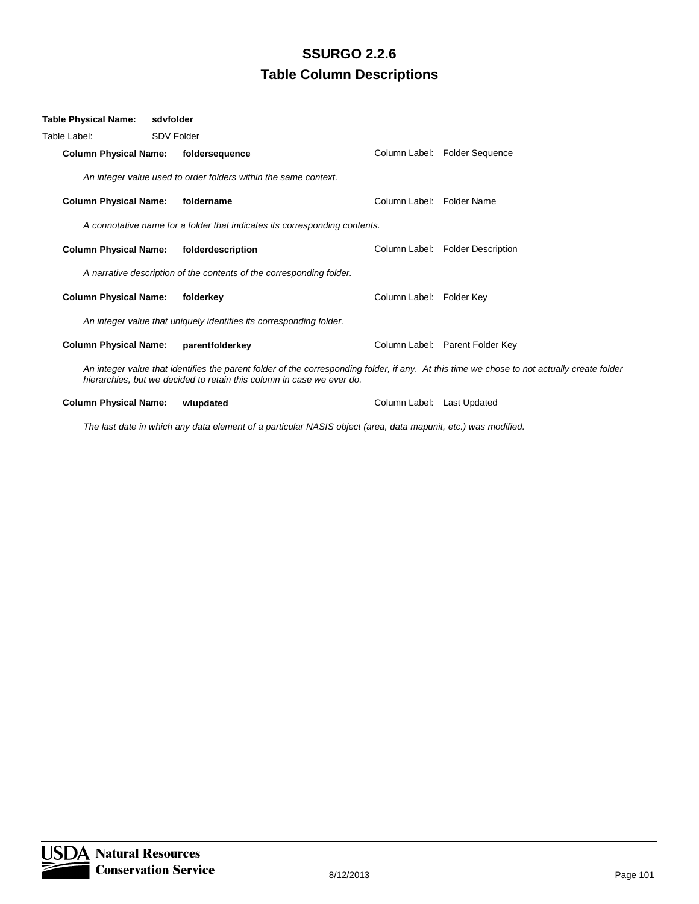# SSURGO 2.2.6
## Table Column Descriptions

**Table Physical Name:** **sdvfolder**

Table Label: SDV Folder

**Column Physical Name:** **foldersequence** — Column Label: Folder Sequence

*An integer value used to order folders within the same context.*

**Column Physical Name:** **foldername** — Column Label: Folder Name

*A connotative name for a folder that indicates its corresponding contents.*

**Column Physical Name:** **folderdescription** — Column Label: Folder Description

*A narrative description of the contents of the corresponding folder.*

**Column Physical Name:** **folderkey** — Column Label: Folder Key

*An integer value that uniquely identifies its corresponding folder.*

**Column Physical Name:** **parentfolderkey** — Column Label: Parent Folder Key

*An integer value that identifies the parent folder of the corresponding folder, if any. At this time we chose to not actually create folder hierarchies, but we decided to retain this column in case we ever do.*

**Column Physical Name:** **wlupdated** — Column Label: Last Updated

*The last date in which any data element of a particular NASIS object (area, data mapunit, etc.) was modified.*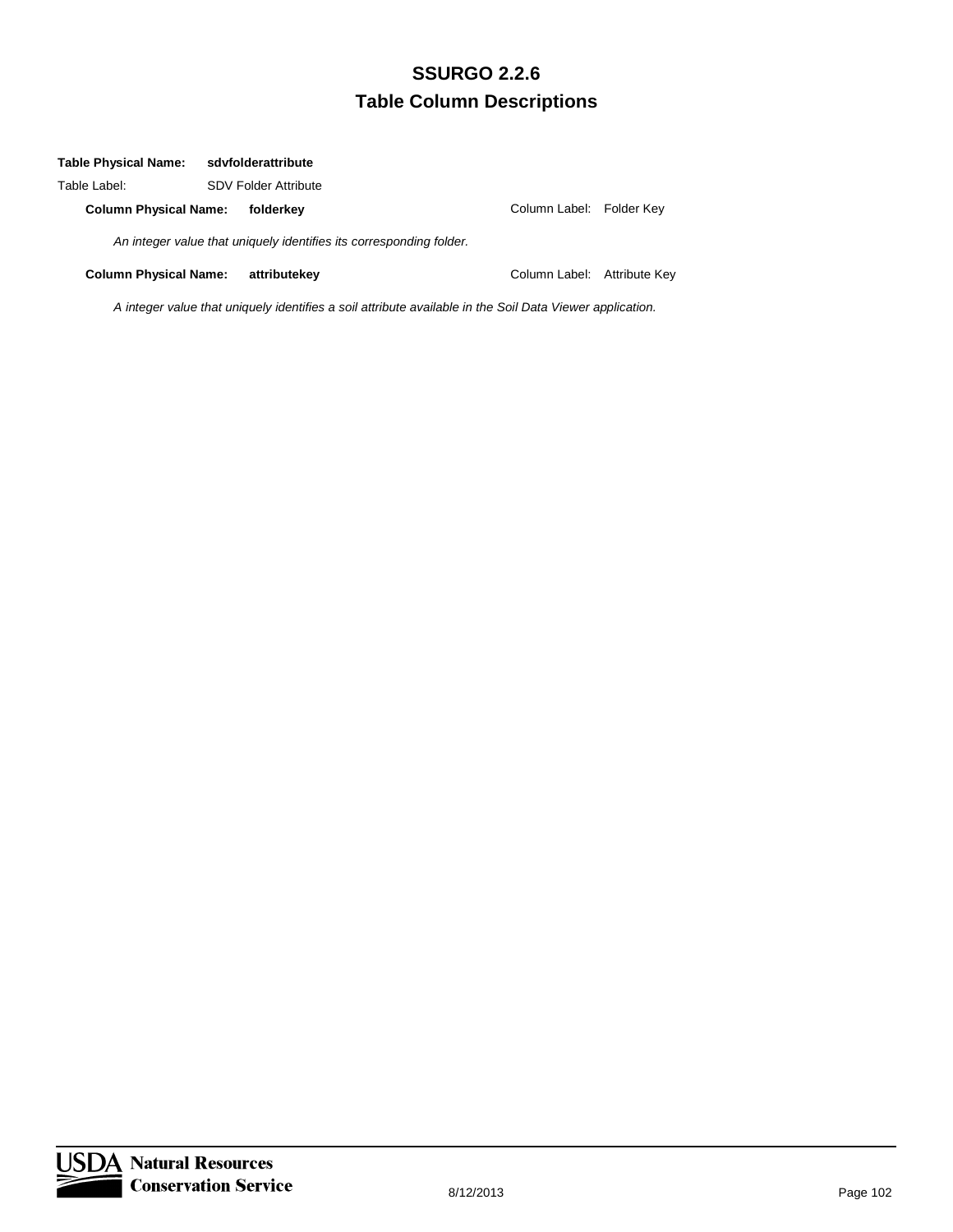# SSURGO 2.2.6
## Table Column Descriptions

**Table Physical Name:** **sdvfolderattribute**

Table Label: SDV Folder Attribute

**Column Physical Name:** **folderkey** Column Label: Folder Key

*An integer value that uniquely identifies its corresponding folder.*

**Column Physical Name:** **attributekey** Column Label: Attribute Key

*A integer value that uniquely identifies a soil attribute available in the Soil Data Viewer application.*